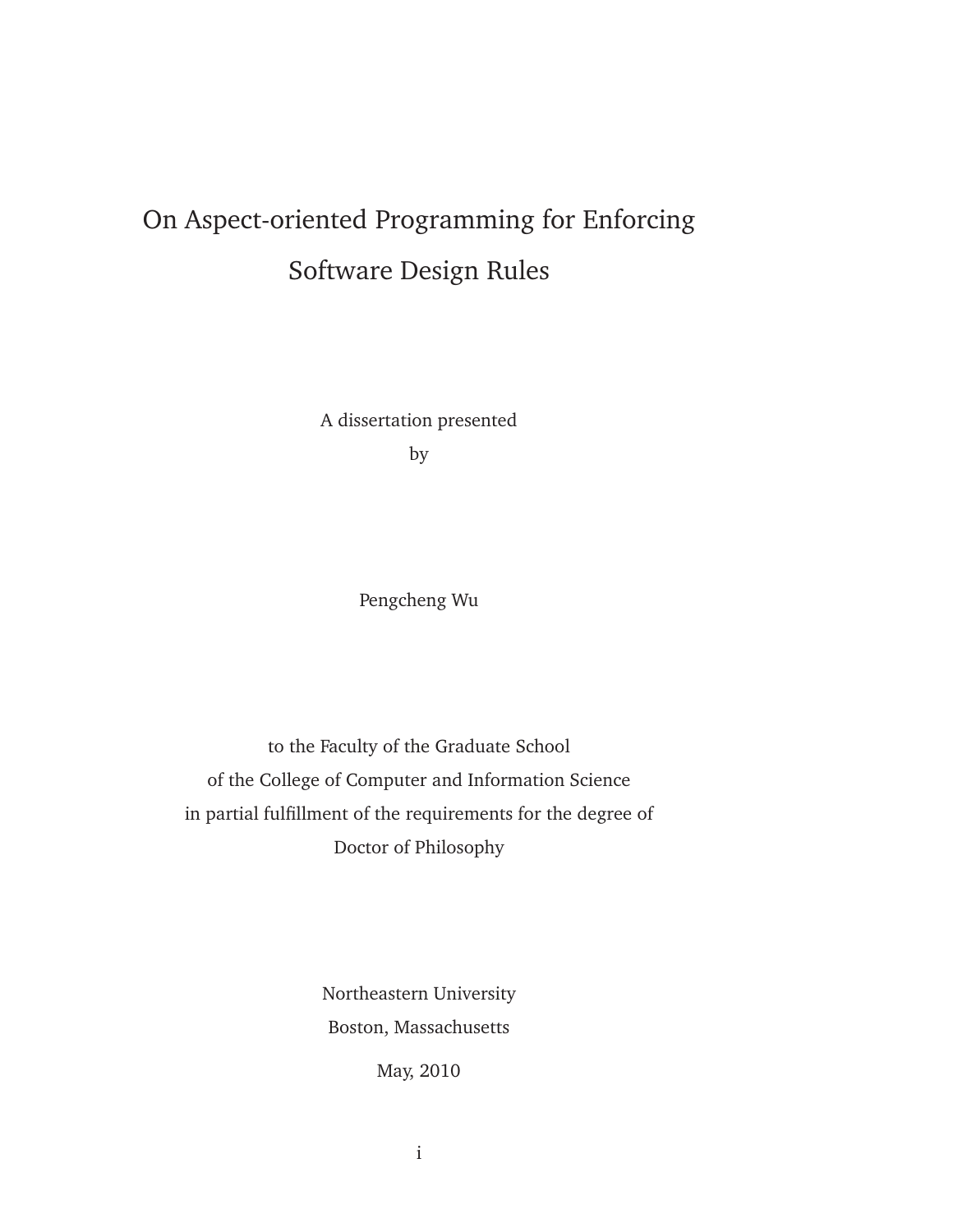# On Aspect-oriented Programming for Enforcing Software Design Rules

A dissertation presented

by

Pengcheng Wu

to the Faculty of the Graduate School

of the College of Computer and Information Science

in partial fulfillment of the requirements for the degree of

Doctor of Philosophy

Northeastern University

Boston, Massachusetts

May, 2010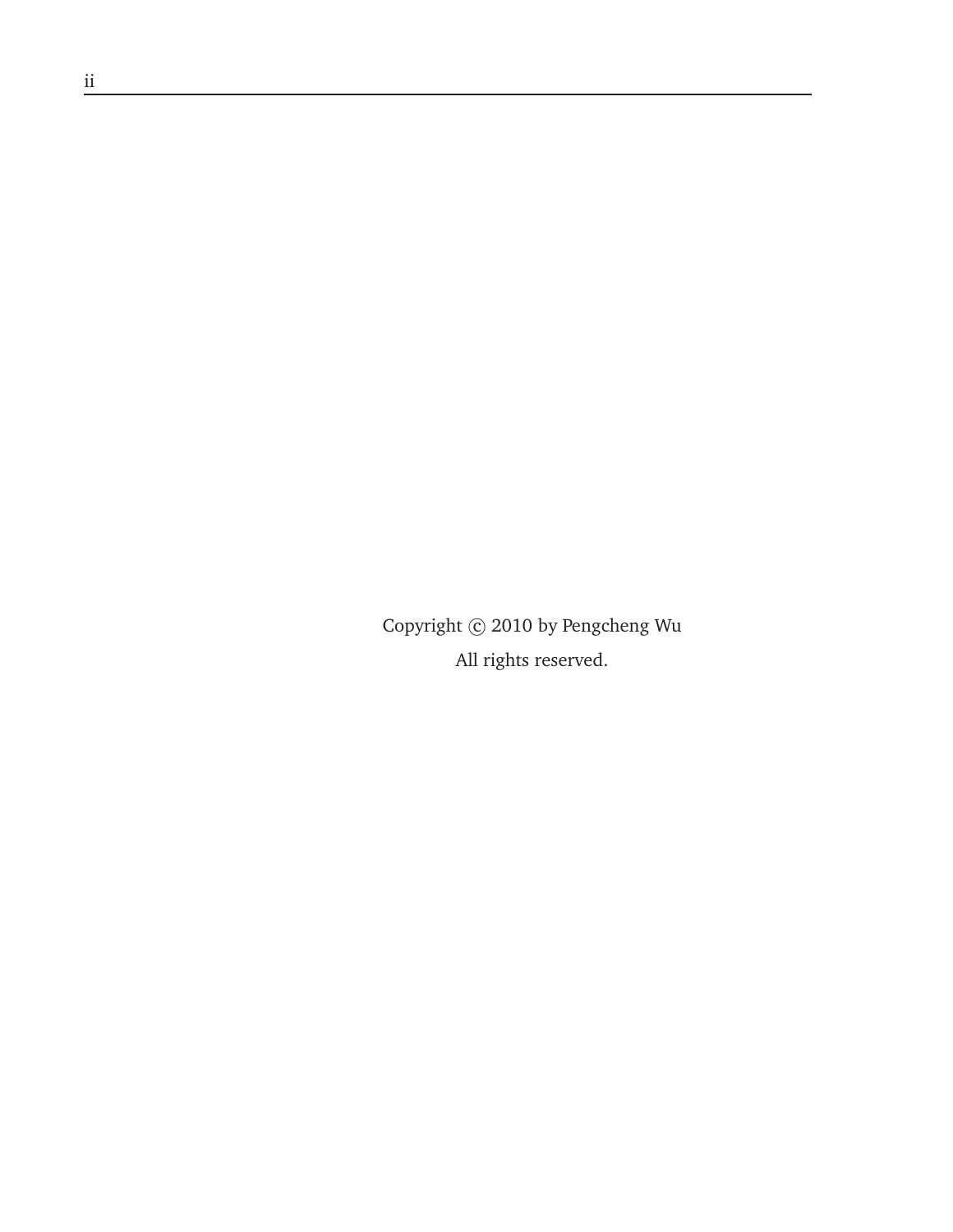Copyright © 2010 by Pengcheng Wu

All rights reserved.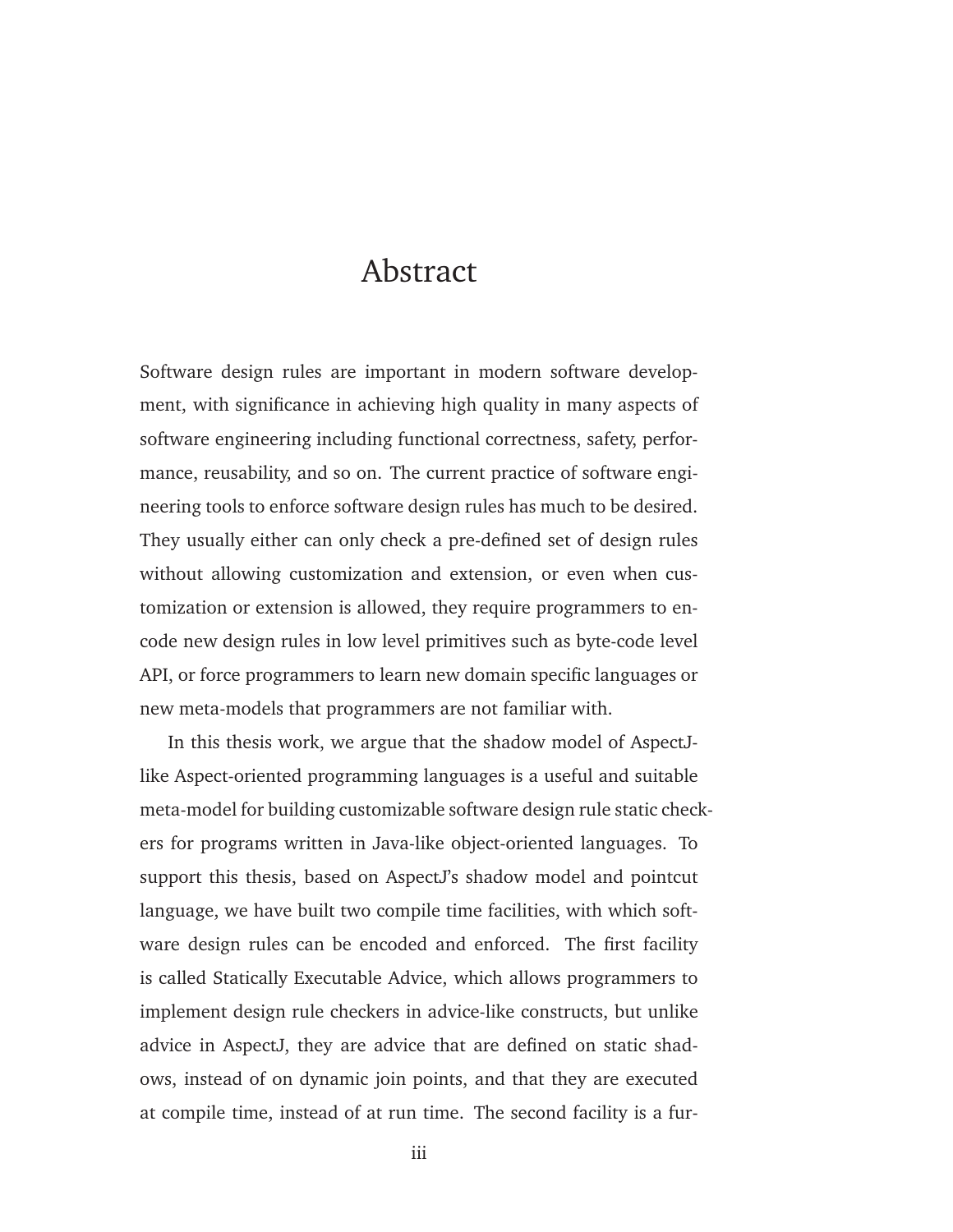# Abstract

Software design rules are important in modern software development, with significance in achieving high quality in many aspects of software engineering including functional correctness, safety, performance, reusability, and so on. The current practice of software engineering tools to enforce software design rules has much to be desired. They usually either can only check a pre-defined set of design rules without allowing customization and extension, or even when customization or extension is allowed, they require programmers to encode new design rules in low level primitives such as byte-code level API, or force programmers to learn new domain specific languages or new meta-models that programmers are not familiar with.

In this thesis work, we argue that the shadow model of AspectJ-like Aspect-oriented programming languages is a useful and suitable meta-model for building customizable software design rule static checkers for programs written in Java-like object-oriented languages. To support this thesis, based on AspectJ's shadow model and pointcut language, we have built two compile time facilities, with which software design rules can be encoded and enforced. The first facility is called Statically Executable Advice, which allows programmers to implement design rule checkers in advice-like constructs, but unlike advice in AspectJ, they are advice that are defined on static shadows, instead of on dynamic join points, and that they are executed at compile time, instead of at run time. The second facility is a fur-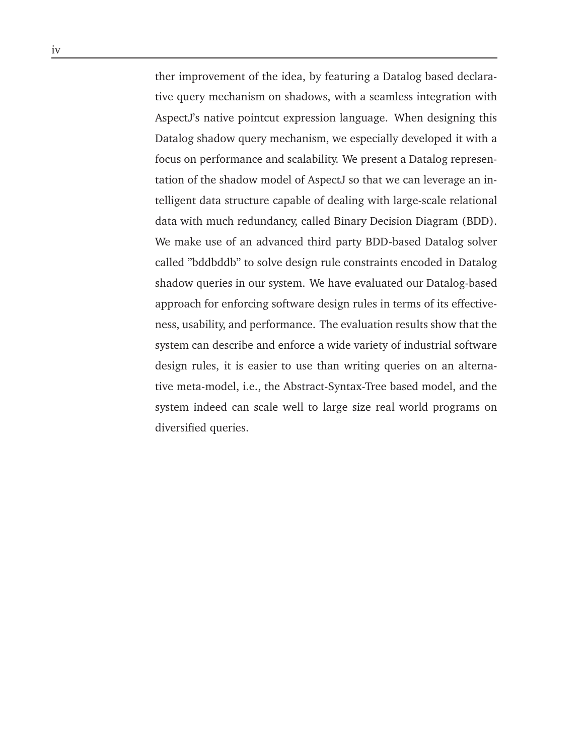ther improvement of the idea, by featuring a Datalog based declarative query mechanism on shadows, with a seamless integration with AspectJ's native pointcut expression language. When designing this Datalog shadow query mechanism, we especially developed it with a focus on performance and scalability. We present a Datalog representation of the shadow model of AspectJ so that we can leverage an intelligent data structure capable of dealing with large-scale relational data with much redundancy, called Binary Decision Diagram (BDD). We make use of an advanced third party BDD-based Datalog solver called "bddbddb" to solve design rule constraints encoded in Datalog shadow queries in our system. We have evaluated our Datalog-based approach for enforcing software design rules in terms of its effectiveness, usability, and performance. The evaluation results show that the system can describe and enforce a wide variety of industrial software design rules, it is easier to use than writing queries on an alternative meta-model, i.e., the Abstract-Syntax-Tree based model, and the system indeed can scale well to large size real world programs on diversified queries.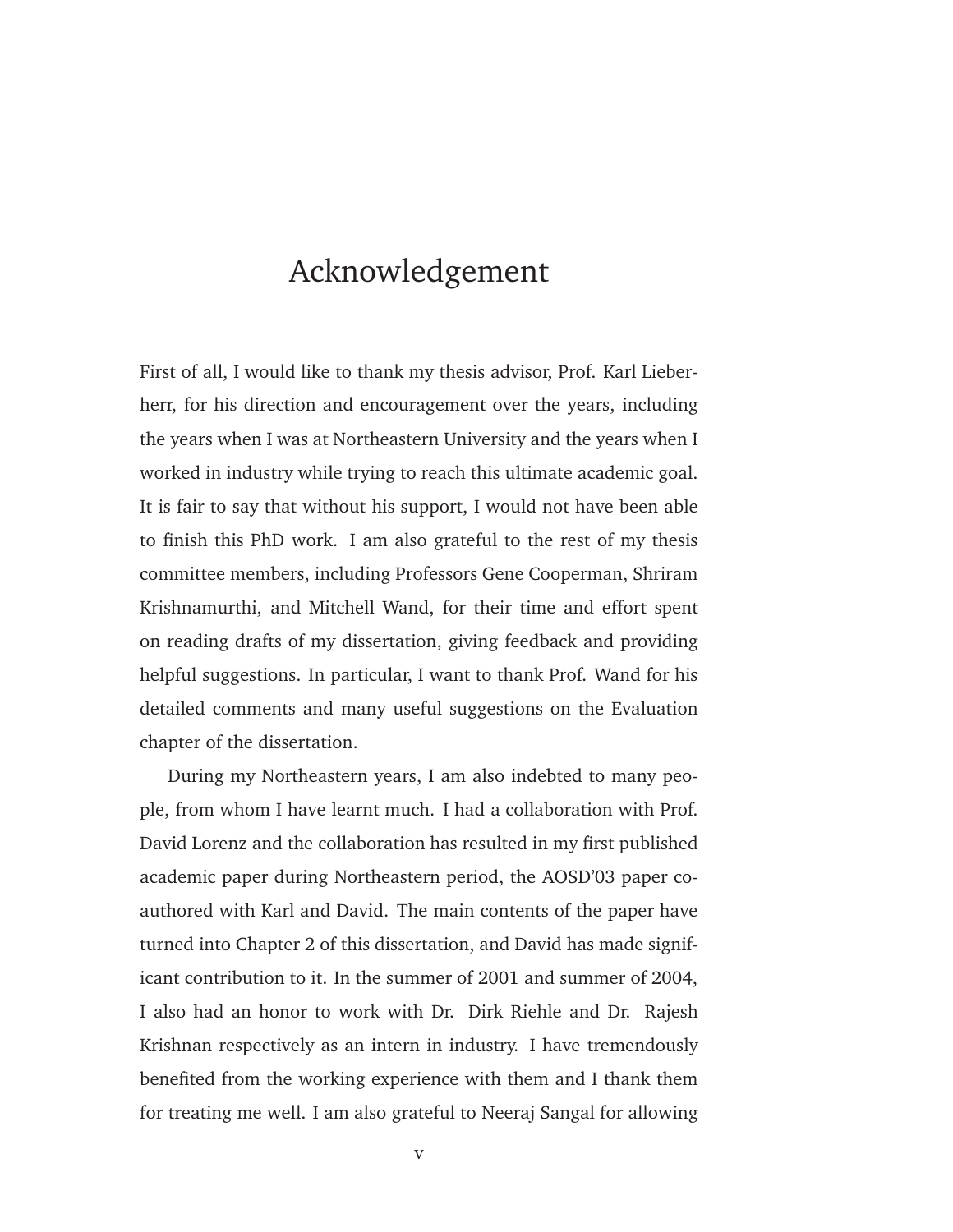# Acknowledgement

First of all, I would like to thank my thesis advisor, Prof. Karl Lieberherr, for his direction and encouragement over the years, including the years when I was at Northeastern University and the years when I worked in industry while trying to reach this ultimate academic goal. It is fair to say that without his support, I would not have been able to finish this PhD work. I am also grateful to the rest of my thesis committee members, including Professors Gene Cooperman, Shriram Krishnamurthi, and Mitchell Wand, for their time and effort spent on reading drafts of my dissertation, giving feedback and providing helpful suggestions. In particular, I want to thank Prof. Wand for his detailed comments and many useful suggestions on the Evaluation chapter of the dissertation.

During my Northeastern years, I am also indebted to many people, from whom I have learnt much. I had a collaboration with Prof. David Lorenz and the collaboration has resulted in my first published academic paper during Northeastern period, the AOSD'03 paper co-authored with Karl and David. The main contents of the paper have turned into Chapter 2 of this dissertation, and David has made significant contribution to it. In the summer of 2001 and summer of 2004, I also had an honor to work with Dr. Dirk Riehle and Dr. Rajesh Krishnan respectively as an intern in industry. I have tremendously benefited from the working experience with them and I thank them for treating me well. I am also grateful to Neeraj Sangal for allowing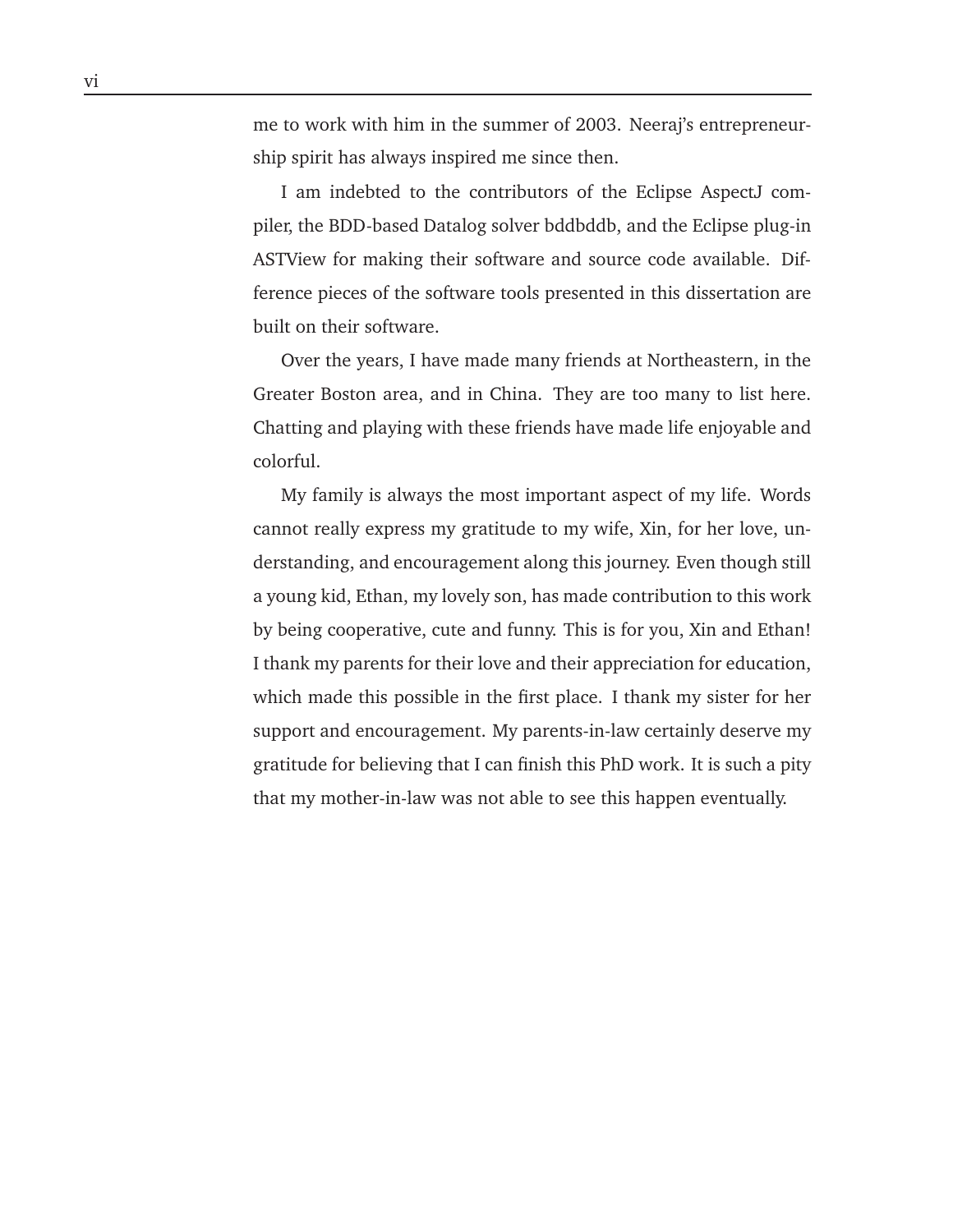me to work with him in the summer of 2003. Neeraj's entrepreneurship spirit has always inspired me since then.

I am indebted to the contributors of the Eclipse AspectJ compiler, the BDD-based Datalog solver bddbddb, and the Eclipse plug-in ASTView for making their software and source code available. Difference pieces of the software tools presented in this dissertation are built on their software.

Over the years, I have made many friends at Northeastern, in the Greater Boston area, and in China. They are too many to list here. Chatting and playing with these friends have made life enjoyable and colorful.

My family is always the most important aspect of my life. Words cannot really express my gratitude to my wife, Xin, for her love, understanding, and encouragement along this journey. Even though still a young kid, Ethan, my lovely son, has made contribution to this work by being cooperative, cute and funny. This is for you, Xin and Ethan! I thank my parents for their love and their appreciation for education, which made this possible in the first place. I thank my sister for her support and encouragement. My parents-in-law certainly deserve my gratitude for believing that I can finish this PhD work. It is such a pity that my mother-in-law was not able to see this happen eventually.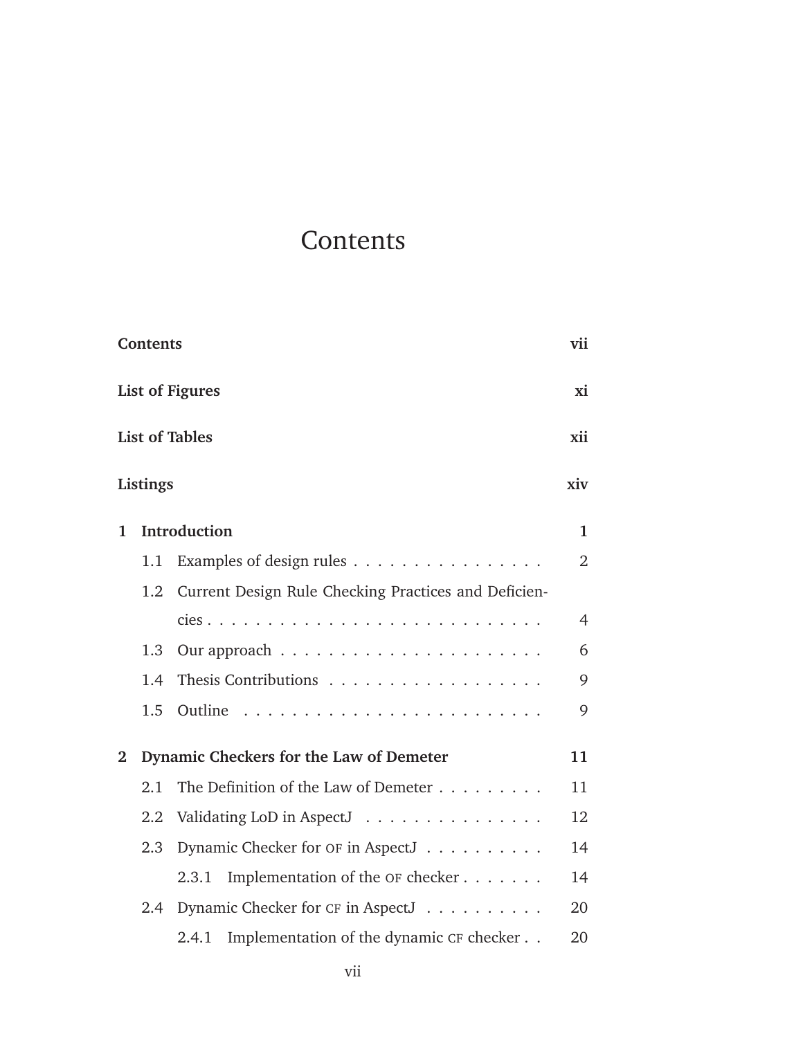# Contents

**Contents** **vii**

**List of Figures** **xi**

**List of Tables** **xii**

**Listings** **xiv**

**1 Introduction** **1**

- 1.1 Examples of design rules . . . . . . . . . . . . . . . . 2
- 1.2 Current Design Rule Checking Practices and Deficiencies . . . . . . . . . . . . . . . . . . . . . . . . . . . . 4
- 1.3 Our approach . . . . . . . . . . . . . . . . . . . . . . 6
- 1.4 Thesis Contributions . . . . . . . . . . . . . . . . . . 9
- 1.5 Outline . . . . . . . . . . . . . . . . . . . . . . . . . 9

**2 Dynamic Checkers for the Law of Demeter** **11**

- 2.1 The Definition of the Law of Demeter . . . . . . . . . 11
- 2.2 Validating LoD in AspectJ . . . . . . . . . . . . . . . 12
- 2.3 Dynamic Checker for OF in AspectJ . . . . . . . . . . 14
  - 2.3.1 Implementation of the OF checker . . . . . . . 14
- 2.4 Dynamic Checker for CF in AspectJ . . . . . . . . . . 20
  - 2.4.1 Implementation of the dynamic CF checker . . 20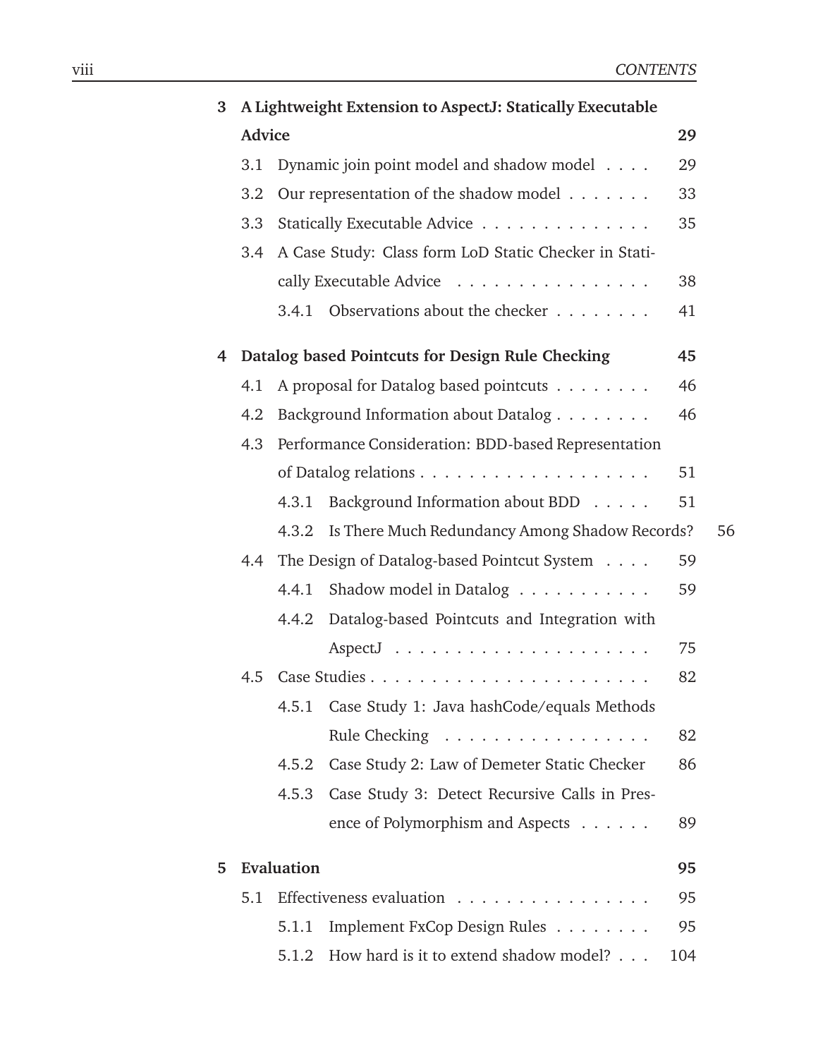| | | | |
|---|---|---|---|
| **3** | **A Lightweight Extension to AspectJ: Statically Executable Advice** | | **29** |
| | 3.1 | Dynamic join point model and shadow model | 29 |
| | 3.2 | Our representation of the shadow model | 33 |
| | 3.3 | Statically Executable Advice | 35 |
| | 3.4 | A Case Study: Class form LoD Static Checker in Statically Executable Advice | 38 |
| | | 3.4.1 Observations about the checker | 41 |
| **4** | **Datalog based Pointcuts for Design Rule Checking** | | **45** |
| | 4.1 | A proposal for Datalog based pointcuts | 46 |
| | 4.2 | Background Information about Datalog | 46 |
| | 4.3 | Performance Consideration: BDD-based Representation of Datalog relations | 51 |
| | | 4.3.1 Background Information about BDD | 51 |
| | | 4.3.2 Is There Much Redundancy Among Shadow Records? | 56 |
| | 4.4 | The Design of Datalog-based Pointcut System | 59 |
| | | 4.4.1 Shadow model in Datalog | 59 |
| | | 4.4.2 Datalog-based Pointcuts and Integration with AspectJ | 75 |
| | 4.5 | Case Studies | 82 |
| | | 4.5.1 Case Study 1: Java hashCode/equals Methods Rule Checking | 82 |
| | | 4.5.2 Case Study 2: Law of Demeter Static Checker | 86 |
| | | 4.5.3 Case Study 3: Detect Recursive Calls in Presence of Polymorphism and Aspects | 89 |
| **5** | **Evaluation** | | **95** |
| | 5.1 | Effectiveness evaluation | 95 |
| | | 5.1.1 Implement FxCop Design Rules | 95 |
| | | 5.1.2 How hard is it to extend shadow model? | 104 |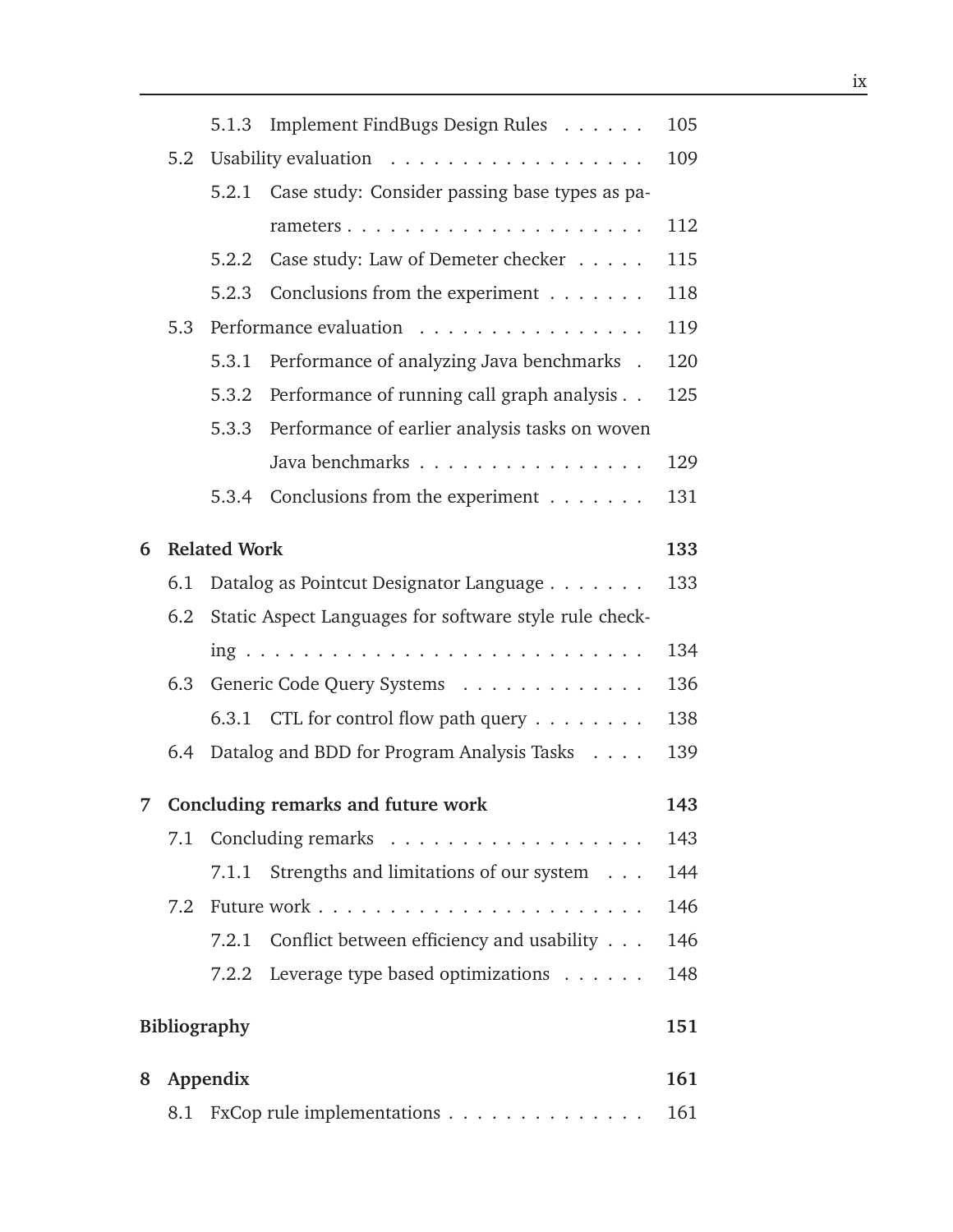| | | |
|---|---|---|
| 5.1.3 | Implement FindBugs Design Rules | 105 |
| 5.2 | Usability evaluation | 109 |
| 5.2.1 | Case study: Consider passing base types as parameters | 112 |
| 5.2.2 | Case study: Law of Demeter checker | 115 |
| 5.2.3 | Conclusions from the experiment | 118 |
| 5.3 | Performance evaluation | 119 |
| 5.3.1 | Performance of analyzing Java benchmarks | 120 |
| 5.3.2 | Performance of running call graph analysis | 125 |
| 5.3.3 | Performance of earlier analysis tasks on woven Java benchmarks | 129 |
| 5.3.4 | Conclusions from the experiment | 131 |
| **6** | **Related Work** | **133** |
| 6.1 | Datalog as Pointcut Designator Language | 133 |
| 6.2 | Static Aspect Languages for software style rule checking | 134 |
| 6.3 | Generic Code Query Systems | 136 |
| 6.3.1 | CTL for control flow path query | 138 |
| 6.4 | Datalog and BDD for Program Analysis Tasks | 139 |
| **7** | **Concluding remarks and future work** | **143** |
| 7.1 | Concluding remarks | 143 |
| 7.1.1 | Strengths and limitations of our system | 144 |
| 7.2 | Future work | 146 |
| 7.2.1 | Conflict between efficiency and usability | 146 |
| 7.2.2 | Leverage type based optimizations | 148 |
| | **Bibliography** | **151** |
| **8** | **Appendix** | **161** |
| 8.1 | FxCop rule implementations | 161 |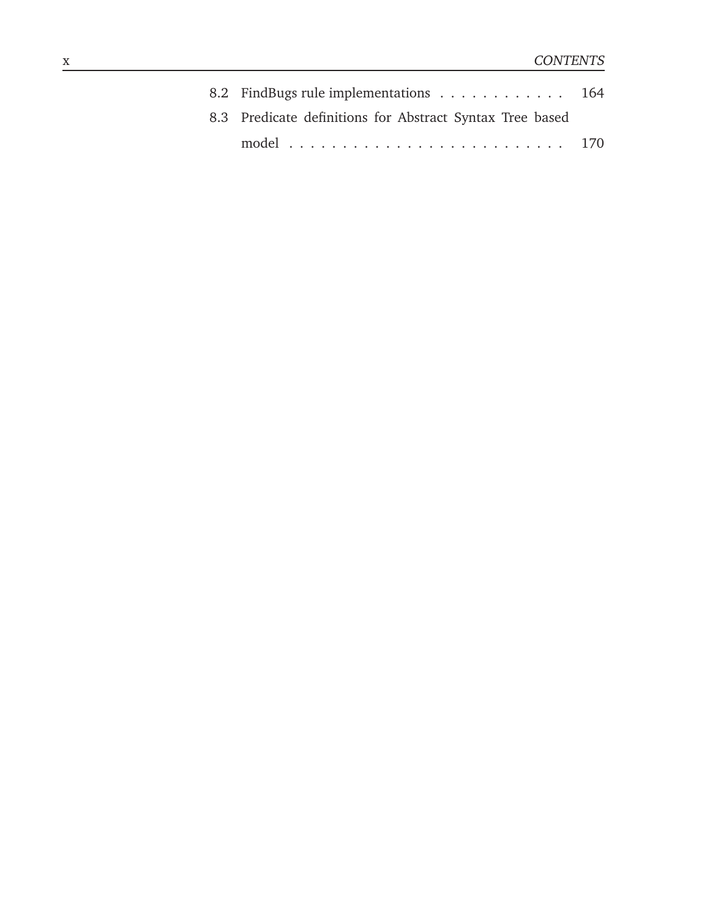8.2 FindBugs rule implementations . . . . . . . . . . . . 164

8.3 Predicate definitions for Abstract Syntax Tree based model . . . . . . . . . . . . . . . . . . . . . . . . . 170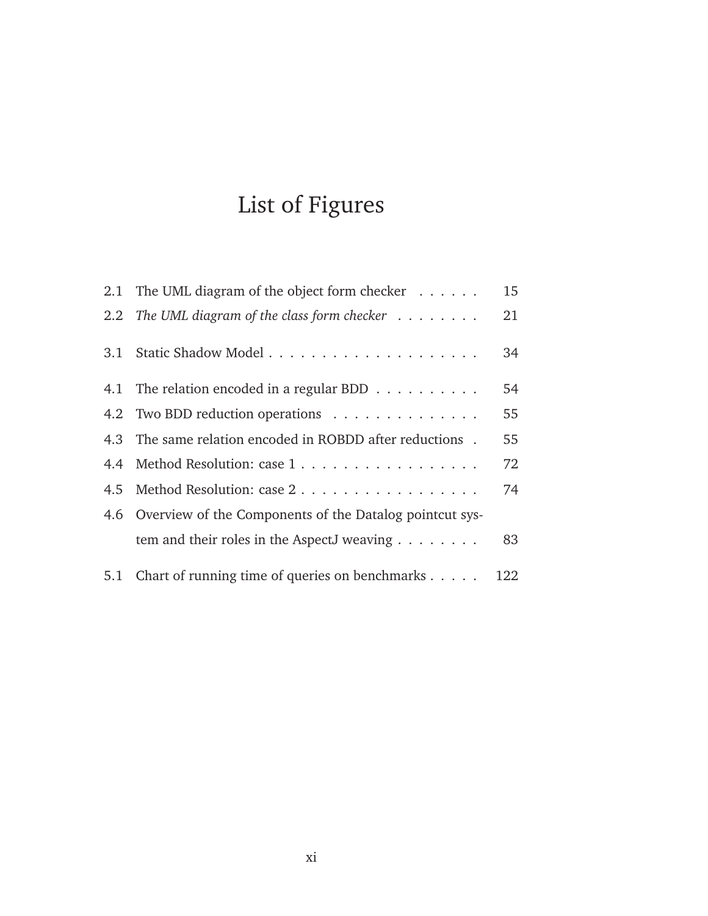# List of Figures

| | | |
|---|---|---|
| 2.1 | The UML diagram of the object form checker | 15 |
| 2.2 | *The UML diagram of the class form checker* | 21 |
| 3.1 | Static Shadow Model | 34 |
| 4.1 | The relation encoded in a regular BDD | 54 |
| 4.2 | Two BDD reduction operations | 55 |
| 4.3 | The same relation encoded in ROBDD after reductions | 55 |
| 4.4 | Method Resolution: case 1 | 72 |
| 4.5 | Method Resolution: case 2 | 74 |
| 4.6 | Overview of the Components of the Datalog pointcut system and their roles in the AspectJ weaving | 83 |
| 5.1 | Chart of running time of queries on benchmarks | 122 |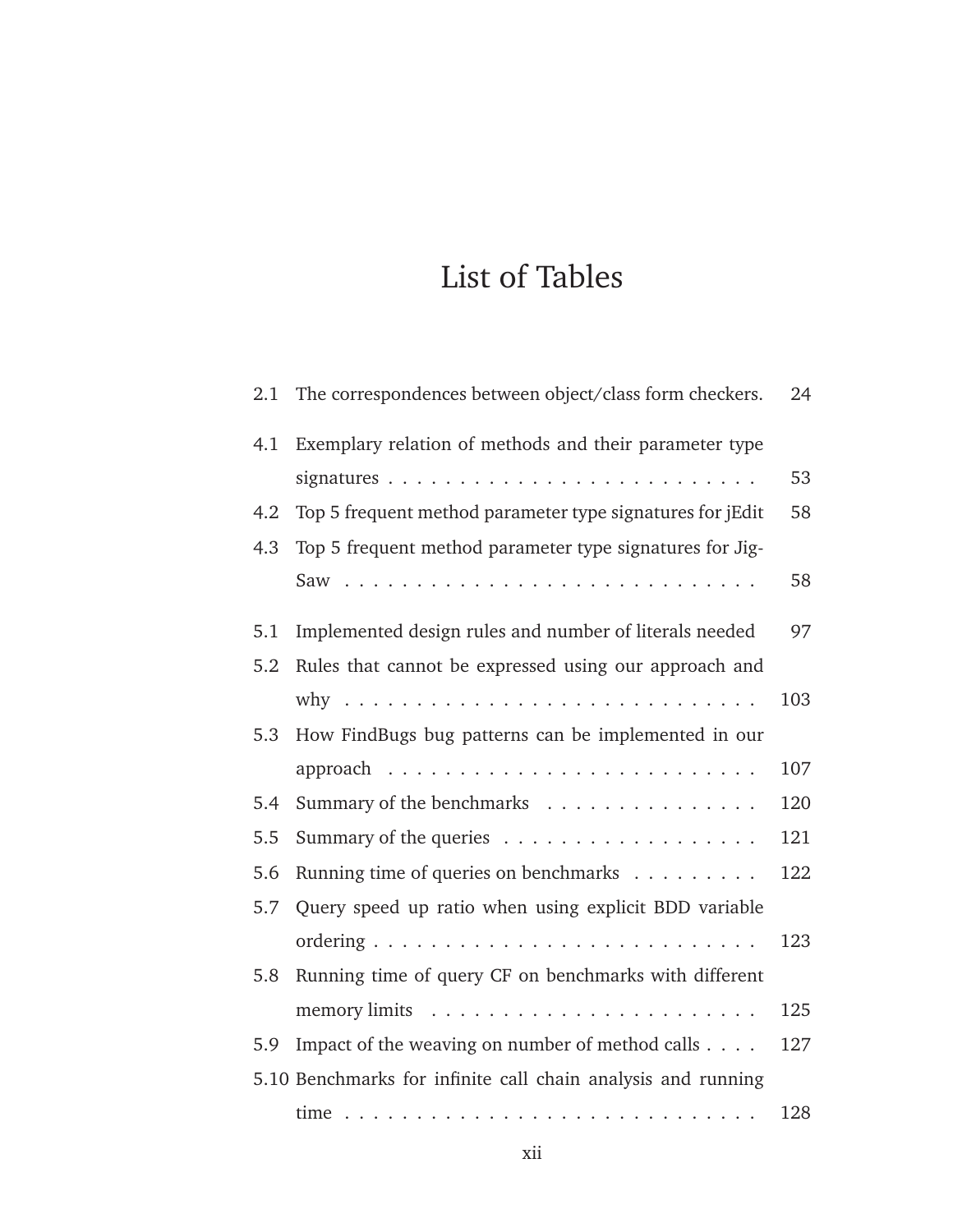# List of Tables

| | | |
|---|---|---|
| 2.1 | The correspondences between object/class form checkers. | 24 |
| 4.1 | Exemplary relation of methods and their parameter type signatures | 53 |
| 4.2 | Top 5 frequent method parameter type signatures for jEdit | 58 |
| 4.3 | Top 5 frequent method parameter type signatures for JigSaw | 58 |
| 5.1 | Implemented design rules and number of literals needed | 97 |
| 5.2 | Rules that cannot be expressed using our approach and why | 103 |
| 5.3 | How FindBugs bug patterns can be implemented in our approach | 107 |
| 5.4 | Summary of the benchmarks | 120 |
| 5.5 | Summary of the queries | 121 |
| 5.6 | Running time of queries on benchmarks | 122 |
| 5.7 | Query speed up ratio when using explicit BDD variable ordering | 123 |
| 5.8 | Running time of query CF on benchmarks with different memory limits | 125 |
| 5.9 | Impact of the weaving on number of method calls | 127 |
| 5.10 | Benchmarks for infinite call chain analysis and running time | 128 |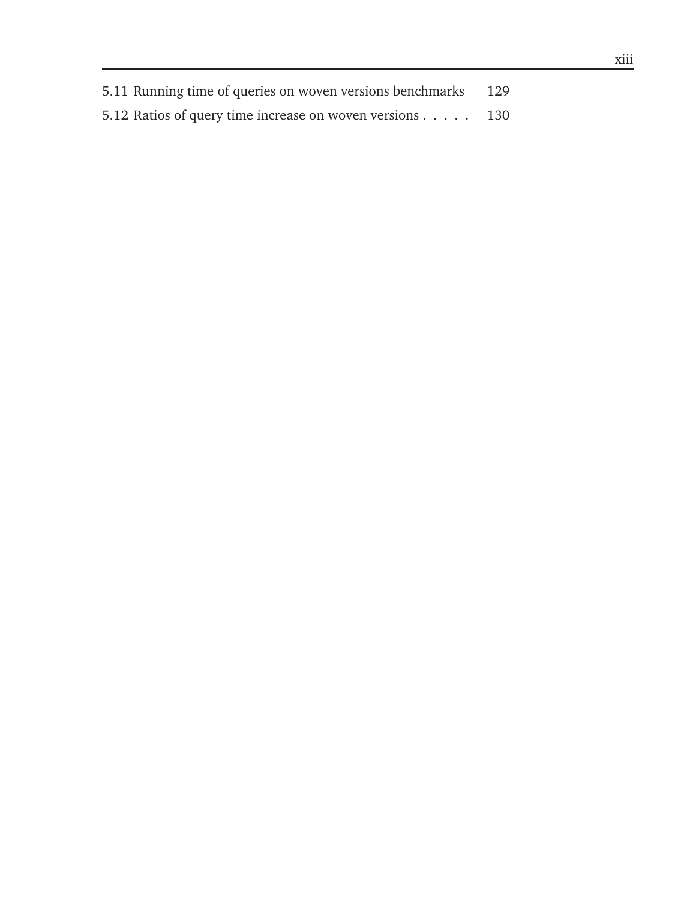5.11 Running time of queries on woven versions benchmarks 129

5.12 Ratios of query time increase on woven versions . . . . . 130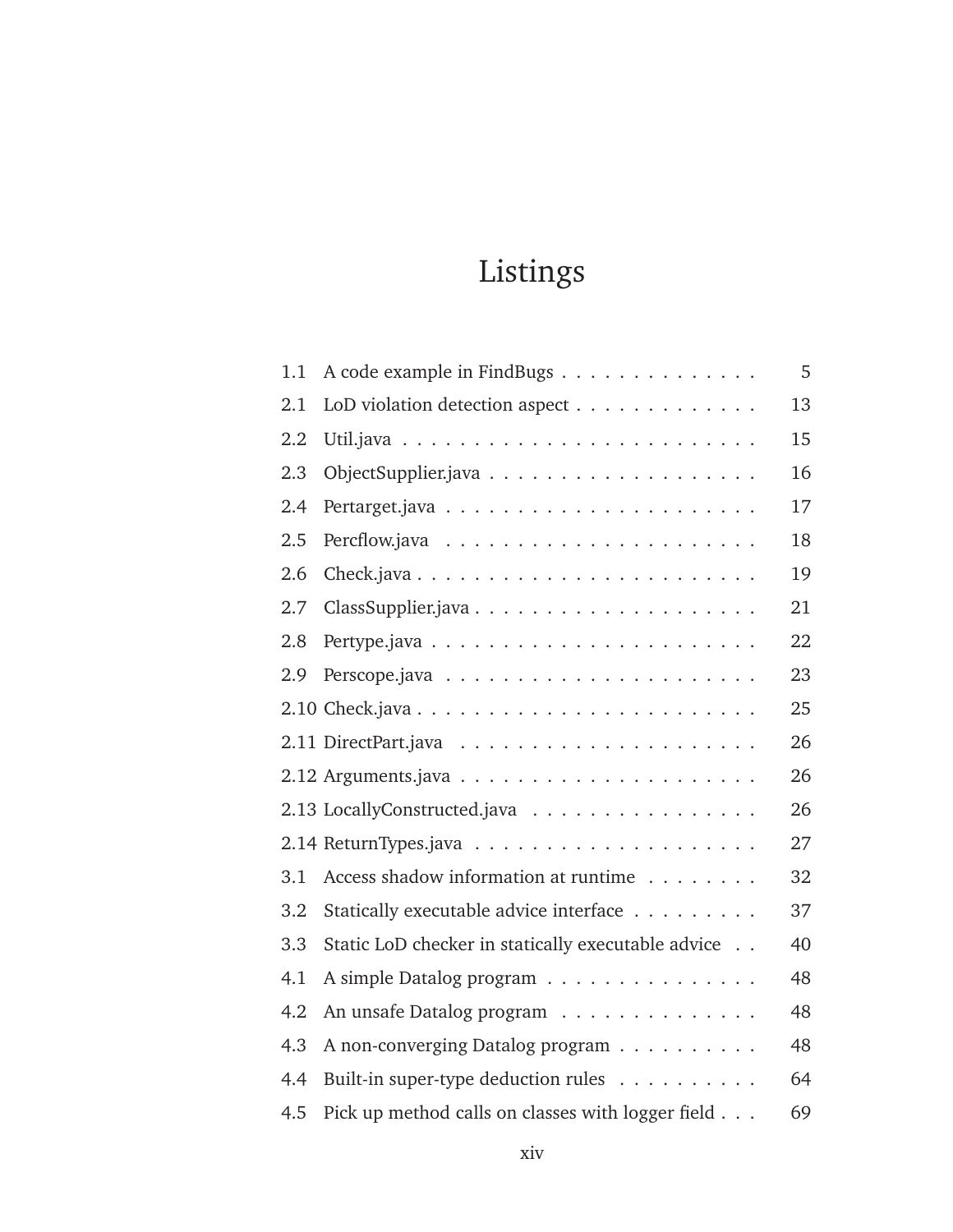# Listings

| | | |
|---|---|---|
| 1.1 | A code example in FindBugs | 5 |
| 2.1 | LoD violation detection aspect | 13 |
| 2.2 | Util.java | 15 |
| 2.3 | ObjectSupplier.java | 16 |
| 2.4 | Pertarget.java | 17 |
| 2.5 | Percflow.java | 18 |
| 2.6 | Check.java | 19 |
| 2.7 | ClassSupplier.java | 21 |
| 2.8 | Pertype.java | 22 |
| 2.9 | Perscope.java | 23 |
| 2.10 | Check.java | 25 |
| 2.11 | DirectPart.java | 26 |
| 2.12 | Arguments.java | 26 |
| 2.13 | LocallyConstructed.java | 26 |
| 2.14 | ReturnTypes.java | 27 |
| 3.1 | Access shadow information at runtime | 32 |
| 3.2 | Statically executable advice interface | 37 |
| 3.3 | Static LoD checker in statically executable advice | 40 |
| 4.1 | A simple Datalog program | 48 |
| 4.2 | An unsafe Datalog program | 48 |
| 4.3 | A non-converging Datalog program | 48 |
| 4.4 | Built-in super-type deduction rules | 64 |
| 4.5 | Pick up method calls on classes with logger field | 69 |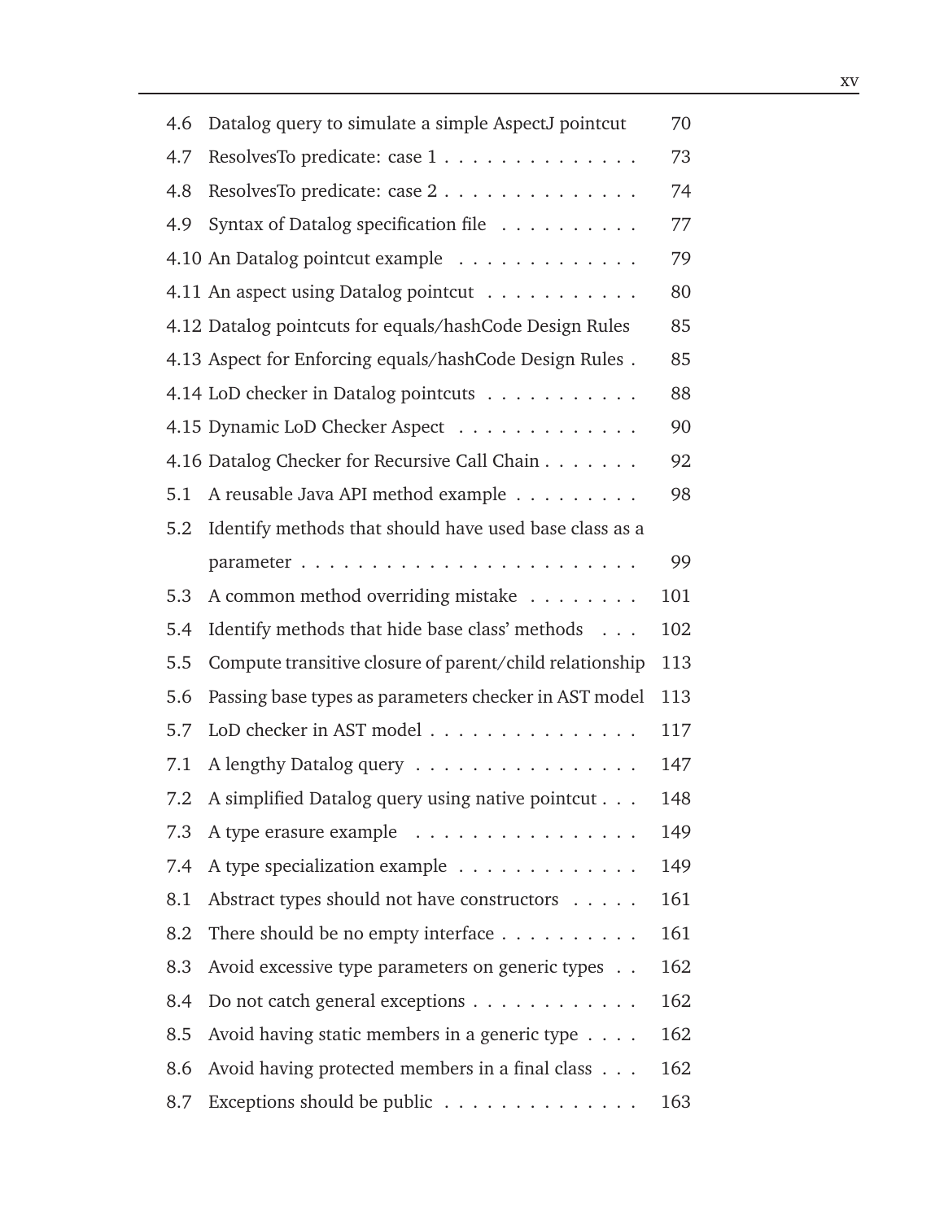| | | |
|---|---|---|
| 4.6 | Datalog query to simulate a simple AspectJ pointcut | 70 |
| 4.7 | ResolvesTo predicate: case 1 | 73 |
| 4.8 | ResolvesTo predicate: case 2 | 74 |
| 4.9 | Syntax of Datalog specification file | 77 |
| 4.10 | An Datalog pointcut example | 79 |
| 4.11 | An aspect using Datalog pointcut | 80 |
| 4.12 | Datalog pointcuts for equals/hashCode Design Rules | 85 |
| 4.13 | Aspect for Enforcing equals/hashCode Design Rules | 85 |
| 4.14 | LoD checker in Datalog pointcuts | 88 |
| 4.15 | Dynamic LoD Checker Aspect | 90 |
| 4.16 | Datalog Checker for Recursive Call Chain | 92 |
| 5.1 | A reusable Java API method example | 98 |
| 5.2 | Identify methods that should have used base class as a parameter | 99 |
| 5.3 | A common method overriding mistake | 101 |
| 5.4 | Identify methods that hide base class' methods | 102 |
| 5.5 | Compute transitive closure of parent/child relationship | 113 |
| 5.6 | Passing base types as parameters checker in AST model | 113 |
| 5.7 | LoD checker in AST model | 117 |
| 7.1 | A lengthy Datalog query | 147 |
| 7.2 | A simplified Datalog query using native pointcut | 148 |
| 7.3 | A type erasure example | 149 |
| 7.4 | A type specialization example | 149 |
| 8.1 | Abstract types should not have constructors | 161 |
| 8.2 | There should be no empty interface | 161 |
| 8.3 | Avoid excessive type parameters on generic types | 162 |
| 8.4 | Do not catch general exceptions | 162 |
| 8.5 | Avoid having static members in a generic type | 162 |
| 8.6 | Avoid having protected members in a final class | 162 |
| 8.7 | Exceptions should be public | 163 |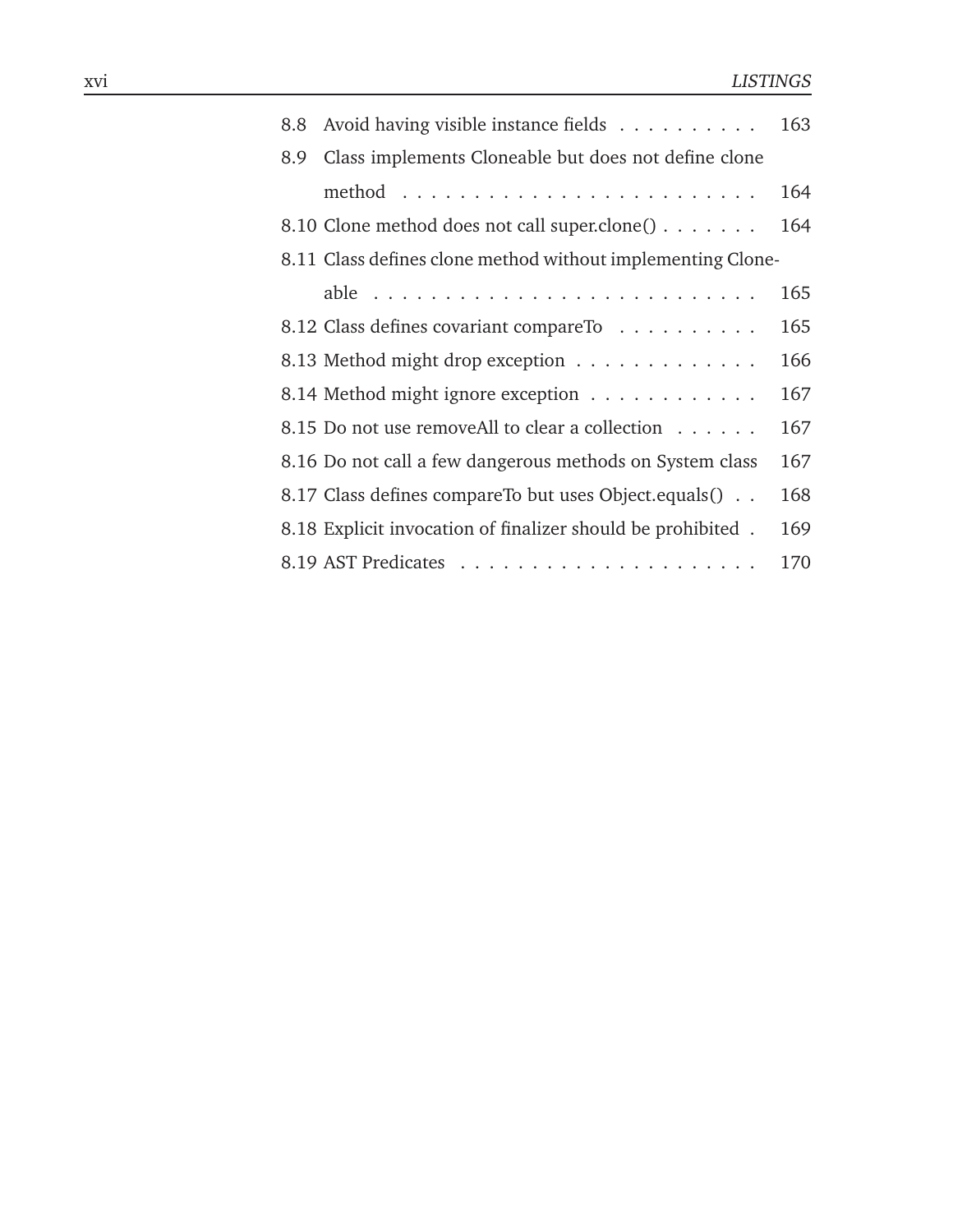8.8 Avoid having visible instance fields . . . . . . . . . . 163

8.9 Class implements Cloneable but does not define clone method . . . . . . . . . . . . . . . . . . . . . . . . 164

8.10 Clone method does not call super.clone() . . . . . . . 164

8.11 Class defines clone method without implementing Cloneable . . . . . . . . . . . . . . . . . . . . . . . . . . 165

8.12 Class defines covariant compareTo . . . . . . . . . . 165

8.13 Method might drop exception . . . . . . . . . . . . . 166

8.14 Method might ignore exception . . . . . . . . . . . . 167

8.15 Do not use removeAll to clear a collection . . . . . . 167

8.16 Do not call a few dangerous methods on System class 167

8.17 Class defines compareTo but uses Object.equals() . . 168

8.18 Explicit invocation of finalizer should be prohibited . 169

8.19 AST Predicates . . . . . . . . . . . . . . . . . . . . . 170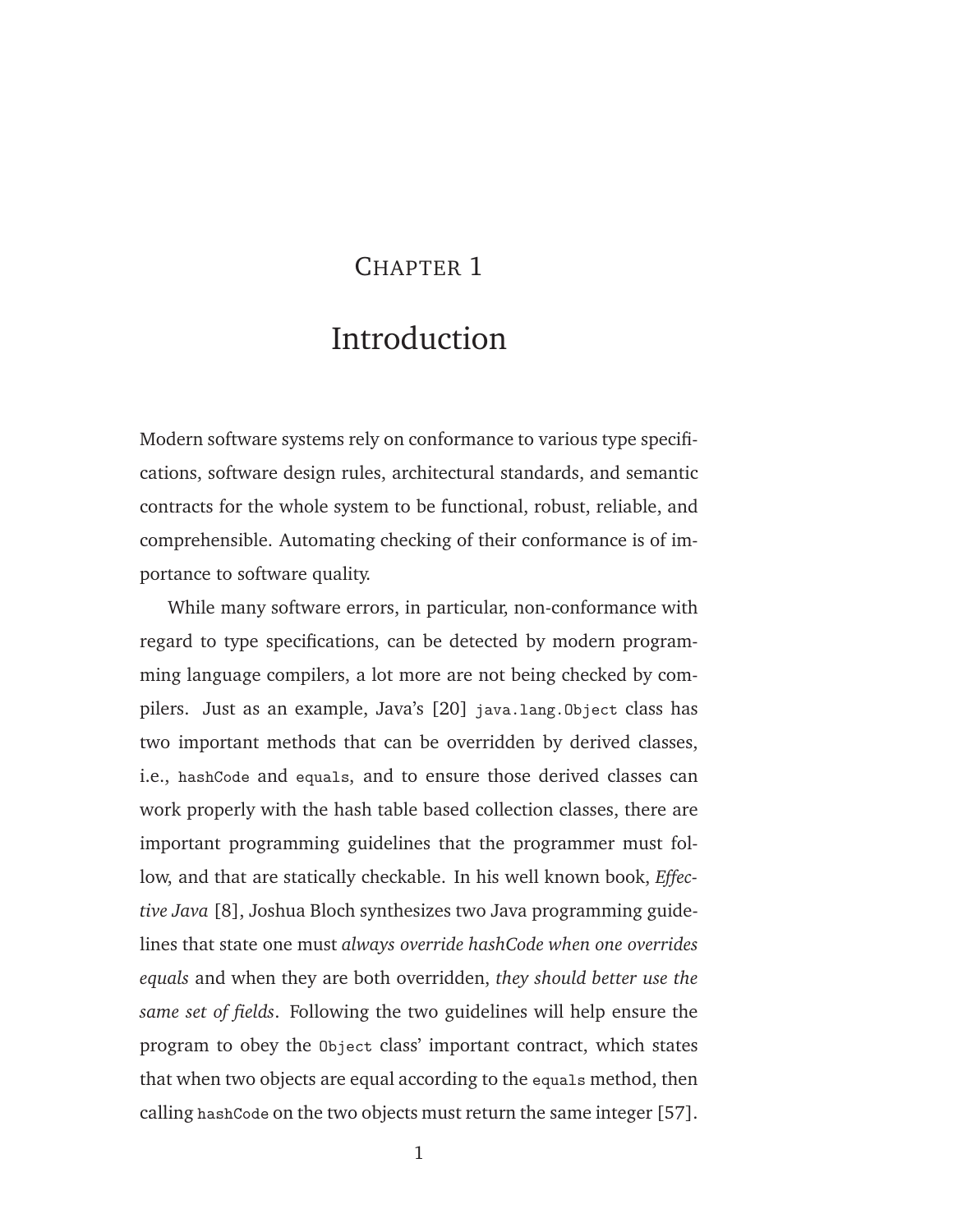# Chapter 1

# Introduction

Modern software systems rely on conformance to various type specifications, software design rules, architectural standards, and semantic contracts for the whole system to be functional, robust, reliable, and comprehensible. Automating checking of their conformance is of importance to software quality.

While many software errors, in particular, non-conformance with regard to type specifications, can be detected by modern programming language compilers, a lot more are not being checked by compilers. Just as an example, Java's [20] `java.lang.Object` class has two important methods that can be overridden by derived classes, i.e., `hashCode` and `equals`, and to ensure those derived classes can work properly with the hash table based collection classes, there are important programming guidelines that the programmer must follow, and that are statically checkable. In his well known book, *Effective Java* [8], Joshua Bloch synthesizes two Java programming guidelines that state one must *always override hashCode when one overrides equals* and when they are both overridden, *they should better use the same set of fields*. Following the two guidelines will help ensure the program to obey the `Object` class' important contract, which states that when two objects are equal according to the `equals` method, then calling `hashCode` on the two objects must return the same integer [57].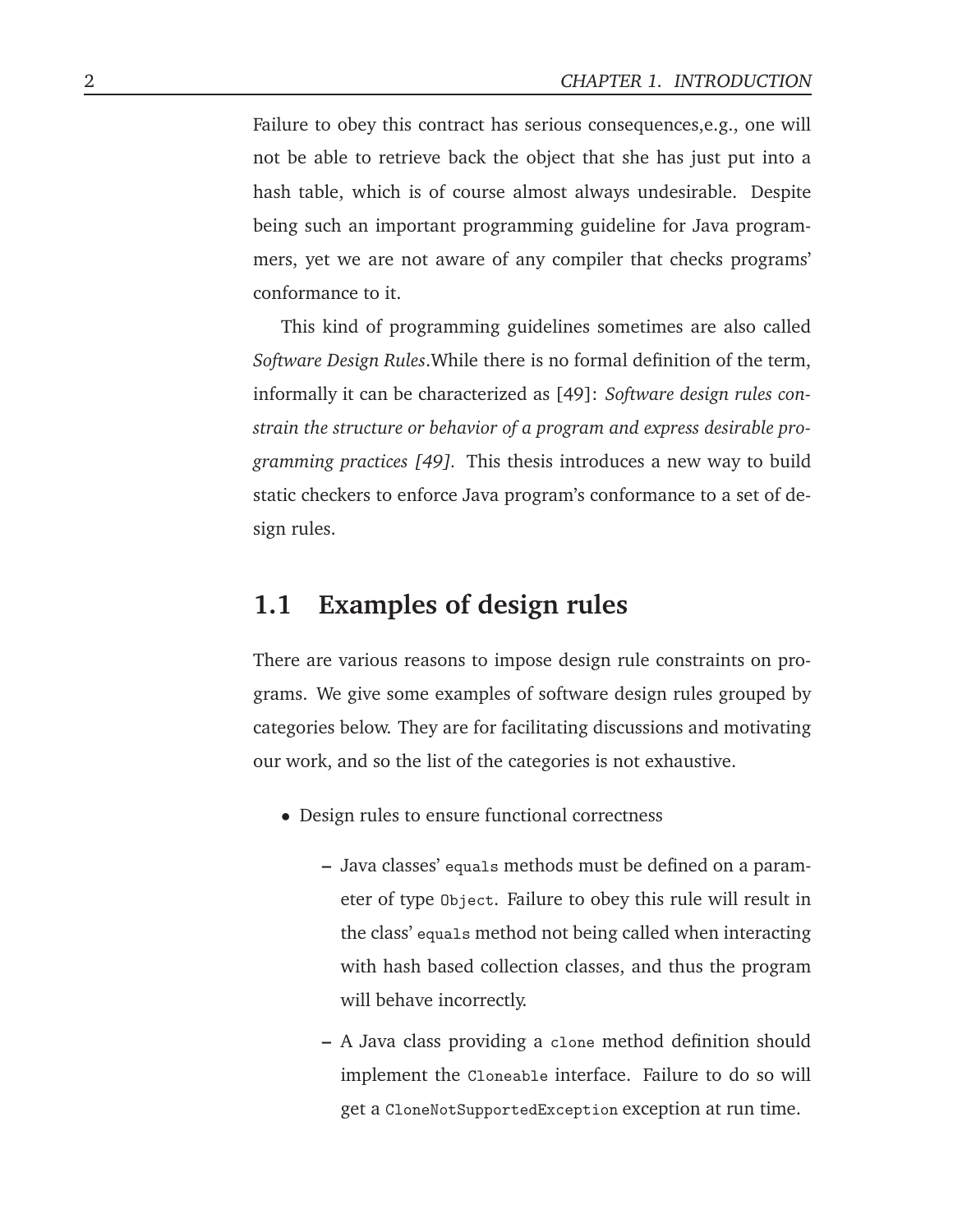Failure to obey this contract has serious consequences,e.g., one will not be able to retrieve back the object that she has just put into a hash table, which is of course almost always undesirable. Despite being such an important programming guideline for Java programmers, yet we are not aware of any compiler that checks programs' conformance to it.

This kind of programming guidelines sometimes are also called *Software Design Rules*.While there is no formal definition of the term, informally it can be characterized as [49]: *Software design rules constrain the structure or behavior of a program and express desirable programming practices [49].* This thesis introduces a new way to build static checkers to enforce Java program's conformance to a set of design rules.

## 1.1 Examples of design rules

There are various reasons to impose design rule constraints on programs. We give some examples of software design rules grouped by categories below. They are for facilitating discussions and motivating our work, and so the list of the categories is not exhaustive.

- Design rules to ensure functional correctness
  - Java classes' `equals` methods must be defined on a parameter of type `Object`. Failure to obey this rule will result in the class' `equals` method not being called when interacting with hash based collection classes, and thus the program will behave incorrectly.
  - A Java class providing a `clone` method definition should implement the `Cloneable` interface. Failure to do so will get a `CloneNotSupportedException` exception at run time.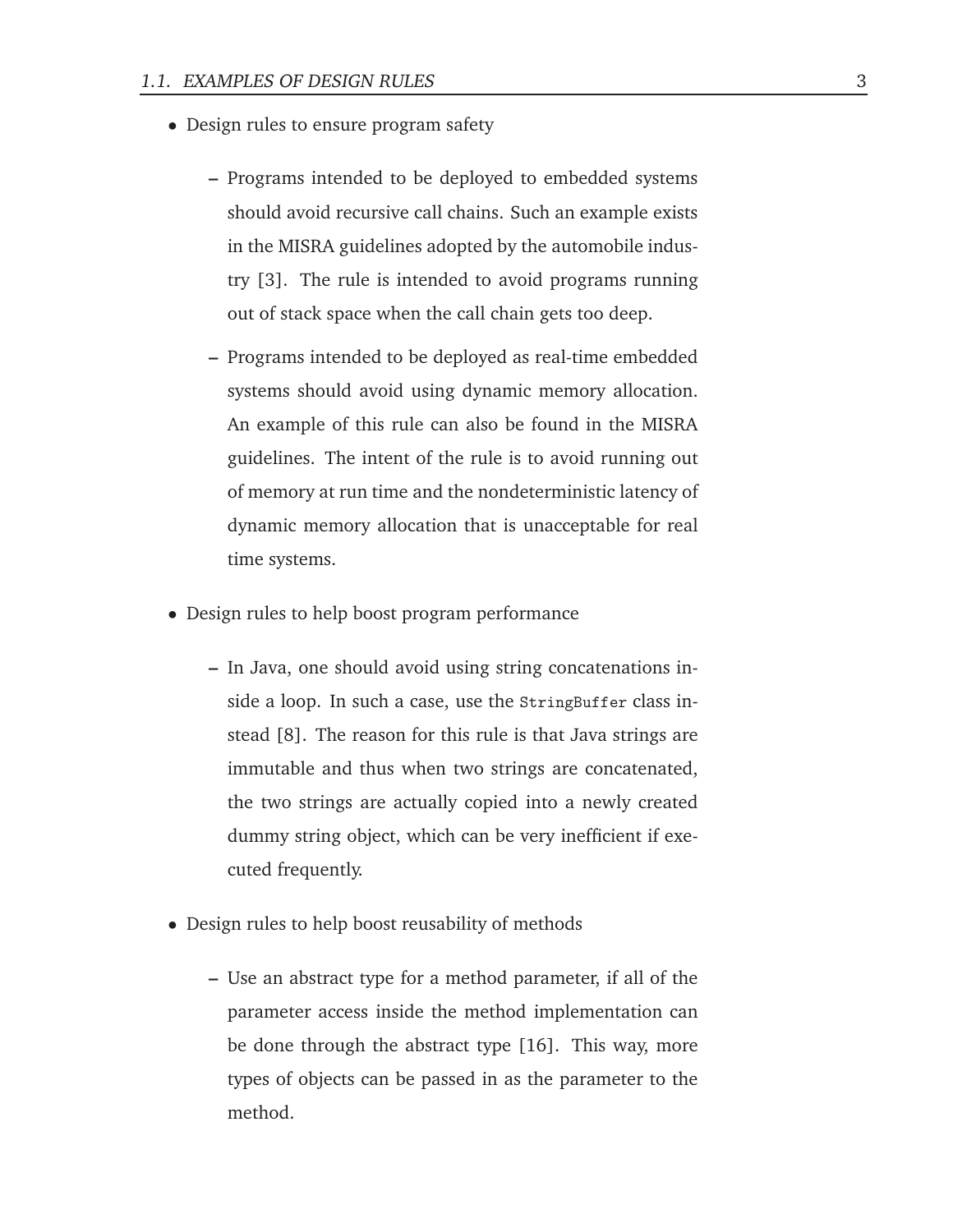- Design rules to ensure program safety

  - Programs intended to be deployed to embedded systems should avoid recursive call chains. Such an example exists in the MISRA guidelines adopted by the automobile industry [3]. The rule is intended to avoid programs running out of stack space when the call chain gets too deep.

  - Programs intended to be deployed as real-time embedded systems should avoid using dynamic memory allocation. An example of this rule can also be found in the MISRA guidelines. The intent of the rule is to avoid running out of memory at run time and the nondeterministic latency of dynamic memory allocation that is unacceptable for real time systems.

- Design rules to help boost program performance

  - In Java, one should avoid using string concatenations inside a loop. In such a case, use the `StringBuffer` class instead [8]. The reason for this rule is that Java strings are immutable and thus when two strings are concatenated, the two strings are actually copied into a newly created dummy string object, which can be very inefficient if executed frequently.

- Design rules to help boost reusability of methods

  - Use an abstract type for a method parameter, if all of the parameter access inside the method implementation can be done through the abstract type [16]. This way, more types of objects can be passed in as the parameter to the method.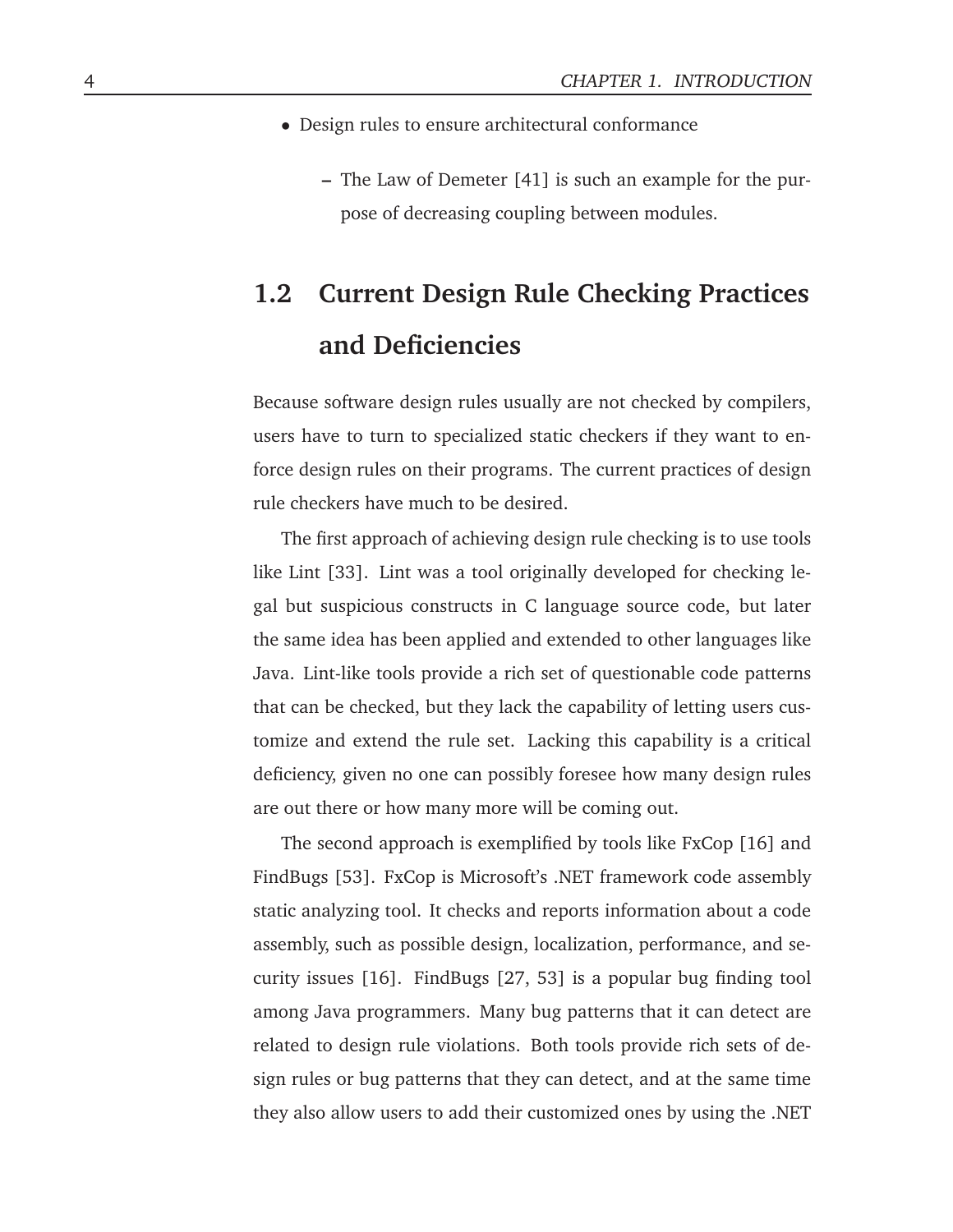- Design rules to ensure architectural conformance
  - The Law of Demeter [41] is such an example for the purpose of decreasing coupling between modules.

## 1.2 Current Design Rule Checking Practices and Deficiencies

Because software design rules usually are not checked by compilers, users have to turn to specialized static checkers if they want to enforce design rules on their programs. The current practices of design rule checkers have much to be desired.

The first approach of achieving design rule checking is to use tools like Lint [33]. Lint was a tool originally developed for checking legal but suspicious constructs in C language source code, but later the same idea has been applied and extended to other languages like Java. Lint-like tools provide a rich set of questionable code patterns that can be checked, but they lack the capability of letting users customize and extend the rule set. Lacking this capability is a critical deficiency, given no one can possibly foresee how many design rules are out there or how many more will be coming out.

The second approach is exemplified by tools like FxCop [16] and FindBugs [53]. FxCop is Microsoft's .NET framework code assembly static analyzing tool. It checks and reports information about a code assembly, such as possible design, localization, performance, and security issues [16]. FindBugs [27, 53] is a popular bug finding tool among Java programmers. Many bug patterns that it can detect are related to design rule violations. Both tools provide rich sets of design rules or bug patterns that they can detect, and at the same time they also allow users to add their customized ones by using the .NET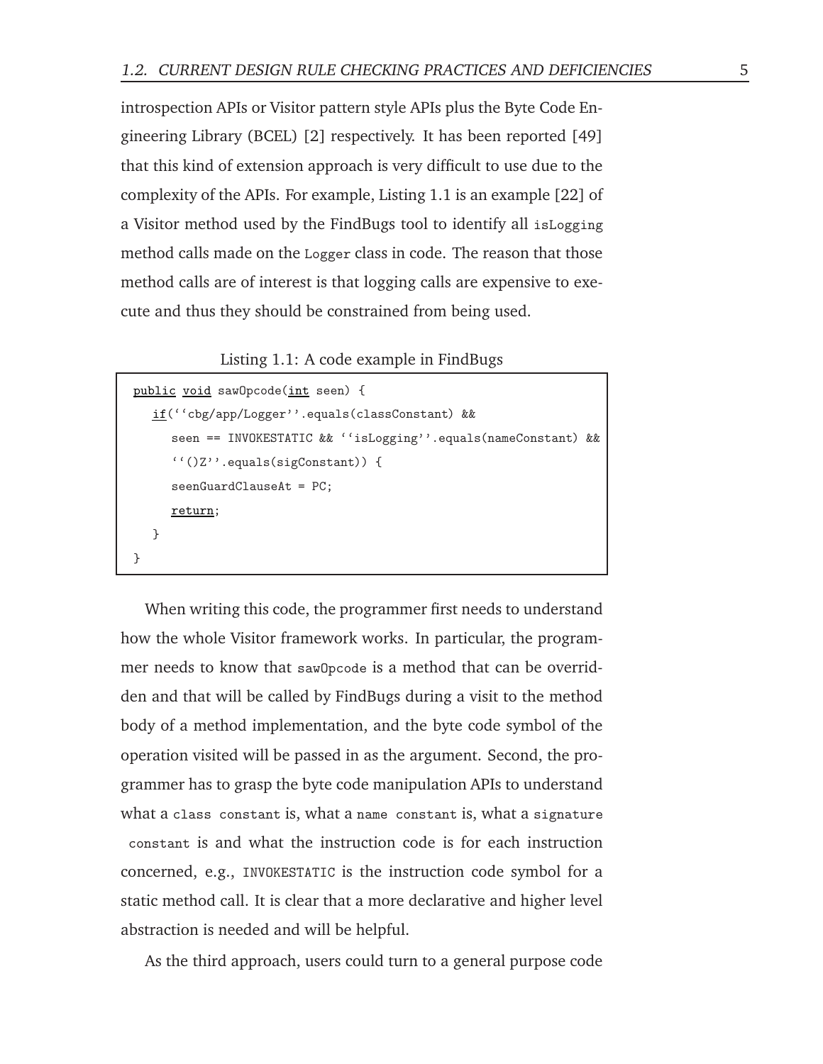introspection APIs or Visitor pattern style APIs plus the Byte Code Engineering Library (BCEL) [2] respectively. It has been reported [49] that this kind of extension approach is very difficult to use due to the complexity of the APIs. For example, Listing 1.1 is an example [22] of a Visitor method used by the FindBugs tool to identify all `isLogging` method calls made on the `Logger` class in code. The reason that those method calls are of interest is that logging calls are expensive to execute and thus they should be constrained from being used.

Listing 1.1: A code example in FindBugs

```
public void sawOpcode(int seen) {
   if(''cbg/app/Logger''.equals(classConstant) &&
      seen == INVOKESTATIC && ''isLogging''.equals(nameConstant) &&
      ''()Z''.equals(sigConstant)) {
      seenGuardClauseAt = PC;
      return;
   }
}
```

When writing this code, the programmer first needs to understand how the whole Visitor framework works. In particular, the programmer needs to know that `sawOpcode` is a method that can be overridden and that will be called by FindBugs during a visit to the method body of a method implementation, and the byte code symbol of the operation visited will be passed in as the argument. Second, the programmer has to grasp the byte code manipulation APIs to understand what a `class constant` is, what a `name constant` is, what a `signature constant` is and what the instruction code is for each instruction concerned, e.g., `INVOKESTATIC` is the instruction code symbol for a static method call. It is clear that a more declarative and higher level abstraction is needed and will be helpful.

As the third approach, users could turn to a general purpose code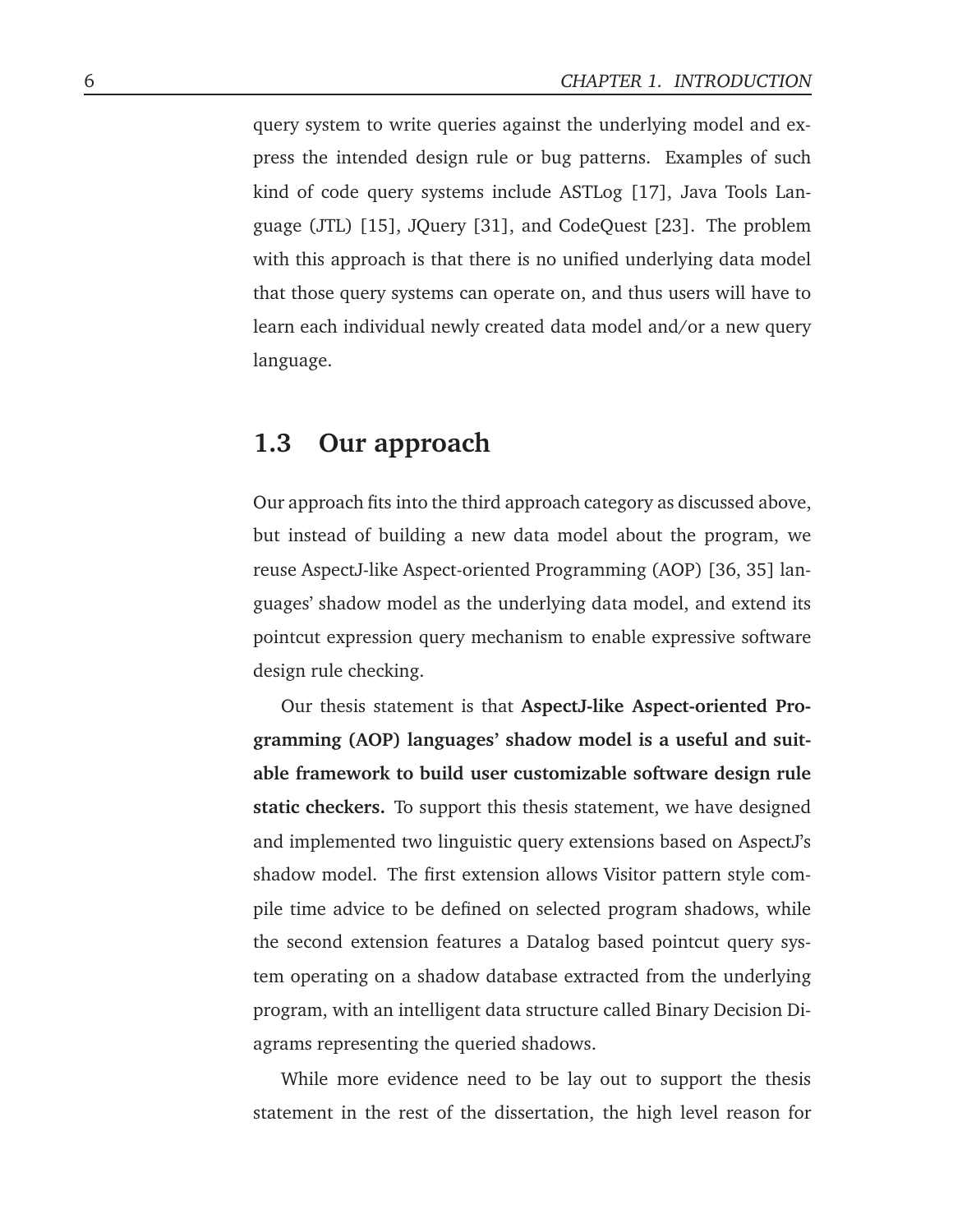query system to write queries against the underlying model and express the intended design rule or bug patterns. Examples of such kind of code query systems include ASTLog [17], Java Tools Language (JTL) [15], JQuery [31], and CodeQuest [23]. The problem with this approach is that there is no unified underlying data model that those query systems can operate on, and thus users will have to learn each individual newly created data model and/or a new query language.

## 1.3 Our approach

Our approach fits into the third approach category as discussed above, but instead of building a new data model about the program, we reuse AspectJ-like Aspect-oriented Programming (AOP) [36, 35] languages' shadow model as the underlying data model, and extend its pointcut expression query mechanism to enable expressive software design rule checking.

Our thesis statement is that **AspectJ-like Aspect-oriented Programming (AOP) languages' shadow model is a useful and suitable framework to build user customizable software design rule static checkers.** To support this thesis statement, we have designed and implemented two linguistic query extensions based on AspectJ's shadow model. The first extension allows Visitor pattern style compile time advice to be defined on selected program shadows, while the second extension features a Datalog based pointcut query system operating on a shadow database extracted from the underlying program, with an intelligent data structure called Binary Decision Diagrams representing the queried shadows.

While more evidence need to be lay out to support the thesis statement in the rest of the dissertation, the high level reason for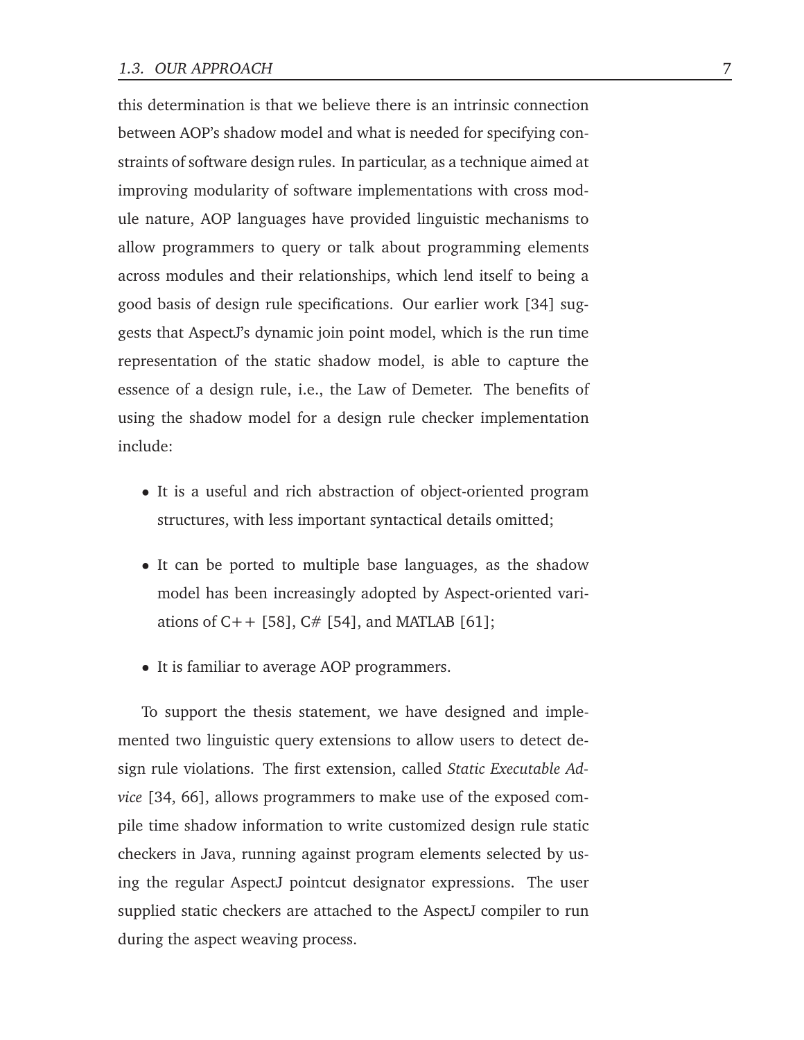this determination is that we believe there is an intrinsic connection between AOP's shadow model and what is needed for specifying constraints of software design rules. In particular, as a technique aimed at improving modularity of software implementations with cross module nature, AOP languages have provided linguistic mechanisms to allow programmers to query or talk about programming elements across modules and their relationships, which lend itself to being a good basis of design rule specifications. Our earlier work [34] suggests that AspectJ's dynamic join point model, which is the run time representation of the static shadow model, is able to capture the essence of a design rule, i.e., the Law of Demeter. The benefits of using the shadow model for a design rule checker implementation include:

- It is a useful and rich abstraction of object-oriented program structures, with less important syntactical details omitted;
- It can be ported to multiple base languages, as the shadow model has been increasingly adopted by Aspect-oriented variations of C++ [58], C# [54], and MATLAB [61];
- It is familiar to average AOP programmers.

To support the thesis statement, we have designed and implemented two linguistic query extensions to allow users to detect design rule violations. The first extension, called *Static Executable Advice* [34, 66], allows programmers to make use of the exposed compile time shadow information to write customized design rule static checkers in Java, running against program elements selected by using the regular AspectJ pointcut designator expressions. The user supplied static checkers are attached to the AspectJ compiler to run during the aspect weaving process.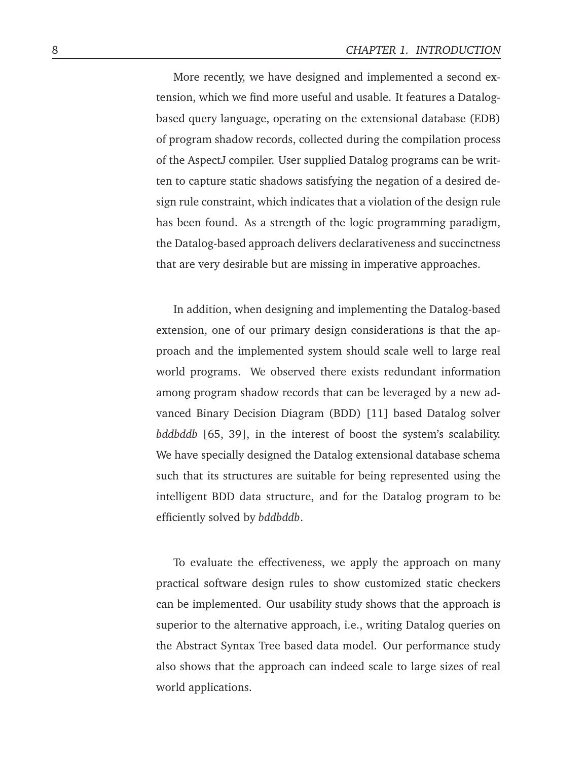More recently, we have designed and implemented a second extension, which we find more useful and usable. It features a Datalog-based query language, operating on the extensional database (EDB) of program shadow records, collected during the compilation process of the AspectJ compiler. User supplied Datalog programs can be written to capture static shadows satisfying the negation of a desired design rule constraint, which indicates that a violation of the design rule has been found. As a strength of the logic programming paradigm, the Datalog-based approach delivers declarativeness and succinctness that are very desirable but are missing in imperative approaches.

In addition, when designing and implementing the Datalog-based extension, one of our primary design considerations is that the approach and the implemented system should scale well to large real world programs. We observed there exists redundant information among program shadow records that can be leveraged by a new advanced Binary Decision Diagram (BDD) [11] based Datalog solver *bddbddb* [65, 39], in the interest of boost the system's scalability. We have specially designed the Datalog extensional database schema such that its structures are suitable for being represented using the intelligent BDD data structure, and for the Datalog program to be efficiently solved by *bddbddb*.

To evaluate the effectiveness, we apply the approach on many practical software design rules to show customized static checkers can be implemented. Our usability study shows that the approach is superior to the alternative approach, i.e., writing Datalog queries on the Abstract Syntax Tree based data model. Our performance study also shows that the approach can indeed scale to large sizes of real world applications.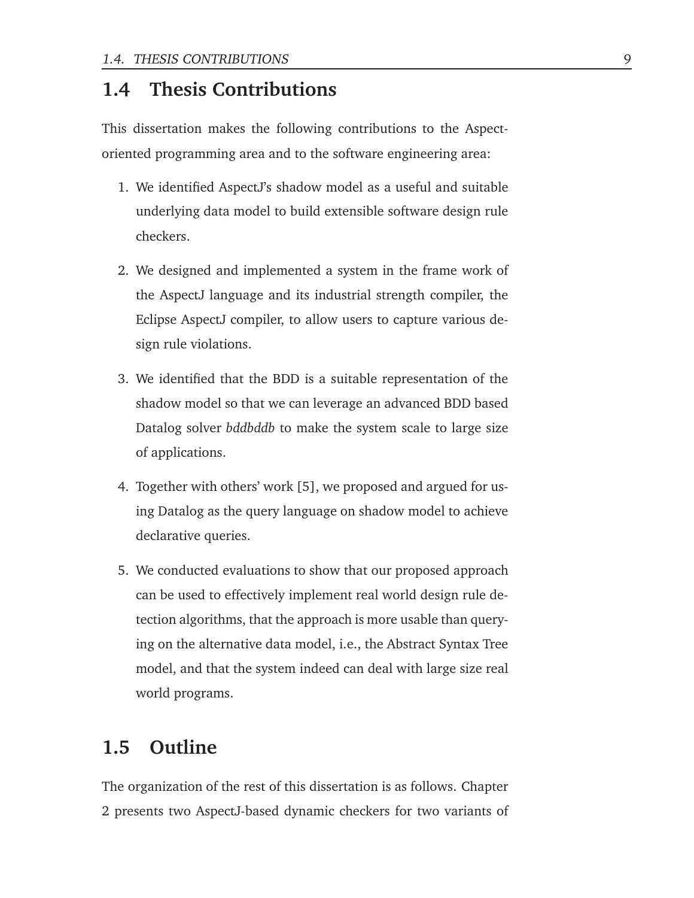## 1.4 Thesis Contributions

This dissertation makes the following contributions to the Aspect-oriented programming area and to the software engineering area:

1. We identified AspectJ's shadow model as a useful and suitable underlying data model to build extensible software design rule checkers.
2. We designed and implemented a system in the frame work of the AspectJ language and its industrial strength compiler, the Eclipse AspectJ compiler, to allow users to capture various design rule violations.
3. We identified that the BDD is a suitable representation of the shadow model so that we can leverage an advanced BDD based Datalog solver *bddbddb* to make the system scale to large size of applications.
4. Together with others' work [5], we proposed and argued for using Datalog as the query language on shadow model to achieve declarative queries.
5. We conducted evaluations to show that our proposed approach can be used to effectively implement real world design rule detection algorithms, that the approach is more usable than querying on the alternative data model, i.e., the Abstract Syntax Tree model, and that the system indeed can deal with large size real world programs.

## 1.5 Outline

The organization of the rest of this dissertation is as follows. Chapter 2 presents two AspectJ-based dynamic checkers for two variants of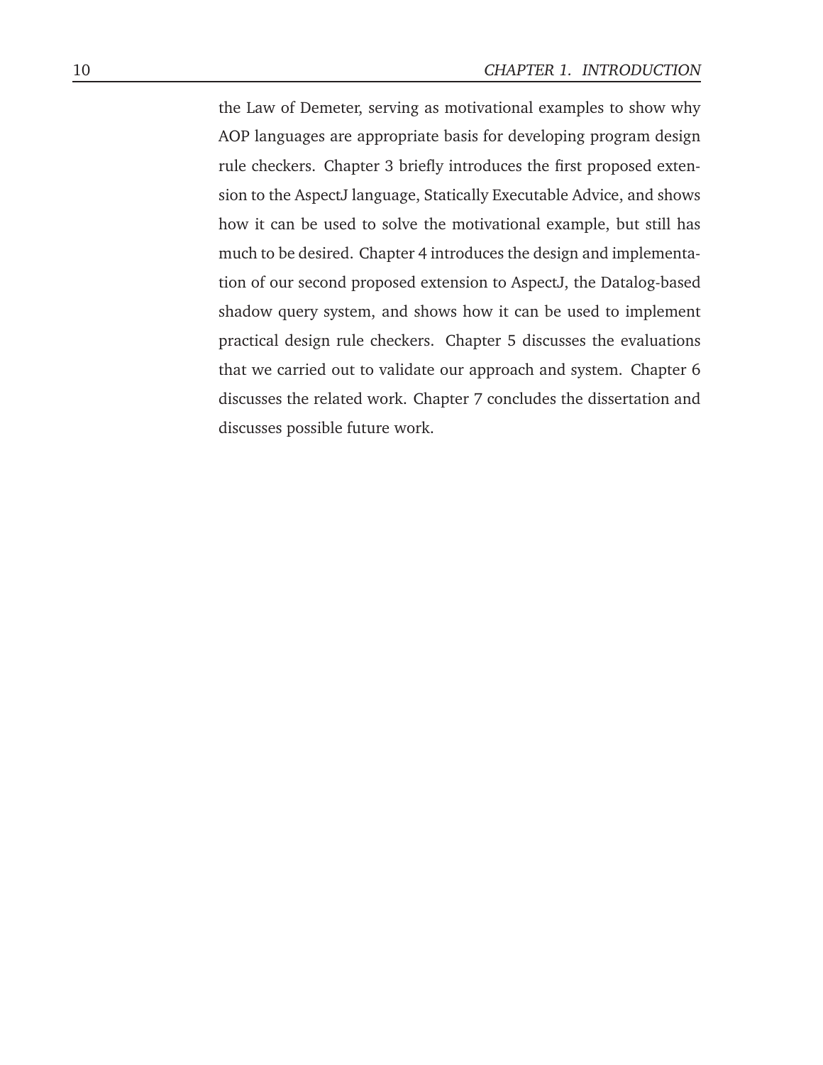the Law of Demeter, serving as motivational examples to show why AOP languages are appropriate basis for developing program design rule checkers. Chapter 3 briefly introduces the first proposed extension to the AspectJ language, Statically Executable Advice, and shows how it can be used to solve the motivational example, but still has much to be desired. Chapter 4 introduces the design and implementation of our second proposed extension to AspectJ, the Datalog-based shadow query system, and shows how it can be used to implement practical design rule checkers. Chapter 5 discusses the evaluations that we carried out to validate our approach and system. Chapter 6 discusses the related work. Chapter 7 concludes the dissertation and discusses possible future work.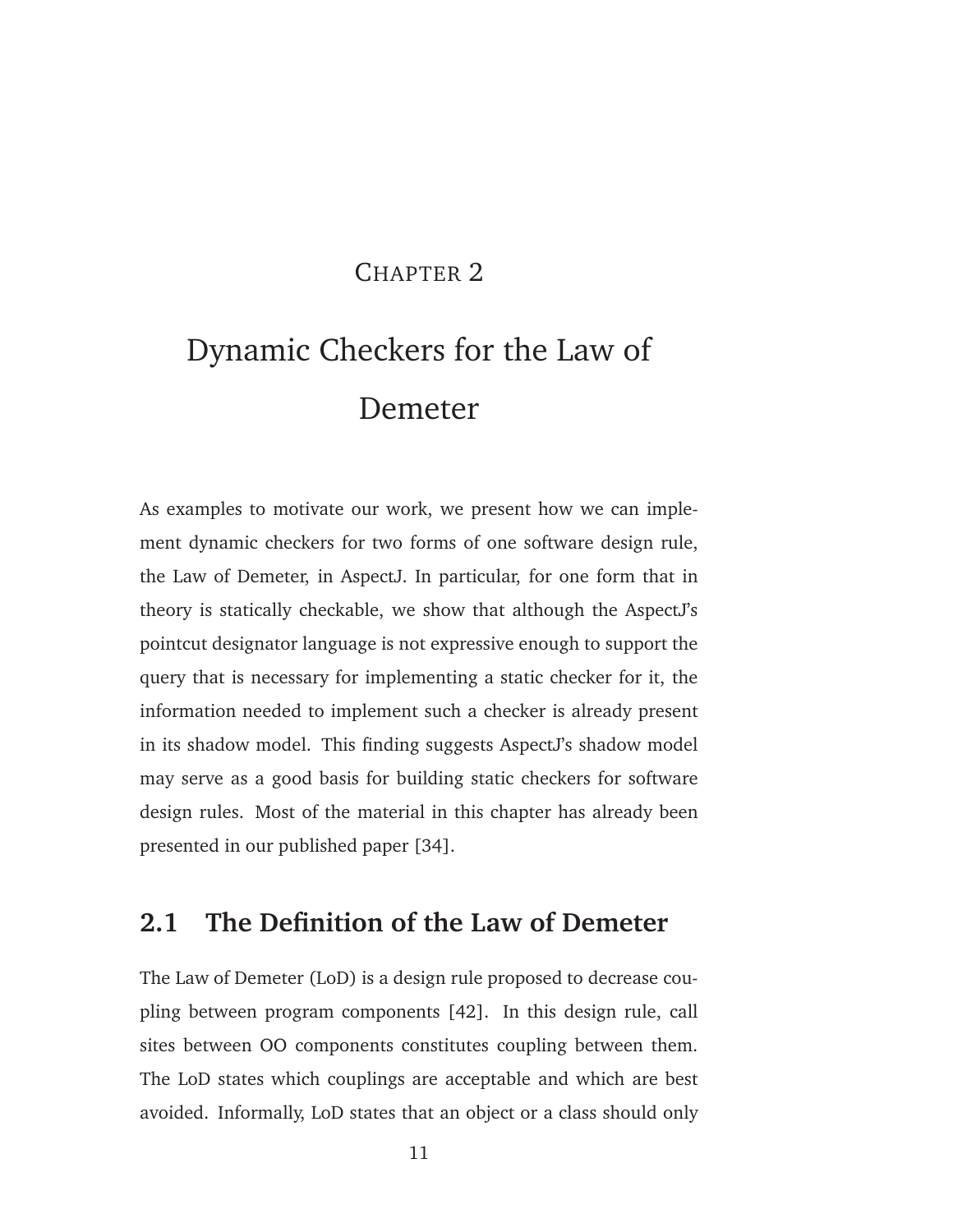# Chapter 2

# Dynamic Checkers for the Law of Demeter

As examples to motivate our work, we present how we can implement dynamic checkers for two forms of one software design rule, the Law of Demeter, in AspectJ. In particular, for one form that in theory is statically checkable, we show that although the AspectJ's pointcut designator language is not expressive enough to support the query that is necessary for implementing a static checker for it, the information needed to implement such a checker is already present in its shadow model. This finding suggests AspectJ's shadow model may serve as a good basis for building static checkers for software design rules. Most of the material in this chapter has already been presented in our published paper [34].

## 2.1 The Definition of the Law of Demeter

The Law of Demeter (LoD) is a design rule proposed to decrease coupling between program components [42]. In this design rule, call sites between OO components constitutes coupling between them. The LoD states which couplings are acceptable and which are best avoided. Informally, LoD states that an object or a class should only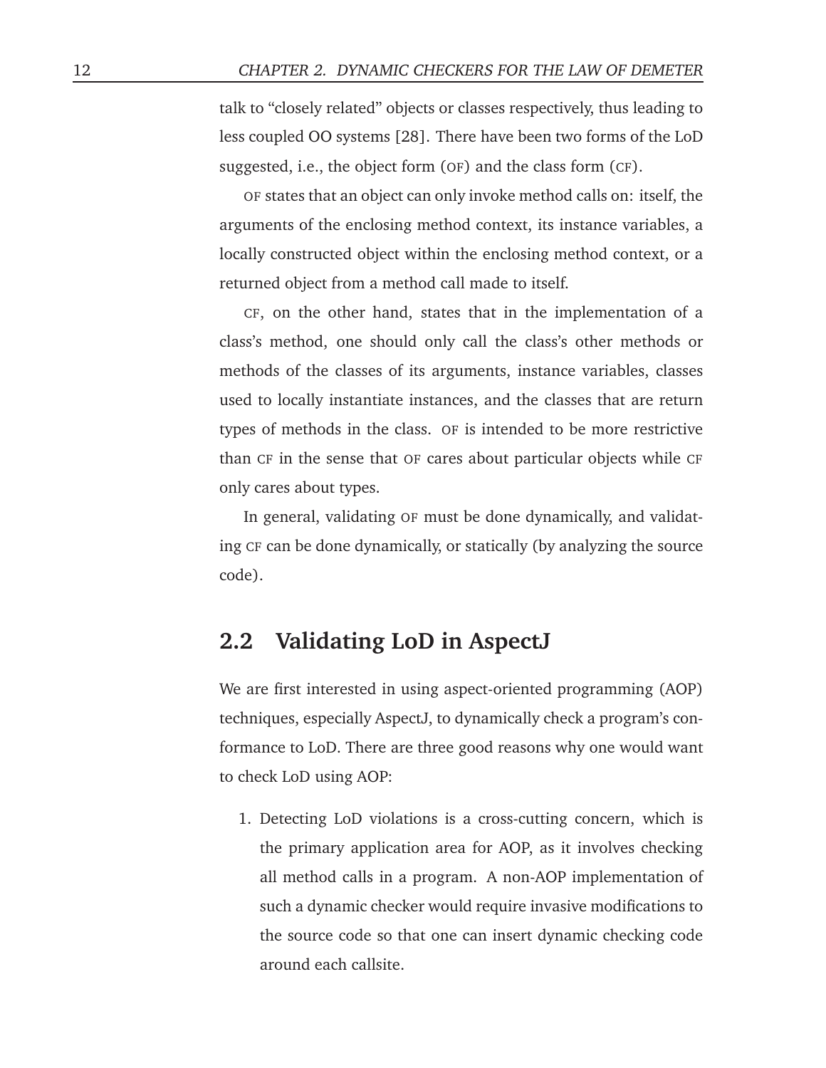talk to "closely related" objects or classes respectively, thus leading to less coupled OO systems [28]. There have been two forms of the LoD suggested, i.e., the object form (OF) and the class form (CF).

OF states that an object can only invoke method calls on: itself, the arguments of the enclosing method context, its instance variables, a locally constructed object within the enclosing method context, or a returned object from a method call made to itself.

CF, on the other hand, states that in the implementation of a class's method, one should only call the class's other methods or methods of the classes of its arguments, instance variables, classes used to locally instantiate instances, and the classes that are return types of methods in the class. OF is intended to be more restrictive than CF in the sense that OF cares about particular objects while CF only cares about types.

In general, validating OF must be done dynamically, and validating CF can be done dynamically, or statically (by analyzing the source code).

## 2.2 Validating LoD in AspectJ

We are first interested in using aspect-oriented programming (AOP) techniques, especially AspectJ, to dynamically check a program's conformance to LoD. There are three good reasons why one would want to check LoD using AOP:

1. Detecting LoD violations is a cross-cutting concern, which is the primary application area for AOP, as it involves checking all method calls in a program. A non-AOP implementation of such a dynamic checker would require invasive modifications to the source code so that one can insert dynamic checking code around each callsite.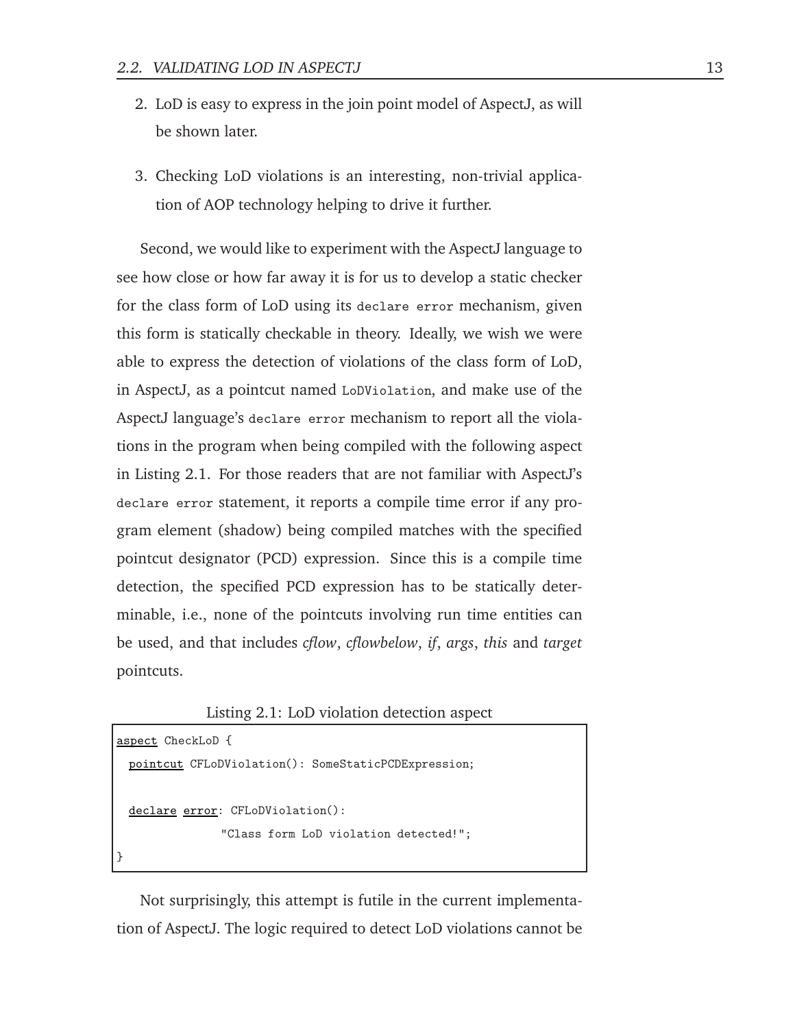2. LoD is easy to express in the join point model of AspectJ, as will be shown later.

3. Checking LoD violations is an interesting, non-trivial application of AOP technology helping to drive it further.

Second, we would like to experiment with the AspectJ language to see how close or how far away it is for us to develop a static checker for the class form of LoD using its `declare error` mechanism, given this form is statically checkable in theory. Ideally, we wish we were able to express the detection of violations of the class form of LoD, in AspectJ, as a pointcut named `LoDViolation`, and make use of the AspectJ language's `declare error` mechanism to report all the violations in the program when being compiled with the following aspect in Listing 2.1. For those readers that are not familiar with AspectJ's `declare error` statement, it reports a compile time error if any program element (shadow) being compiled matches with the specified pointcut designator (PCD) expression. Since this is a compile time detection, the specified PCD expression has to be statically determinable, i.e., none of the pointcuts involving run time entities can be used, and that includes *cflow*, *cflowbelow*, *if*, *args*, *this* and *target* pointcuts.

Listing 2.1: LoD violation detection aspect

```
aspect CheckLoD {
  pointcut CFLoDViolation(): SomeStaticPCDExpression;

  declare error: CFLoDViolation():
               "Class form LoD violation detected!";
}
```

Not surprisingly, this attempt is futile in the current implementation of AspectJ. The logic required to detect LoD violations cannot be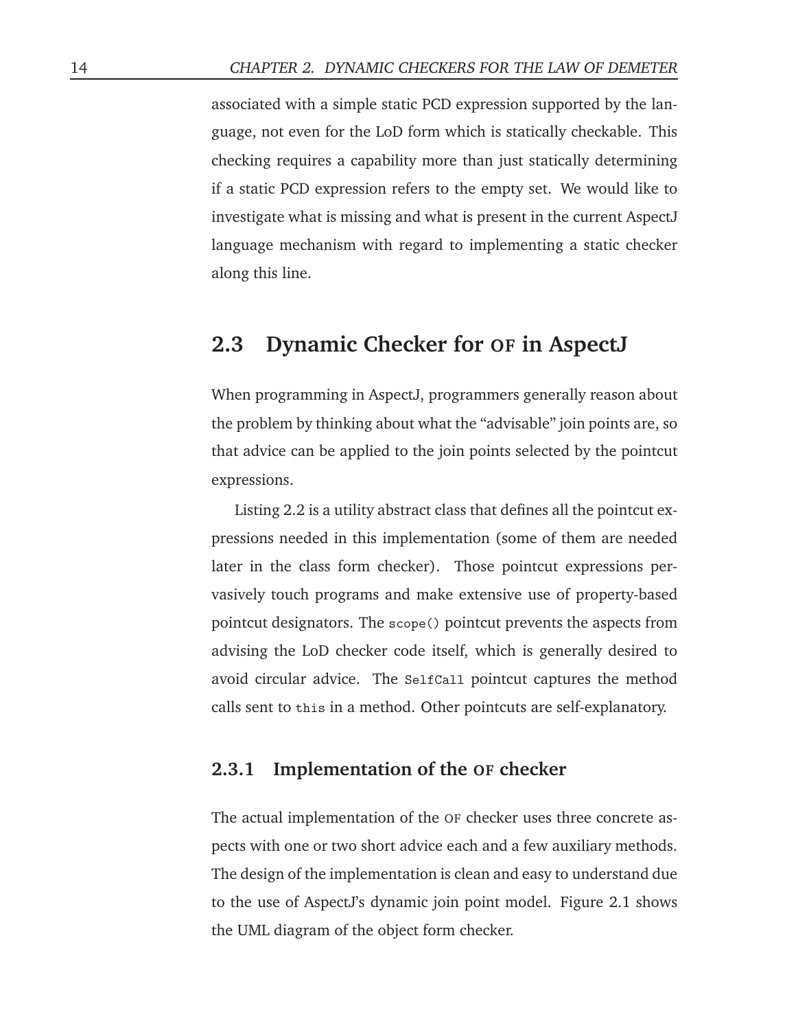associated with a simple static PCD expression supported by the language, not even for the LoD form which is statically checkable. This checking requires a capability more than just statically determining if a static PCD expression refers to the empty set. We would like to investigate what is missing and what is present in the current AspectJ language mechanism with regard to implementing a static checker along this line.

## 2.3 Dynamic Checker for OF in AspectJ

When programming in AspectJ, programmers generally reason about the problem by thinking about what the "advisable" join points are, so that advice can be applied to the join points selected by the pointcut expressions.

Listing 2.2 is a utility abstract class that defines all the pointcut expressions needed in this implementation (some of them are needed later in the class form checker). Those pointcut expressions pervasively touch programs and make extensive use of property-based pointcut designators. The `scope()` pointcut prevents the aspects from advising the LoD checker code itself, which is generally desired to avoid circular advice. The `SelfCall` pointcut captures the method calls sent to `this` in a method. Other pointcuts are self-explanatory.

### 2.3.1 Implementation of the OF checker

The actual implementation of the OF checker uses three concrete aspects with one or two short advice each and a few auxiliary methods. The design of the implementation is clean and easy to understand due to the use of AspectJ's dynamic join point model. Figure 2.1 shows the UML diagram of the object form checker.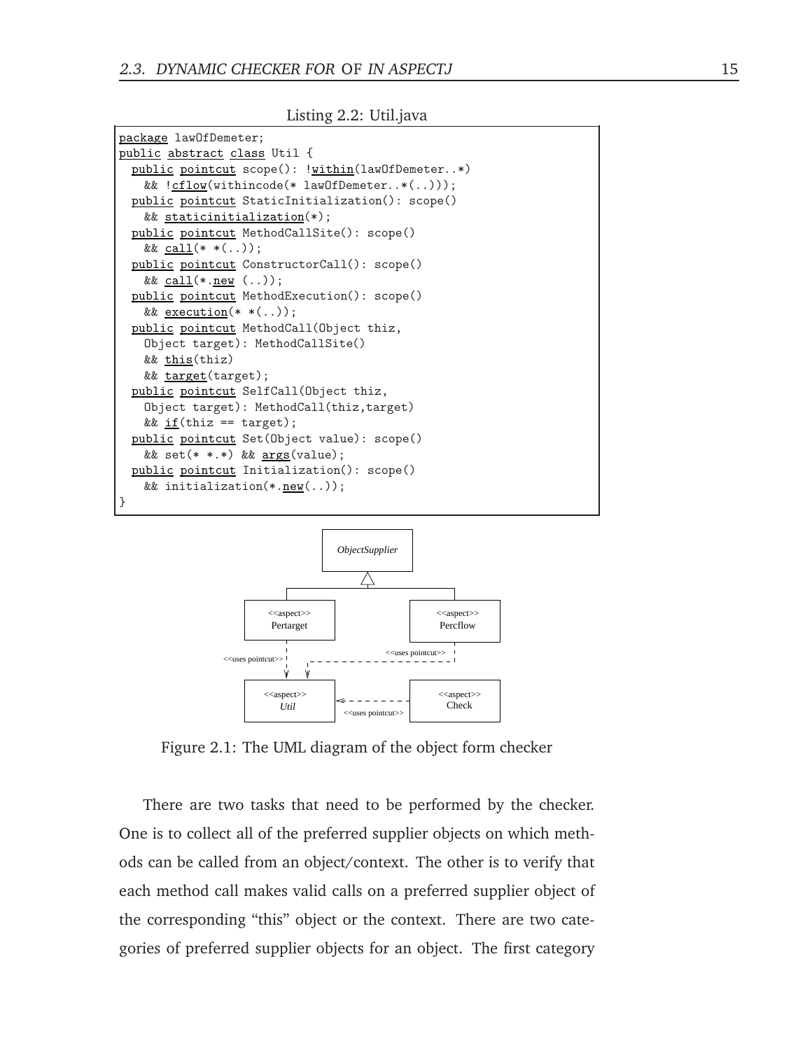Listing 2.2: Util.java

```
package lawOfDemeter;
public abstract class Util {
  public pointcut scope(): !within(lawOfDemeter..*)
    && !cflow(withincode(* lawOfDemeter..*(..)));
  public pointcut StaticInitialization(): scope()
    && staticinitialization(*);
  public pointcut MethodCallSite(): scope()
    && call(* *(..));
  public pointcut ConstructorCall(): scope()
    && call(*.new (..));
  public pointcut MethodExecution(): scope()
    && execution(* *(..));
  public pointcut MethodCall(Object thiz,
    Object target): MethodCallSite()
    && this(thiz)
    && target(target);
  public pointcut SelfCall(Object thiz,
    Object target): MethodCall(thiz,target)
    && if(thiz == target);
  public pointcut Set(Object value): scope()
    && set(* *.*) && args(value);
  public pointcut Initialization(): scope()
    && initialization(*.new(..));
}
```

Figure 2.1: The UML diagram of the object form checker

There are two tasks that need to be performed by the checker. One is to collect all of the preferred supplier objects on which methods can be called from an object/context. The other is to verify that each method call makes valid calls on a preferred supplier object of the corresponding "this" object or the context. There are two categories of preferred supplier objects for an object. The first category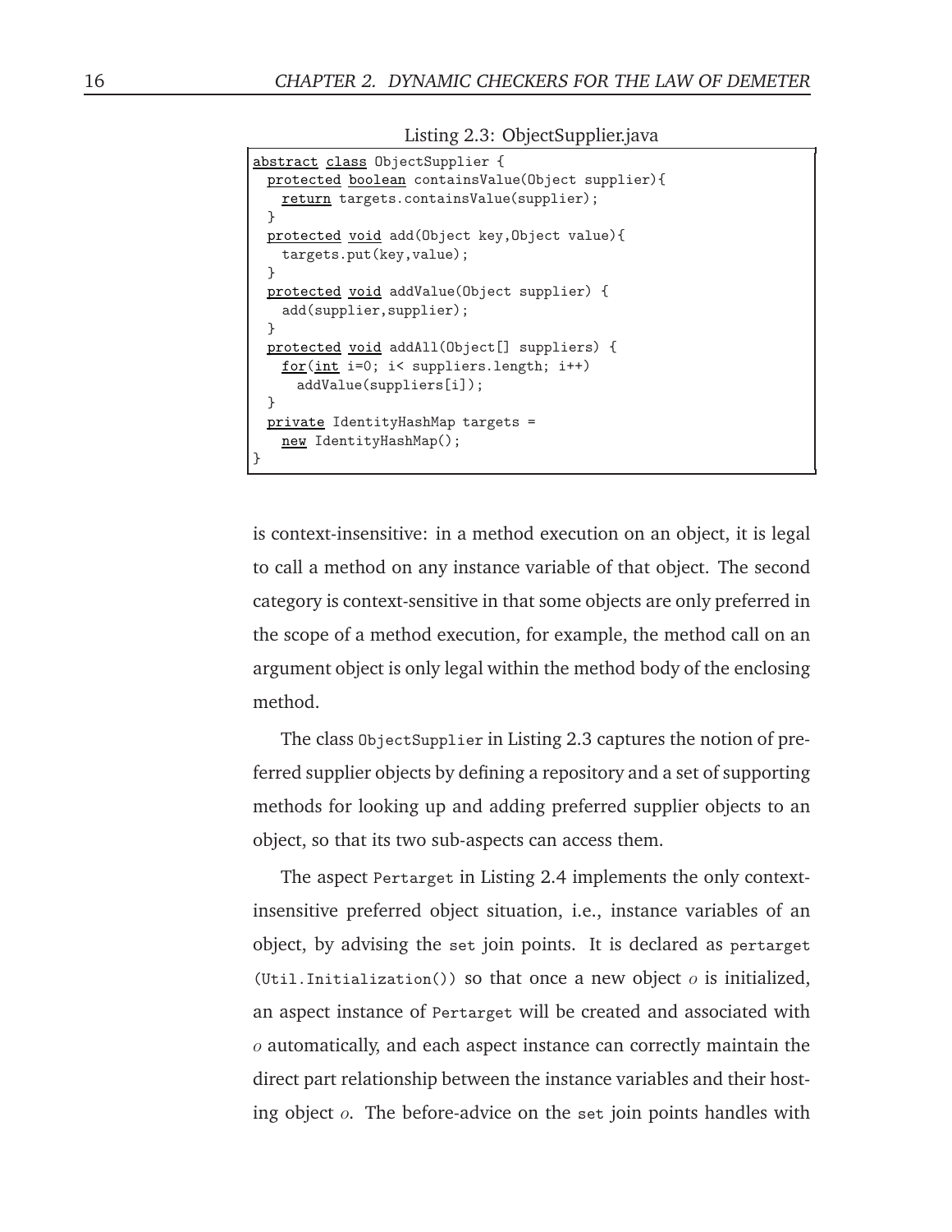Listing 2.3: ObjectSupplier.java

```
abstract class ObjectSupplier {
  protected boolean containsValue(Object supplier){
    return targets.containsValue(supplier);
  }
  protected void add(Object key,Object value){
    targets.put(key,value);
  }
  protected void addValue(Object supplier) {
    add(supplier,supplier);
  }
  protected void addAll(Object[] suppliers) {
    for(int i=0; i< suppliers.length; i++)
      addValue(suppliers[i]);
  }
  private IdentityHashMap targets =
    new IdentityHashMap();
}
```

is context-insensitive: in a method execution on an object, it is legal to call a method on any instance variable of that object. The second category is context-sensitive in that some objects are only preferred in the scope of a method execution, for example, the method call on an argument object is only legal within the method body of the enclosing method.

The class `ObjectSupplier` in Listing 2.3 captures the notion of preferred supplier objects by defining a repository and a set of supporting methods for looking up and adding preferred supplier objects to an object, so that its two sub-aspects can access them.

The aspect `Pertarget` in Listing 2.4 implements the only context-insensitive preferred object situation, i.e., instance variables of an object, by advising the `set` join points. It is declared as `pertarget (Util.Initialization())` so that once a new object $o$ is initialized, an aspect instance of `Pertarget` will be created and associated with $o$ automatically, and each aspect instance can correctly maintain the direct part relationship between the instance variables and their hosting object $o$. The before-advice on the `set` join points handles with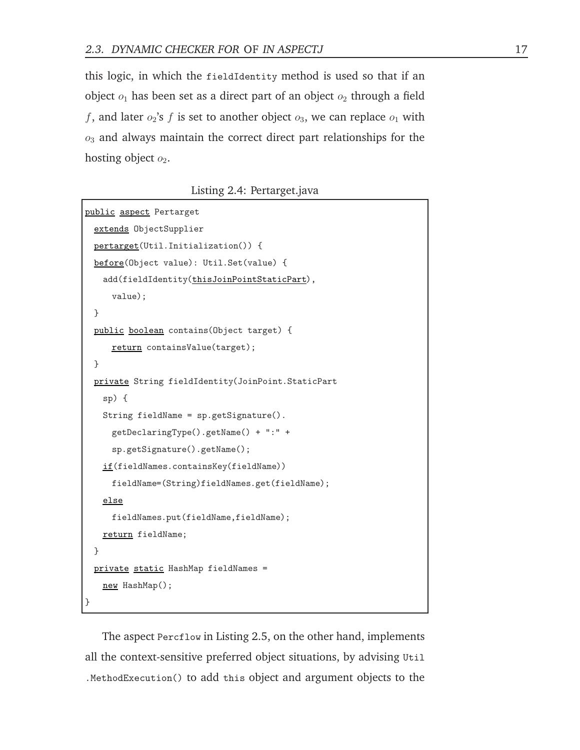this logic, in which the `fieldIdentity` method is used so that if an object $o_1$ has been set as a direct part of an object $o_2$ through a field $f$, and later $o_2$'s $f$ is set to another object $o_3$, we can replace $o_1$ with $o_3$ and always maintain the correct direct part relationships for the hosting object $o_2$.

Listing 2.4: Pertarget.java

```
public aspect Pertarget
  extends ObjectSupplier
  pertarget(Util.Initialization()) {
  before(Object value): Util.Set(value) {
    add(fieldIdentity(thisJoinPointStaticPart),
      value);
  }
  public boolean contains(Object target) {
      return containsValue(target);
  }
  private String fieldIdentity(JoinPoint.StaticPart
    sp) {
    String fieldName = sp.getSignature().
      getDeclaringType().getName() + ":" +
      sp.getSignature().getName();
    if(fieldNames.containsKey(fieldName))
      fieldName=(String)fieldNames.get(fieldName);
    else
      fieldNames.put(fieldName,fieldName);
    return fieldName;
  }
  private static HashMap fieldNames =
    new HashMap();
}
```

The aspect `Percflow` in Listing 2.5, on the other hand, implements all the context-sensitive preferred object situations, by advising `Util.MethodExecution()` to add `this` object and argument objects to the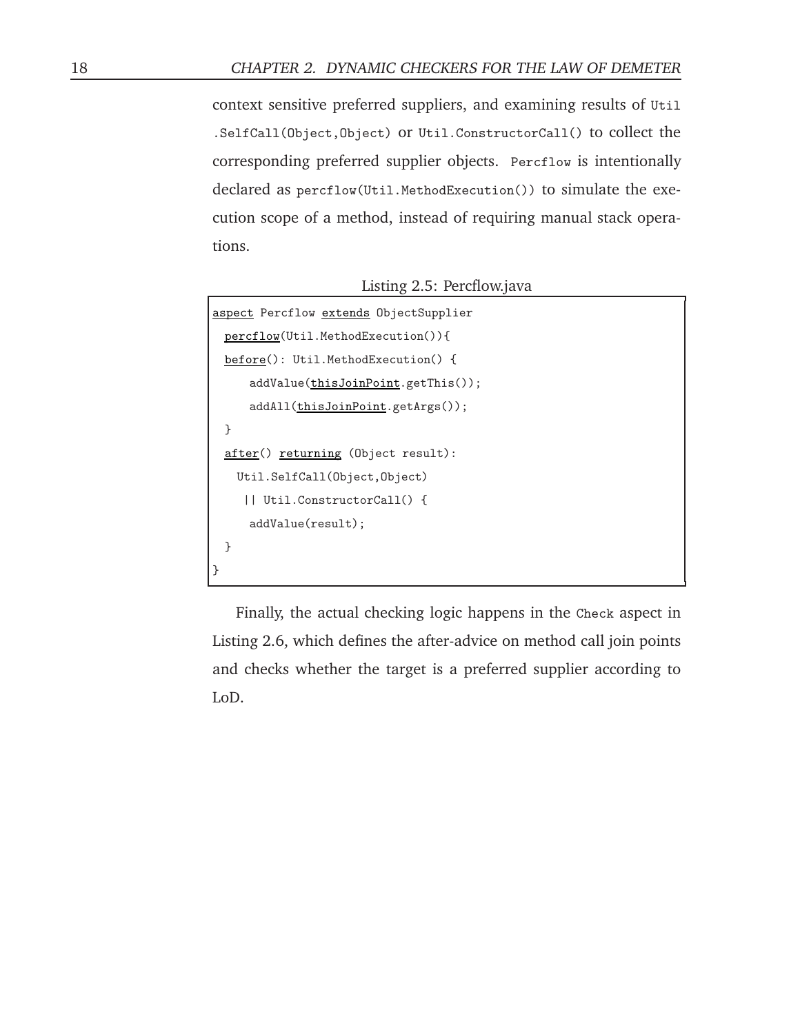context sensitive preferred suppliers, and examining results of `Util.SelfCall(Object,Object)` or `Util.ConstructorCall()` to collect the corresponding preferred supplier objects. `Percflow` is intentionally declared as `percflow(Util.MethodExecution())` to simulate the execution scope of a method, instead of requiring manual stack operations.

Listing 2.5: Percflow.java

```
aspect Percflow extends ObjectSupplier
  percflow(Util.MethodExecution()){
  before(): Util.MethodExecution() {
      addValue(thisJoinPoint.getThis());
      addAll(thisJoinPoint.getArgs());
  }
  after() returning (Object result):
    Util.SelfCall(Object,Object)
     || Util.ConstructorCall() {
      addValue(result);
  }
}
```

Finally, the actual checking logic happens in the `Check` aspect in Listing 2.6, which defines the after-advice on method call join points and checks whether the target is a preferred supplier according to LoD.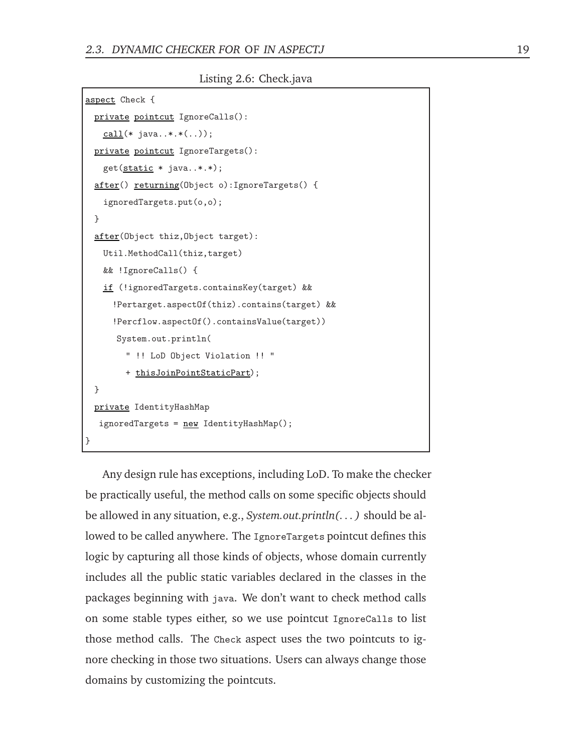Listing 2.6: Check.java

```
aspect Check {
  private pointcut IgnoreCalls():
    call(* java..*.*(..));
  private pointcut IgnoreTargets():
    get(static * java..*.*);
  after() returning(Object o):IgnoreTargets() {
    ignoredTargets.put(o,o);
  }
  after(Object thiz,Object target):
    Util.MethodCall(thiz,target)
    && !IgnoreCalls() {
    if (!ignoredTargets.containsKey(target) &&
      !Pertarget.aspectOf(thiz).contains(target) &&
      !Percflow.aspectOf().containsValue(target))
       System.out.println(
         " !! LoD Object Violation !! "
         + thisJoinPointStaticPart);
  }
  private IdentityHashMap
   ignoredTargets = new IdentityHashMap();
}
```

Any design rule has exceptions, including LoD. To make the checker be practically useful, the method calls on some specific objects should be allowed in any situation, e.g., *System.out.println(...)* should be allowed to be called anywhere. The `IgnoreTargets` pointcut defines this logic by capturing all those kinds of objects, whose domain currently includes all the public static variables declared in the classes in the packages beginning with `java`. We don't want to check method calls on some stable types either, so we use pointcut `IgnoreCalls` to list those method calls. The `Check` aspect uses the two pointcuts to ignore checking in those two situations. Users can always change those domains by customizing the pointcuts.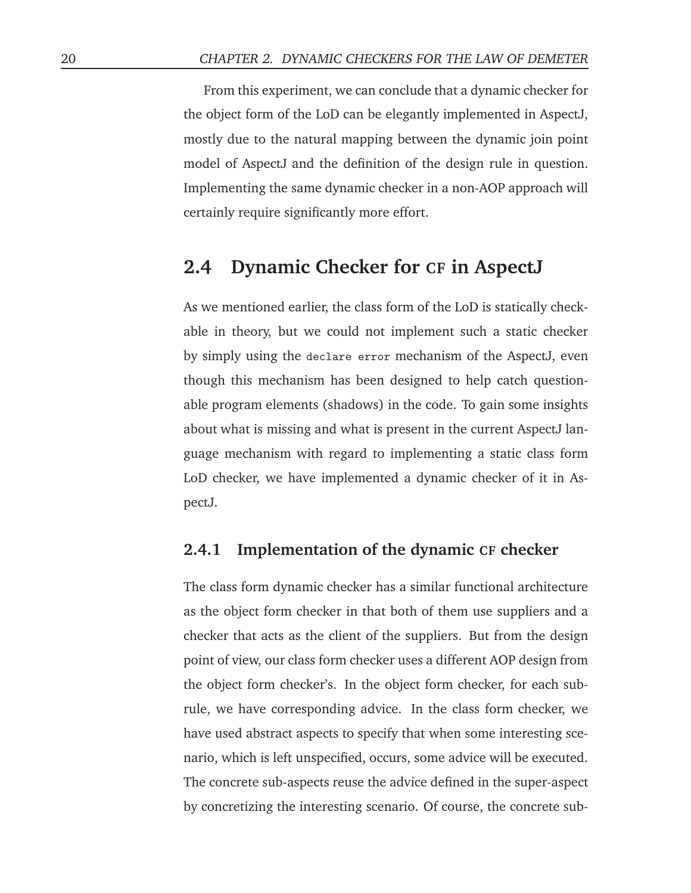From this experiment, we can conclude that a dynamic checker for the object form of the LoD can be elegantly implemented in AspectJ, mostly due to the natural mapping between the dynamic join point model of AspectJ and the definition of the design rule in question. Implementing the same dynamic checker in a non-AOP approach will certainly require significantly more effort.

## 2.4 Dynamic Checker for CF in AspectJ

As we mentioned earlier, the class form of the LoD is statically checkable in theory, but we could not implement such a static checker by simply using the `declare error` mechanism of the AspectJ, even though this mechanism has been designed to help catch questionable program elements (shadows) in the code. To gain some insights about what is missing and what is present in the current AspectJ language mechanism with regard to implementing a static class form LoD checker, we have implemented a dynamic checker of it in AspectJ.

### 2.4.1 Implementation of the dynamic CF checker

The class form dynamic checker has a similar functional architecture as the object form checker in that both of them use suppliers and a checker that acts as the client of the suppliers. But from the design point of view, our class form checker uses a different AOP design from the object form checker's. In the object form checker, for each subrule, we have corresponding advice. In the class form checker, we have used abstract aspects to specify that when some interesting scenario, which is left unspecified, occurs, some advice will be executed. The concrete sub-aspects reuse the advice defined in the super-aspect by concretizing the interesting scenario. Of course, the concrete sub-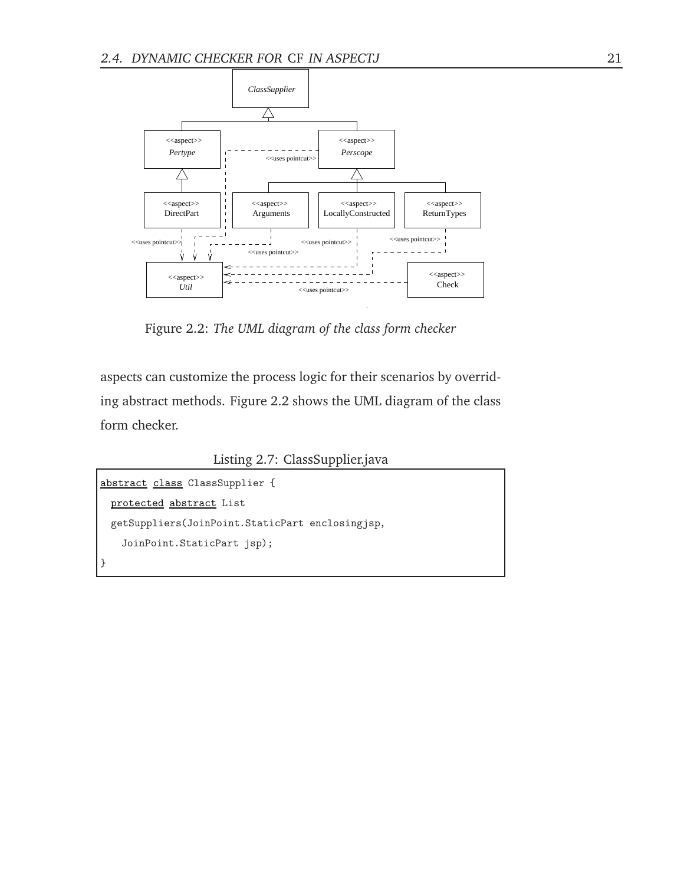Figure 2.2: *The UML diagram of the class form checker*

aspects can customize the process logic for their scenarios by overriding abstract methods. Figure 2.2 shows the UML diagram of the class form checker.

Listing 2.7: ClassSupplier.java

```
abstract class ClassSupplier {
  protected abstract List
  getSuppliers(JoinPoint.StaticPart enclosingjsp,
    JoinPoint.StaticPart jsp);
}
```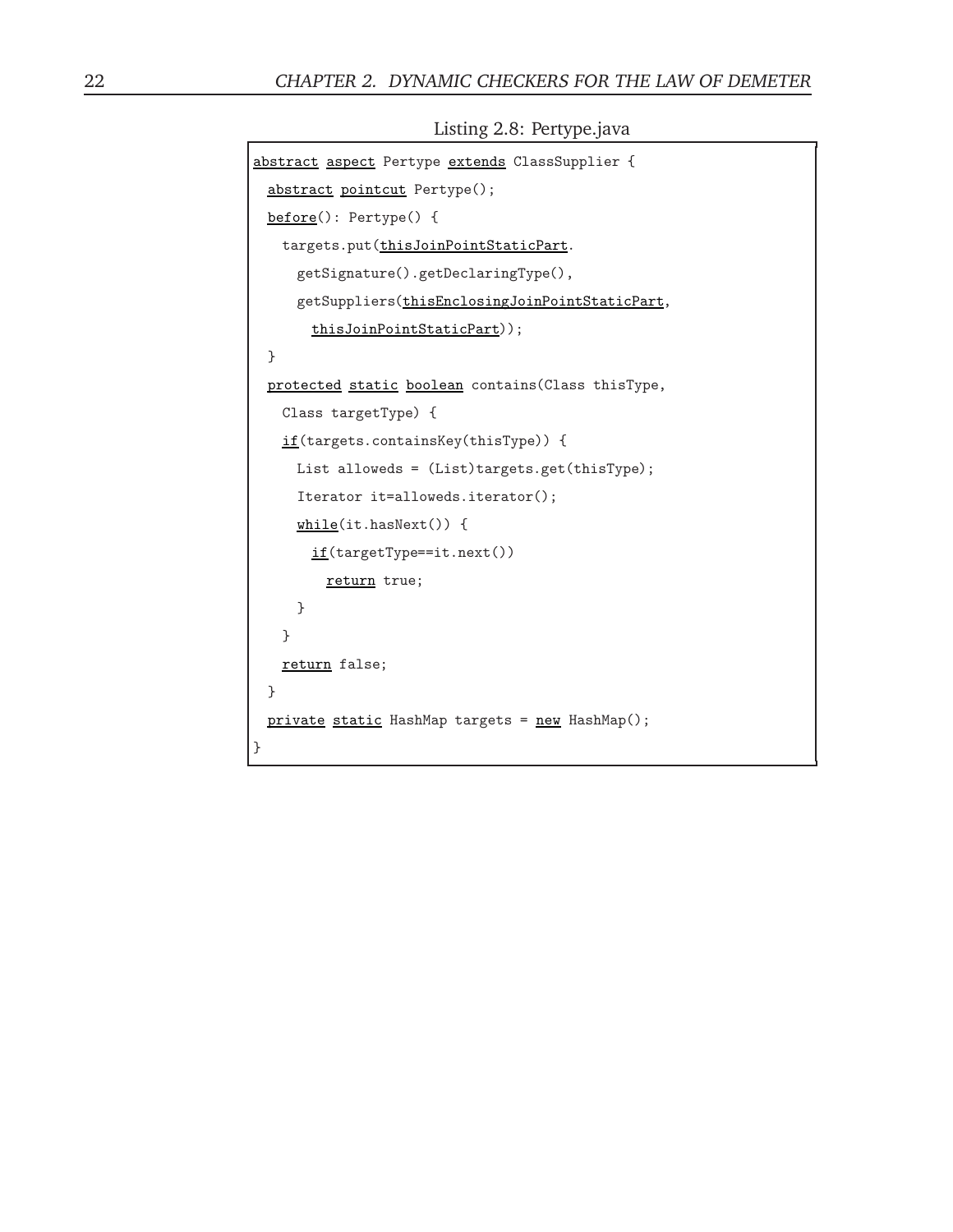Listing 2.8: Pertype.java

```
abstract aspect Pertype extends ClassSupplier {
  abstract pointcut Pertype();
  before(): Pertype() {
    targets.put(thisJoinPointStaticPart.
      getSignature().getDeclaringType(),
      getSuppliers(thisEnclosingJoinPointStaticPart,
        thisJoinPointStaticPart));
  }
  protected static boolean contains(Class thisType,
    Class targetType) {
    if(targets.containsKey(thisType)) {
      List alloweds = (List)targets.get(thisType);
      Iterator it=alloweds.iterator();
      while(it.hasNext()) {
        if(targetType==it.next())
          return true;
      }
    }
    return false;
  }
  private static HashMap targets = new HashMap();
}
```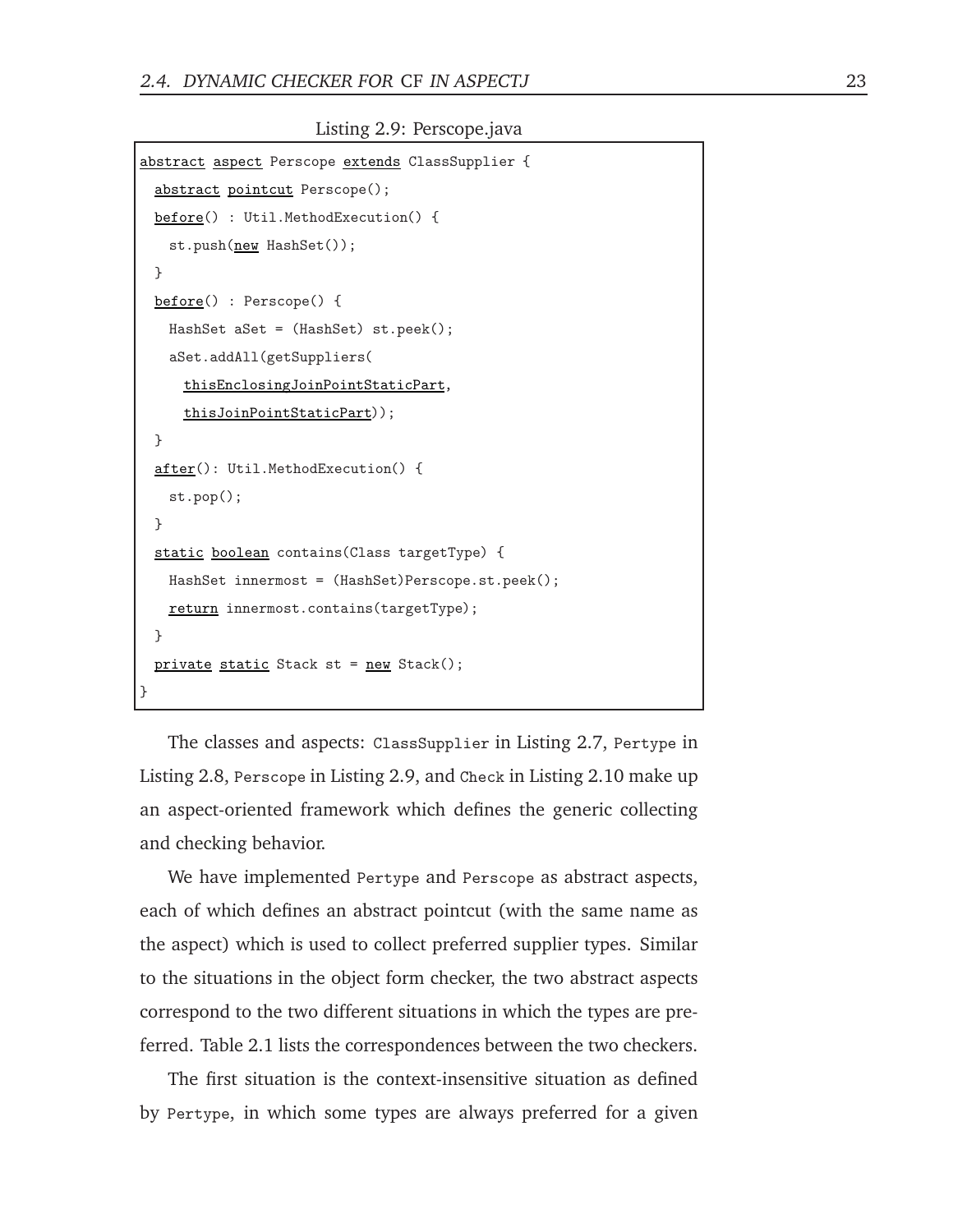Listing 2.9: Perscope.java

```
abstract aspect Perscope extends ClassSupplier {
  abstract pointcut Perscope();
  before() : Util.MethodExecution() {
    st.push(new HashSet());
  }
  before() : Perscope() {
    HashSet aSet = (HashSet) st.peek();
    aSet.addAll(getSuppliers(
      thisEnclosingJoinPointStaticPart,
      thisJoinPointStaticPart));
  }
  after(): Util.MethodExecution() {
    st.pop();
  }
  static boolean contains(Class targetType) {
    HashSet innermost = (HashSet)Perscope.st.peek();
    return innermost.contains(targetType);
  }
  private static Stack st = new Stack();
}
```

The classes and aspects: `ClassSupplier` in Listing 2.7, `Pertype` in Listing 2.8, `Perscope` in Listing 2.9, and `Check` in Listing 2.10 make up an aspect-oriented framework which defines the generic collecting and checking behavior.

We have implemented `Pertype` and `Perscope` as abstract aspects, each of which defines an abstract pointcut (with the same name as the aspect) which is used to collect preferred supplier types. Similar to the situations in the object form checker, the two abstract aspects correspond to the two different situations in which the types are preferred. Table 2.1 lists the correspondences between the two checkers.

The first situation is the context-insensitive situation as defined by `Pertype`, in which some types are always preferred for a given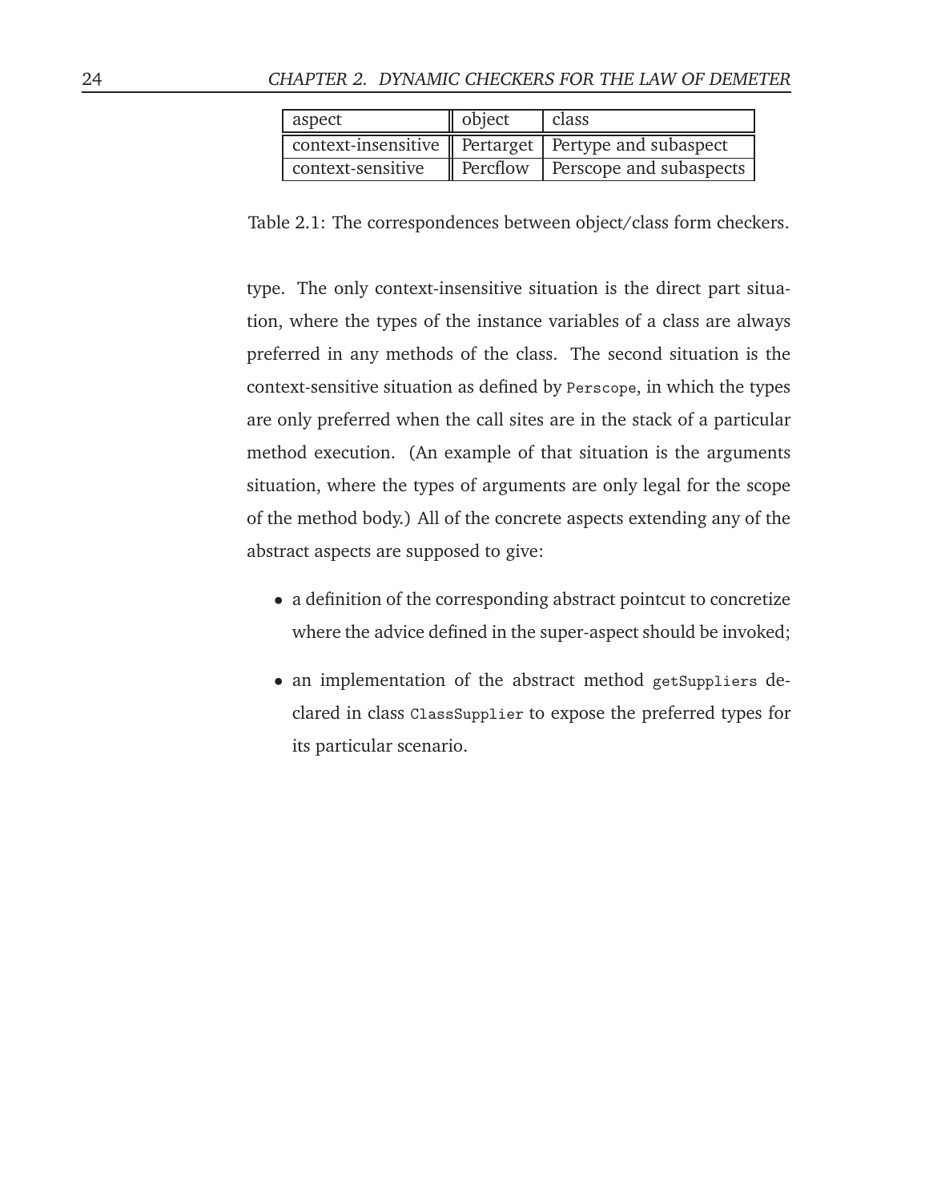| aspect | object | class |
|---|---|---|
| context-insensitive | Pertarget | Pertype and subaspect |
| context-sensitive | Percflow | Perscope and subaspects |

Table 2.1: The correspondences between object/class form checkers.

type. The only context-insensitive situation is the direct part situation, where the types of the instance variables of a class are always preferred in any methods of the class. The second situation is the context-sensitive situation as defined by `Perscope`, in which the types are only preferred when the call sites are in the stack of a particular method execution. (An example of that situation is the arguments situation, where the types of arguments are only legal for the scope of the method body.) All of the concrete aspects extending any of the abstract aspects are supposed to give:

- a definition of the corresponding abstract pointcut to concretize where the advice defined in the super-aspect should be invoked;
- an implementation of the abstract method `getSuppliers` declared in class `ClassSupplier` to expose the preferred types for its particular scenario.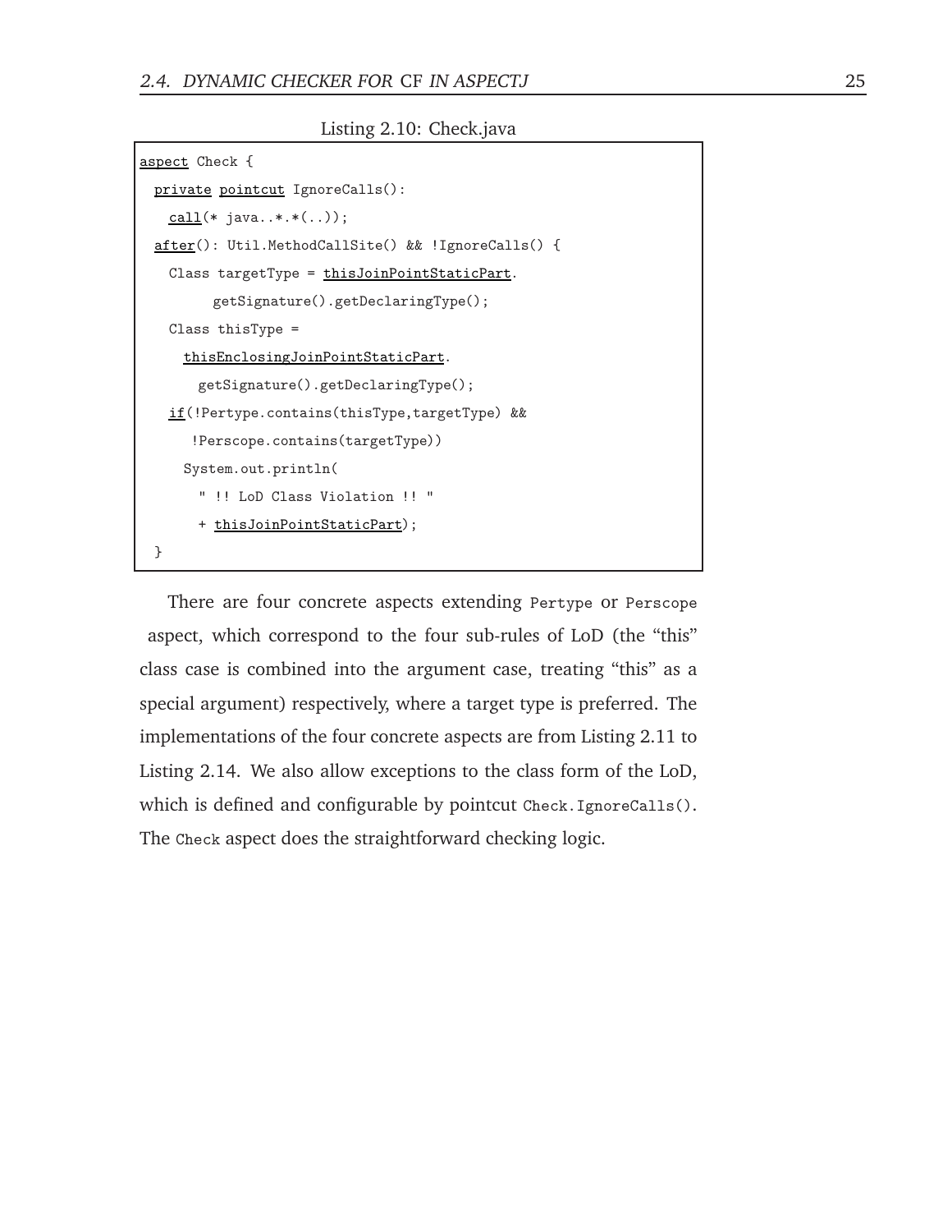Listing 2.10: Check.java

```
aspect Check {
  private pointcut IgnoreCalls():
    call(* java..*.*(..));
  after(): Util.MethodCallSite() && !IgnoreCalls() {
    Class targetType = thisJoinPointStaticPart.
          getSignature().getDeclaringType();
    Class thisType =
      thisEnclosingJoinPointStaticPart.
        getSignature().getDeclaringType();
    if(!Pertype.contains(thisType,targetType) &&
       !Perscope.contains(targetType))
      System.out.println(
        " !! LoD Class Violation !! "
        + thisJoinPointStaticPart);
  }
```

There are four concrete aspects extending `Pertype` or `Perscope` aspect, which correspond to the four sub-rules of LoD (the "this" class case is combined into the argument case, treating "this" as a special argument) respectively, where a target type is preferred. The implementations of the four concrete aspects are from Listing 2.11 to Listing 2.14. We also allow exceptions to the class form of the LoD, which is defined and configurable by pointcut `Check.IgnoreCalls()`. The `Check` aspect does the straightforward checking logic.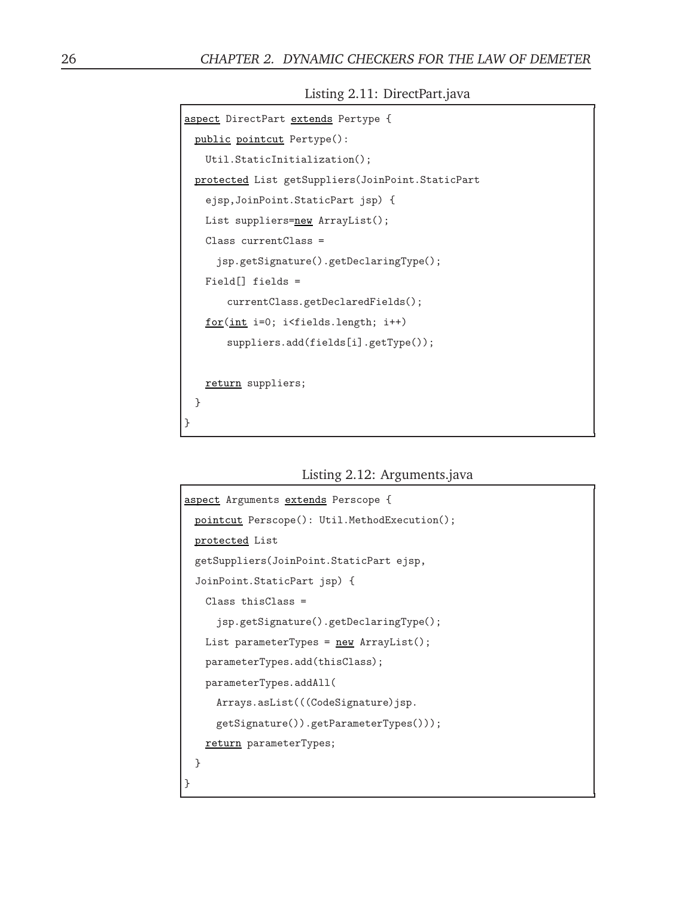Listing 2.11: DirectPart.java

```
aspect DirectPart extends Pertype {
  public pointcut Pertype():
    Util.StaticInitialization();
  protected List getSuppliers(JoinPoint.StaticPart
    ejsp,JoinPoint.StaticPart jsp) {
    List suppliers=new ArrayList();
    Class currentClass =
      jsp.getSignature().getDeclaringType();
    Field[] fields =
        currentClass.getDeclaredFields();
    for(int i=0; i<fields.length; i++)
        suppliers.add(fields[i].getType());

    return suppliers;
  }
}
```

Listing 2.12: Arguments.java

```
aspect Arguments extends Perscope {
  pointcut Perscope(): Util.MethodExecution();
  protected List
  getSuppliers(JoinPoint.StaticPart ejsp,
  JoinPoint.StaticPart jsp) {
    Class thisClass =
      jsp.getSignature().getDeclaringType();
    List parameterTypes = new ArrayList();
    parameterTypes.add(thisClass);
    parameterTypes.addAll(
      Arrays.asList(((CodeSignature)jsp.
      getSignature()).getParameterTypes()));
    return parameterTypes;
  }
}
```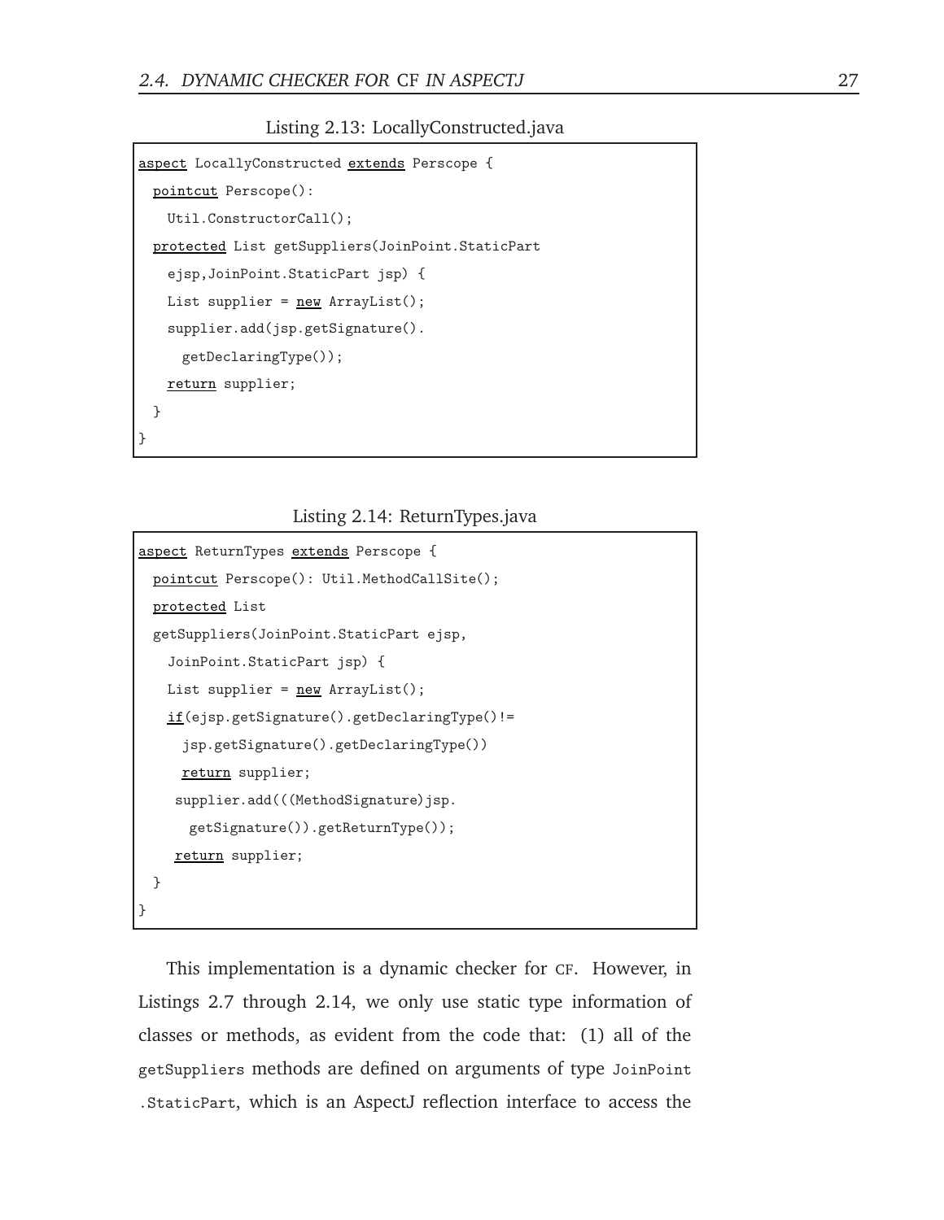Listing 2.13: LocallyConstructed.java

```
aspect LocallyConstructed extends Perscope {
  pointcut Perscope():
    Util.ConstructorCall();
  protected List getSuppliers(JoinPoint.StaticPart
    ejsp,JoinPoint.StaticPart jsp) {
    List supplier = new ArrayList();
    supplier.add(jsp.getSignature().
      getDeclaringType());
    return supplier;
  }
}
```

Listing 2.14: ReturnTypes.java

```
aspect ReturnTypes extends Perscope {
  pointcut Perscope(): Util.MethodCallSite();
  protected List
  getSuppliers(JoinPoint.StaticPart ejsp,
    JoinPoint.StaticPart jsp) {
    List supplier = new ArrayList();
    if(ejsp.getSignature().getDeclaringType()!=
      jsp.getSignature().getDeclaringType())
      return supplier;
     supplier.add(((MethodSignature)jsp.
       getSignature()).getReturnType());
     return supplier;
  }
}
```

This implementation is a dynamic checker for CF. However, in Listings 2.7 through 2.14, we only use static type information of classes or methods, as evident from the code that: (1) all of the `getSuppliers` methods are defined on arguments of type `JoinPoint.StaticPart`, which is an AspectJ reflection interface to access the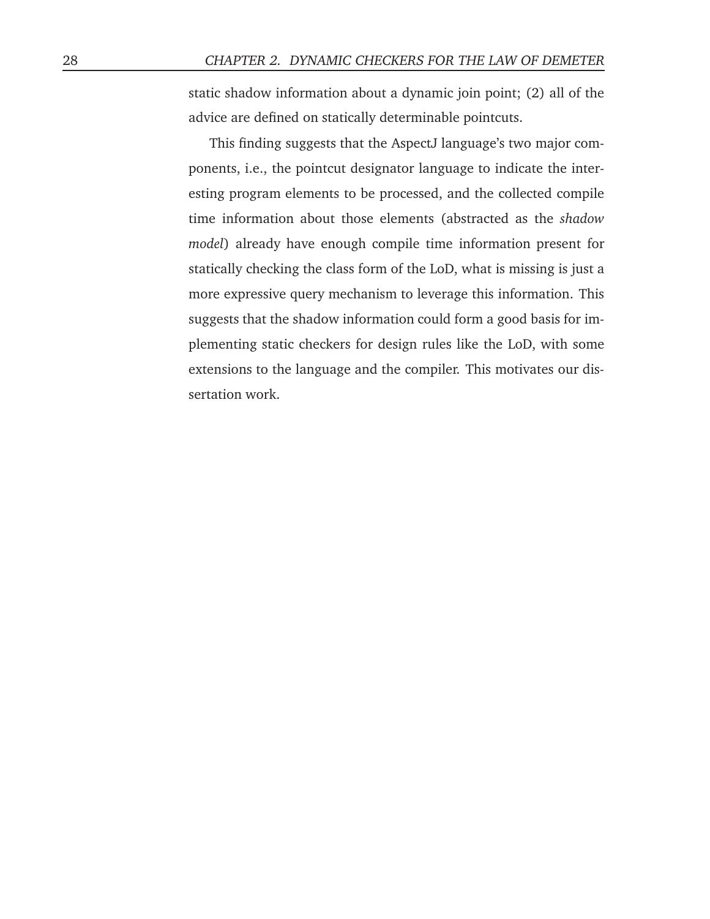static shadow information about a dynamic join point; (2) all of the advice are defined on statically determinable pointcuts.

This finding suggests that the AspectJ language's two major components, i.e., the pointcut designator language to indicate the interesting program elements to be processed, and the collected compile time information about those elements (abstracted as the *shadow model*) already have enough compile time information present for statically checking the class form of the LoD, what is missing is just a more expressive query mechanism to leverage this information. This suggests that the shadow information could form a good basis for implementing static checkers for design rules like the LoD, with some extensions to the language and the compiler. This motivates our dissertation work.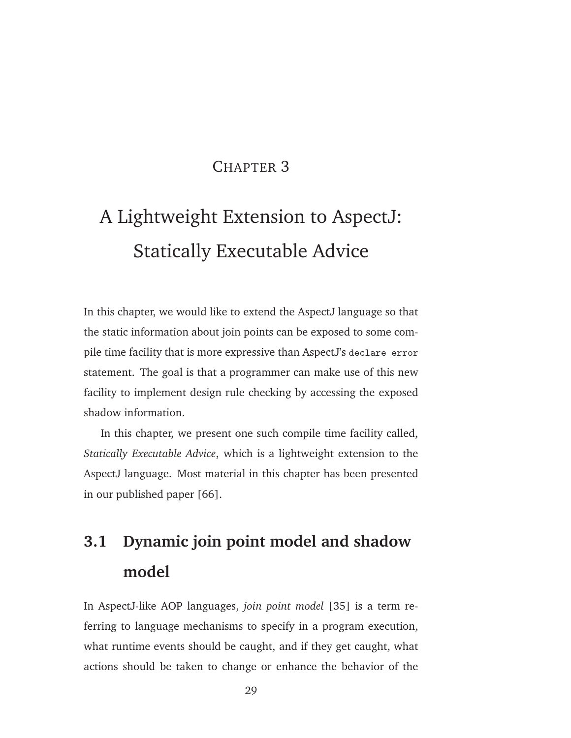# Chapter 3

# A Lightweight Extension to AspectJ: Statically Executable Advice

In this chapter, we would like to extend the AspectJ language so that the static information about join points can be exposed to some compile time facility that is more expressive than AspectJ's `declare error` statement. The goal is that a programmer can make use of this new facility to implement design rule checking by accessing the exposed shadow information.

In this chapter, we present one such compile time facility called, *Statically Executable Advice*, which is a lightweight extension to the AspectJ language. Most material in this chapter has been presented in our published paper [66].

## 3.1 Dynamic join point model and shadow model

In AspectJ-like AOP languages, *join point model* [35] is a term referring to language mechanisms to specify in a program execution, what runtime events should be caught, and if they get caught, what actions should be taken to change or enhance the behavior of the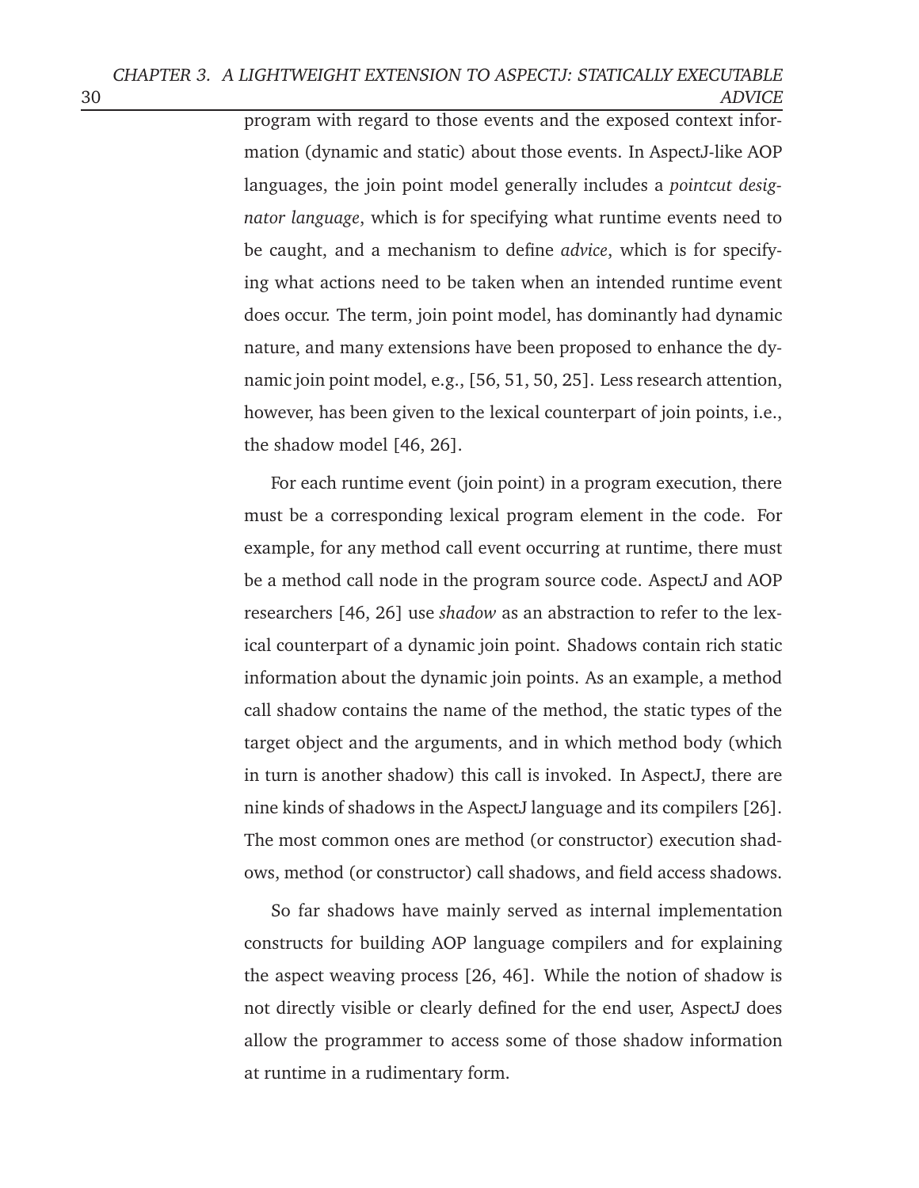program with regard to those events and the exposed context information (dynamic and static) about those events. In AspectJ-like AOP languages, the join point model generally includes a *pointcut designator language*, which is for specifying what runtime events need to be caught, and a mechanism to define *advice*, which is for specifying what actions need to be taken when an intended runtime event does occur. The term, join point model, has dominantly had dynamic nature, and many extensions have been proposed to enhance the dynamic join point model, e.g., [56, 51, 50, 25]. Less research attention, however, has been given to the lexical counterpart of join points, i.e., the shadow model [46, 26].

For each runtime event (join point) in a program execution, there must be a corresponding lexical program element in the code. For example, for any method call event occurring at runtime, there must be a method call node in the program source code. AspectJ and AOP researchers [46, 26] use *shadow* as an abstraction to refer to the lexical counterpart of a dynamic join point. Shadows contain rich static information about the dynamic join points. As an example, a method call shadow contains the name of the method, the static types of the target object and the arguments, and in which method body (which in turn is another shadow) this call is invoked. In AspectJ, there are nine kinds of shadows in the AspectJ language and its compilers [26]. The most common ones are method (or constructor) execution shadows, method (or constructor) call shadows, and field access shadows.

So far shadows have mainly served as internal implementation constructs for building AOP language compilers and for explaining the aspect weaving process [26, 46]. While the notion of shadow is not directly visible or clearly defined for the end user, AspectJ does allow the programmer to access some of those shadow information at runtime in a rudimentary form.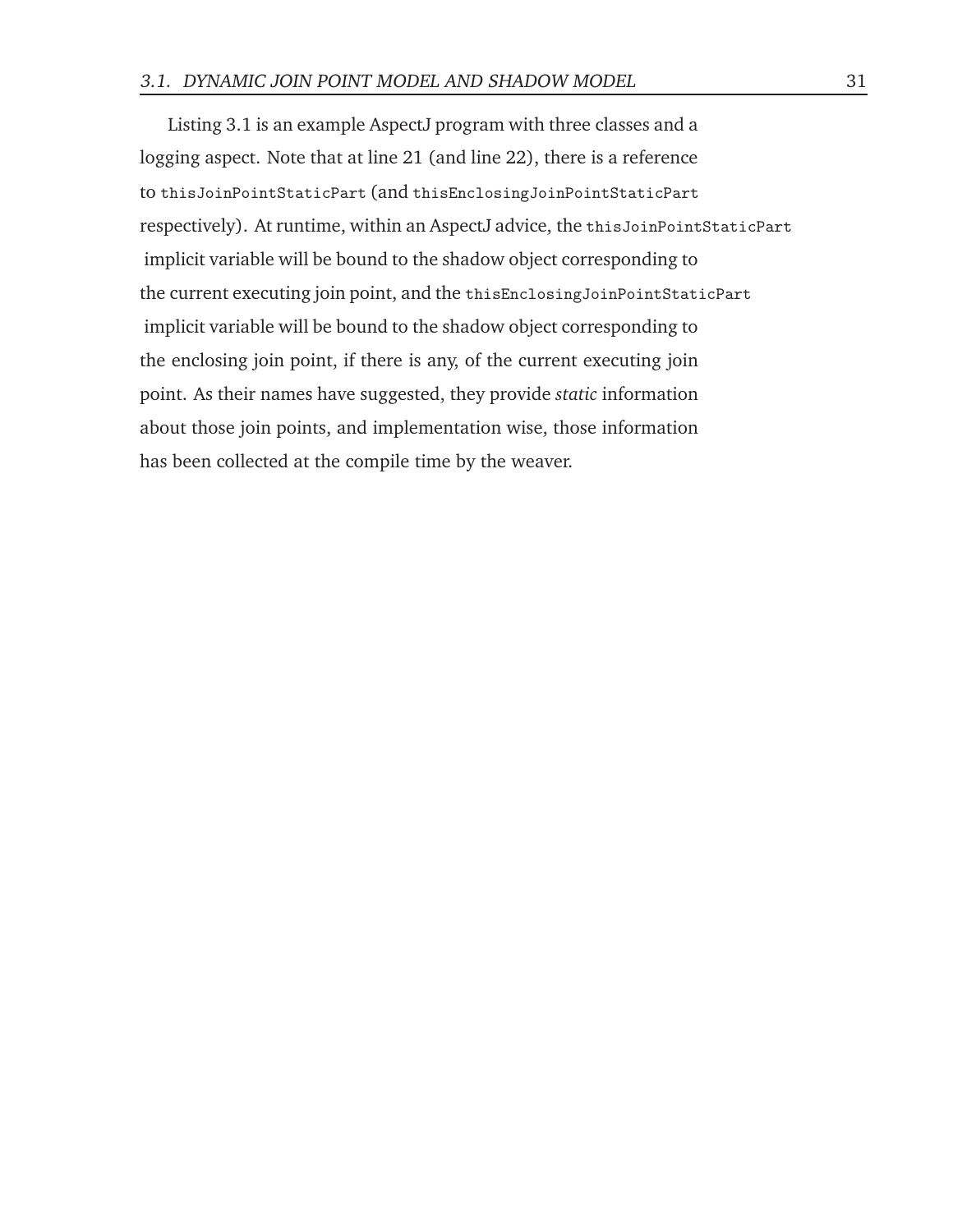Listing 3.1 is an example AspectJ program with three classes and a logging aspect. Note that at line 21 (and line 22), there is a reference to `thisJoinPointStaticPart` (and `thisEnclosingJoinPointStaticPart` respectively). At runtime, within an AspectJ advice, the `thisJoinPointStaticPart` implicit variable will be bound to the shadow object corresponding to the current executing join point, and the `thisEnclosingJoinPointStaticPart` implicit variable will be bound to the shadow object corresponding to the enclosing join point, if there is any, of the current executing join point. As their names have suggested, they provide *static* information about those join points, and implementation wise, those information has been collected at the compile time by the weaver.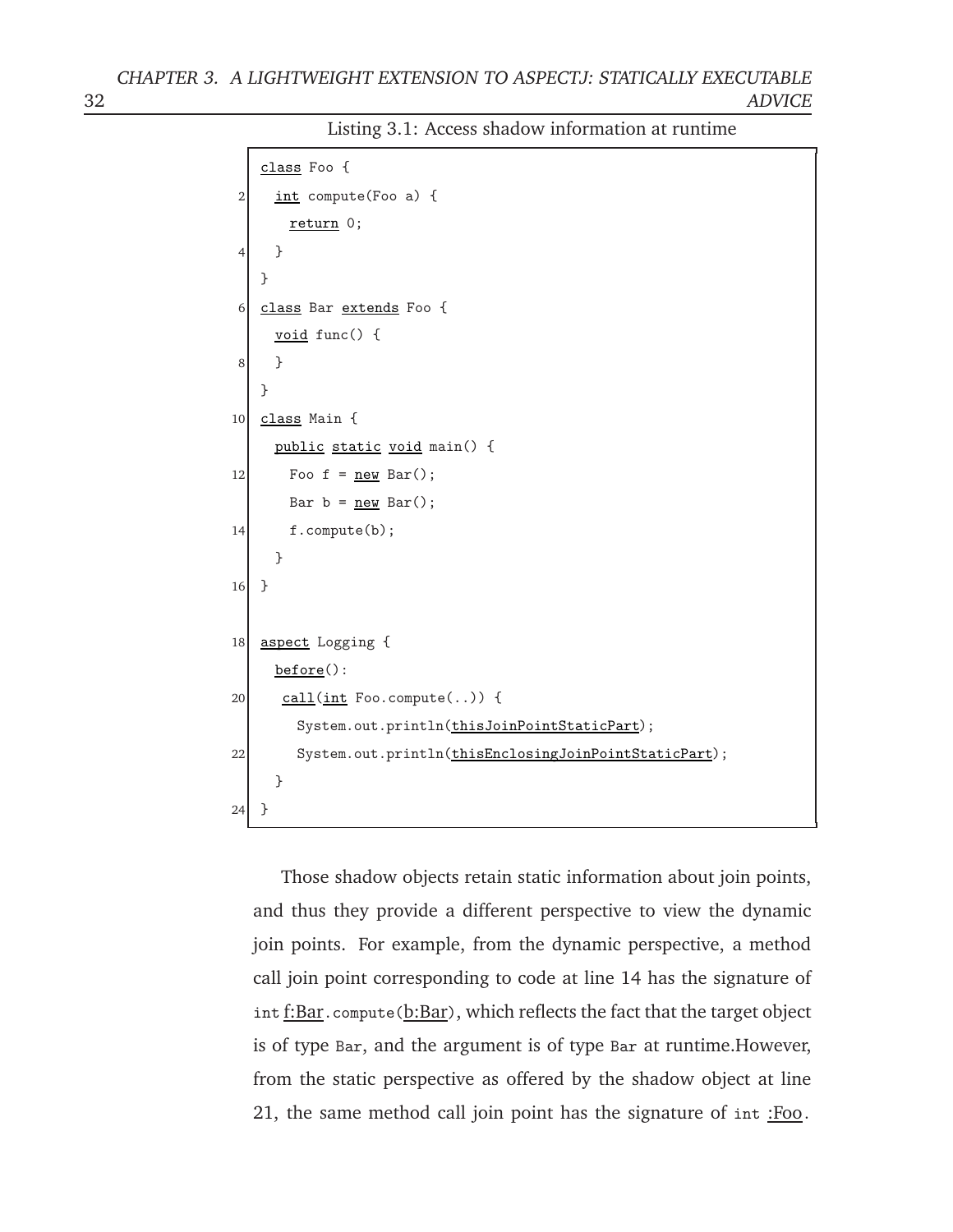Listing 3.1: Access shadow information at runtime

```
class Foo {
  int compute(Foo a) {
    return 0;
  }
}
class Bar extends Foo {
  void func() {
  }
}
class Main {
  public static void main() {
    Foo f = new Bar();
    Bar b = new Bar();
    f.compute(b);
  }
}

aspect Logging {
  before():
   call(int Foo.compute(..)) {
     System.out.println(thisJoinPointStaticPart);
     System.out.println(thisEnclosingJoinPointStaticPart);
  }
}
```

Those shadow objects retain static information about join points, and thus they provide a different perspective to view the dynamic join points. For example, from the dynamic perspective, a method call join point corresponding to code at line 14 has the signature of `int` f:Bar`.compute(`b:Bar`)`, which reflects the fact that the target object is of type `Bar`, and the argument is of type `Bar` at runtime.However, from the static perspective as offered by the shadow object at line 21, the same method call join point has the signature of `int` :Foo.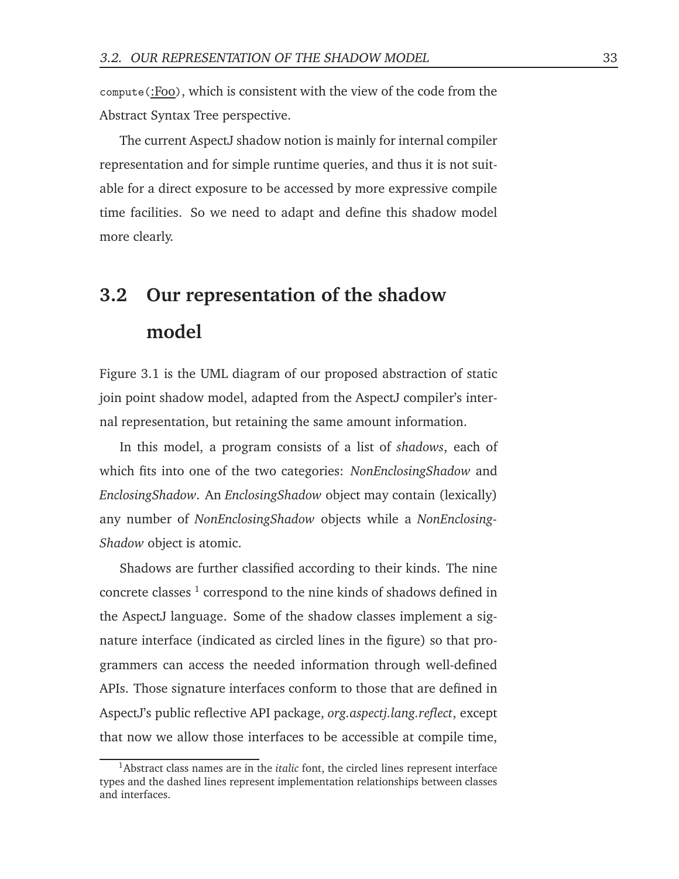`compute(:Foo)`, which is consistent with the view of the code from the Abstract Syntax Tree perspective.

The current AspectJ shadow notion is mainly for internal compiler representation and for simple runtime queries, and thus it is not suitable for a direct exposure to be accessed by more expressive compile time facilities. So we need to adapt and define this shadow model more clearly.

## 3.2 Our representation of the shadow model

Figure 3.1 is the UML diagram of our proposed abstraction of static join point shadow model, adapted from the AspectJ compiler's internal representation, but retaining the same amount information.

In this model, a program consists of a list of *shadows*, each of which fits into one of the two categories: *NonEnclosingShadow* and *EnclosingShadow*. An *EnclosingShadow* object may contain (lexically) any number of *NonEnclosingShadow* objects while a *NonEnclosingShadow* object is atomic.

Shadows are further classified according to their kinds. The nine concrete classes [1] correspond to the nine kinds of shadows defined in the AspectJ language. Some of the shadow classes implement a signature interface (indicated as circled lines in the figure) so that programmers can access the needed information through well-defined APIs. Those signature interfaces conform to those that are defined in AspectJ's public reflective API package, *org.aspectj.lang.reflect*, except that now we allow those interfaces to be accessible at compile time,

[1] Abstract class names are in the *italic* font, the circled lines represent interface types and the dashed lines represent implementation relationships between classes and interfaces.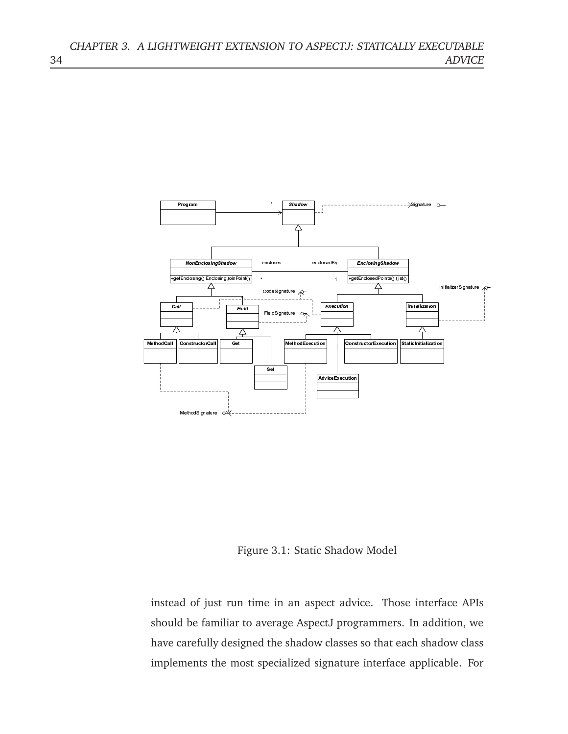Figure 3.1: Static Shadow Model

instead of just run time in an aspect advice. Those interface APIs should be familiar to average AspectJ programmers. In addition, we have carefully designed the shadow classes so that each shadow class implements the most specialized signature interface applicable. For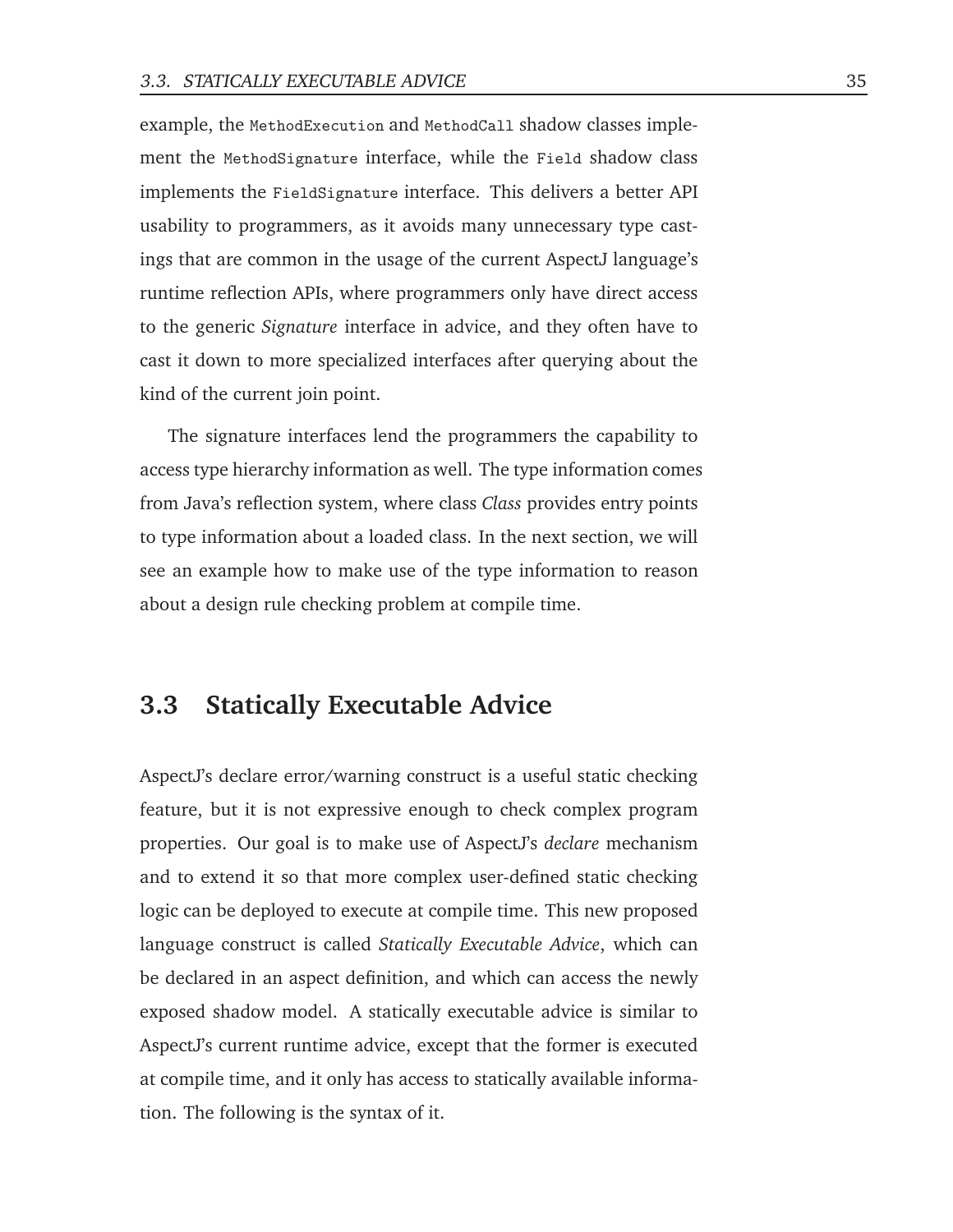example, the `MethodExecution` and `MethodCall` shadow classes implement the `MethodSignature` interface, while the `Field` shadow class implements the `FieldSignature` interface. This delivers a better API usability to programmers, as it avoids many unnecessary type castings that are common in the usage of the current AspectJ language's runtime reflection APIs, where programmers only have direct access to the generic *Signature* interface in advice, and they often have to cast it down to more specialized interfaces after querying about the kind of the current join point.

The signature interfaces lend the programmers the capability to access type hierarchy information as well. The type information comes from Java's reflection system, where class *Class* provides entry points to type information about a loaded class. In the next section, we will see an example how to make use of the type information to reason about a design rule checking problem at compile time.

## 3.3 Statically Executable Advice

AspectJ's declare error/warning construct is a useful static checking feature, but it is not expressive enough to check complex program properties. Our goal is to make use of AspectJ's *declare* mechanism and to extend it so that more complex user-defined static checking logic can be deployed to execute at compile time. This new proposed language construct is called *Statically Executable Advice*, which can be declared in an aspect definition, and which can access the newly exposed shadow model. A statically executable advice is similar to AspectJ's current runtime advice, except that the former is executed at compile time, and it only has access to statically available information. The following is the syntax of it.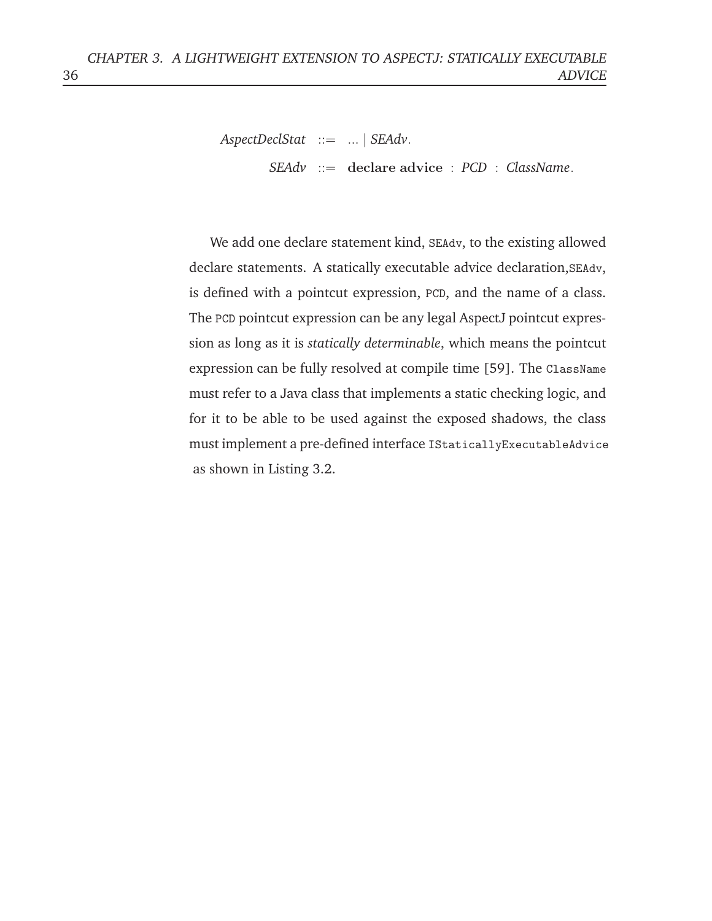$$
\begin{aligned}
\mathit{AspectDeclStat} &::= \ \ldots \mid \mathit{SEAdv}. \\
\mathit{SEAdv} &::= \ \textbf{declare advice} \ : \ \mathit{PCD} \ : \ \mathit{ClassName}.
\end{aligned}
$$

We add one declare statement kind, `SEAdv`, to the existing allowed declare statements. A statically executable advice declaration,`SEAdv`, is defined with a pointcut expression, `PCD`, and the name of a class. The `PCD` pointcut expression can be any legal AspectJ pointcut expression as long as it is *statically determinable*, which means the pointcut expression can be fully resolved at compile time [59]. The `ClassName` must refer to a Java class that implements a static checking logic, and for it to be able to be used against the exposed shadows, the class must implement a pre-defined interface `IStaticallyExecutableAdvice` as shown in Listing 3.2.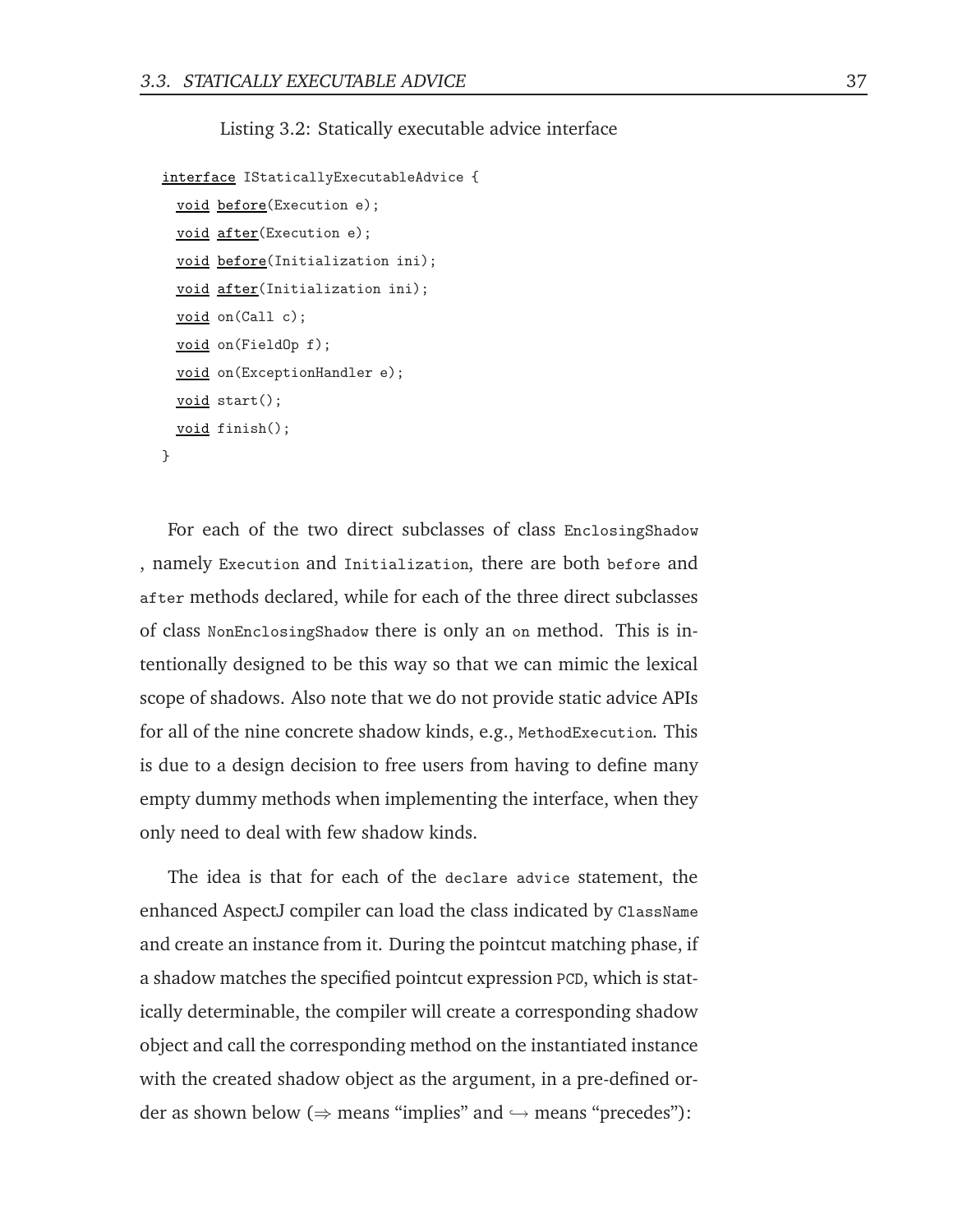Listing 3.2: Statically executable advice interface

```
interface IStaticallyExecutableAdvice {
  void before(Execution e);
  void after(Execution e);
  void before(Initialization ini);
  void after(Initialization ini);
  void on(Call c);
  void on(FieldOp f);
  void on(ExceptionHandler e);
  void start();
  void finish();
}
```

For each of the two direct subclasses of class `EnclosingShadow`, namely `Execution` and `Initialization`, there are both `before` and `after` methods declared, while for each of the three direct subclasses of class `NonEnclosingShadow` there is only an `on` method. This is intentionally designed to be this way so that we can mimic the lexical scope of shadows. Also note that we do not provide static advice APIs for all of the nine concrete shadow kinds, e.g., `MethodExecution`. This is due to a design decision to free users from having to define many empty dummy methods when implementing the interface, when they only need to deal with few shadow kinds.

The idea is that for each of the `declare advice` statement, the enhanced AspectJ compiler can load the class indicated by `ClassName` and create an instance from it. During the pointcut matching phase, if a shadow matches the specified pointcut expression `PCD`, which is statically determinable, the compiler will create a corresponding shadow object and call the corresponding method on the instantiated instance with the created shadow object as the argument, in a pre-defined order as shown below ($\Rightarrow$ means "implies" and $\hookrightarrow$ means "precedes"):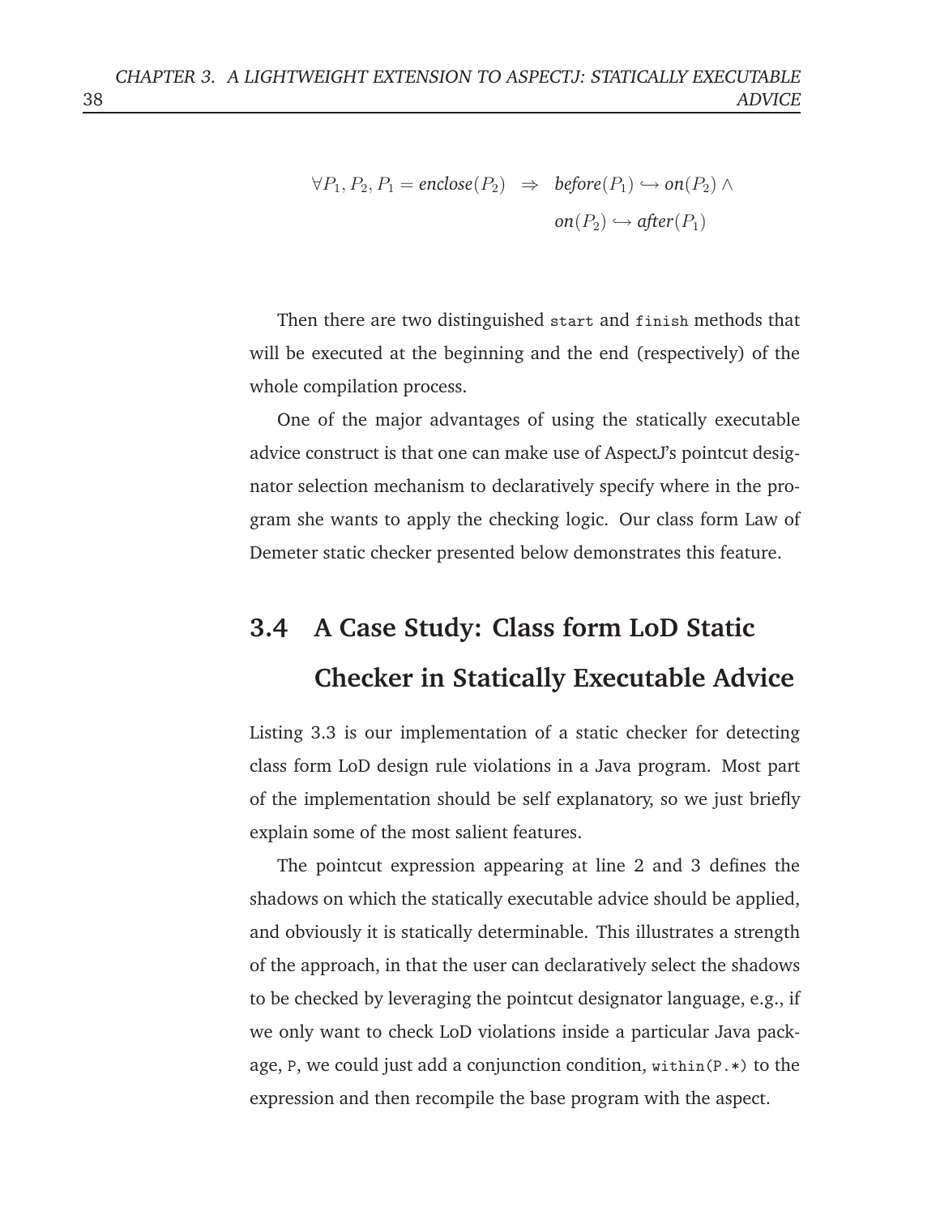$$\forall P_1, P_2, P_1 = \textit{enclose}(P_2) \;\Rightarrow\; \textit{before}(P_1) \hookrightarrow \textit{on}(P_2) \wedge \textit{on}(P_2) \hookrightarrow \textit{after}(P_1)$$

Then there are two distinguished `start` and `finish` methods that will be executed at the beginning and the end (respectively) of the whole compilation process.

One of the major advantages of using the statically executable advice construct is that one can make use of AspectJ's pointcut designator selection mechanism to declaratively specify where in the program she wants to apply the checking logic. Our class form Law of Demeter static checker presented below demonstrates this feature.

## 3.4 A Case Study: Class form LoD Static Checker in Statically Executable Advice

Listing 3.3 is our implementation of a static checker for detecting class form LoD design rule violations in a Java program. Most part of the implementation should be self explanatory, so we just briefly explain some of the most salient features.

The pointcut expression appearing at line 2 and 3 defines the shadows on which the statically executable advice should be applied, and obviously it is statically determinable. This illustrates a strength of the approach, in that the user can declaratively select the shadows to be checked by leveraging the pointcut designator language, e.g., if we only want to check LoD violations inside a particular Java package, `P`, we could just add a conjunction condition, `within(P.*)` to the expression and then recompile the base program with the aspect.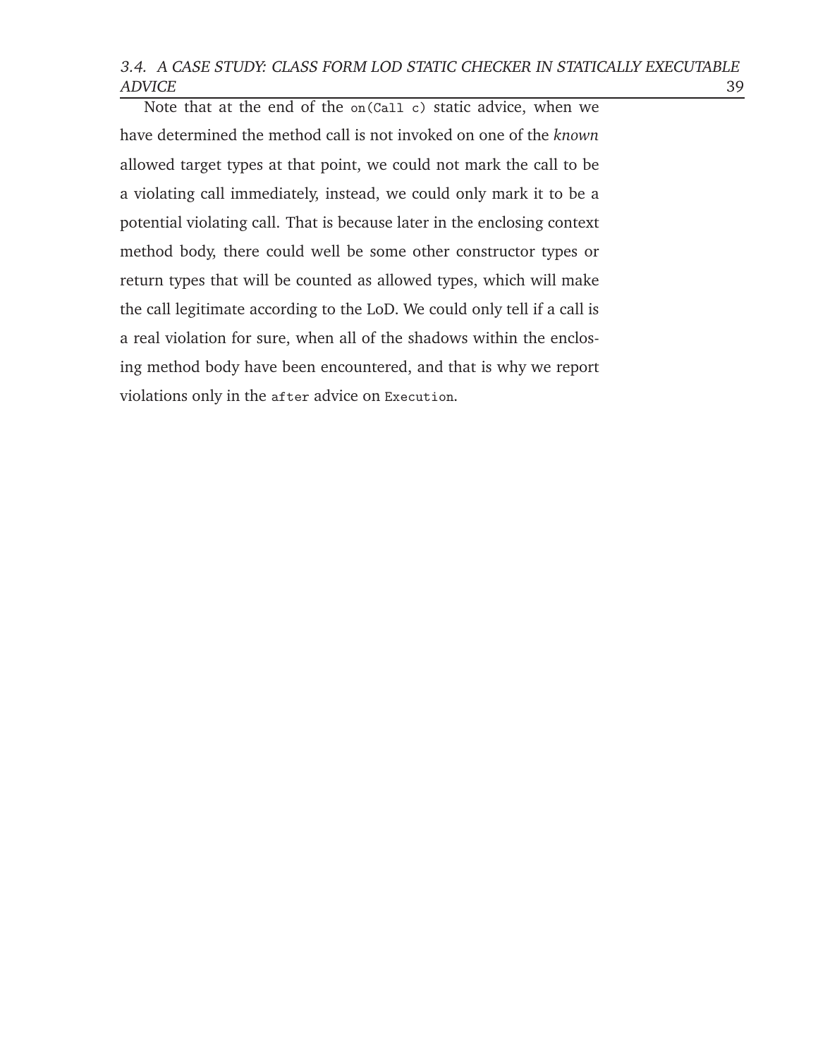Note that at the end of the `on(Call c)` static advice, when we have determined the method call is not invoked on one of the *known* allowed target types at that point, we could not mark the call to be a violating call immediately, instead, we could only mark it to be a potential violating call. That is because later in the enclosing context method body, there could well be some other constructor types or return types that will be counted as allowed types, which will make the call legitimate according to the LoD. We could only tell if a call is a real violation for sure, when all of the shadows within the enclosing method body have been encountered, and that is why we report violations only in the `after` advice on `Execution`.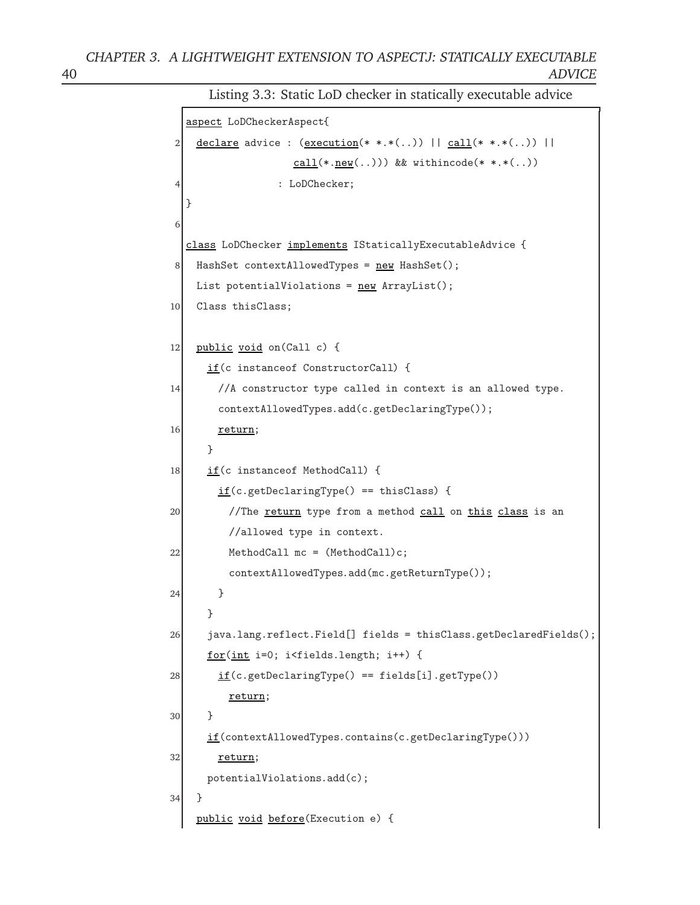Listing 3.3: Static LoD checker in statically executable advice

```
aspect LoDCheckerAspect{
  declare advice : (execution(* *.*(..)) || call(* *.*(..)) ||
                   call(*.new(..))) && withincode(* *.*(..))
                : LoDChecker;
}

class LoDChecker implements IStaticallyExecutableAdvice {
  HashSet contextAllowedTypes = new HashSet();
  List potentialViolations = new ArrayList();
  Class thisClass;

  public void on(Call c) {
    if(c instanceof ConstructorCall) {
      //A constructor type called in context is an allowed type.
      contextAllowedTypes.add(c.getDeclaringType());
      return;
    }
    if(c instanceof MethodCall) {
      if(c.getDeclaringType() == thisClass) {
        //The return type from a method call on this class is an
        //allowed type in context.
        MethodCall mc = (MethodCall)c;
        contextAllowedTypes.add(mc.getReturnType());
      }
    }
    java.lang.reflect.Field[] fields = thisClass.getDeclaredFields();
    for(int i=0; i<fields.length; i++) {
      if(c.getDeclaringType() == fields[i].getType())
        return;
    }
    if(contextAllowedTypes.contains(c.getDeclaringType()))
      return;
    potentialViolations.add(c);
  }
  public void before(Execution e) {
```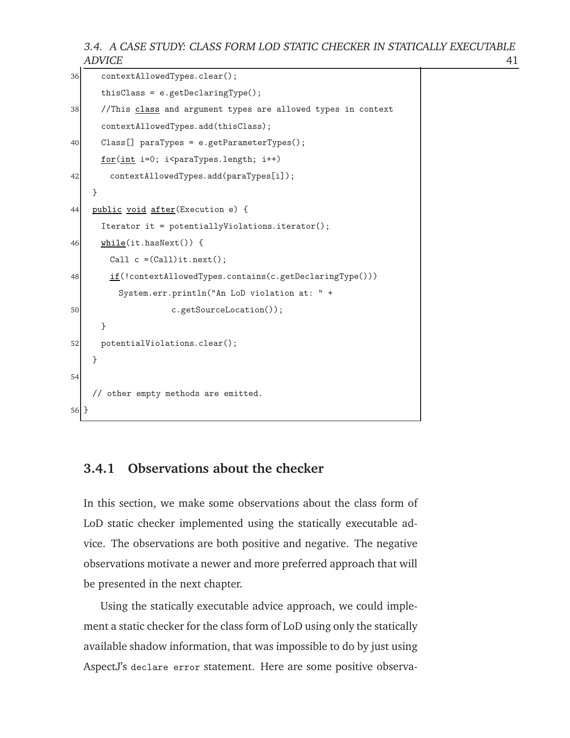```
    contextAllowedTypes.clear();
    thisClass = e.getDeclaringType();
    //This class and argument types are allowed types in context
    contextAllowedTypes.add(thisClass);
    Class[] paraTypes = e.getParameterTypes();
    for(int i=0; i<paraTypes.length; i++)
      contextAllowedTypes.add(paraTypes[i]);
  }
  public void after(Execution e) {
    Iterator it = potentiallyViolations.iterator();
    while(it.hasNext()) {
      Call c =(Call)it.next();
      if(!contextAllowedTypes.contains(c.getDeclaringType()))
        System.err.println("An LoD violation at: " +
                  c.getSourceLocation());
    }
    potentialViolations.clear();
  }

  // other empty methods are emitted.
}
```

### 3.4.1 Observations about the checker

In this section, we make some observations about the class form of LoD static checker implemented using the statically executable advice. The observations are both positive and negative. The negative observations motivate a newer and more preferred approach that will be presented in the next chapter.

Using the statically executable advice approach, we could implement a static checker for the class form of LoD using only the statically available shadow information, that was impossible to do by just using AspectJ's `declare error` statement. Here are some positive observa-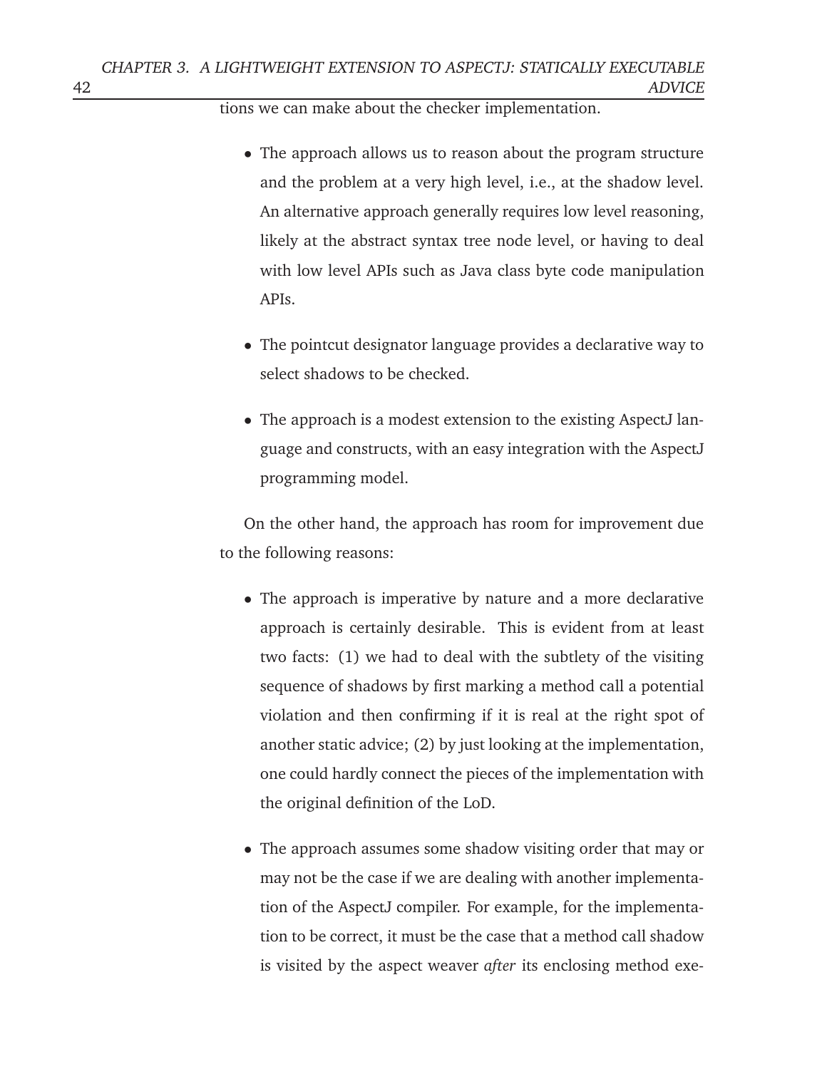tions we can make about the checker implementation.

- The approach allows us to reason about the program structure and the problem at a very high level, i.e., at the shadow level. An alternative approach generally requires low level reasoning, likely at the abstract syntax tree node level, or having to deal with low level APIs such as Java class byte code manipulation APIs.
- The pointcut designator language provides a declarative way to select shadows to be checked.
- The approach is a modest extension to the existing AspectJ language and constructs, with an easy integration with the AspectJ programming model.

On the other hand, the approach has room for improvement due to the following reasons:

- The approach is imperative by nature and a more declarative approach is certainly desirable. This is evident from at least two facts: (1) we had to deal with the subtlety of the visiting sequence of shadows by first marking a method call a potential violation and then confirming if it is real at the right spot of another static advice; (2) by just looking at the implementation, one could hardly connect the pieces of the implementation with the original definition of the LoD.
- The approach assumes some shadow visiting order that may or may not be the case if we are dealing with another implementation of the AspectJ compiler. For example, for the implementation to be correct, it must be the case that a method call shadow is visited by the aspect weaver *after* its enclosing method exe-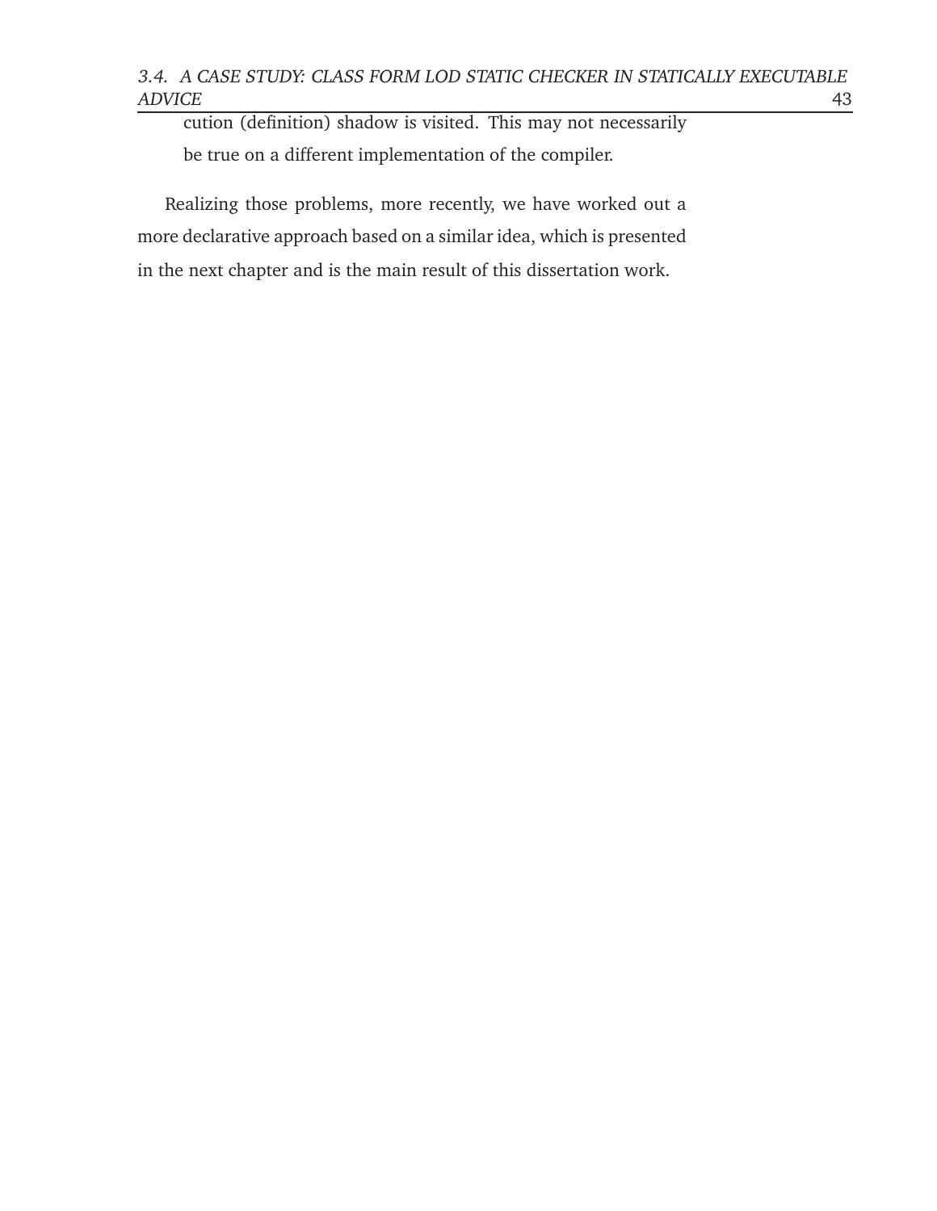cution (definition) shadow is visited. This may not necessarily be true on a different implementation of the compiler.

Realizing those problems, more recently, we have worked out a more declarative approach based on a similar idea, which is presented in the next chapter and is the main result of this dissertation work.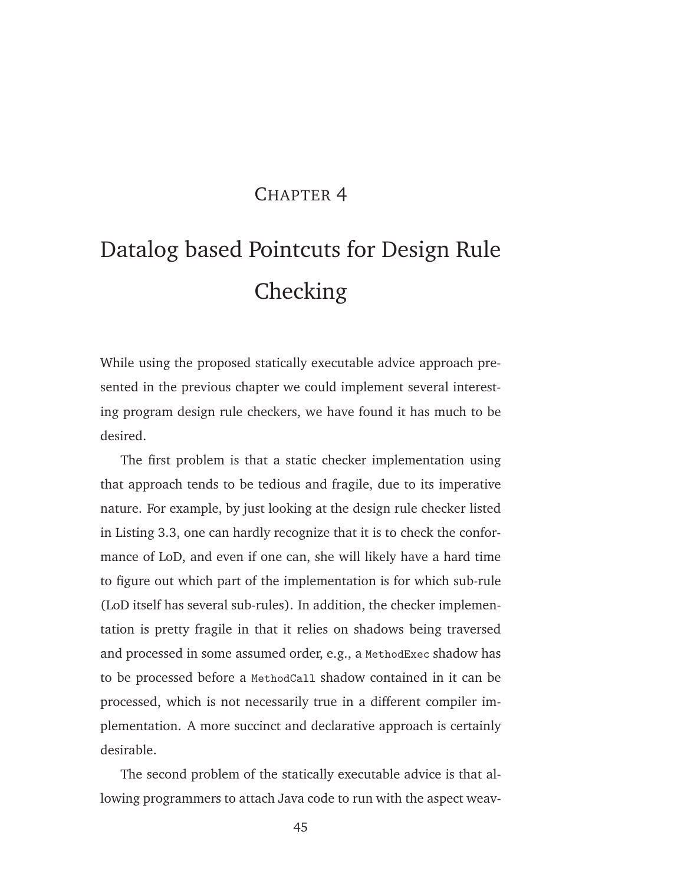# Chapter 4

# Datalog based Pointcuts for Design Rule Checking

While using the proposed statically executable advice approach presented in the previous chapter we could implement several interesting program design rule checkers, we have found it has much to be desired.

The first problem is that a static checker implementation using that approach tends to be tedious and fragile, due to its imperative nature. For example, by just looking at the design rule checker listed in Listing 3.3, one can hardly recognize that it is to check the conformance of LoD, and even if one can, she will likely have a hard time to figure out which part of the implementation is for which sub-rule (LoD itself has several sub-rules). In addition, the checker implementation is pretty fragile in that it relies on shadows being traversed and processed in some assumed order, e.g., a `MethodExec` shadow has to be processed before a `MethodCall` shadow contained in it can be processed, which is not necessarily true in a different compiler implementation. A more succinct and declarative approach is certainly desirable.

The second problem of the statically executable advice is that allowing programmers to attach Java code to run with the aspect weav-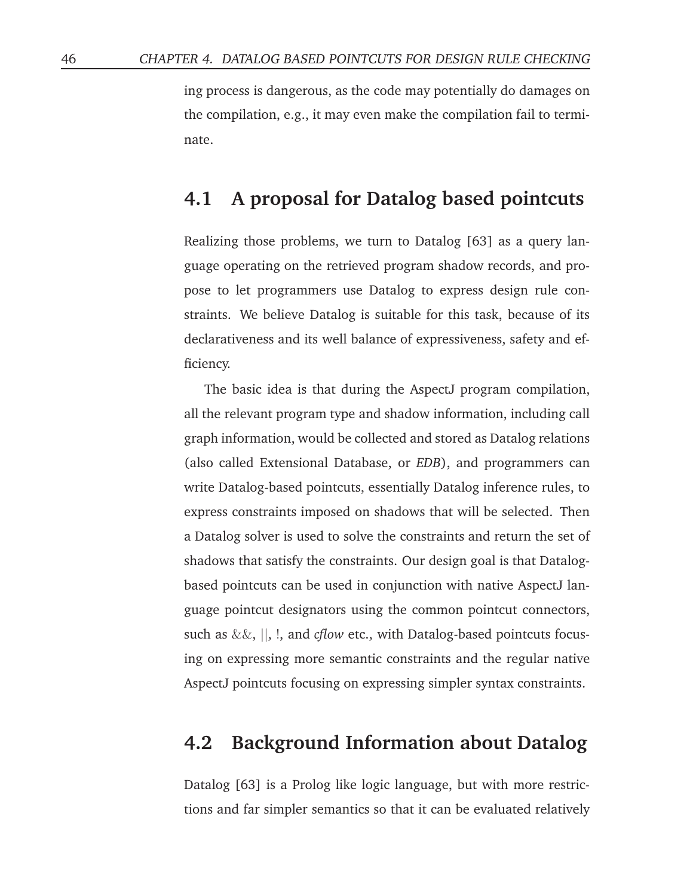ing process is dangerous, as the code may potentially do damages on the compilation, e.g., it may even make the compilation fail to terminate.

## 4.1 A proposal for Datalog based pointcuts

Realizing those problems, we turn to Datalog [63] as a query language operating on the retrieved program shadow records, and propose to let programmers use Datalog to express design rule constraints. We believe Datalog is suitable for this task, because of its declarativeness and its well balance of expressiveness, safety and efficiency.

The basic idea is that during the AspectJ program compilation, all the relevant program type and shadow information, including call graph information, would be collected and stored as Datalog relations (also called Extensional Database, or *EDB*), and programmers can write Datalog-based pointcuts, essentially Datalog inference rules, to express constraints imposed on shadows that will be selected. Then a Datalog solver is used to solve the constraints and return the set of shadows that satisfy the constraints. Our design goal is that Datalog-based pointcuts can be used in conjunction with native AspectJ language pointcut designators using the common pointcut connectors, such as &&, ||, !, and *cflow* etc., with Datalog-based pointcuts focusing on expressing more semantic constraints and the regular native AspectJ pointcuts focusing on expressing simpler syntax constraints.

## 4.2 Background Information about Datalog

Datalog [63] is a Prolog like logic language, but with more restrictions and far simpler semantics so that it can be evaluated relatively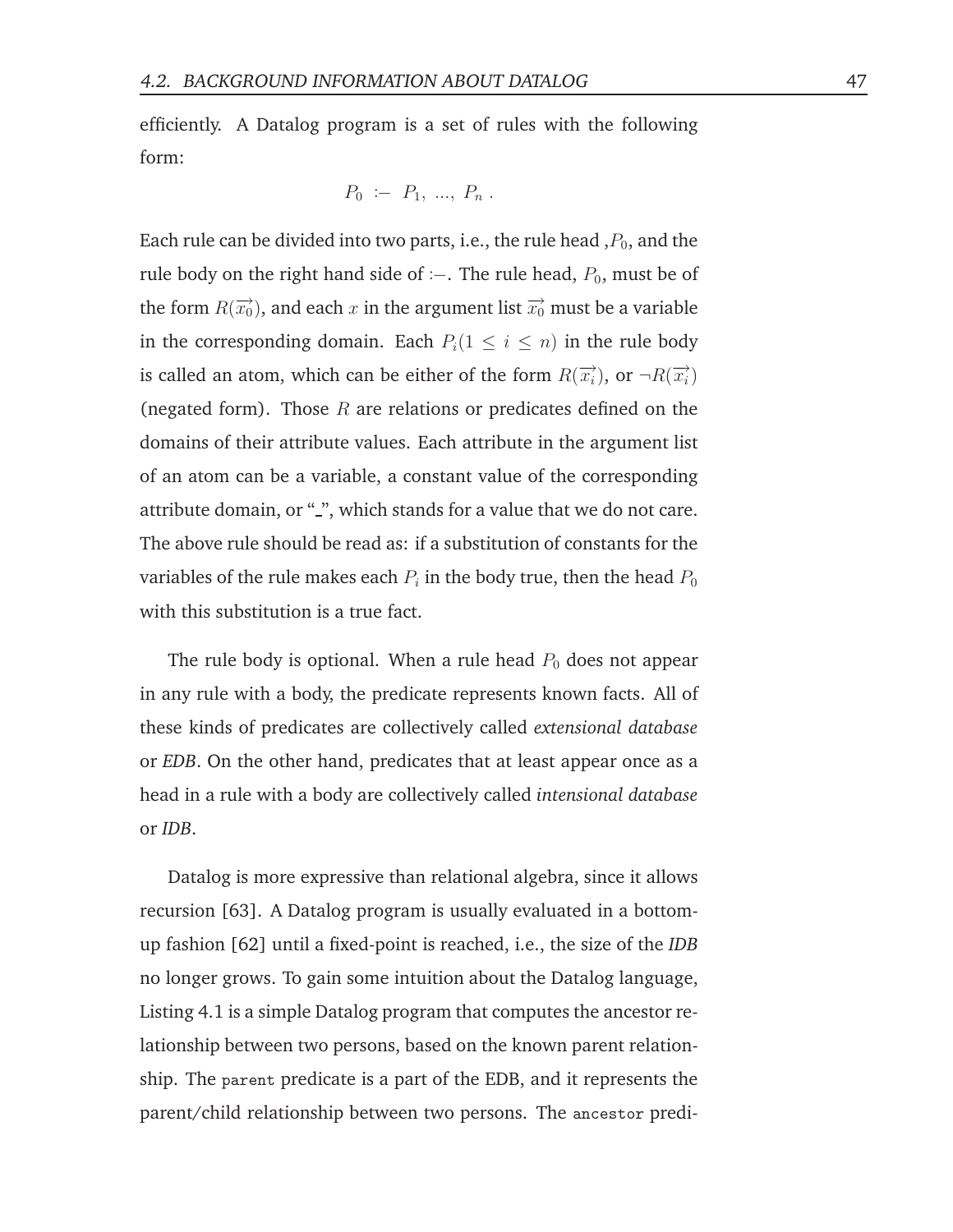efficiently. A Datalog program is a set of rules with the following form:

$$P_0 \ :- \ P_1, \ ..., \ P_n \ .$$

Each rule can be divided into two parts, i.e., the rule head ,$P_0$, and the rule body on the right hand side of $:-$. The rule head, $P_0$, must be of the form $R(\overrightarrow{x_0})$, and each $x$ in the argument list $\overrightarrow{x_0}$ must be a variable in the corresponding domain. Each $P_i (1 \leq i \leq n)$ in the rule body is called an atom, which can be either of the form $R(\overrightarrow{x_i})$, or $\neg R(\overrightarrow{x_i})$ (negated form). Those $R$ are relations or predicates defined on the domains of their attribute values. Each attribute in the argument list of an atom can be a variable, a constant value of the corresponding attribute domain, or "_", which stands for a value that we do not care. The above rule should be read as: if a substitution of constants for the variables of the rule makes each $P_i$ in the body true, then the head $P_0$ with this substitution is a true fact.

The rule body is optional. When a rule head $P_0$ does not appear in any rule with a body, the predicate represents known facts. All of these kinds of predicates are collectively called *extensional database* or *EDB*. On the other hand, predicates that at least appear once as a head in a rule with a body are collectively called *intensional database* or *IDB*.

Datalog is more expressive than relational algebra, since it allows recursion [63]. A Datalog program is usually evaluated in a bottom-up fashion [62] until a fixed-point is reached, i.e., the size of the *IDB* no longer grows. To gain some intuition about the Datalog language, Listing 4.1 is a simple Datalog program that computes the ancestor relationship between two persons, based on the known parent relationship. The `parent` predicate is a part of the EDB, and it represents the parent/child relationship between two persons. The `ancestor` predi-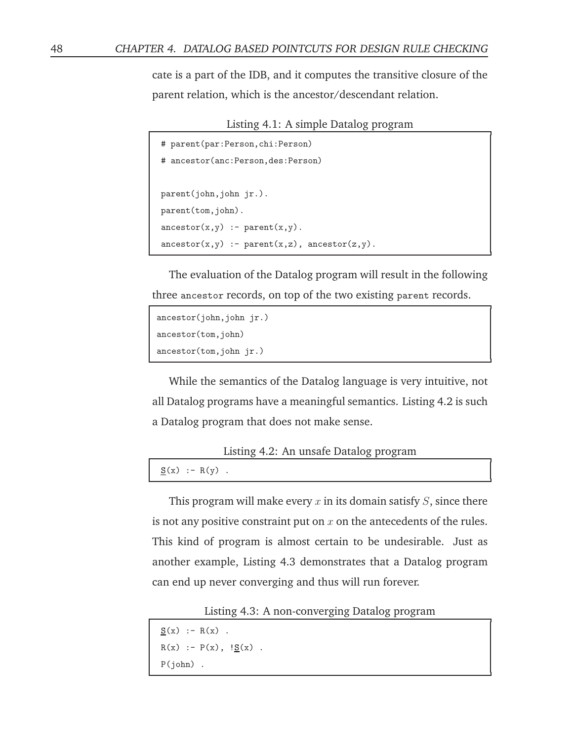cate is a part of the IDB, and it computes the transitive closure of the parent relation, which is the ancestor/descendant relation.

Listing 4.1: A simple Datalog program

```
# parent(par:Person,chi:Person)
# ancestor(anc:Person,des:Person)

parent(john,john jr.).
parent(tom,john).
ancestor(x,y) :- parent(x,y).
ancestor(x,y) :- parent(x,z), ancestor(z,y).
```

The evaluation of the Datalog program will result in the following three `ancestor` records, on top of the two existing `parent` records.

```
ancestor(john,john jr.)
ancestor(tom,john)
ancestor(tom,john jr.)
```

While the semantics of the Datalog language is very intuitive, not all Datalog programs have a meaningful semantics. Listing 4.2 is such a Datalog program that does not make sense.

Listing 4.2: An unsafe Datalog program

```
S(x) :- R(y) .
```

This program will make every $x$ in its domain satisfy $S$, since there is not any positive constraint put on $x$ on the antecedents of the rules. This kind of program is almost certain to be undesirable. Just as another example, Listing 4.3 demonstrates that a Datalog program can end up never converging and thus will run forever.

Listing 4.3: A non-converging Datalog program

```
S(x) :- R(x) .
R(x) :- P(x), !S(x) .
P(john) .
```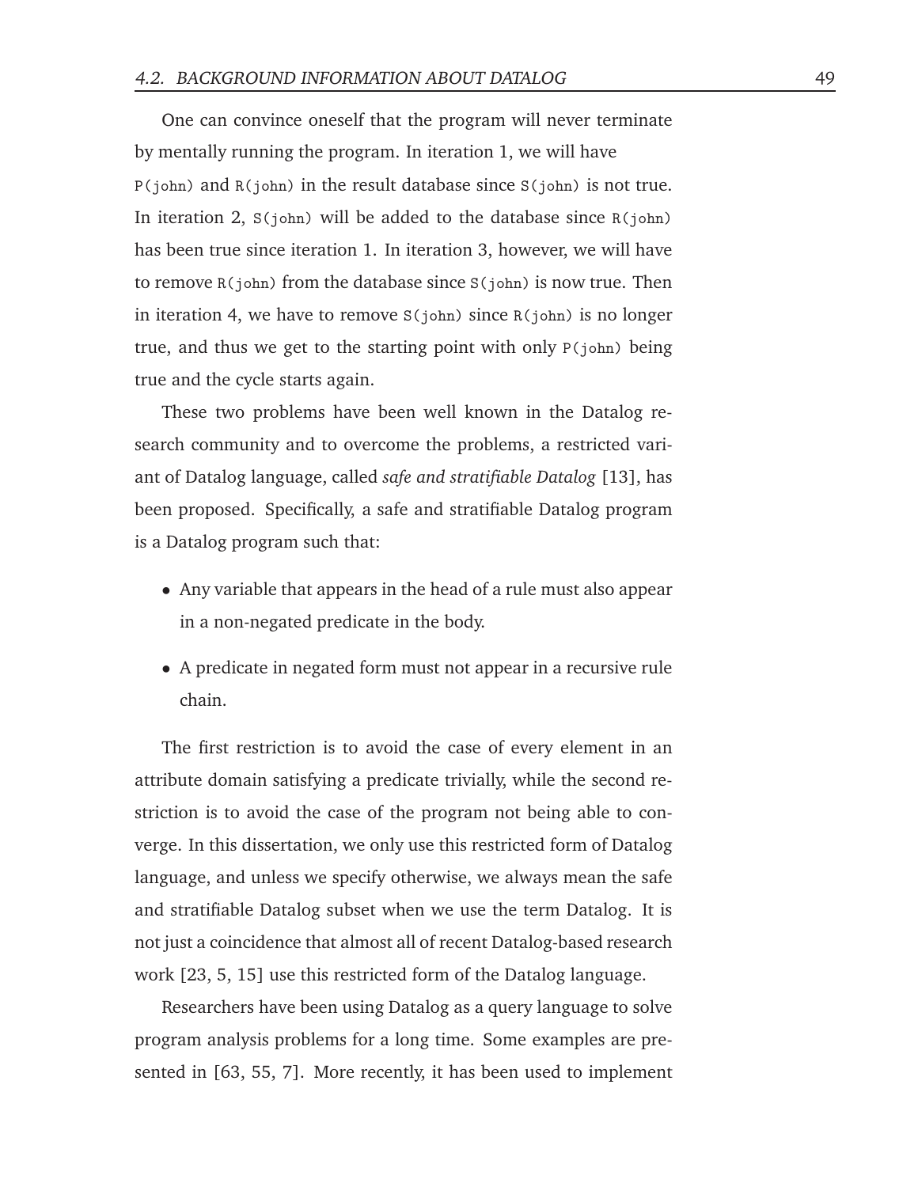One can convince oneself that the program will never terminate by mentally running the program. In iteration 1, we will have `P(john)` and `R(john)` in the result database since `S(john)` is not true. In iteration 2, `S(john)` will be added to the database since `R(john)` has been true since iteration 1. In iteration 3, however, we will have to remove `R(john)` from the database since `S(john)` is now true. Then in iteration 4, we have to remove `S(john)` since `R(john)` is no longer true, and thus we get to the starting point with only `P(john)` being true and the cycle starts again.

These two problems have been well known in the Datalog research community and to overcome the problems, a restricted variant of Datalog language, called *safe and stratifiable Datalog* [13], has been proposed. Specifically, a safe and stratifiable Datalog program is a Datalog program such that:

- Any variable that appears in the head of a rule must also appear in a non-negated predicate in the body.
- A predicate in negated form must not appear in a recursive rule chain.

The first restriction is to avoid the case of every element in an attribute domain satisfying a predicate trivially, while the second restriction is to avoid the case of the program not being able to converge. In this dissertation, we only use this restricted form of Datalog language, and unless we specify otherwise, we always mean the safe and stratifiable Datalog subset when we use the term Datalog. It is not just a coincidence that almost all of recent Datalog-based research work [23, 5, 15] use this restricted form of the Datalog language.

Researchers have been using Datalog as a query language to solve program analysis problems for a long time. Some examples are presented in [63, 55, 7]. More recently, it has been used to implement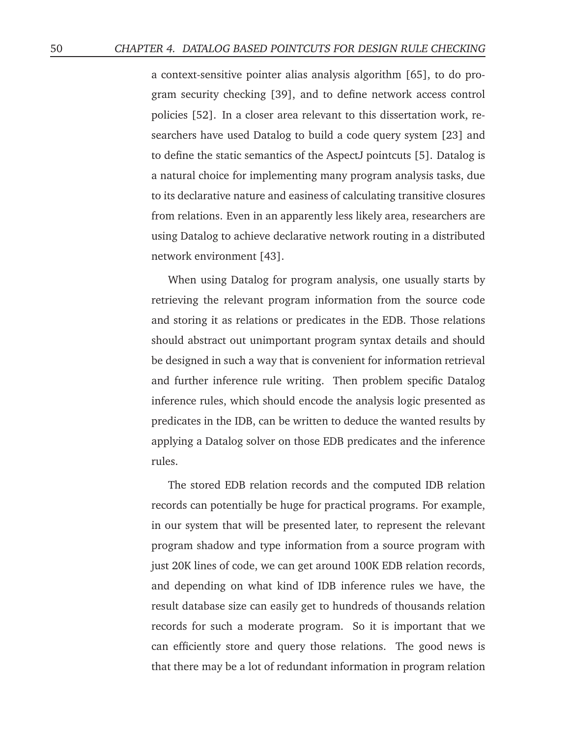a context-sensitive pointer alias analysis algorithm [65], to do program security checking [39], and to define network access control policies [52]. In a closer area relevant to this dissertation work, researchers have used Datalog to build a code query system [23] and to define the static semantics of the AspectJ pointcuts [5]. Datalog is a natural choice for implementing many program analysis tasks, due to its declarative nature and easiness of calculating transitive closures from relations. Even in an apparently less likely area, researchers are using Datalog to achieve declarative network routing in a distributed network environment [43].

When using Datalog for program analysis, one usually starts by retrieving the relevant program information from the source code and storing it as relations or predicates in the EDB. Those relations should abstract out unimportant program syntax details and should be designed in such a way that is convenient for information retrieval and further inference rule writing. Then problem specific Datalog inference rules, which should encode the analysis logic presented as predicates in the IDB, can be written to deduce the wanted results by applying a Datalog solver on those EDB predicates and the inference rules.

The stored EDB relation records and the computed IDB relation records can potentially be huge for practical programs. For example, in our system that will be presented later, to represent the relevant program shadow and type information from a source program with just 20K lines of code, we can get around 100K EDB relation records, and depending on what kind of IDB inference rules we have, the result database size can easily get to hundreds of thousands relation records for such a moderate program. So it is important that we can efficiently store and query those relations. The good news is that there may be a lot of redundant information in program relation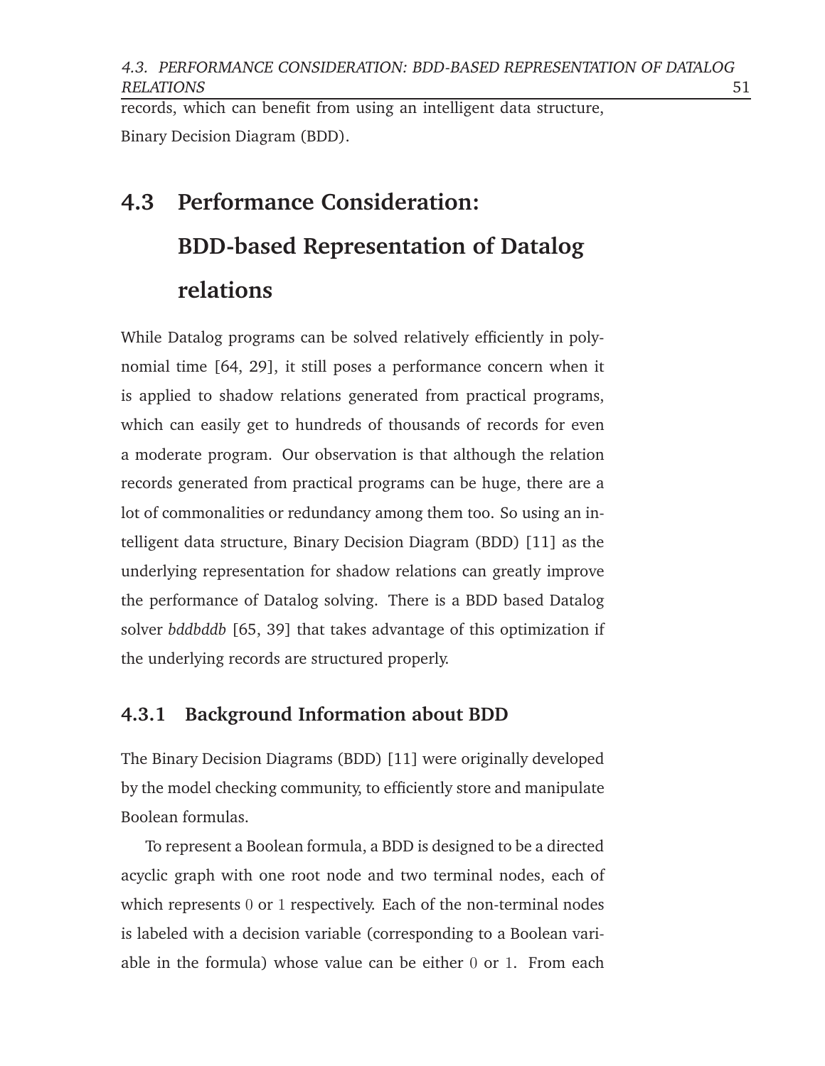records, which can benefit from using an intelligent data structure, Binary Decision Diagram (BDD).

## 4.3 Performance Consideration: BDD-based Representation of Datalog relations

While Datalog programs can be solved relatively efficiently in polynomial time [64, 29], it still poses a performance concern when it is applied to shadow relations generated from practical programs, which can easily get to hundreds of thousands of records for even a moderate program. Our observation is that although the relation records generated from practical programs can be huge, there are a lot of commonalities or redundancy among them too. So using an intelligent data structure, Binary Decision Diagram (BDD) [11] as the underlying representation for shadow relations can greatly improve the performance of Datalog solving. There is a BDD based Datalog solver *bddbddb* [65, 39] that takes advantage of this optimization if the underlying records are structured properly.

### 4.3.1 Background Information about BDD

The Binary Decision Diagrams (BDD) [11] were originally developed by the model checking community, to efficiently store and manipulate Boolean formulas.

To represent a Boolean formula, a BDD is designed to be a directed acyclic graph with one root node and two terminal nodes, each of which represents 0 or 1 respectively. Each of the non-terminal nodes is labeled with a decision variable (corresponding to a Boolean variable in the formula) whose value can be either 0 or 1. From each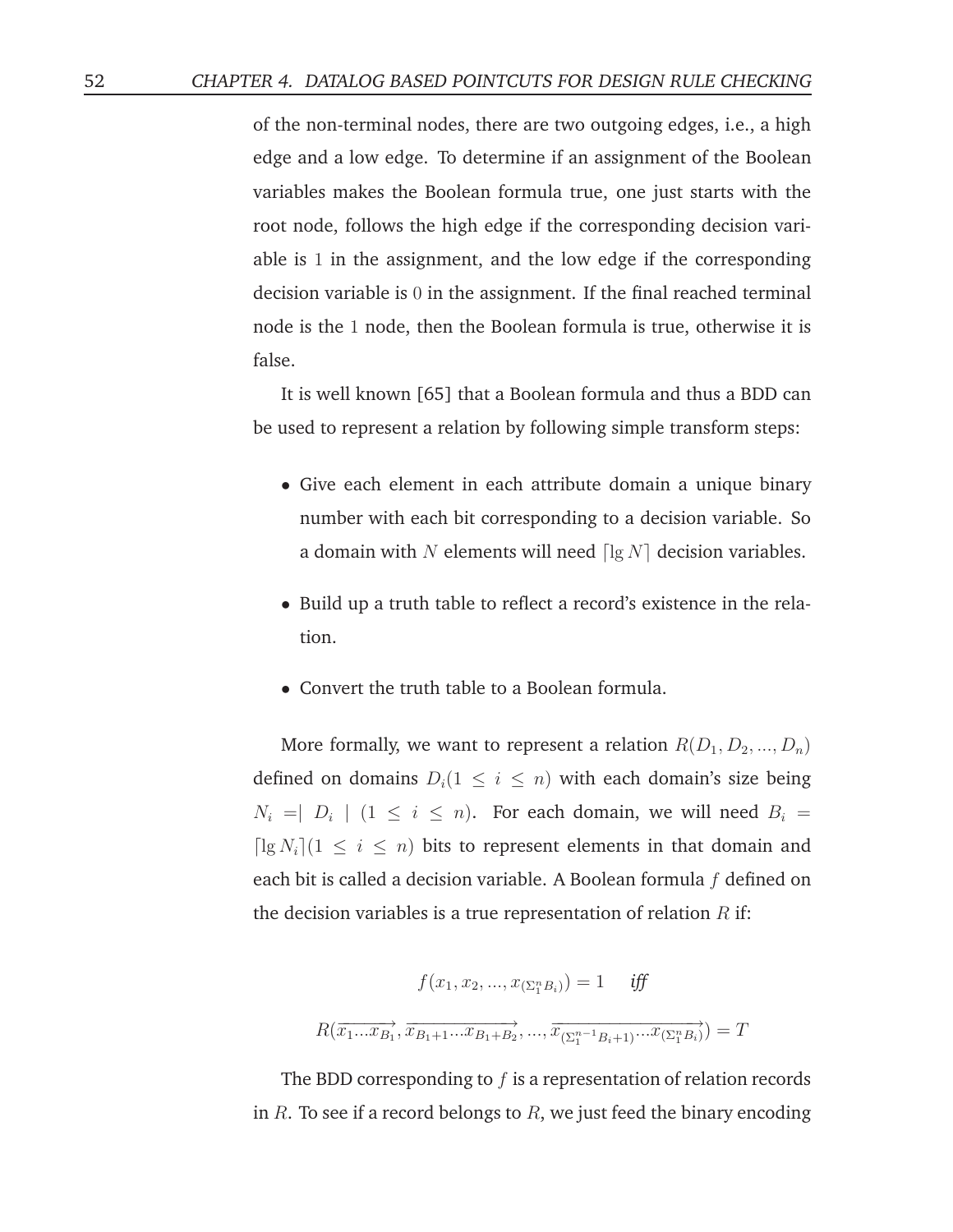of the non-terminal nodes, there are two outgoing edges, i.e., a high edge and a low edge. To determine if an assignment of the Boolean variables makes the Boolean formula true, one just starts with the root node, follows the high edge if the corresponding decision variable is $1$ in the assignment, and the low edge if the corresponding decision variable is $0$ in the assignment. If the final reached terminal node is the $1$ node, then the Boolean formula is true, otherwise it is false.

It is well known [65] that a Boolean formula and thus a BDD can be used to represent a relation by following simple transform steps:

- Give each element in each attribute domain a unique binary number with each bit corresponding to a decision variable. So a domain with $N$ elements will need $\lceil \lg N \rceil$ decision variables.
- Build up a truth table to reflect a record's existence in the relation.
- Convert the truth table to a Boolean formula.

More formally, we want to represent a relation $R(D_1, D_2, ..., D_n)$ defined on domains $D_i (1 \le i \le n)$ with each domain's size being $N_i = \mid D_i \mid (1 \le i \le n)$. For each domain, we will need $B_i = \lceil \lg N_i \rceil (1 \le i \le n)$ bits to represent elements in that domain and each bit is called a decision variable. A Boolean formula $f$ defined on the decision variables is a true representation of relation $R$ if:

$$f(x_1, x_2, ..., x_{(\Sigma_1^n B_i)}) = 1 \quad \textit{iff}$$

$$R(\overrightarrow{x_1 ... x_{B_1}}, \overrightarrow{x_{B_1+1} ... x_{B_1+B_2}}, ..., \overrightarrow{x_{(\Sigma_1^{n-1} B_i+1)} ... x_{(\Sigma_1^n B_i)}}) = T$$

The BDD corresponding to $f$ is a representation of relation records in $R$. To see if a record belongs to $R$, we just feed the binary encoding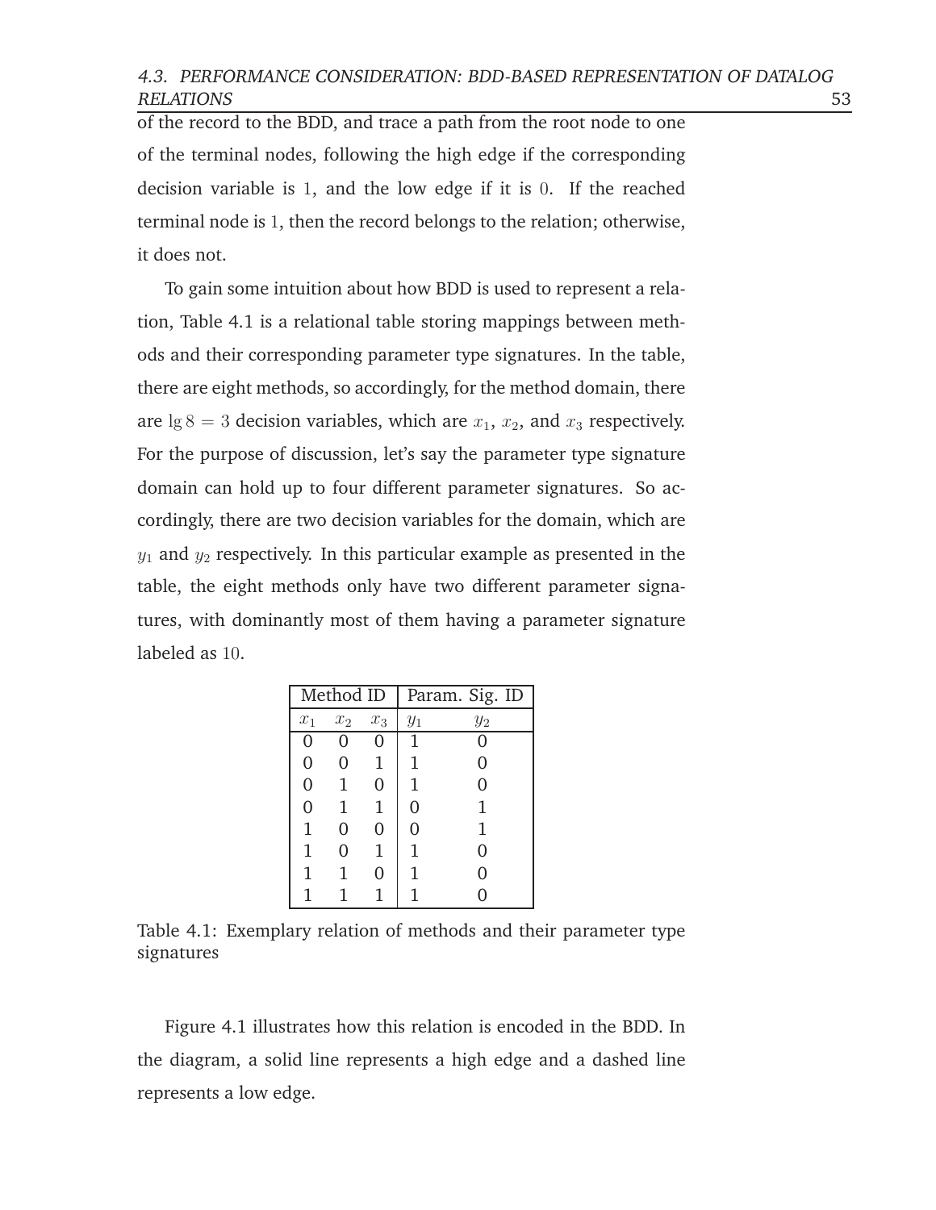of the record to the BDD, and trace a path from the root node to one of the terminal nodes, following the high edge if the corresponding decision variable is $1$, and the low edge if it is $0$. If the reached terminal node is $1$, then the record belongs to the relation; otherwise, it does not.

To gain some intuition about how BDD is used to represent a relation, Table 4.1 is a relational table storing mappings between methods and their corresponding parameter type signatures. In the table, there are eight methods, so accordingly, for the method domain, there are $\lg 8 = 3$ decision variables, which are $x_1$, $x_2$, and $x_3$ respectively. For the purpose of discussion, let's say the parameter type signature domain can hold up to four different parameter signatures. So accordingly, there are two decision variables for the domain, which are $y_1$ and $y_2$ respectively. In this particular example as presented in the table, the eight methods only have two different parameter signatures, with dominantly most of them having a parameter signature labeled as $10$.

| Method ID | | | Param. Sig. ID | |
|---|---|---|---|---|
| $x_1$ | $x_2$ | $x_3$ | $y_1$ | $y_2$ |
| 0 | 0 | 0 | 1 | 0 |
| 0 | 0 | 1 | 1 | 0 |
| 0 | 1 | 0 | 1 | 0 |
| 0 | 1 | 1 | 0 | 1 |
| 1 | 0 | 0 | 0 | 1 |
| 1 | 0 | 1 | 1 | 0 |
| 1 | 1 | 0 | 1 | 0 |
| 1 | 1 | 1 | 1 | 0 |

Table 4.1: Exemplary relation of methods and their parameter type signatures

Figure 4.1 illustrates how this relation is encoded in the BDD. In the diagram, a solid line represents a high edge and a dashed line represents a low edge.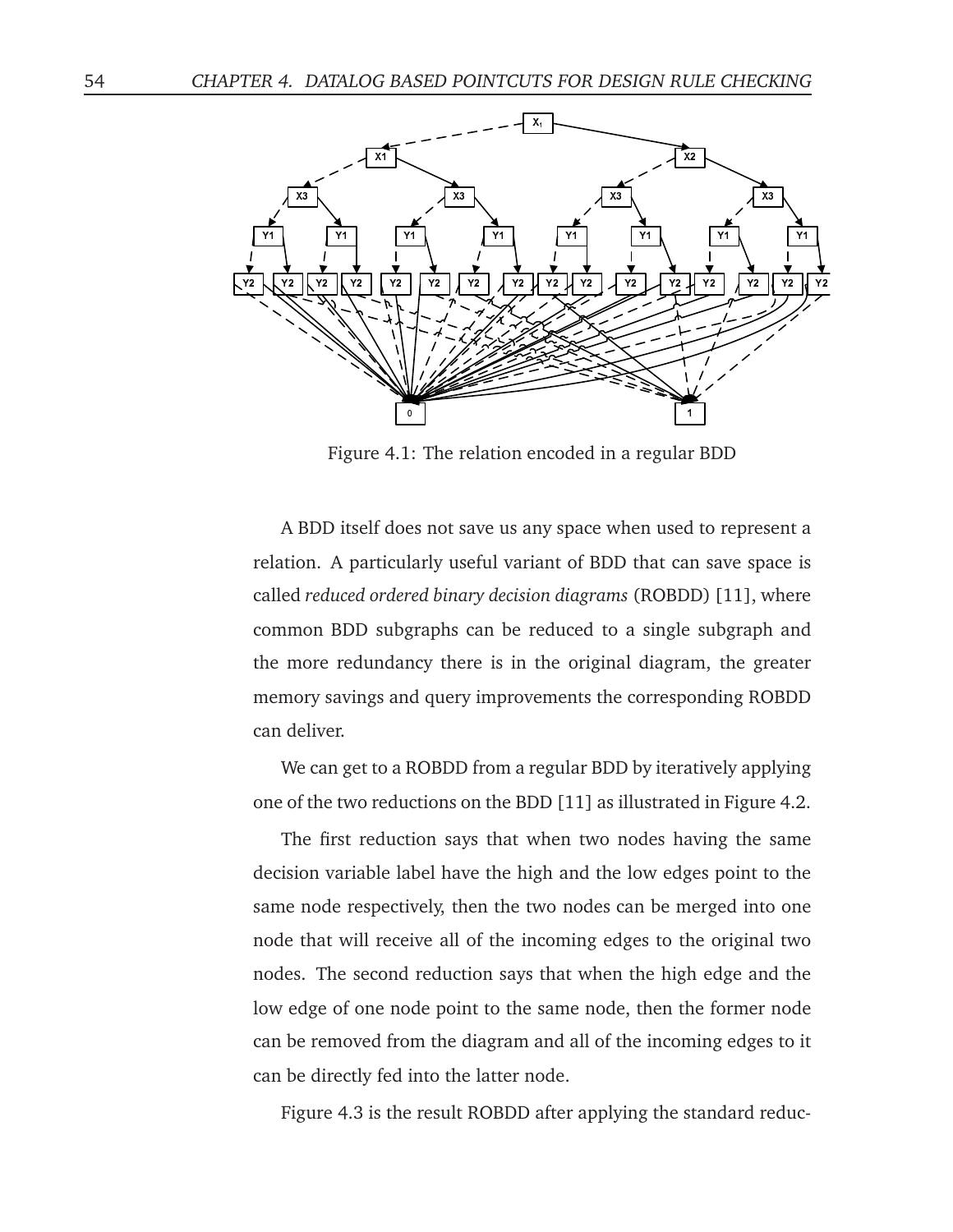Figure 4.1: The relation encoded in a regular BDD

A BDD itself does not save us any space when used to represent a relation. A particularly useful variant of BDD that can save space is called *reduced ordered binary decision diagrams* (ROBDD) [11], where common BDD subgraphs can be reduced to a single subgraph and the more redundancy there is in the original diagram, the greater memory savings and query improvements the corresponding ROBDD can deliver.

We can get to a ROBDD from a regular BDD by iteratively applying one of the two reductions on the BDD [11] as illustrated in Figure 4.2.

The first reduction says that when two nodes having the same decision variable label have the high and the low edges point to the same node respectively, then the two nodes can be merged into one node that will receive all of the incoming edges to the original two nodes. The second reduction says that when the high edge and the low edge of one node point to the same node, then the former node can be removed from the diagram and all of the incoming edges to it can be directly fed into the latter node.

Figure 4.3 is the result ROBDD after applying the standard reduc-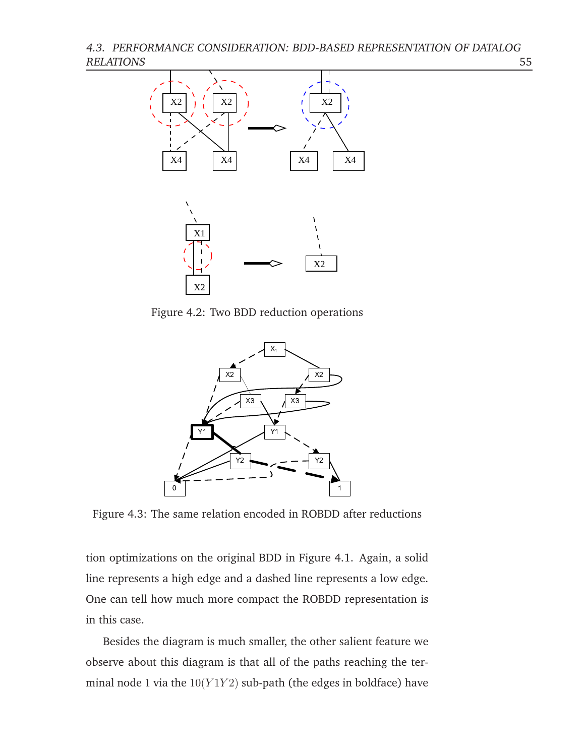Figure 4.2: Two BDD reduction operations

Figure 4.3: The same relation encoded in ROBDD after reductions

tion optimizations on the original BDD in Figure 4.1. Again, a solid line represents a high edge and a dashed line represents a low edge. One can tell how much more compact the ROBDD representation is in this case.

Besides the diagram is much smaller, the other salient feature we observe about this diagram is that all of the paths reaching the terminal node $1$ via the $10(Y1Y2)$ sub-path (the edges in boldface) have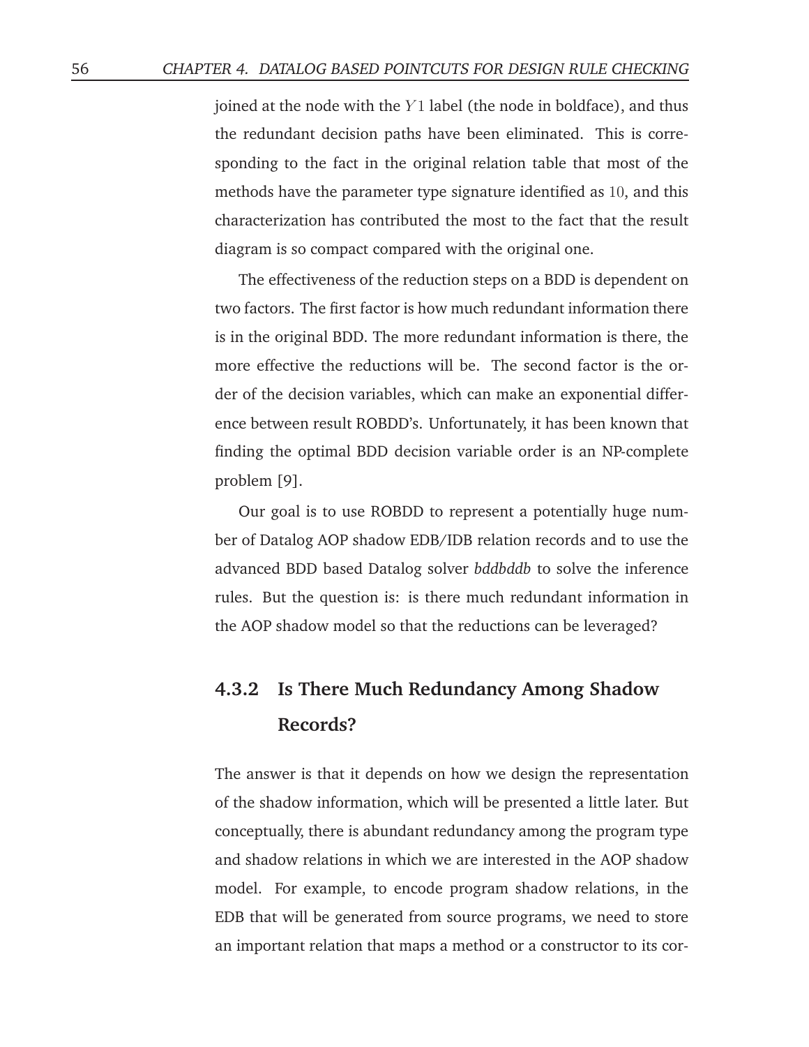joined at the node with the $Y1$ label (the node in boldface), and thus the redundant decision paths have been eliminated. This is corresponding to the fact in the original relation table that most of the methods have the parameter type signature identified as $10$, and this characterization has contributed the most to the fact that the result diagram is so compact compared with the original one.

The effectiveness of the reduction steps on a BDD is dependent on two factors. The first factor is how much redundant information there is in the original BDD. The more redundant information is there, the more effective the reductions will be. The second factor is the order of the decision variables, which can make an exponential difference between result ROBDD's. Unfortunately, it has been known that finding the optimal BDD decision variable order is an NP-complete problem [9].

Our goal is to use ROBDD to represent a potentially huge number of Datalog AOP shadow EDB/IDB relation records and to use the advanced BDD based Datalog solver *bddbddb* to solve the inference rules. But the question is: is there much redundant information in the AOP shadow model so that the reductions can be leveraged?

### 4.3.2 Is There Much Redundancy Among Shadow Records?

The answer is that it depends on how we design the representation of the shadow information, which will be presented a little later. But conceptually, there is abundant redundancy among the program type and shadow relations in which we are interested in the AOP shadow model. For example, to encode program shadow relations, in the EDB that will be generated from source programs, we need to store an important relation that maps a method or a constructor to its cor-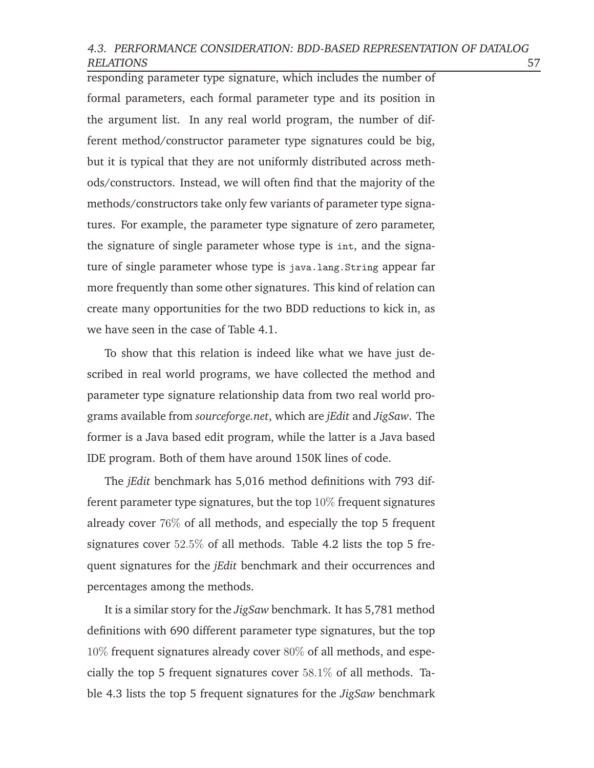responding parameter type signature, which includes the number of formal parameters, each formal parameter type and its position in the argument list. In any real world program, the number of different method/constructor parameter type signatures could be big, but it is typical that they are not uniformly distributed across methods/constructors. Instead, we will often find that the majority of the methods/constructors take only few variants of parameter type signatures. For example, the parameter type signature of zero parameter, the signature of single parameter whose type is `int`, and the signature of single parameter whose type is `java.lang.String` appear far more frequently than some other signatures. This kind of relation can create many opportunities for the two BDD reductions to kick in, as we have seen in the case of Table 4.1.

To show that this relation is indeed like what we have just described in real world programs, we have collected the method and parameter type signature relationship data from two real world programs available from *sourceforge.net*, which are *jEdit* and *JigSaw*. The former is a Java based edit program, while the latter is a Java based IDE program. Both of them have around 150K lines of code.

The *jEdit* benchmark has 5,016 method definitions with 793 different parameter type signatures, but the top $10\%$ frequent signatures already cover $76\%$ of all methods, and especially the top 5 frequent signatures cover $52.5\%$ of all methods. Table 4.2 lists the top 5 frequent signatures for the *jEdit* benchmark and their occurrences and percentages among the methods.

It is a similar story for the *JigSaw* benchmark. It has 5,781 method definitions with 690 different parameter type signatures, but the top $10\%$ frequent signatures already cover $80\%$ of all methods, and especially the top 5 frequent signatures cover $58.1\%$ of all methods. Table 4.3 lists the top 5 frequent signatures for the *JigSaw* benchmark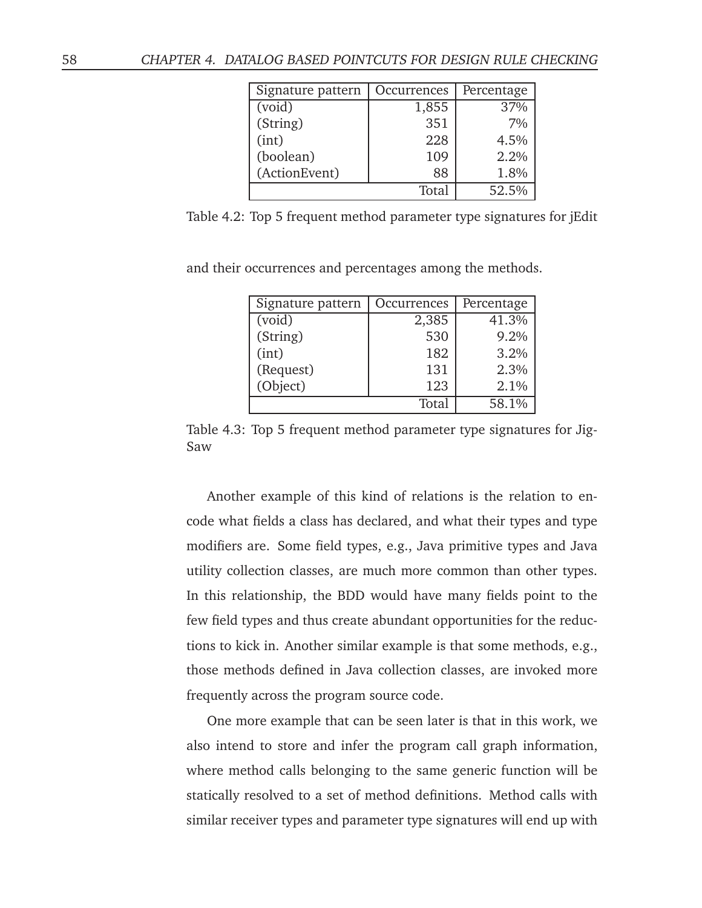| Signature pattern | Occurrences | Percentage |
| --- | --- | --- |
| (void) | 1,855 | 37% |
| (String) | 351 | 7% |
| (int) | 228 | 4.5% |
| (boolean) | 109 | 2.2% |
| (ActionEvent) | 88 | 1.8% |
| | Total | 52.5% |

Table 4.2: Top 5 frequent method parameter type signatures for jEdit

and their occurrences and percentages among the methods.

| Signature pattern | Occurrences | Percentage |
| --- | --- | --- |
| (void) | 2,385 | 41.3% |
| (String) | 530 | 9.2% |
| (int) | 182 | 3.2% |
| (Request) | 131 | 2.3% |
| (Object) | 123 | 2.1% |
| | Total | 58.1% |

Table 4.3: Top 5 frequent method parameter type signatures for JigSaw

Another example of this kind of relations is the relation to encode what fields a class has declared, and what their types and type modifiers are. Some field types, e.g., Java primitive types and Java utility collection classes, are much more common than other types. In this relationship, the BDD would have many fields point to the few field types and thus create abundant opportunities for the reductions to kick in. Another similar example is that some methods, e.g., those methods defined in Java collection classes, are invoked more frequently across the program source code.

One more example that can be seen later is that in this work, we also intend to store and infer the program call graph information, where method calls belonging to the same generic function will be statically resolved to a set of method definitions. Method calls with similar receiver types and parameter type signatures will end up with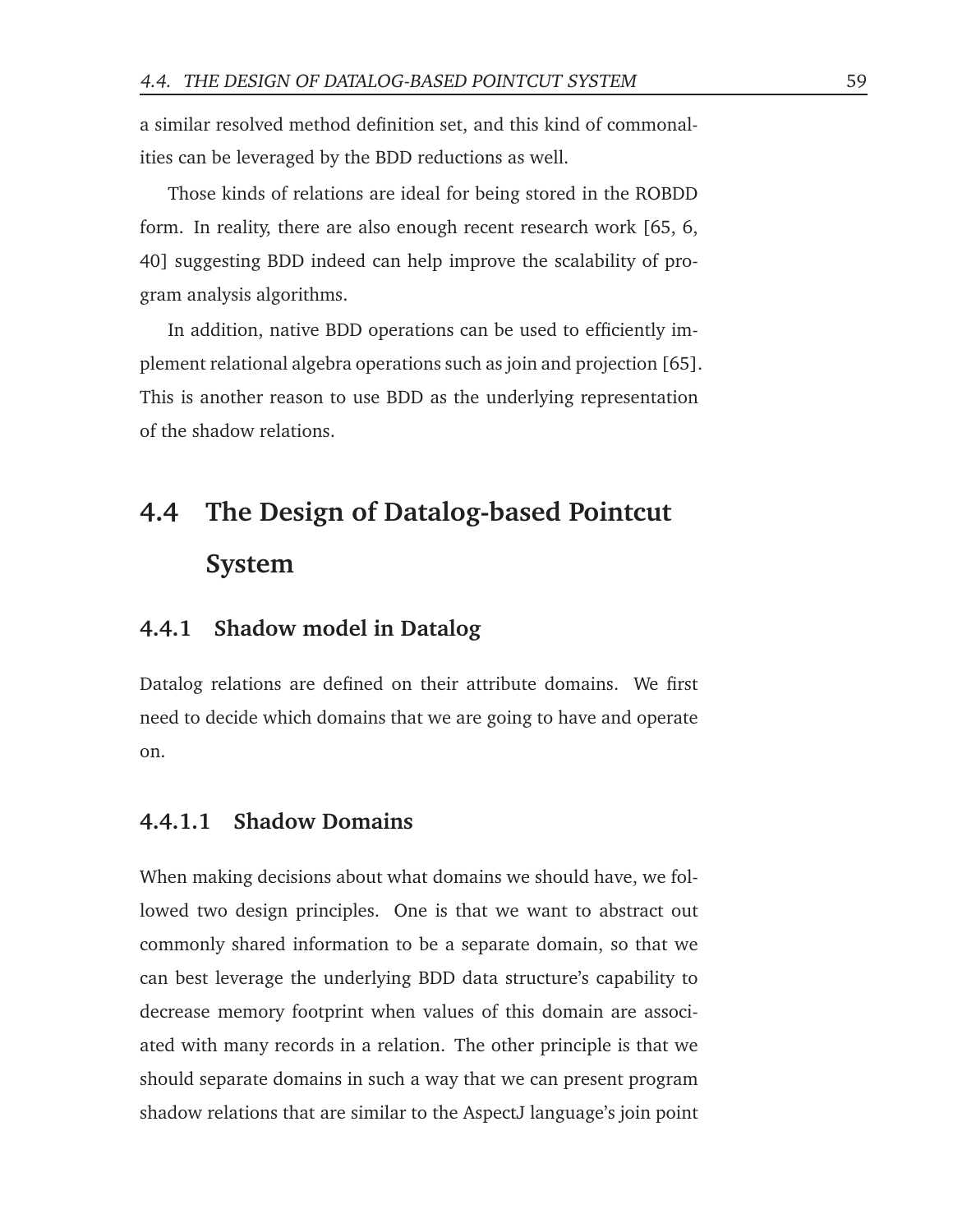a similar resolved method definition set, and this kind of commonalities can be leveraged by the BDD reductions as well.

Those kinds of relations are ideal for being stored in the ROBDD form. In reality, there are also enough recent research work [65, 6, 40] suggesting BDD indeed can help improve the scalability of program analysis algorithms.

In addition, native BDD operations can be used to efficiently implement relational algebra operations such as join and projection [65]. This is another reason to use BDD as the underlying representation of the shadow relations.

## 4.4 The Design of Datalog-based Pointcut System

### 4.4.1 Shadow model in Datalog

Datalog relations are defined on their attribute domains. We first need to decide which domains that we are going to have and operate on.

#### 4.4.1.1 Shadow Domains

When making decisions about what domains we should have, we followed two design principles. One is that we want to abstract out commonly shared information to be a separate domain, so that we can best leverage the underlying BDD data structure's capability to decrease memory footprint when values of this domain are associated with many records in a relation. The other principle is that we should separate domains in such a way that we can present program shadow relations that are similar to the AspectJ language's join point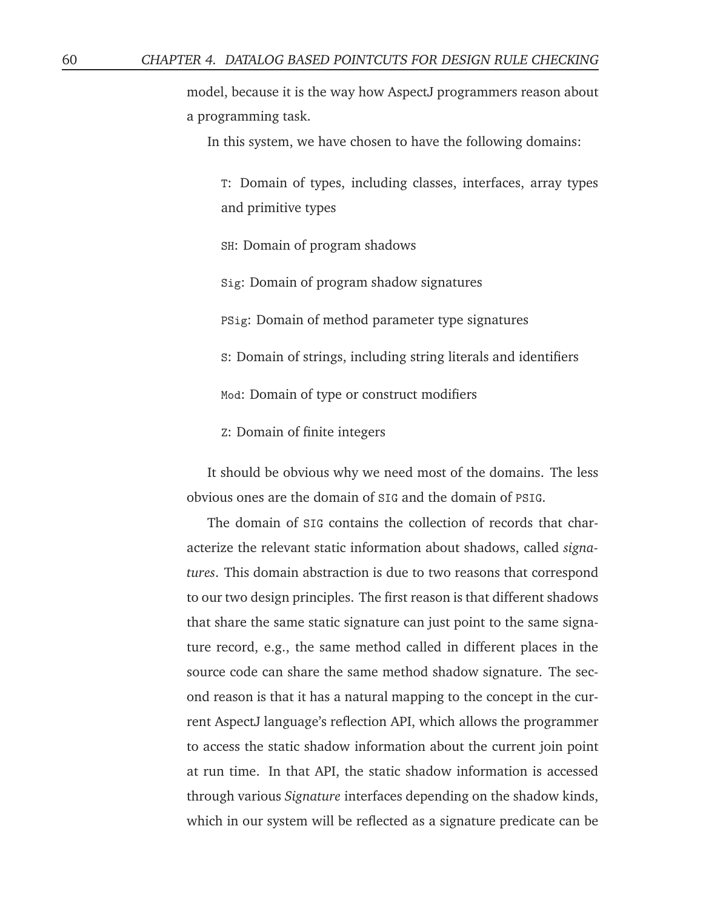model, because it is the way how AspectJ programmers reason about a programming task.

In this system, we have chosen to have the following domains:

`T`: Domain of types, including classes, interfaces, array types and primitive types

`SH`: Domain of program shadows

`Sig`: Domain of program shadow signatures

`PSig`: Domain of method parameter type signatures

`S`: Domain of strings, including string literals and identifiers

`Mod`: Domain of type or construct modifiers

`Z`: Domain of finite integers

It should be obvious why we need most of the domains. The less obvious ones are the domain of `SIG` and the domain of `PSIG`.

The domain of `SIG` contains the collection of records that characterize the relevant static information about shadows, called *signatures*. This domain abstraction is due to two reasons that correspond to our two design principles. The first reason is that different shadows that share the same static signature can just point to the same signature record, e.g., the same method called in different places in the source code can share the same method shadow signature. The second reason is that it has a natural mapping to the concept in the current AspectJ language's reflection API, which allows the programmer to access the static shadow information about the current join point at run time. In that API, the static shadow information is accessed through various *Signature* interfaces depending on the shadow kinds, which in our system will be reflected as a signature predicate can be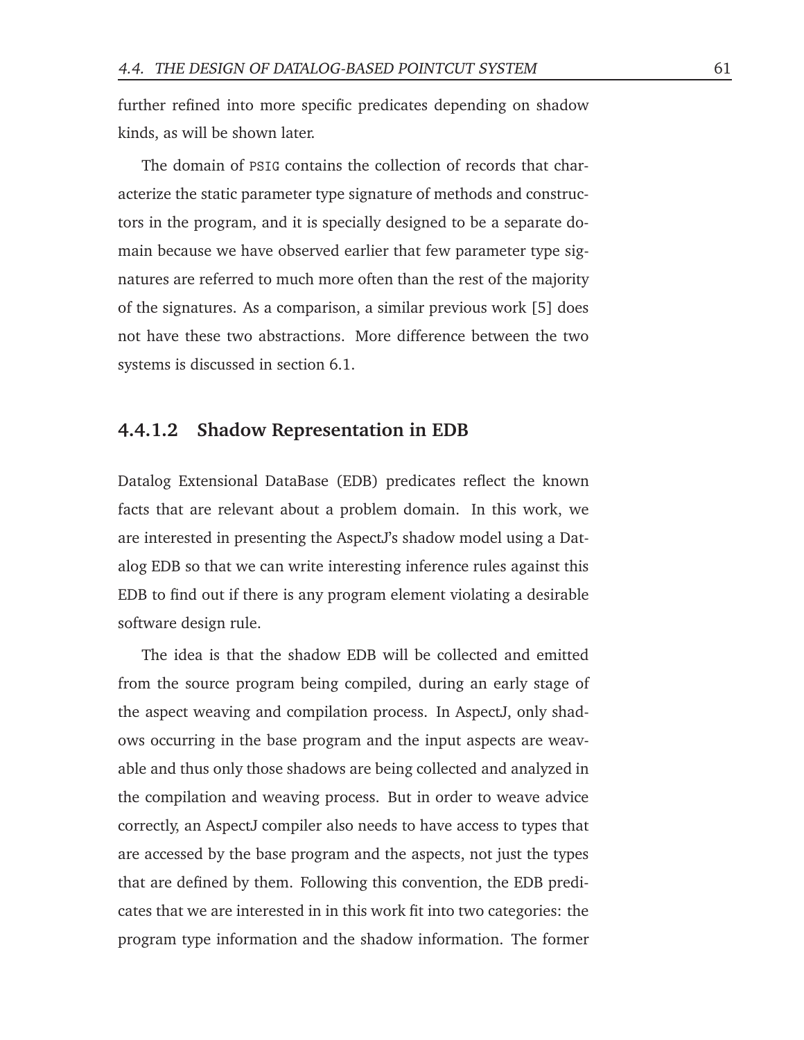further refined into more specific predicates depending on shadow kinds, as will be shown later.

The domain of `PSIG` contains the collection of records that characterize the static parameter type signature of methods and constructors in the program, and it is specially designed to be a separate domain because we have observed earlier that few parameter type signatures are referred to much more often than the rest of the majority of the signatures. As a comparison, a similar previous work [5] does not have these two abstractions. More difference between the two systems is discussed in section 6.1.

#### 4.4.1.2 Shadow Representation in EDB

Datalog Extensional DataBase (EDB) predicates reflect the known facts that are relevant about a problem domain. In this work, we are interested in presenting the AspectJ's shadow model using a Datalog EDB so that we can write interesting inference rules against this EDB to find out if there is any program element violating a desirable software design rule.

The idea is that the shadow EDB will be collected and emitted from the source program being compiled, during an early stage of the aspect weaving and compilation process. In AspectJ, only shadows occurring in the base program and the input aspects are weavable and thus only those shadows are being collected and analyzed in the compilation and weaving process. But in order to weave advice correctly, an AspectJ compiler also needs to have access to types that are accessed by the base program and the aspects, not just the types that are defined by them. Following this convention, the EDB predicates that we are interested in in this work fit into two categories: the program type information and the shadow information. The former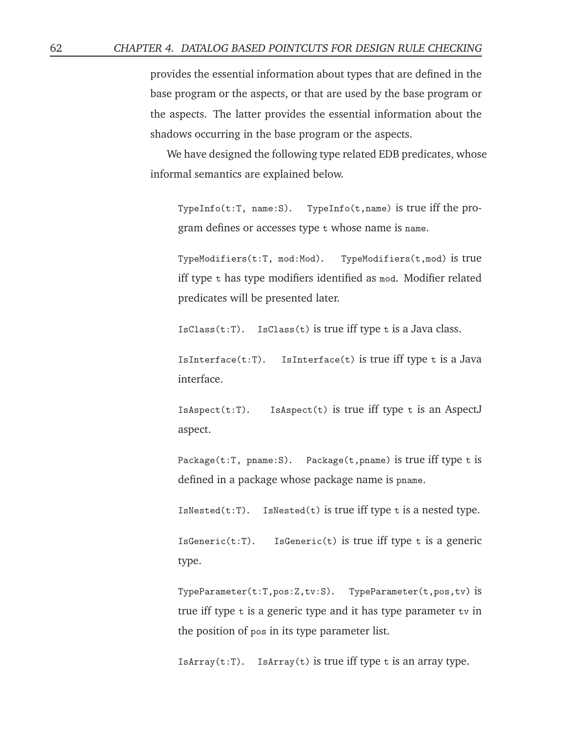provides the essential information about types that are defined in the base program or the aspects, or that are used by the base program or the aspects. The latter provides the essential information about the shadows occurring in the base program or the aspects.

We have designed the following type related EDB predicates, whose informal semantics are explained below.

`TypeInfo(t:T, name:S)`. `TypeInfo(t,name)` is true iff the program defines or accesses type `t` whose name is `name`.

`TypeModifiers(t:T, mod:Mod)`. `TypeModifiers(t,mod)` is true iff type `t` has type modifiers identified as `mod`. Modifier related predicates will be presented later.

`IsClass(t:T)`. `IsClass(t)` is true iff type `t` is a Java class.

`IsInterface(t:T)`. `IsInterface(t)` is true iff type `t` is a Java interface.

`IsAspect(t:T)`. `IsAspect(t)` is true iff type `t` is an AspectJ aspect.

`Package(t:T, pname:S)`. `Package(t,pname)` is true iff type `t` is defined in a package whose package name is `pname`.

`IsNested(t:T)`. `IsNested(t)` is true iff type `t` is a nested type.

`IsGeneric(t:T)`. `IsGeneric(t)` is true iff type `t` is a generic type.

`TypeParameter(t:T,pos:Z,tv:S)`. `TypeParameter(t,pos,tv)` is true iff type `t` is a generic type and it has type parameter `tv` in the position of `pos` in its type parameter list.

`IsArray(t:T)`. `IsArray(t)` is true iff type `t` is an array type.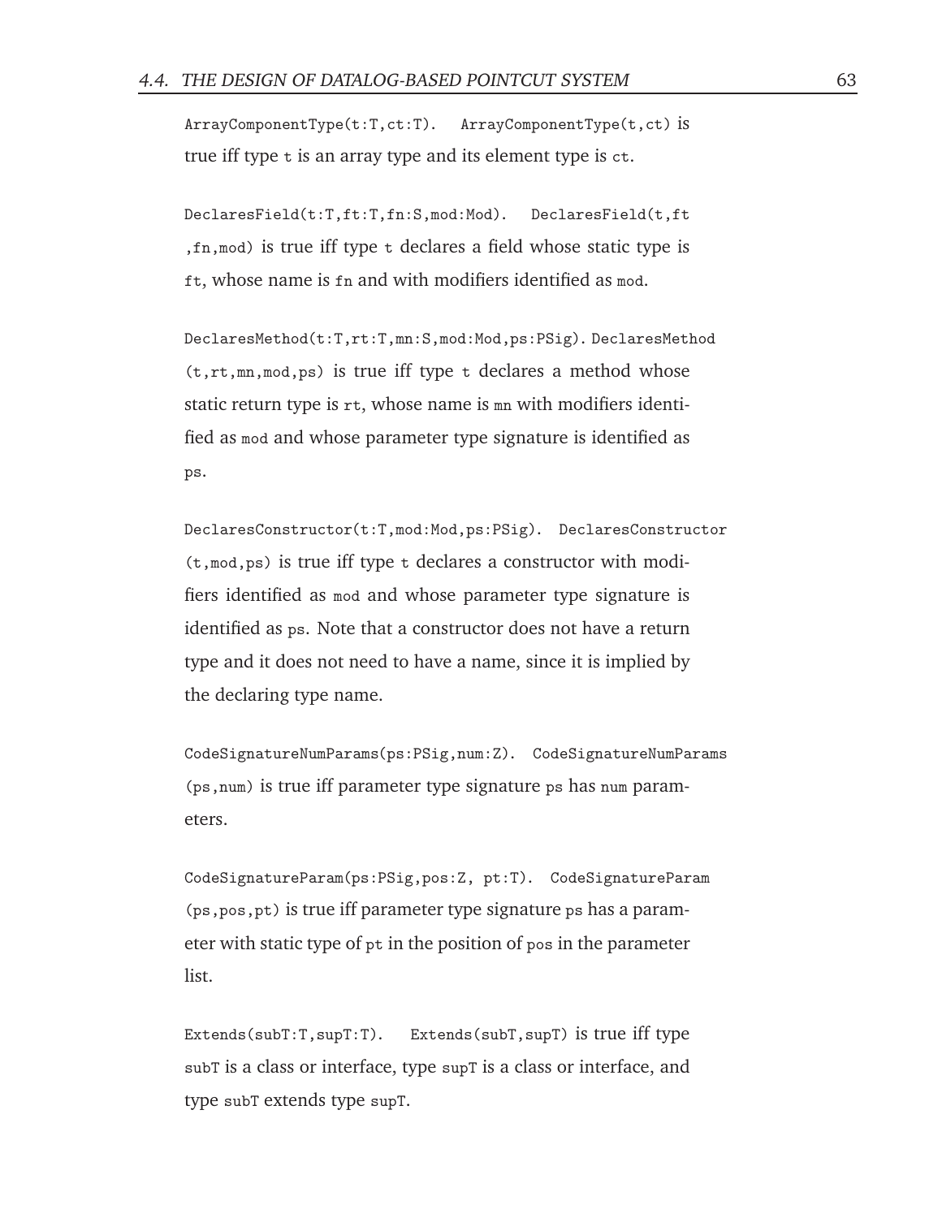`ArrayComponentType(t:T,ct:T)`. `ArrayComponentType(t,ct)` is true iff type `t` is an array type and its element type is `ct`.

`DeclaresField(t:T,ft:T,fn:S,mod:Mod)`. `DeclaresField(t,ft,fn,mod)` is true iff type `t` declares a field whose static type is `ft`, whose name is `fn` and with modifiers identified as `mod`.

`DeclaresMethod(t:T,rt:T,mn:S,mod:Mod,ps:PSig)`. `DeclaresMethod(t,rt,mn,mod,ps)` is true iff type `t` declares a method whose static return type is `rt`, whose name is `mn` with modifiers identified as `mod` and whose parameter type signature is identified as `ps`.

`DeclaresConstructor(t:T,mod:Mod,ps:PSig)`. `DeclaresConstructor(t,mod,ps)` is true iff type `t` declares a constructor with modifiers identified as `mod` and whose parameter type signature is identified as `ps`. Note that a constructor does not have a return type and it does not need to have a name, since it is implied by the declaring type name.

`CodeSignatureNumParams(ps:PSig,num:Z)`. `CodeSignatureNumParams(ps,num)` is true iff parameter type signature `ps` has `num` parameters.

`CodeSignatureParam(ps:PSig,pos:Z, pt:T)`. `CodeSignatureParam(ps,pos,pt)` is true iff parameter type signature `ps` has a parameter with static type of `pt` in the position of `pos` in the parameter list.

`Extends(subT:T,supT:T)`. `Extends(subT,supT)` is true iff type `subT` is a class or interface, type `supT` is a class or interface, and type `subT` extends type `supT`.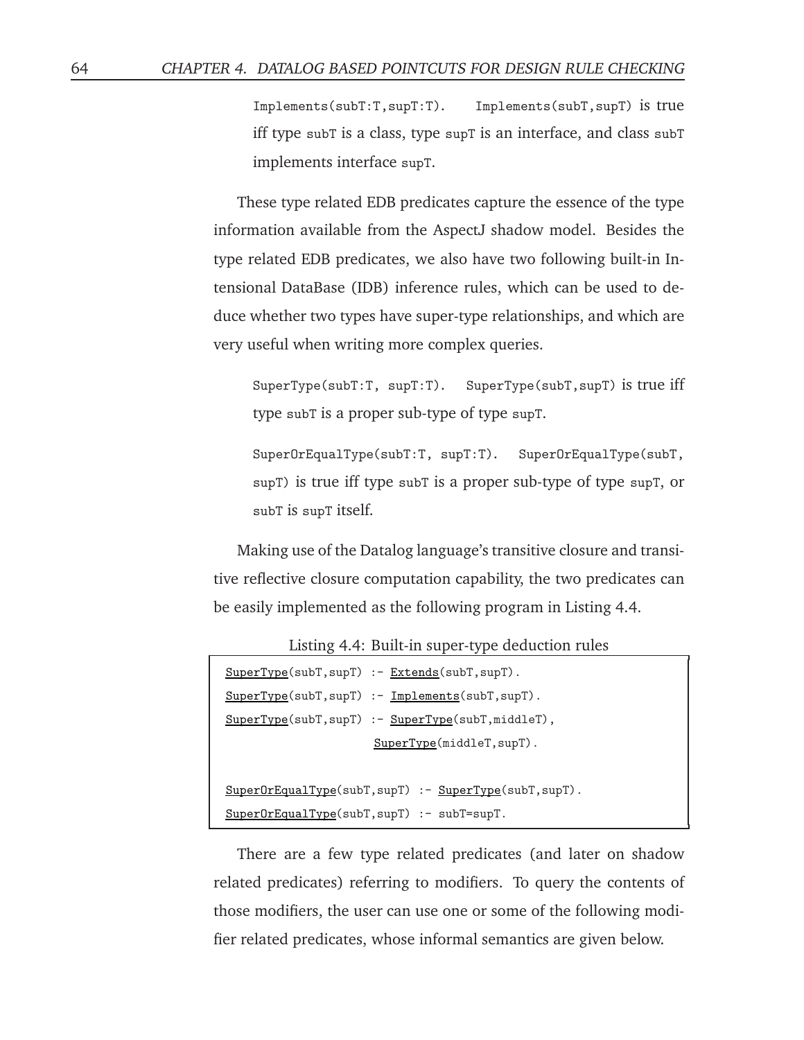`Implements(subT:T,supT:T).` `Implements(subT,supT)` is true iff type `subT` is a class, type `supT` is an interface, and class `subT` implements interface `supT`.

These type related EDB predicates capture the essence of the type information available from the AspectJ shadow model. Besides the type related EDB predicates, we also have two following built-in Intensional DataBase (IDB) inference rules, which can be used to deduce whether two types have super-type relationships, and which are very useful when writing more complex queries.

`SuperType(subT:T, supT:T).` `SuperType(subT,supT)` is true iff type `subT` is a proper sub-type of type `supT`.

`SuperOrEqualType(subT:T, supT:T).` `SuperOrEqualType(subT, supT)` is true iff type `subT` is a proper sub-type of type `supT`, or `subT` is `supT` itself.

Making use of the Datalog language's transitive closure and transitive reflective closure computation capability, the two predicates can be easily implemented as the following program in Listing 4.4.

Listing 4.4: Built-in super-type deduction rules

```
SuperType(subT,supT) :- Extends(subT,supT).
SuperType(subT,supT) :- Implements(subT,supT).
SuperType(subT,supT) :- SuperType(subT,middleT),
                       SuperType(middleT,supT).

SuperOrEqualType(subT,supT) :- SuperType(subT,supT).
SuperOrEqualType(subT,supT) :- subT=supT.
```

There are a few type related predicates (and later on shadow related predicates) referring to modifiers. To query the contents of those modifiers, the user can use one or some of the following modifier related predicates, whose informal semantics are given below.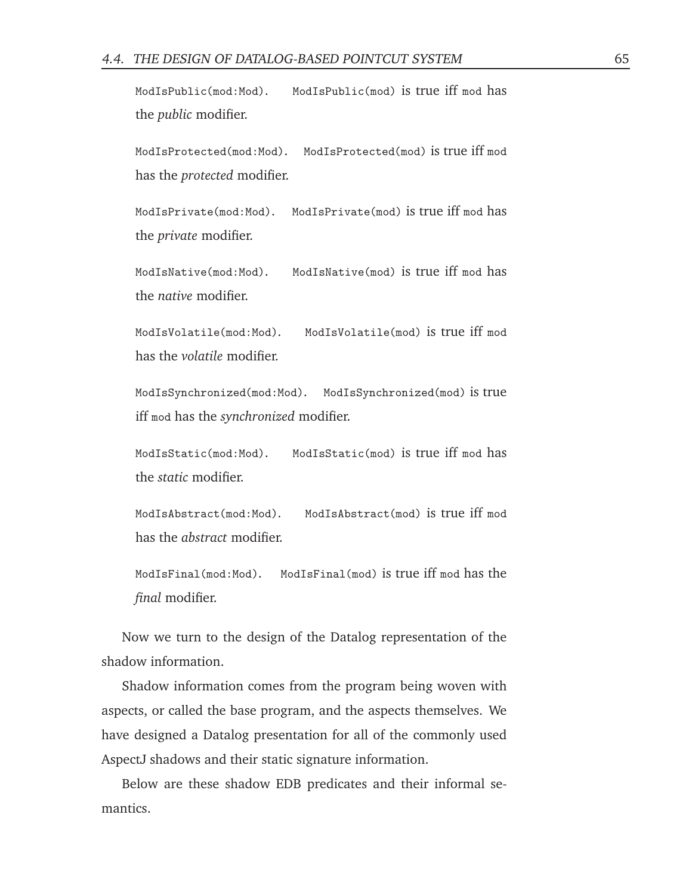`ModIsPublic(mod:Mod).` `ModIsPublic(mod)` is true iff `mod` has the *public* modifier.

`ModIsProtected(mod:Mod).` `ModIsProtected(mod)` is true iff `mod` has the *protected* modifier.

`ModIsPrivate(mod:Mod).` `ModIsPrivate(mod)` is true iff `mod` has the *private* modifier.

`ModIsNative(mod:Mod).` `ModIsNative(mod)` is true iff `mod` has the *native* modifier.

`ModIsVolatile(mod:Mod).` `ModIsVolatile(mod)` is true iff `mod` has the *volatile* modifier.

`ModIsSynchronized(mod:Mod).` `ModIsSynchronized(mod)` is true iff `mod` has the *synchronized* modifier.

`ModIsStatic(mod:Mod).` `ModIsStatic(mod)` is true iff `mod` has the *static* modifier.

`ModIsAbstract(mod:Mod).` `ModIsAbstract(mod)` is true iff `mod` has the *abstract* modifier.

`ModIsFinal(mod:Mod).` `ModIsFinal(mod)` is true iff `mod` has the *final* modifier.

Now we turn to the design of the Datalog representation of the shadow information.

Shadow information comes from the program being woven with aspects, or called the base program, and the aspects themselves. We have designed a Datalog presentation for all of the commonly used AspectJ shadows and their static signature information.

Below are these shadow EDB predicates and their informal semantics.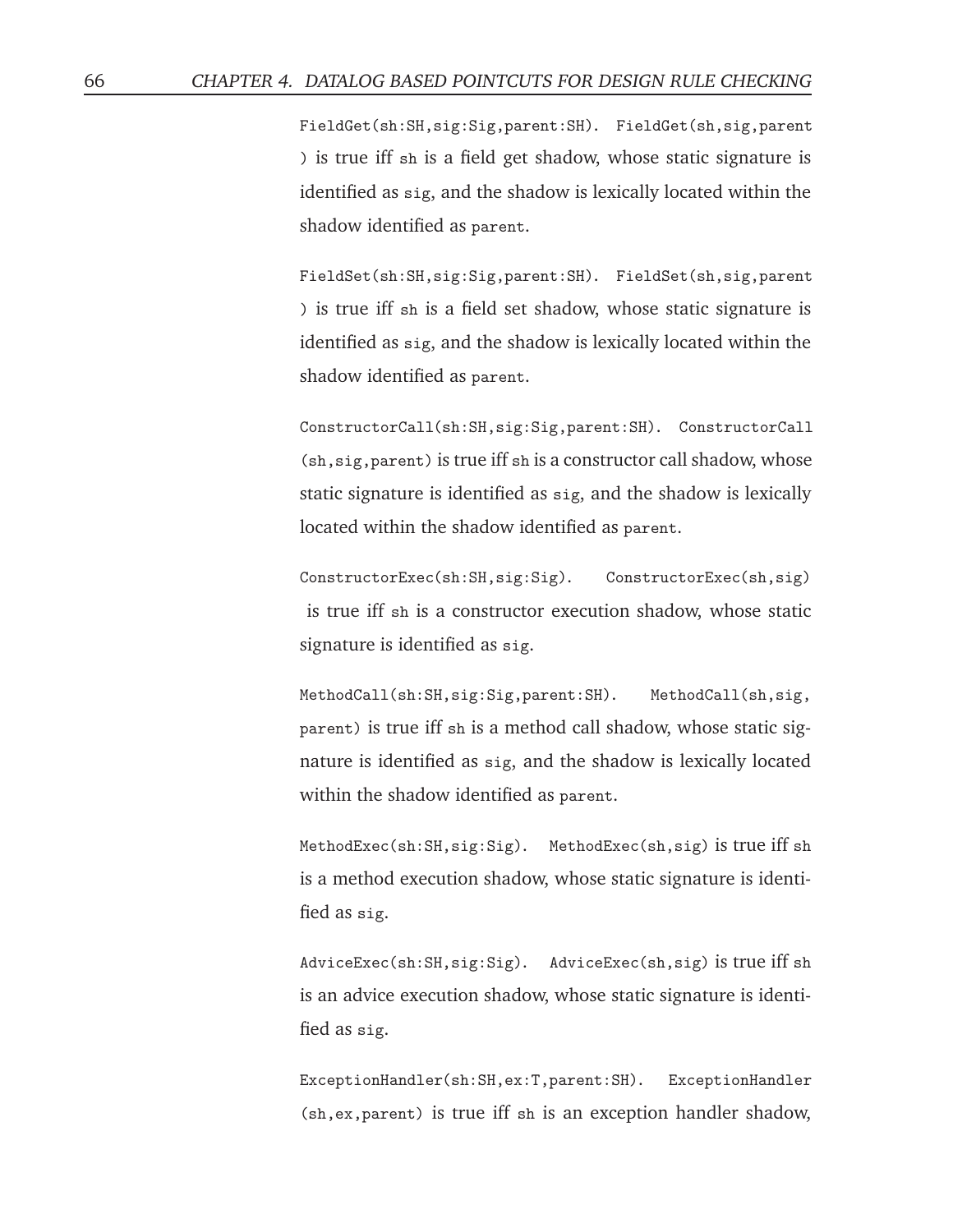`FieldGet(sh:SH,sig:Sig,parent:SH)`. `FieldGet(sh,sig,parent)` is true iff `sh` is a field get shadow, whose static signature is identified as `sig`, and the shadow is lexically located within the shadow identified as `parent`.

`FieldSet(sh:SH,sig:Sig,parent:SH)`. `FieldSet(sh,sig,parent)` is true iff `sh` is a field set shadow, whose static signature is identified as `sig`, and the shadow is lexically located within the shadow identified as `parent`.

`ConstructorCall(sh:SH,sig:Sig,parent:SH)`. `ConstructorCall(sh,sig,parent)` is true iff `sh` is a constructor call shadow, whose static signature is identified as `sig`, and the shadow is lexically located within the shadow identified as `parent`.

`ConstructorExec(sh:SH,sig:Sig)`. `ConstructorExec(sh,sig)` is true iff `sh` is a constructor execution shadow, whose static signature is identified as `sig`.

`MethodCall(sh:SH,sig:Sig,parent:SH)`. `MethodCall(sh,sig,parent)` is true iff `sh` is a method call shadow, whose static signature is identified as `sig`, and the shadow is lexically located within the shadow identified as `parent`.

`MethodExec(sh:SH,sig:Sig)`. `MethodExec(sh,sig)` is true iff `sh` is a method execution shadow, whose static signature is identified as `sig`.

`AdviceExec(sh:SH,sig:Sig)`. `AdviceExec(sh,sig)` is true iff `sh` is an advice execution shadow, whose static signature is identified as `sig`.

`ExceptionHandler(sh:SH,ex:T,parent:SH)`. `ExceptionHandler(sh,ex,parent)` is true iff `sh` is an exception handler shadow,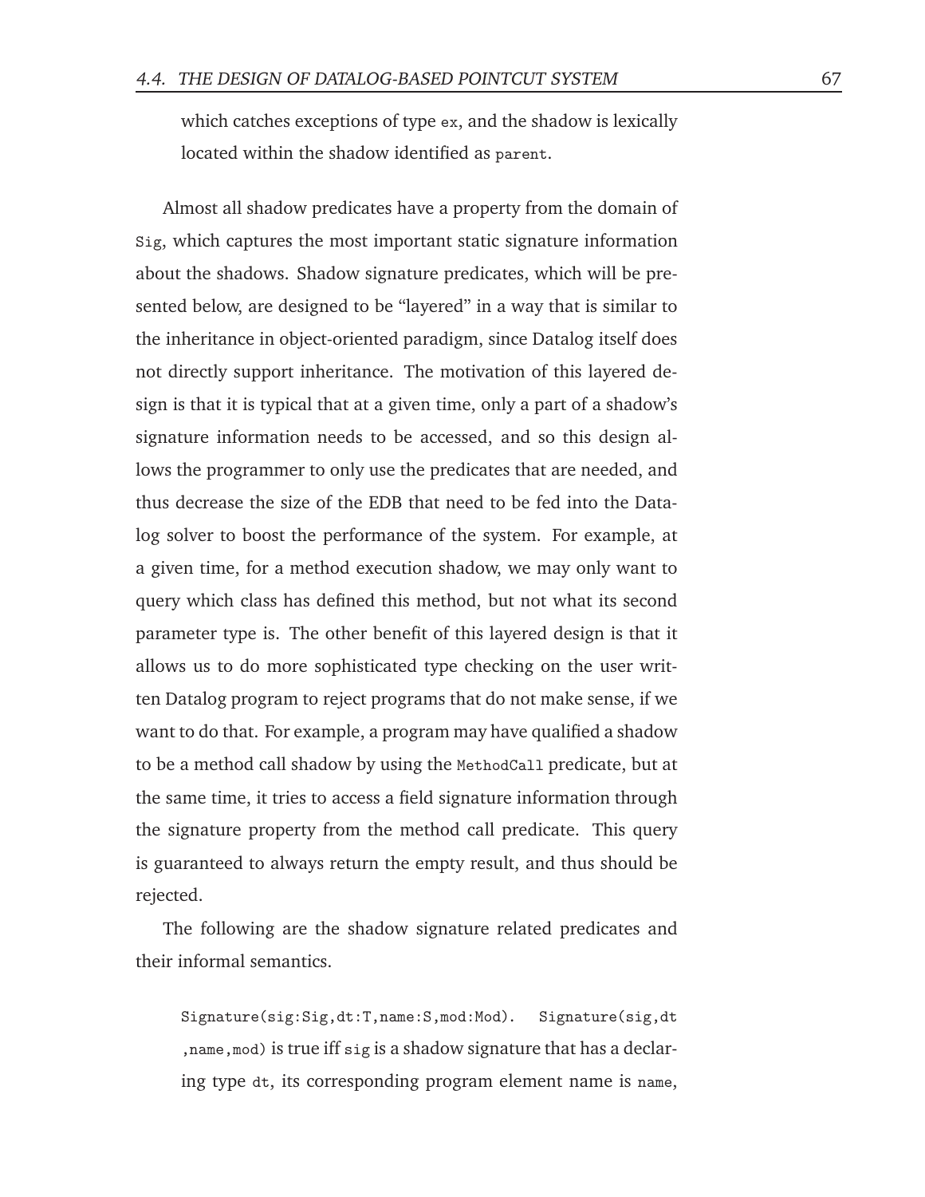which catches exceptions of type `ex`, and the shadow is lexically located within the shadow identified as `parent`.

Almost all shadow predicates have a property from the domain of `Sig`, which captures the most important static signature information about the shadows. Shadow signature predicates, which will be presented below, are designed to be "layered" in a way that is similar to the inheritance in object-oriented paradigm, since Datalog itself does not directly support inheritance. The motivation of this layered design is that it is typical that at a given time, only a part of a shadow's signature information needs to be accessed, and so this design allows the programmer to only use the predicates that are needed, and thus decrease the size of the EDB that need to be fed into the Datalog solver to boost the performance of the system. For example, at a given time, for a method execution shadow, we may only want to query which class has defined this method, but not what its second parameter type is. The other benefit of this layered design is that it allows us to do more sophisticated type checking on the user written Datalog program to reject programs that do not make sense, if we want to do that. For example, a program may have qualified a shadow to be a method call shadow by using the `MethodCall` predicate, but at the same time, it tries to access a field signature information through the signature property from the method call predicate. This query is guaranteed to always return the empty result, and thus should be rejected.

The following are the shadow signature related predicates and their informal semantics.

`Signature(sig:Sig,dt:T,name:S,mod:Mod)`. `Signature(sig,dt,name,mod)` is true iff `sig` is a shadow signature that has a declaring type `dt`, its corresponding program element name is `name`,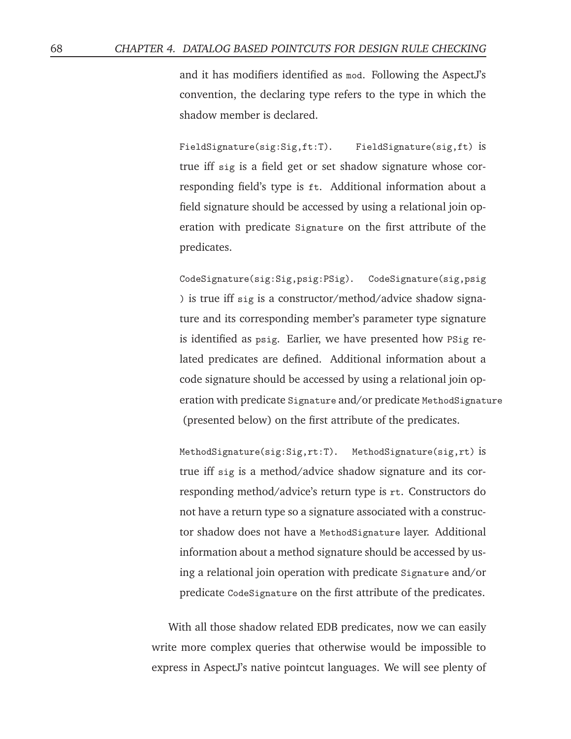and it has modifiers identified as `mod`. Following the AspectJ's convention, the declaring type refers to the type in which the shadow member is declared.

`FieldSignature(sig:Sig,ft:T).` `FieldSignature(sig,ft)` is true iff `sig` is a field get or set shadow signature whose corresponding field's type is `ft`. Additional information about a field signature should be accessed by using a relational join operation with predicate `Signature` on the first attribute of the predicates.

`CodeSignature(sig:Sig,psig:PSig).` `CodeSignature(sig,psig)` is true iff `sig` is a constructor/method/advice shadow signature and its corresponding member's parameter type signature is identified as `psig`. Earlier, we have presented how `PSig` related predicates are defined. Additional information about a code signature should be accessed by using a relational join operation with predicate `Signature` and/or predicate `MethodSignature` (presented below) on the first attribute of the predicates.

`MethodSignature(sig:Sig,rt:T).` `MethodSignature(sig,rt)` is true iff `sig` is a method/advice shadow signature and its corresponding method/advice's return type is `rt`. Constructors do not have a return type so a signature associated with a constructor shadow does not have a `MethodSignature` layer. Additional information about a method signature should be accessed by using a relational join operation with predicate `Signature` and/or predicate `CodeSignature` on the first attribute of the predicates.

With all those shadow related EDB predicates, now we can easily write more complex queries that otherwise would be impossible to express in AspectJ's native pointcut languages. We will see plenty of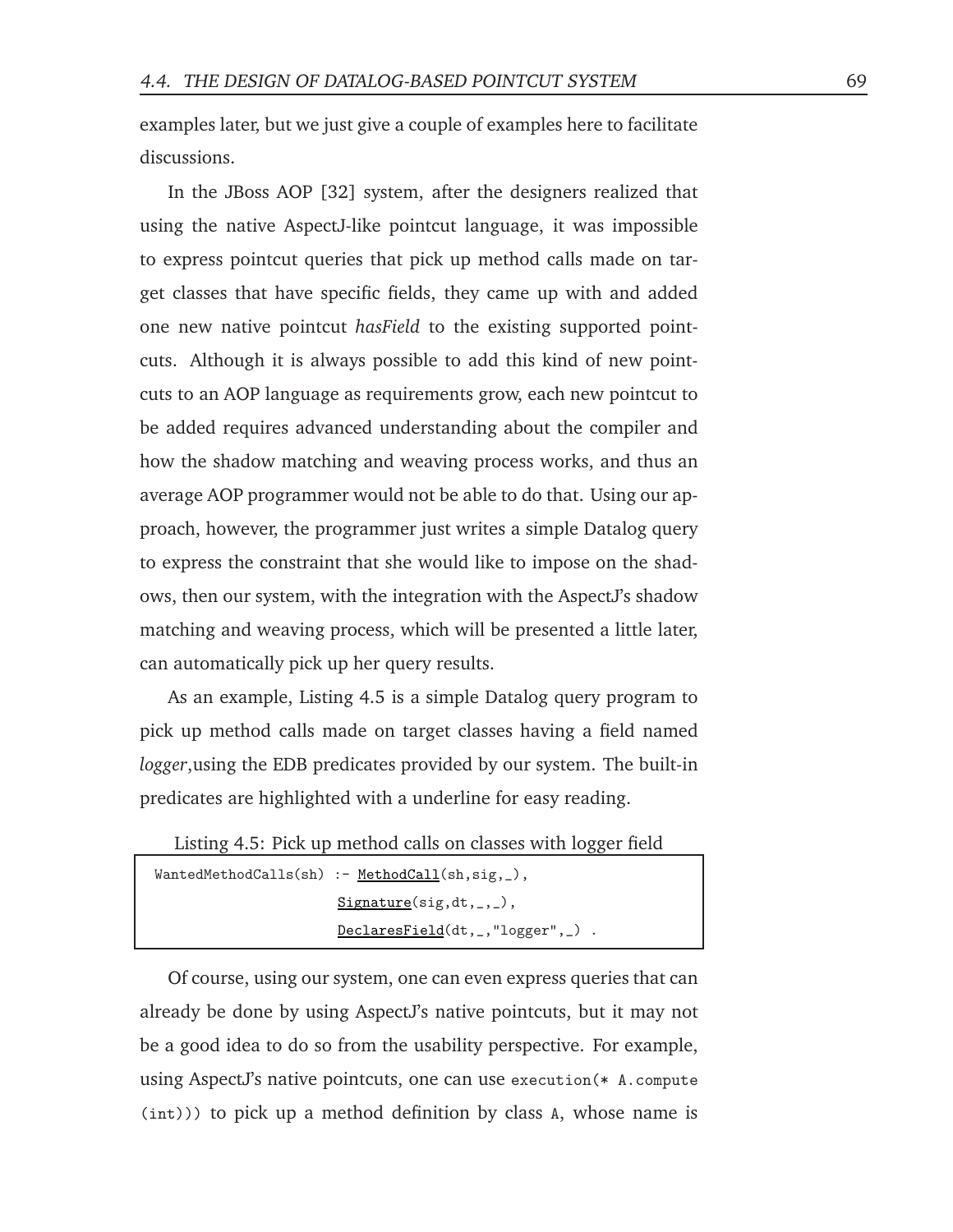examples later, but we just give a couple of examples here to facilitate discussions.

In the JBoss AOP [32] system, after the designers realized that using the native AspectJ-like pointcut language, it was impossible to express pointcut queries that pick up method calls made on target classes that have specific fields, they came up with and added one new native pointcut *hasField* to the existing supported pointcuts. Although it is always possible to add this kind of new pointcuts to an AOP language as requirements grow, each new pointcut to be added requires advanced understanding about the compiler and how the shadow matching and weaving process works, and thus an average AOP programmer would not be able to do that. Using our approach, however, the programmer just writes a simple Datalog query to express the constraint that she would like to impose on the shadows, then our system, with the integration with the AspectJ's shadow matching and weaving process, which will be presented a little later, can automatically pick up her query results.

As an example, Listing 4.5 is a simple Datalog query program to pick up method calls made on target classes having a field named *logger*,using the EDB predicates provided by our system. The built-in predicates are highlighted with a underline for easy reading.

Listing 4.5: Pick up method calls on classes with logger field

```
WantedMethodCalls(sh) :- MethodCall(sh,sig,_),
                         Signature(sig,dt,_,_),
                         DeclaresField(dt,_,"logger",_) .
```

Of course, using our system, one can even express queries that can already be done by using AspectJ's native pointcuts, but it may not be a good idea to do so from the usability perspective. For example, using AspectJ's native pointcuts, one can use `execution(* A.compute (int))` to pick up a method definition by class `A`, whose name is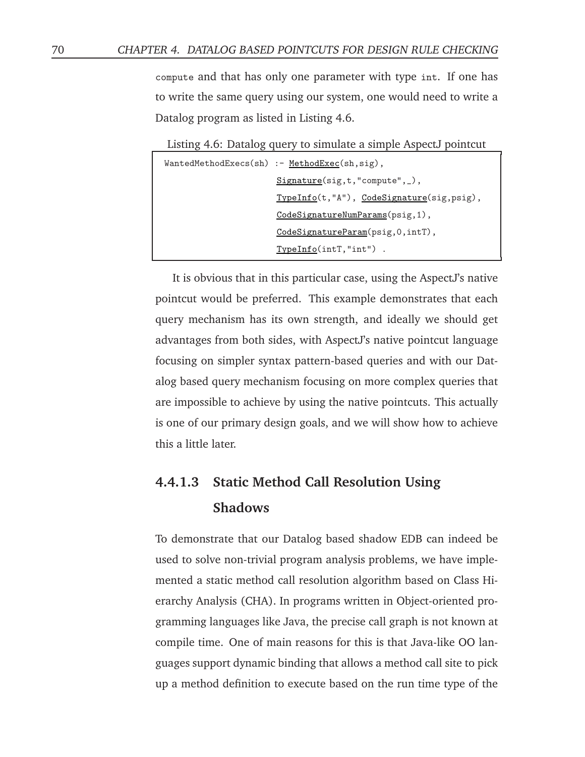compute and that has only one parameter with type int. If one has to write the same query using our system, one would need to write a Datalog program as listed in Listing 4.6.

Listing 4.6: Datalog query to simulate a simple AspectJ pointcut

```
WantedMethodExecs(sh) :- MethodExec(sh,sig),
                         Signature(sig,t,"compute",_),
                         TypeInfo(t,"A"), CodeSignature(sig,psig),
                         CodeSignatureNumParams(psig,1),
                         CodeSignatureParam(psig,0,intT),
                         TypeInfo(intT,"int") .
```

It is obvious that in this particular case, using the AspectJ's native pointcut would be preferred. This example demonstrates that each query mechanism has its own strength, and ideally we should get advantages from both sides, with AspectJ's native pointcut language focusing on simpler syntax pattern-based queries and with our Datalog based query mechanism focusing on more complex queries that are impossible to achieve by using the native pointcuts. This actually is one of our primary design goals, and we will show how to achieve this a little later.

#### 4.4.1.3 Static Method Call Resolution Using Shadows

To demonstrate that our Datalog based shadow EDB can indeed be used to solve non-trivial program analysis problems, we have implemented a static method call resolution algorithm based on Class Hierarchy Analysis (CHA). In programs written in Object-oriented programming languages like Java, the precise call graph is not known at compile time. One of main reasons for this is that Java-like OO languages support dynamic binding that allows a method call site to pick up a method definition to execute based on the run time type of the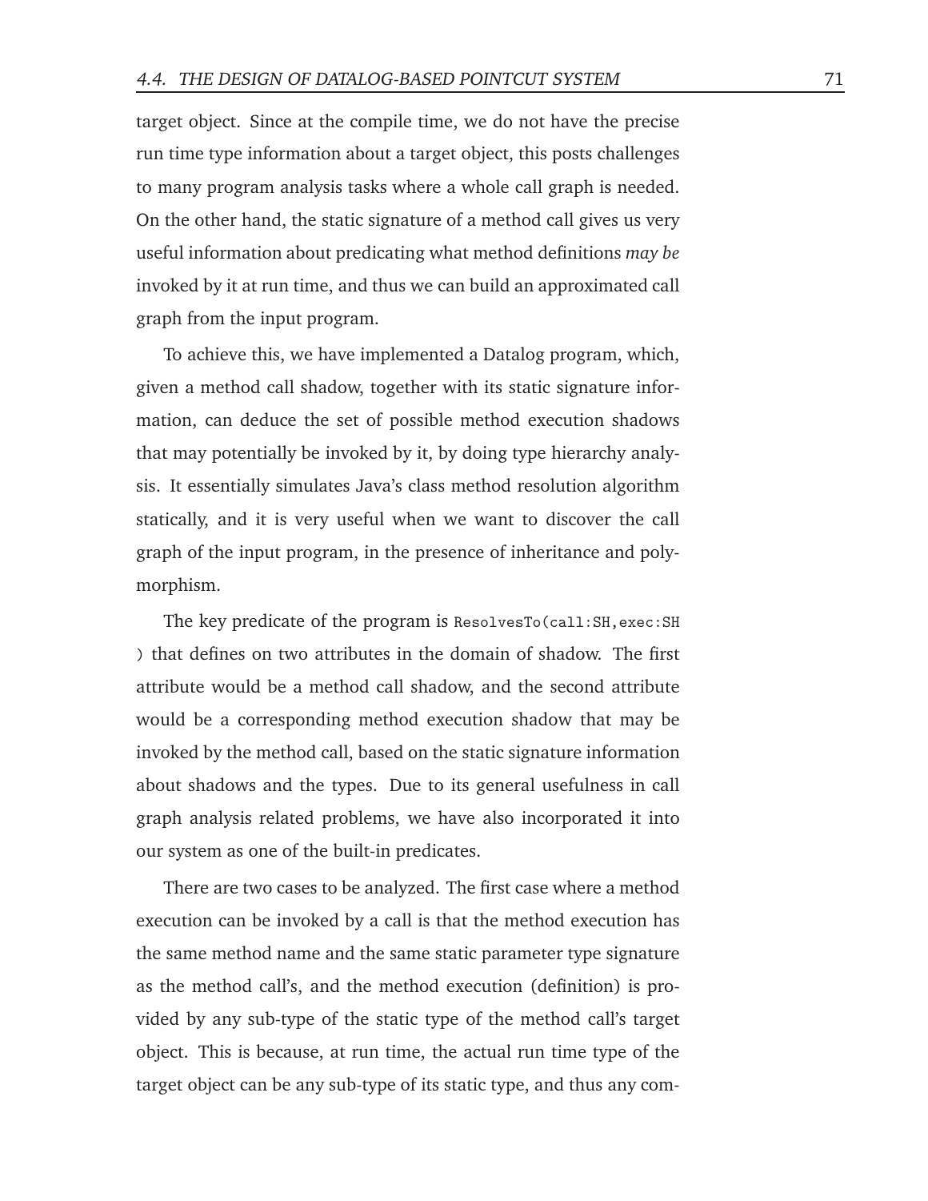target object. Since at the compile time, we do not have the precise run time type information about a target object, this posts challenges to many program analysis tasks where a whole call graph is needed. On the other hand, the static signature of a method call gives us very useful information about predicating what method definitions *may be* invoked by it at run time, and thus we can build an approximated call graph from the input program.

To achieve this, we have implemented a Datalog program, which, given a method call shadow, together with its static signature information, can deduce the set of possible method execution shadows that may potentially be invoked by it, by doing type hierarchy analysis. It essentially simulates Java's class method resolution algorithm statically, and it is very useful when we want to discover the call graph of the input program, in the presence of inheritance and polymorphism.

The key predicate of the program is `ResolvesTo(call:SH,exec:SH)` that defines on two attributes in the domain of shadow. The first attribute would be a method call shadow, and the second attribute would be a corresponding method execution shadow that may be invoked by the method call, based on the static signature information about shadows and the types. Due to its general usefulness in call graph analysis related problems, we have also incorporated it into our system as one of the built-in predicates.

There are two cases to be analyzed. The first case where a method execution can be invoked by a call is that the method execution has the same method name and the same static parameter type signature as the method call's, and the method execution (definition) is provided by any sub-type of the static type of the method call's target object. This is because, at run time, the actual run time type of the target object can be any sub-type of its static type, and thus any com-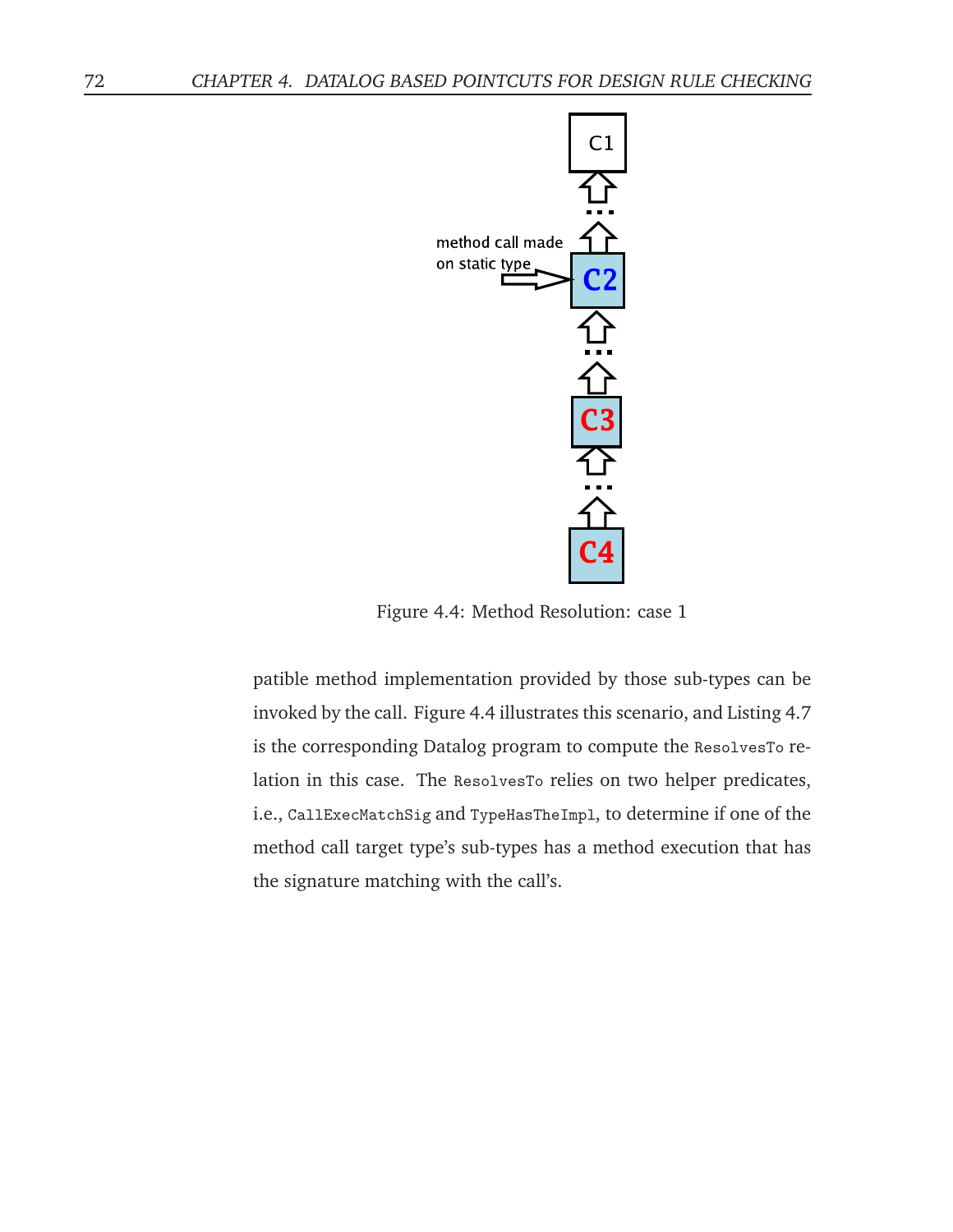Figure 4.4: Method Resolution: case 1

patible method implementation provided by those sub-types can be invoked by the call. Figure 4.4 illustrates this scenario, and Listing 4.7 is the corresponding Datalog program to compute the `ResolvesTo` relation in this case. The `ResolvesTo` relies on two helper predicates, i.e., `CallExecMatchSig` and `TypeHasTheImpl`, to determine if one of the method call target type's sub-types has a method execution that has the signature matching with the call's.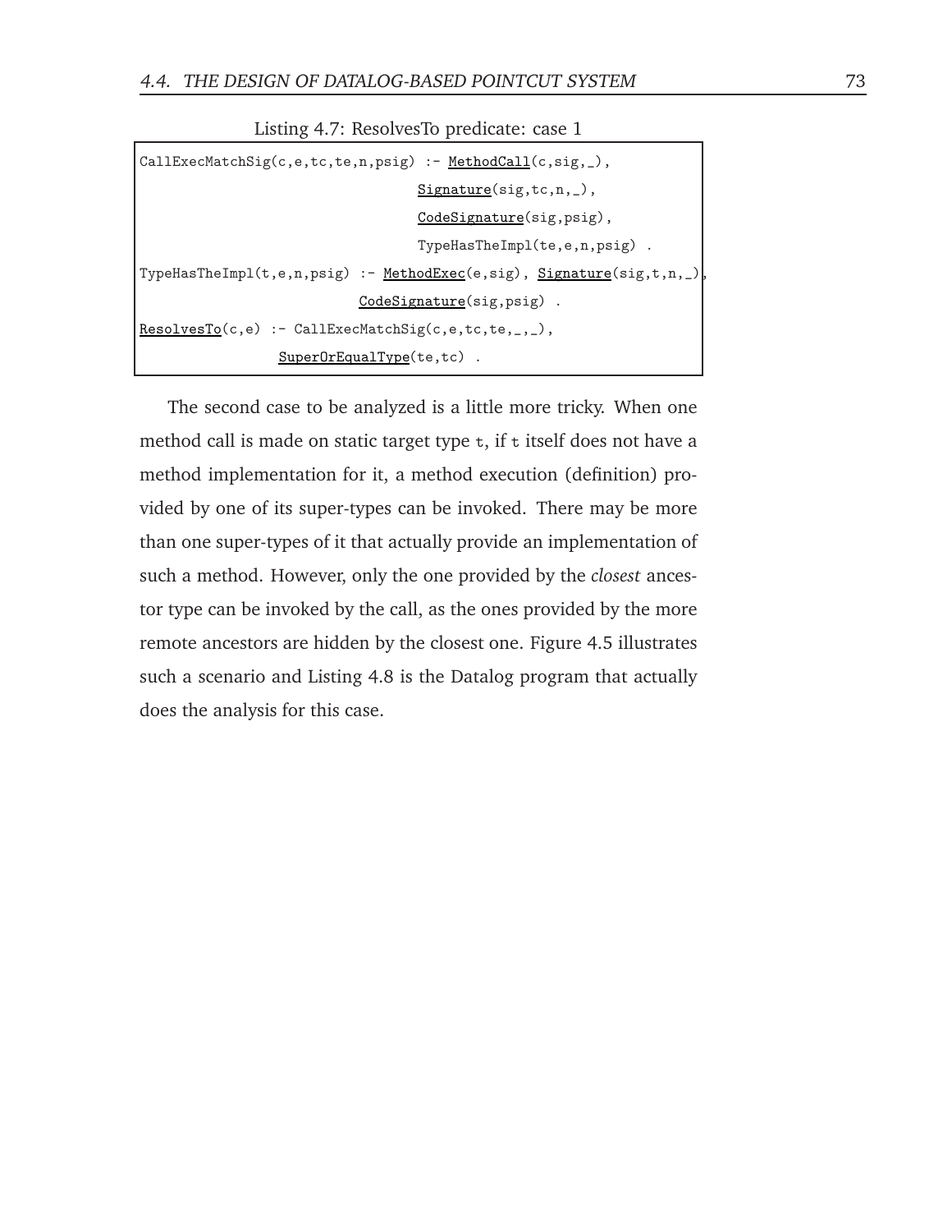Listing 4.7: ResolvesTo predicate: case 1

```
CallExecMatchSig(c,e,tc,te,n,psig) :- MethodCall(c,sig,_),
                                      Signature(sig,tc,n,_),
                                      CodeSignature(sig,psig),
                                      TypeHasTheImpl(te,e,n,psig) .
TypeHasTheImpl(t,e,n,psig) :- MethodExec(e,sig), Signature(sig,t,n,_),
                              CodeSignature(sig,psig) .
ResolvesTo(c,e) :- CallExecMatchSig(c,e,tc,te,_,_),
                   SuperOrEqualType(te,tc) .
```

The second case to be analyzed is a little more tricky. When one method call is made on static target type `t`, if `t` itself does not have a method implementation for it, a method execution (definition) provided by one of its super-types can be invoked. There may be more than one super-types of it that actually provide an implementation of such a method. However, only the one provided by the *closest* ancestor type can be invoked by the call, as the ones provided by the more remote ancestors are hidden by the closest one. Figure 4.5 illustrates such a scenario and Listing 4.8 is the Datalog program that actually does the analysis for this case.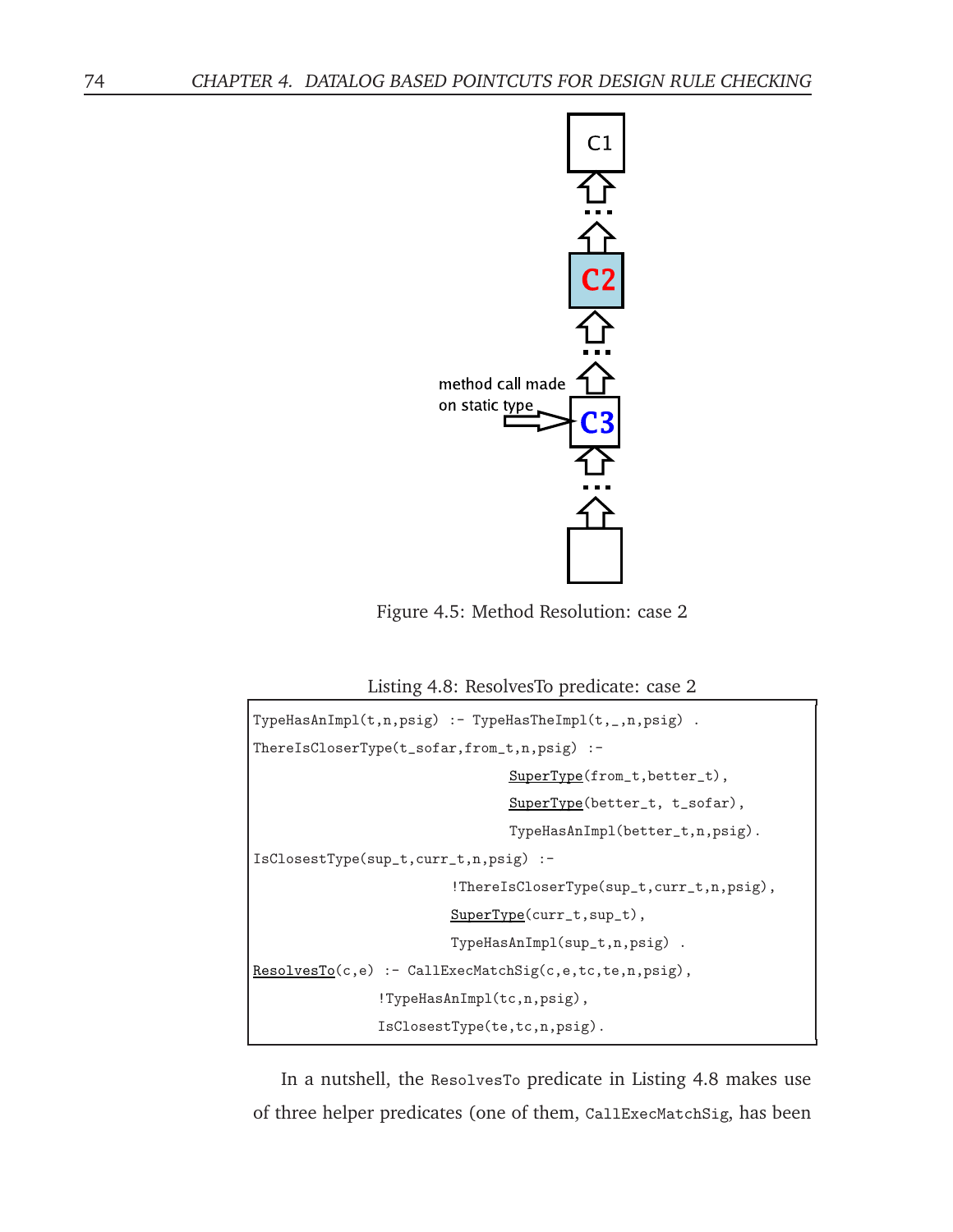Figure 4.5: Method Resolution: case 2

Listing 4.8: ResolvesTo predicate: case 2

```
TypeHasAnImpl(t,n,psig) :- TypeHasTheImpl(t,_,n,psig) .
ThereIsCloserType(t_sofar,from_t,n,psig) :-
                                        SuperType(from_t,better_t),
                                        SuperType(better_t, t_sofar),
                                        TypeHasAnImpl(better_t,n,psig).
IsClosestType(sup_t,curr_t,n,psig) :-
                               !ThereIsCloserType(sup_t,curr_t,n,psig),
                               SuperType(curr_t,sup_t),
                               TypeHasAnImpl(sup_t,n,psig) .
ResolvesTo(c,e) :- CallExecMatchSig(c,e,tc,te,n,psig),
                  !TypeHasAnImpl(tc,n,psig),
                  IsClosestType(te,tc,n,psig).
```

In a nutshell, the `ResolvesTo` predicate in Listing 4.8 makes use of three helper predicates (one of them, `CallExecMatchSig`, has been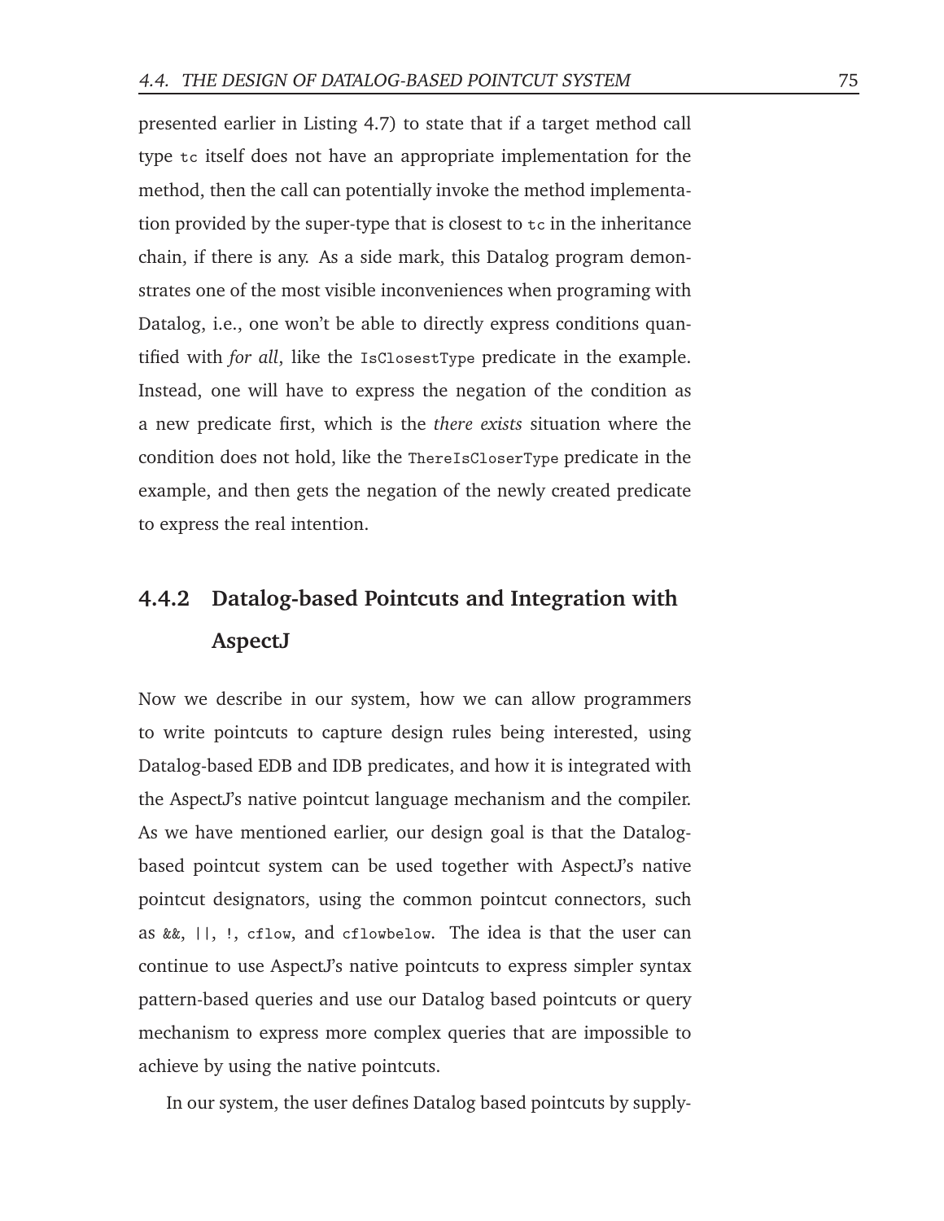presented earlier in Listing 4.7) to state that if a target method call type `tc` itself does not have an appropriate implementation for the method, then the call can potentially invoke the method implementation provided by the super-type that is closest to `tc` in the inheritance chain, if there is any. As a side mark, this Datalog program demonstrates one of the most visible inconveniences when programing with Datalog, i.e., one won't be able to directly express conditions quantified with *for all*, like the `IsClosestType` predicate in the example. Instead, one will have to express the negation of the condition as a new predicate first, which is the *there exists* situation where the condition does not hold, like the `ThereIsCloserType` predicate in the example, and then gets the negation of the newly created predicate to express the real intention.

### 4.4.2 Datalog-based Pointcuts and Integration with AspectJ

Now we describe in our system, how we can allow programmers to write pointcuts to capture design rules being interested, using Datalog-based EDB and IDB predicates, and how it is integrated with the AspectJ's native pointcut language mechanism and the compiler. As we have mentioned earlier, our design goal is that the Datalog-based pointcut system can be used together with AspectJ's native pointcut designators, using the common pointcut connectors, such as `&&`, `||`, `!`, `cflow`, and `cflowbelow`. The idea is that the user can continue to use AspectJ's native pointcuts to express simpler syntax pattern-based queries and use our Datalog based pointcuts or query mechanism to express more complex queries that are impossible to achieve by using the native pointcuts.

In our system, the user defines Datalog based pointcuts by supply-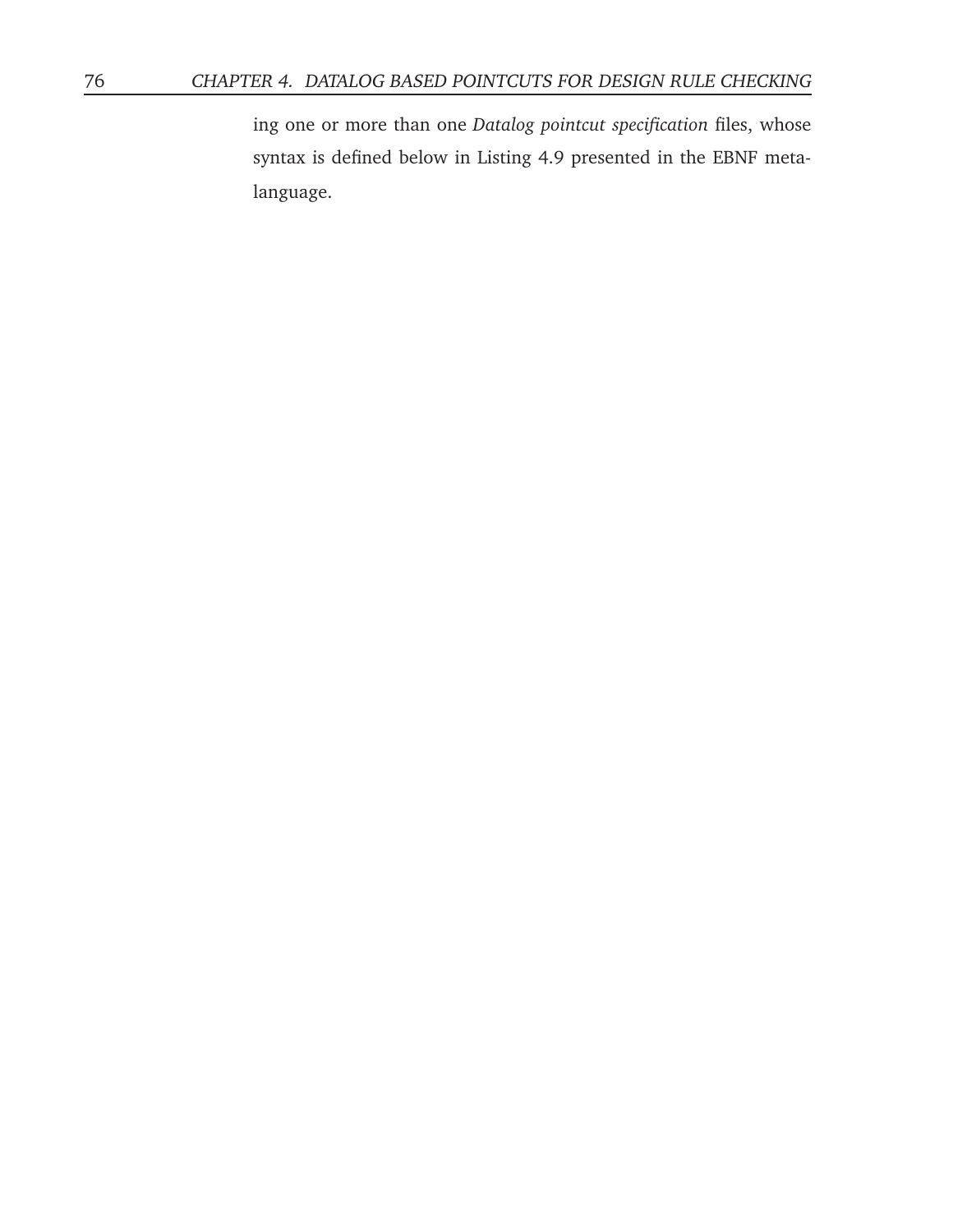ing one or more than one *Datalog pointcut specification* files, whose syntax is defined below in Listing 4.9 presented in the EBNF meta-language.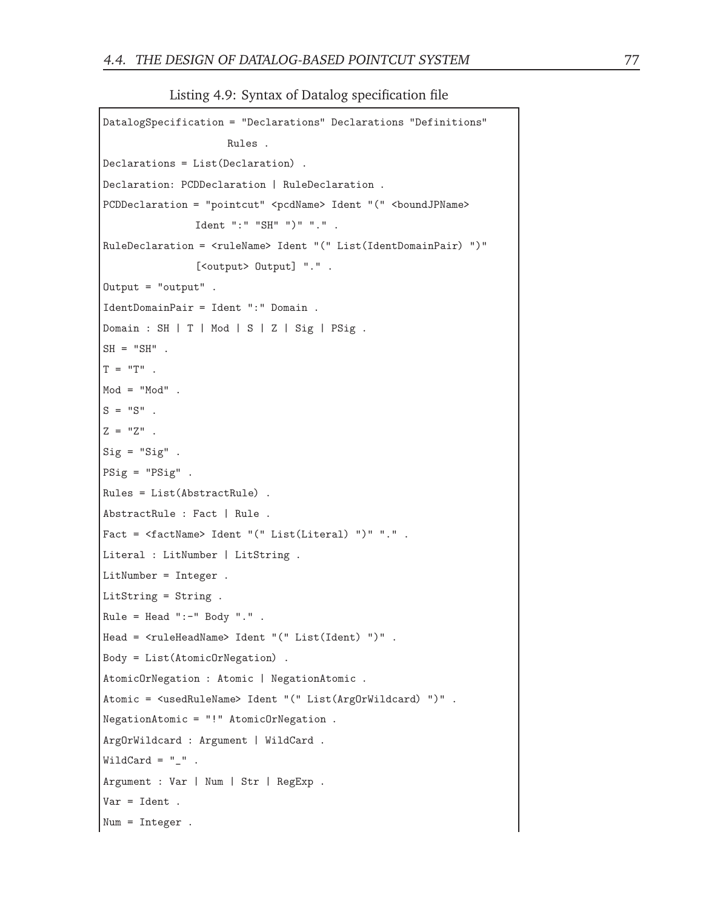Listing 4.9: Syntax of Datalog specification file

```
DatalogSpecification = "Declarations" Declarations "Definitions"
                    Rules .
Declarations = List(Declaration) .
Declaration: PCDDeclaration | RuleDeclaration .
PCDDeclaration = "pointcut" <pcdName> Ident "(" <boundJPName>
               Ident ":" "SH" ")" "." .
RuleDeclaration = <ruleName> Ident "(" List(IdentDomainPair) ")"
               [<output> Output] "." .
Output = "output" .
IdentDomainPair = Ident ":" Domain .
Domain : SH | T | Mod | S | Z | Sig | PSig .
SH = "SH" .
T = "T" .
Mod = "Mod" .
S = "S" .
Z = "Z" .
Sig = "Sig" .
PSig = "PSig" .
Rules = List(AbstractRule) .
AbstractRule : Fact | Rule .
Fact = <factName> Ident "(" List(Literal) ")" "." .
Literal : LitNumber | LitString .
LitNumber = Integer .
LitString = String .
Rule = Head ":-" Body "." .
Head = <ruleHeadName> Ident "(" List(Ident) ")" .
Body = List(AtomicOrNegation) .
AtomicOrNegation : Atomic | NegationAtomic .
Atomic = <usedRuleName> Ident "(" List(ArgOrWildcard) ")" .
NegationAtomic = "!" AtomicOrNegation .
ArgOrWildcard : Argument | WildCard .
WildCard = "_" .
Argument : Var | Num | Str | RegExp .
Var = Ident .
Num = Integer .
```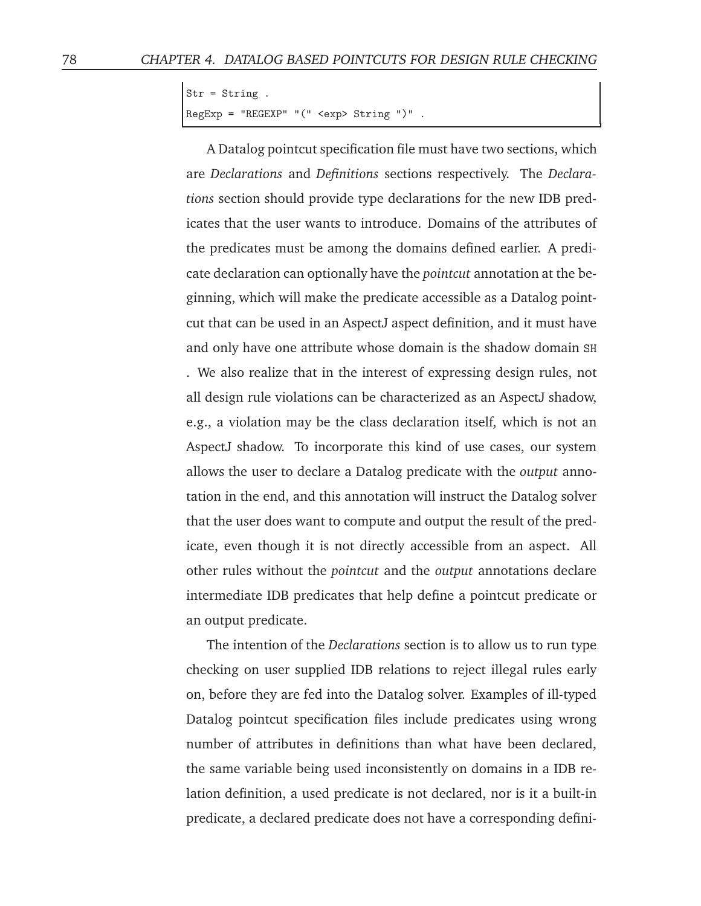```
Str = String .
RegExp = "REGEXP" "(" <exp> String ")" .
```

A Datalog pointcut specification file must have two sections, which are *Declarations* and *Definitions* sections respectively. The *Declarations* section should provide type declarations for the new IDB predicates that the user wants to introduce. Domains of the attributes of the predicates must be among the domains defined earlier. A predicate declaration can optionally have the *pointcut* annotation at the beginning, which will make the predicate accessible as a Datalog pointcut that can be used in an AspectJ aspect definition, and it must have and only have one attribute whose domain is the shadow domain `SH` . We also realize that in the interest of expressing design rules, not all design rule violations can be characterized as an AspectJ shadow, e.g., a violation may be the class declaration itself, which is not an AspectJ shadow. To incorporate this kind of use cases, our system allows the user to declare a Datalog predicate with the *output* annotation in the end, and this annotation will instruct the Datalog solver that the user does want to compute and output the result of the predicate, even though it is not directly accessible from an aspect. All other rules without the *pointcut* and the *output* annotations declare intermediate IDB predicates that help define a pointcut predicate or an output predicate.

The intention of the *Declarations* section is to allow us to run type checking on user supplied IDB relations to reject illegal rules early on, before they are fed into the Datalog solver. Examples of ill-typed Datalog pointcut specification files include predicates using wrong number of attributes in definitions than what have been declared, the same variable being used inconsistently on domains in a IDB relation definition, a used predicate is not declared, nor is it a built-in predicate, a declared predicate does not have a corresponding defini-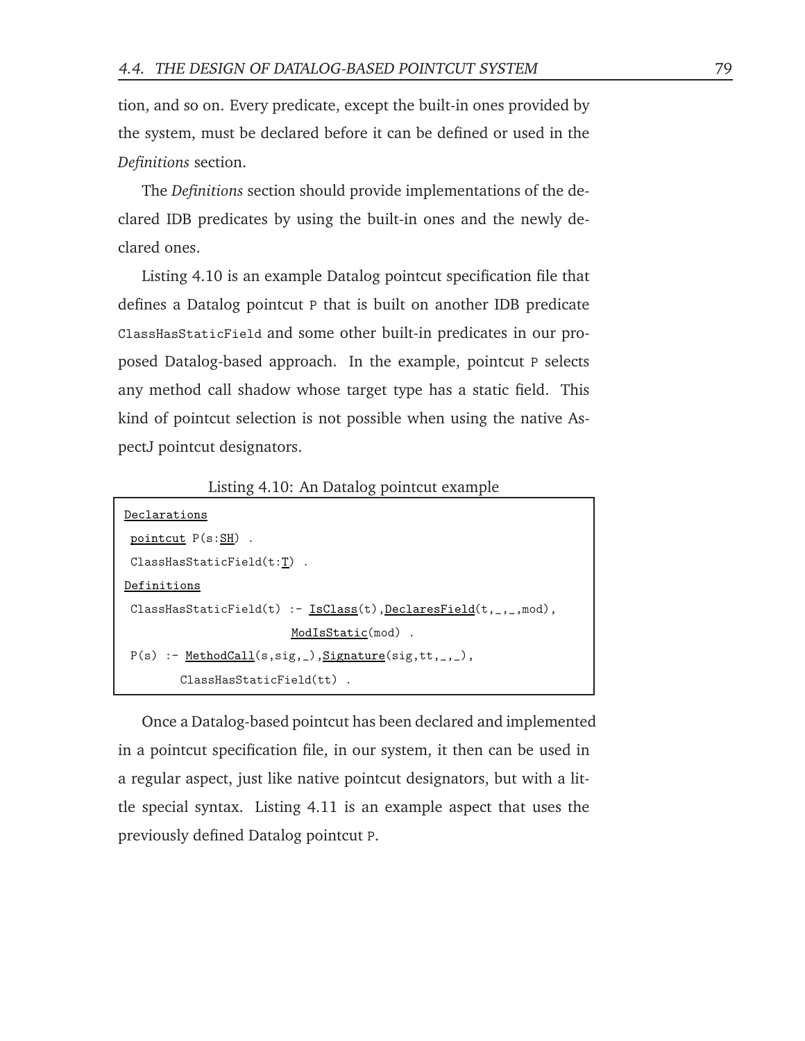tion, and so on. Every predicate, except the built-in ones provided by the system, must be declared before it can be defined or used in the *Definitions* section.

The *Definitions* section should provide implementations of the declared IDB predicates by using the built-in ones and the newly declared ones.

Listing 4.10 is an example Datalog pointcut specification file that defines a Datalog pointcut `P` that is built on another IDB predicate `ClassHasStaticField` and some other built-in predicates in our proposed Datalog-based approach. In the example, pointcut `P` selects any method call shadow whose target type has a static field. This kind of pointcut selection is not possible when using the native AspectJ pointcut designators.

Listing 4.10: An Datalog pointcut example

```
Declarations
 pointcut P(s:SH) .
 ClassHasStaticField(t:T) .
Definitions
 ClassHasStaticField(t) :- IsClass(t),DeclaresField(t,_,_,mod),
                           ModIsStatic(mod) .
 P(s) :- MethodCall(s,sig,_),Signature(sig,tt,_,_),
         ClassHasStaticField(tt) .
```

Once a Datalog-based pointcut has been declared and implemented in a pointcut specification file, in our system, it then can be used in a regular aspect, just like native pointcut designators, but with a little special syntax. Listing 4.11 is an example aspect that uses the previously defined Datalog pointcut `P`.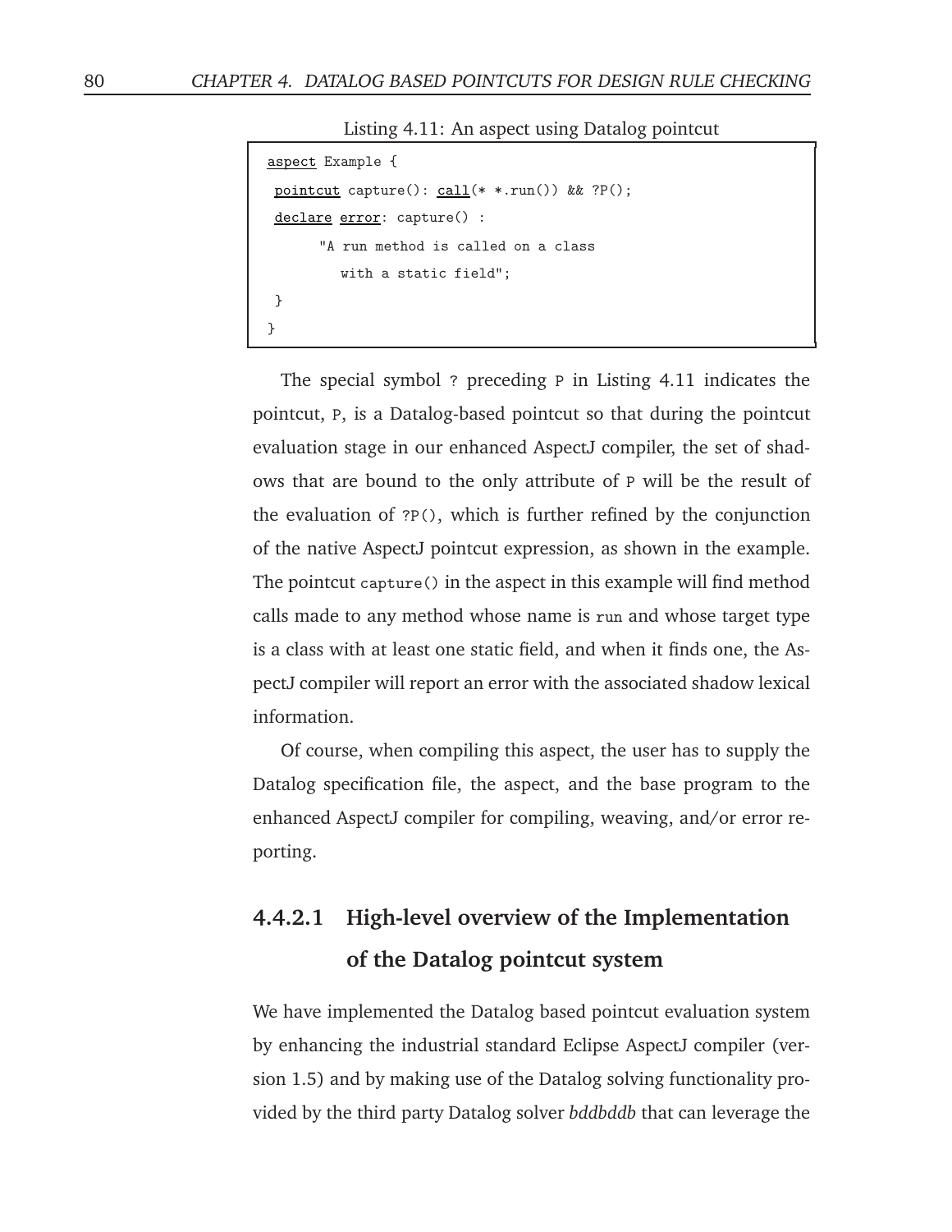Listing 4.11: An aspect using Datalog pointcut

```
aspect Example {
 pointcut capture(): call(* *.run()) && ?P();
 declare error: capture() :
       "A run method is called on a class
          with a static field";
 }
}
```

The special symbol `?` preceding `P` in Listing 4.11 indicates the pointcut, `P`, is a Datalog-based pointcut so that during the pointcut evaluation stage in our enhanced AspectJ compiler, the set of shadows that are bound to the only attribute of `P` will be the result of the evaluation of `?P()`, which is further refined by the conjunction of the native AspectJ pointcut expression, as shown in the example. The pointcut `capture()` in the aspect in this example will find method calls made to any method whose name is `run` and whose target type is a class with at least one static field, and when it finds one, the AspectJ compiler will report an error with the associated shadow lexical information.

Of course, when compiling this aspect, the user has to supply the Datalog specification file, the aspect, and the base program to the enhanced AspectJ compiler for compiling, weaving, and/or error reporting.

#### 4.4.2.1 High-level overview of the Implementation of the Datalog pointcut system

We have implemented the Datalog based pointcut evaluation system by enhancing the industrial standard Eclipse AspectJ compiler (version 1.5) and by making use of the Datalog solving functionality provided by the third party Datalog solver *bddbddb* that can leverage the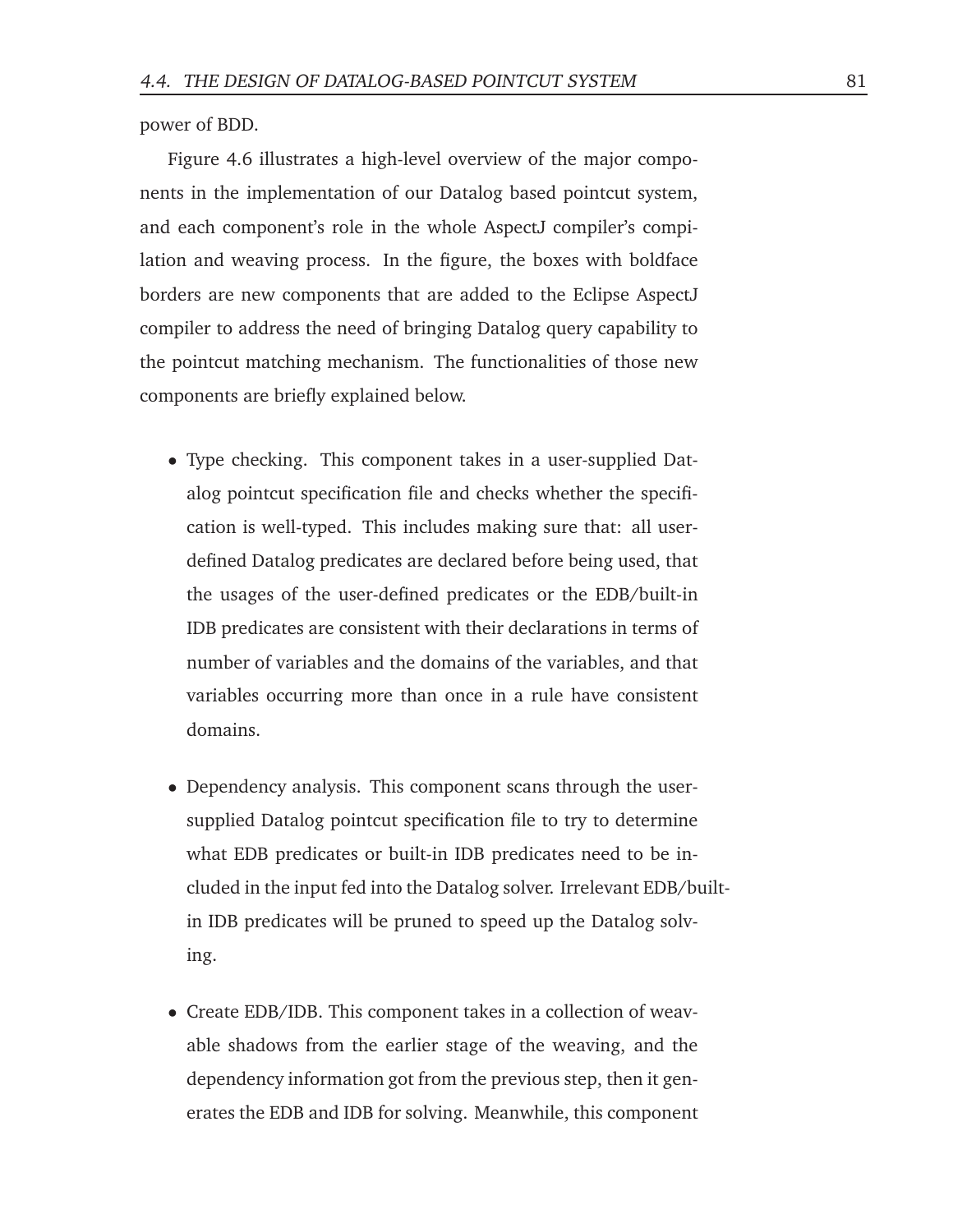power of BDD.

Figure 4.6 illustrates a high-level overview of the major components in the implementation of our Datalog based pointcut system, and each component's role in the whole AspectJ compiler's compilation and weaving process. In the figure, the boxes with boldface borders are new components that are added to the Eclipse AspectJ compiler to address the need of bringing Datalog query capability to the pointcut matching mechanism. The functionalities of those new components are briefly explained below.

- Type checking. This component takes in a user-supplied Datalog pointcut specification file and checks whether the specification is well-typed. This includes making sure that: all user-defined Datalog predicates are declared before being used, that the usages of the user-defined predicates or the EDB/built-in IDB predicates are consistent with their declarations in terms of number of variables and the domains of the variables, and that variables occurring more than once in a rule have consistent domains.

- Dependency analysis. This component scans through the user-supplied Datalog pointcut specification file to try to determine what EDB predicates or built-in IDB predicates need to be included in the input fed into the Datalog solver. Irrelevant EDB/built-in IDB predicates will be pruned to speed up the Datalog solving.

- Create EDB/IDB. This component takes in a collection of weavable shadows from the earlier stage of the weaving, and the dependency information got from the previous step, then it generates the EDB and IDB for solving. Meanwhile, this component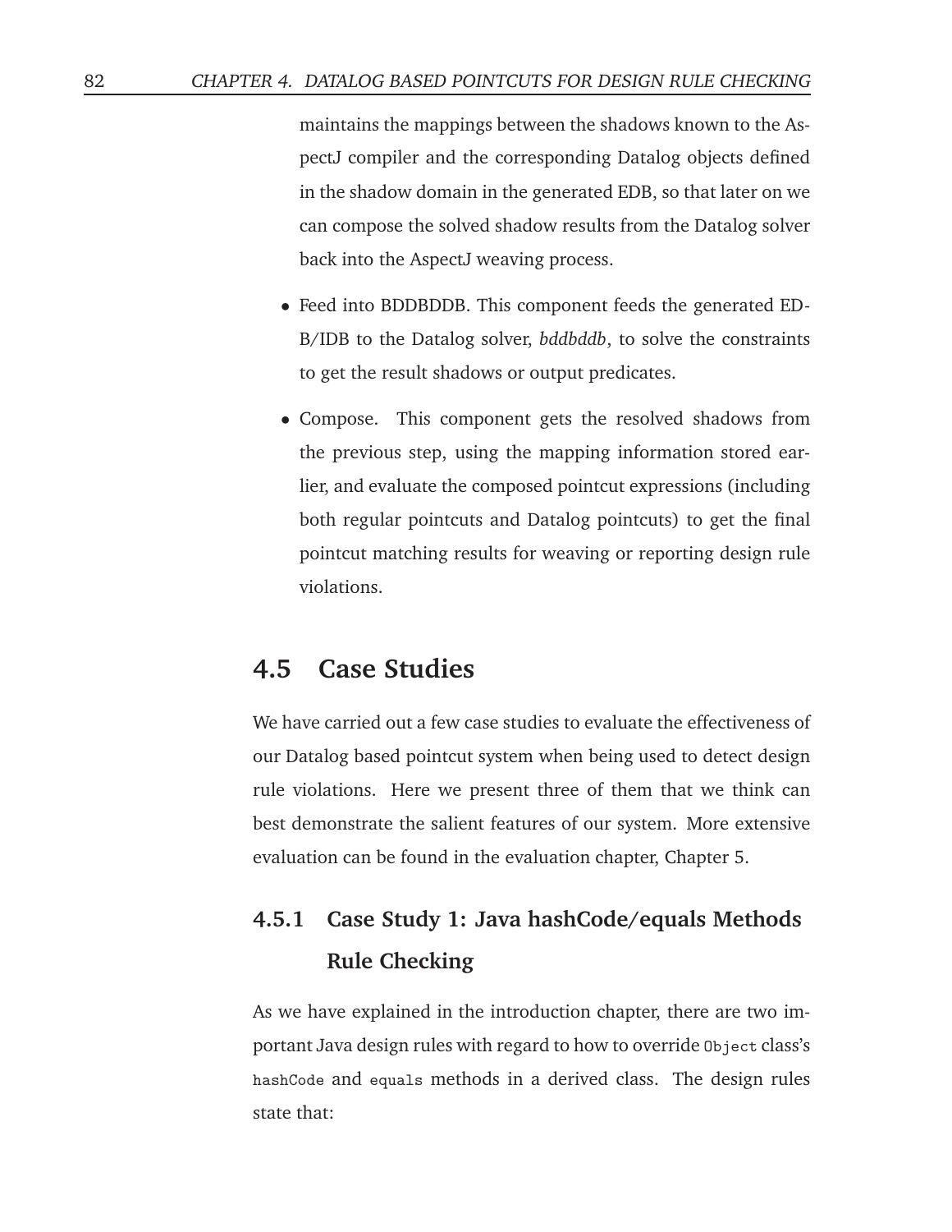maintains the mappings between the shadows known to the AspectJ compiler and the corresponding Datalog objects defined in the shadow domain in the generated EDB, so that later on we can compose the solved shadow results from the Datalog solver back into the AspectJ weaving process.

- Feed into BDDBDDB. This component feeds the generated EDB/IDB to the Datalog solver, *bddbddb*, to solve the constraints to get the result shadows or output predicates.
- Compose. This component gets the resolved shadows from the previous step, using the mapping information stored earlier, and evaluate the composed pointcut expressions (including both regular pointcuts and Datalog pointcuts) to get the final pointcut matching results for weaving or reporting design rule violations.

## 4.5 Case Studies

We have carried out a few case studies to evaluate the effectiveness of our Datalog based pointcut system when being used to detect design rule violations. Here we present three of them that we think can best demonstrate the salient features of our system. More extensive evaluation can be found in the evaluation chapter, Chapter 5.

### 4.5.1 Case Study 1: Java hashCode/equals Methods Rule Checking

As we have explained in the introduction chapter, there are two important Java design rules with regard to how to override `Object` class's `hashCode` and `equals` methods in a derived class. The design rules state that: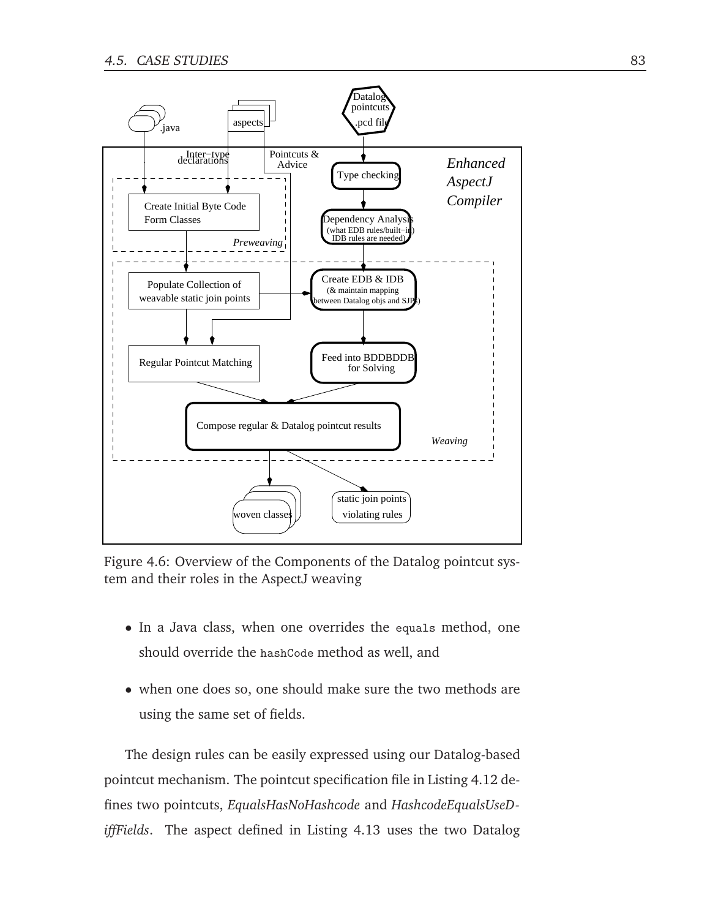Figure 4.6: Overview of the Components of the Datalog pointcut system and their roles in the AspectJ weaving

- In a Java class, when one overrides the `equals` method, one should override the `hashCode` method as well, and
- when one does so, one should make sure the two methods are using the same set of fields.

The design rules can be easily expressed using our Datalog-based pointcut mechanism. The pointcut specification file in Listing 4.12 defines two pointcuts, *EqualsHasNoHashcode* and *HashcodeEqualsUseDiffFields*. The aspect defined in Listing 4.13 uses the two Datalog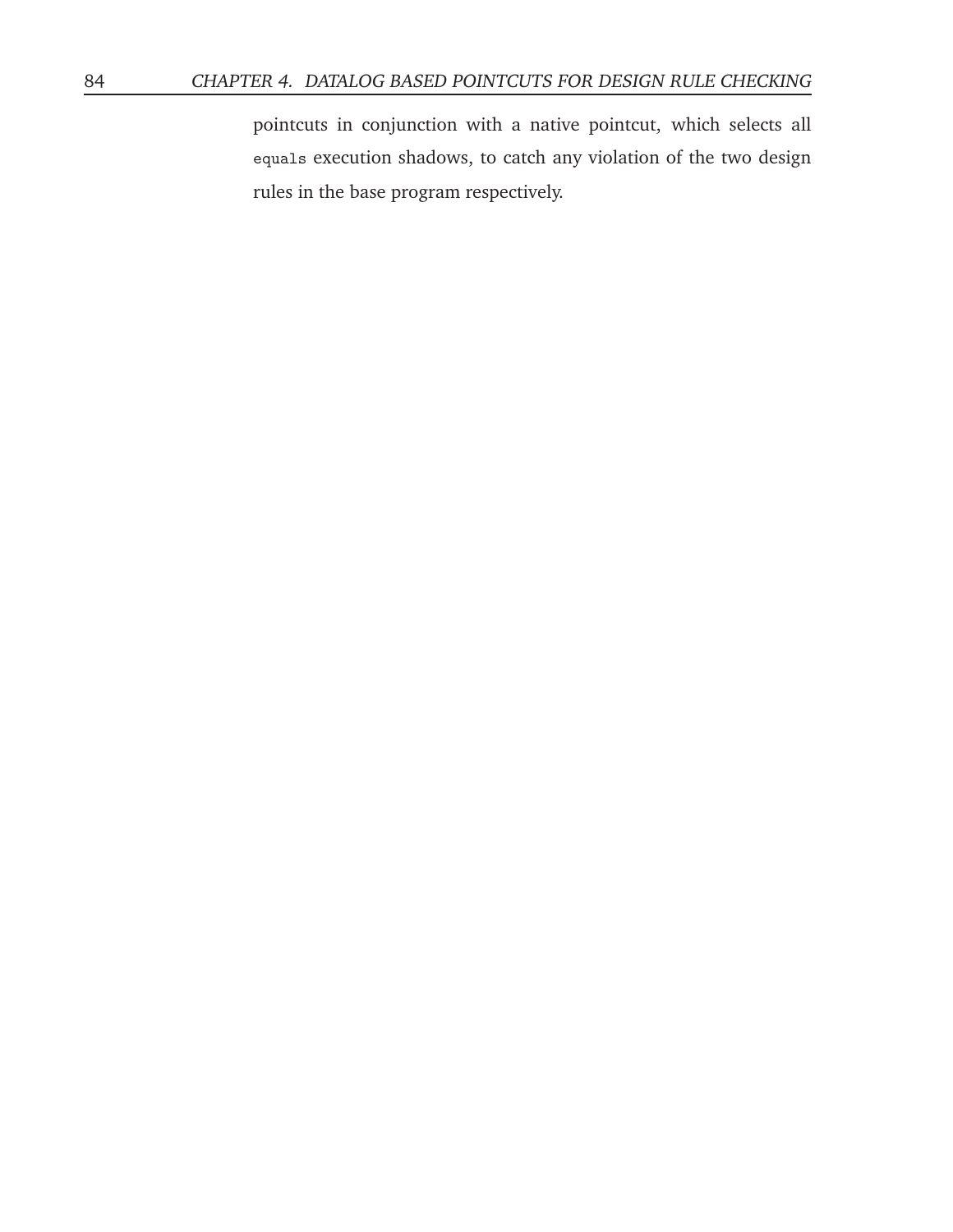pointcuts in conjunction with a native pointcut, which selects all `equals` execution shadows, to catch any violation of the two design rules in the base program respectively.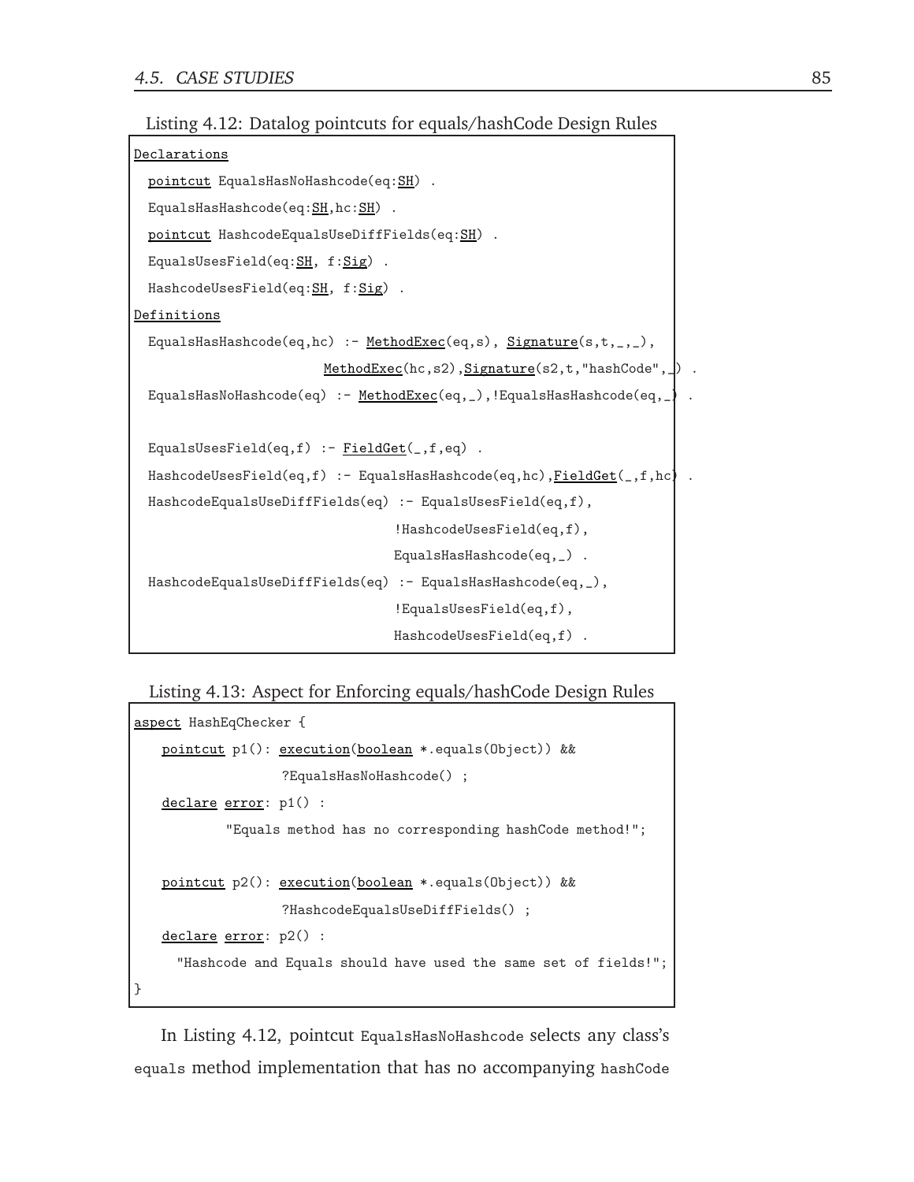Listing 4.12: Datalog pointcuts for equals/hashCode Design Rules

```
Declarations
  pointcut EqualsHasNoHashcode(eq:SH) .
  EqualsHasHashcode(eq:SH,hc:SH) .
  pointcut HashcodeEqualsUseDiffFields(eq:SH) .
  EqualsUsesField(eq:SH, f:Sig) .
  HashcodeUsesField(eq:SH, f:Sig) .
Definitions
  EqualsHasHashcode(eq,hc) :- MethodExec(eq,s), Signature(s,t,_,_),
                          MethodExec(hc,s2),Signature(s2,t,"hashCode",_) .
  EqualsHasNoHashcode(eq) :- MethodExec(eq,_),!EqualsHasHashcode(eq,_) .

  EqualsUsesField(eq,f) :- FieldGet(_,f,eq) .
  HashcodeUsesField(eq,f) :- EqualsHasHashcode(eq,hc),FieldGet(_,f,hc) .
  HashcodeEqualsUseDiffFields(eq) :- EqualsUsesField(eq,f),
                                     !HashcodeUsesField(eq,f),
                                     EqualsHasHashcode(eq,_) .
  HashcodeEqualsUseDiffFields(eq) :- EqualsHasHashcode(eq,_),
                                     !EqualsUsesField(eq,f),
                                     HashcodeUsesField(eq,f) .
```

Listing 4.13: Aspect for Enforcing equals/hashCode Design Rules

```
aspect HashEqChecker {
   pointcut p1(): execution(boolean *.equals(Object)) &&
                  ?EqualsHasNoHashcode() ;
   declare error: p1() :
          "Equals method has no corresponding hashCode method!";

   pointcut p2(): execution(boolean *.equals(Object)) &&
                  ?HashcodeEqualsUseDiffFields() ;
   declare error: p2() :
     "Hashcode and Equals should have used the same set of fields!";
}
```

In Listing 4.12, pointcut `EqualsHasNoHashcode` selects any class's `equals` method implementation that has no accompanying `hashCode`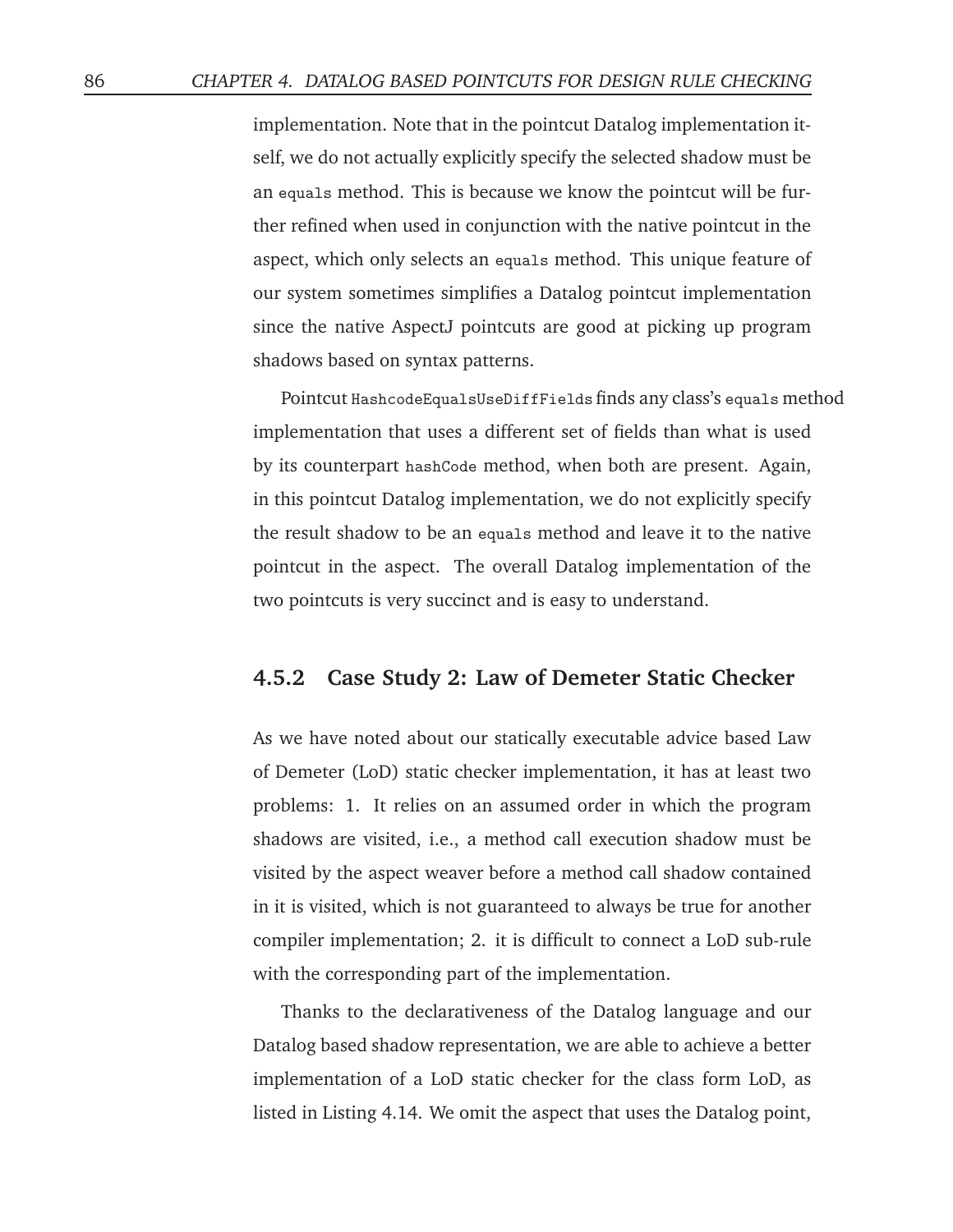implementation. Note that in the pointcut Datalog implementation itself, we do not actually explicitly specify the selected shadow must be an `equals` method. This is because we know the pointcut will be further refined when used in conjunction with the native pointcut in the aspect, which only selects an `equals` method. This unique feature of our system sometimes simplifies a Datalog pointcut implementation since the native AspectJ pointcuts are good at picking up program shadows based on syntax patterns.

Pointcut `HashcodeEqualsUseDiffFields` finds any class's `equals` method implementation that uses a different set of fields than what is used by its counterpart `hashCode` method, when both are present. Again, in this pointcut Datalog implementation, we do not explicitly specify the result shadow to be an `equals` method and leave it to the native pointcut in the aspect. The overall Datalog implementation of the two pointcuts is very succinct and is easy to understand.

### 4.5.2 Case Study 2: Law of Demeter Static Checker

As we have noted about our statically executable advice based Law of Demeter (LoD) static checker implementation, it has at least two problems: 1. It relies on an assumed order in which the program shadows are visited, i.e., a method call execution shadow must be visited by the aspect weaver before a method call shadow contained in it is visited, which is not guaranteed to always be true for another compiler implementation; 2. it is difficult to connect a LoD sub-rule with the corresponding part of the implementation.

Thanks to the declarativeness of the Datalog language and our Datalog based shadow representation, we are able to achieve a better implementation of a LoD static checker for the class form LoD, as listed in Listing 4.14. We omit the aspect that uses the Datalog point,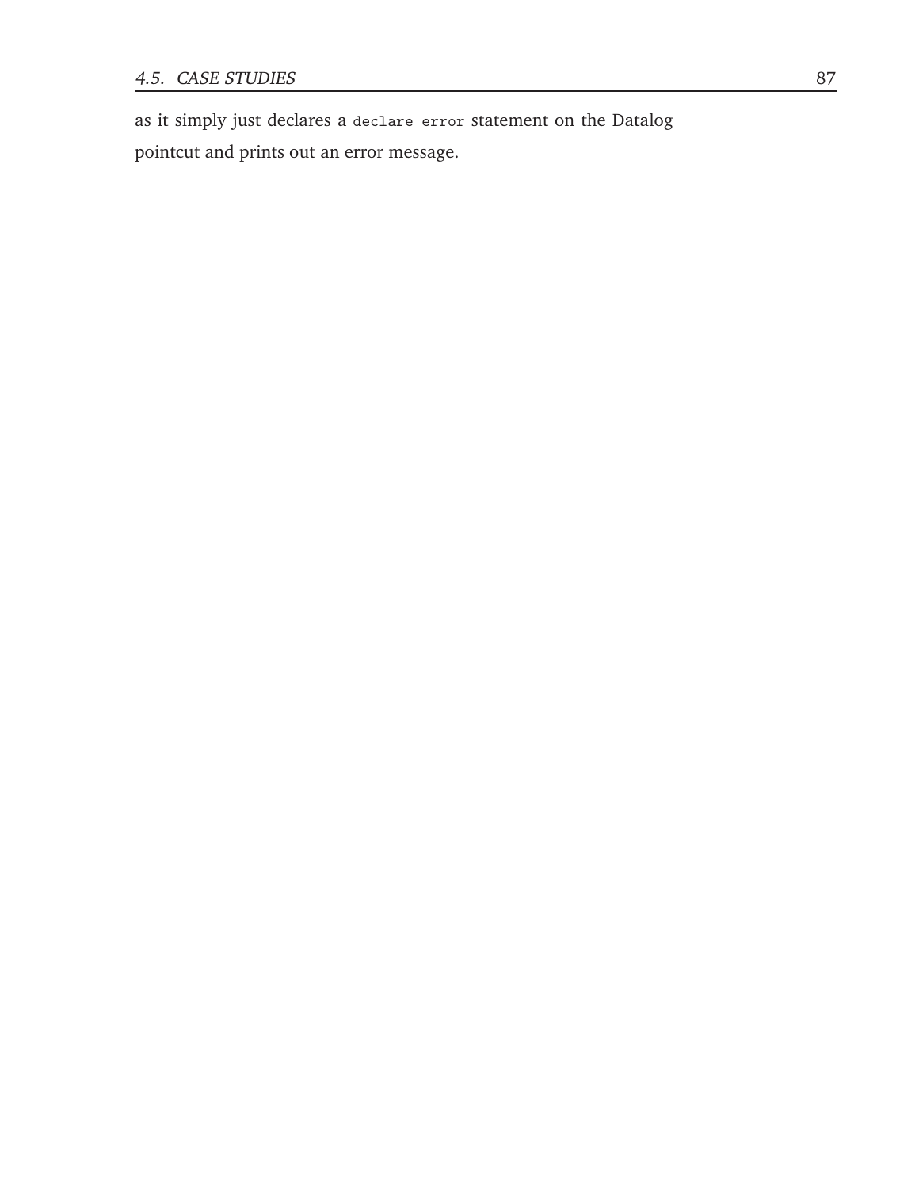as it simply just declares a `declare error` statement on the Datalog pointcut and prints out an error message.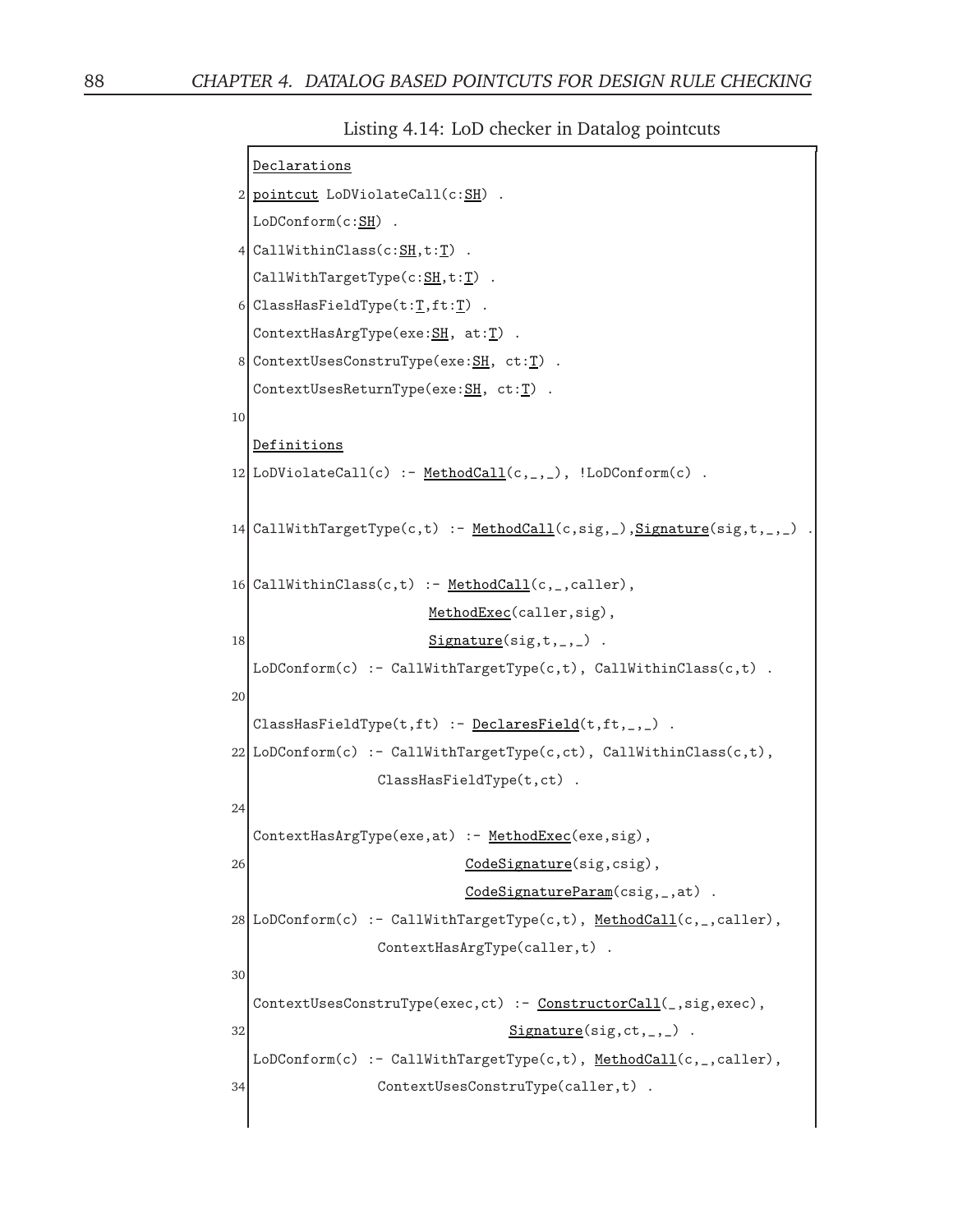Listing 4.14: LoD checker in Datalog pointcuts

```
Declarations
pointcut LoDViolateCall(c:SH) .
LoDConform(c:SH) .
CallWithinClass(c:SH,t:T) .
CallWithTargetType(c:SH,t:T) .
ClassHasFieldType(t:T,ft:T) .
ContextHasArgType(exe:SH, at:T) .
ContextUsesConstruType(exe:SH, ct:T) .
ContextUsesReturnType(exe:SH, ct:T) .

Definitions
LoDViolateCall(c) :- MethodCall(c,_,_), !LoDConform(c) .

CallWithTargetType(c,t) :- MethodCall(c,sig,_),Signature(sig,t,_,_) .

CallWithinClass(c,t) :- MethodCall(c,_,caller),
                        MethodExec(caller,sig),
                        Signature(sig,t,_,_) .
LoDConform(c) :- CallWithTargetType(c,t), CallWithinClass(c,t) .

ClassHasFieldType(t,ft) :- DeclaresField(t,ft,_,_) .
LoDConform(c) :- CallWithTargetType(c,ct), CallWithinClass(c,t),
                 ClassHasFieldType(t,ct) .

ContextHasArgType(exe,at) :- MethodExec(exe,sig),
                             CodeSignature(sig,csig),
                             CodeSignatureParam(csig,_,at) .
LoDConform(c) :- CallWithTargetType(c,t), MethodCall(c,_,caller),
                 ContextHasArgType(caller,t) .

ContextUsesConstruType(exec,ct) :- ConstructorCall(_,sig,exec),
                                   Signature(sig,ct,_,_) .
LoDConform(c) :- CallWithTargetType(c,t), MethodCall(c,_,caller),
                 ContextUsesConstruType(caller,t) .
```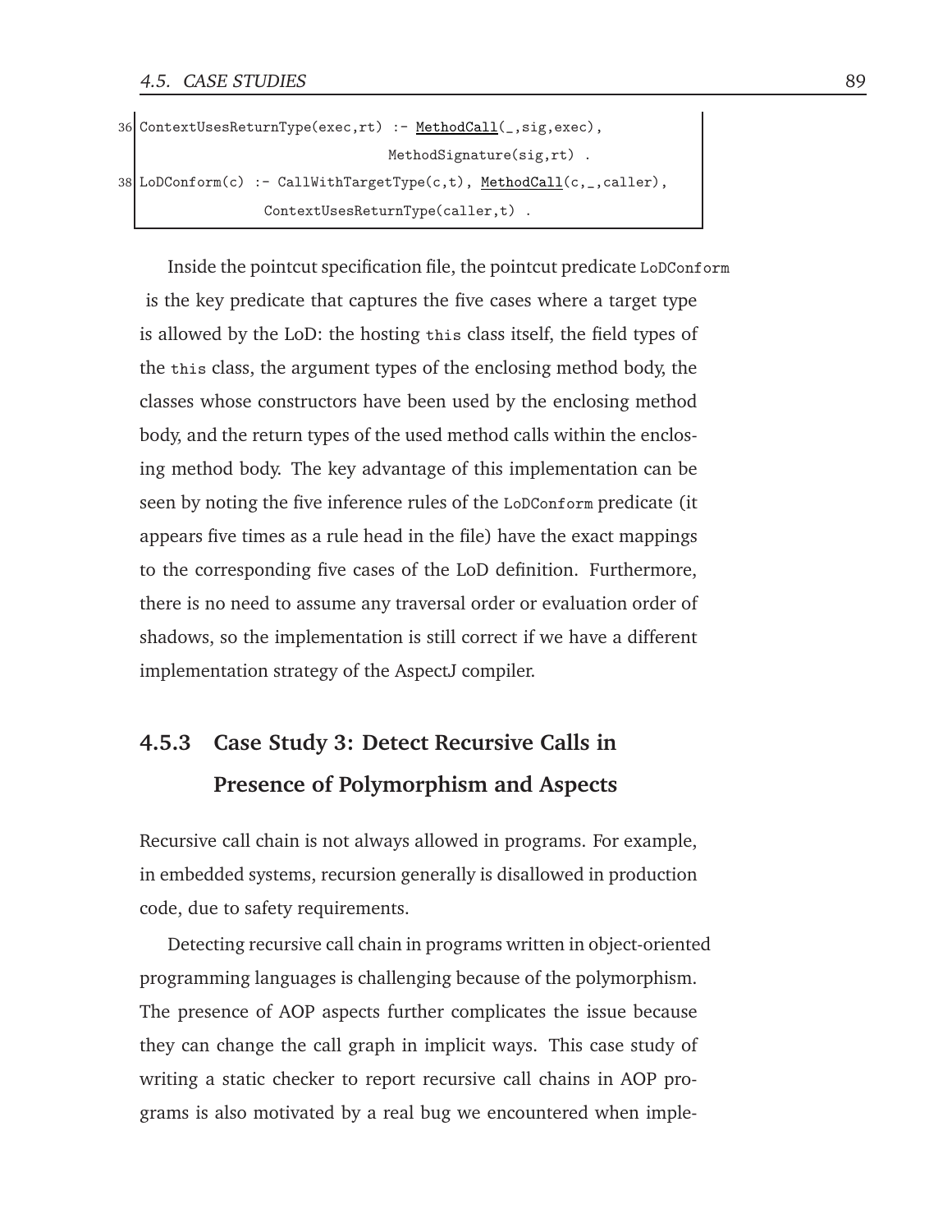```
36 ContextUsesReturnType(exec,rt) :- MethodCall(_,sig,exec),
                                    MethodSignature(sig,rt) .
38 LoDConform(c) :- CallWithTargetType(c,t), MethodCall(c,_,caller),
                 ContextUsesReturnType(caller,t) .
```

Inside the pointcut specification file, the pointcut predicate `LoDConform` is the key predicate that captures the five cases where a target type is allowed by the LoD: the hosting `this` class itself, the field types of the `this` class, the argument types of the enclosing method body, the classes whose constructors have been used by the enclosing method body, and the return types of the used method calls within the enclosing method body. The key advantage of this implementation can be seen by noting the five inference rules of the `LoDConform` predicate (it appears five times as a rule head in the file) have the exact mappings to the corresponding five cases of the LoD definition. Furthermore, there is no need to assume any traversal order or evaluation order of shadows, so the implementation is still correct if we have a different implementation strategy of the AspectJ compiler.

### 4.5.3 Case Study 3: Detect Recursive Calls in Presence of Polymorphism and Aspects

Recursive call chain is not always allowed in programs. For example, in embedded systems, recursion generally is disallowed in production code, due to safety requirements.

Detecting recursive call chain in programs written in object-oriented programming languages is challenging because of the polymorphism. The presence of AOP aspects further complicates the issue because they can change the call graph in implicit ways. This case study of writing a static checker to report recursive call chains in AOP programs is also motivated by a real bug we encountered when imple-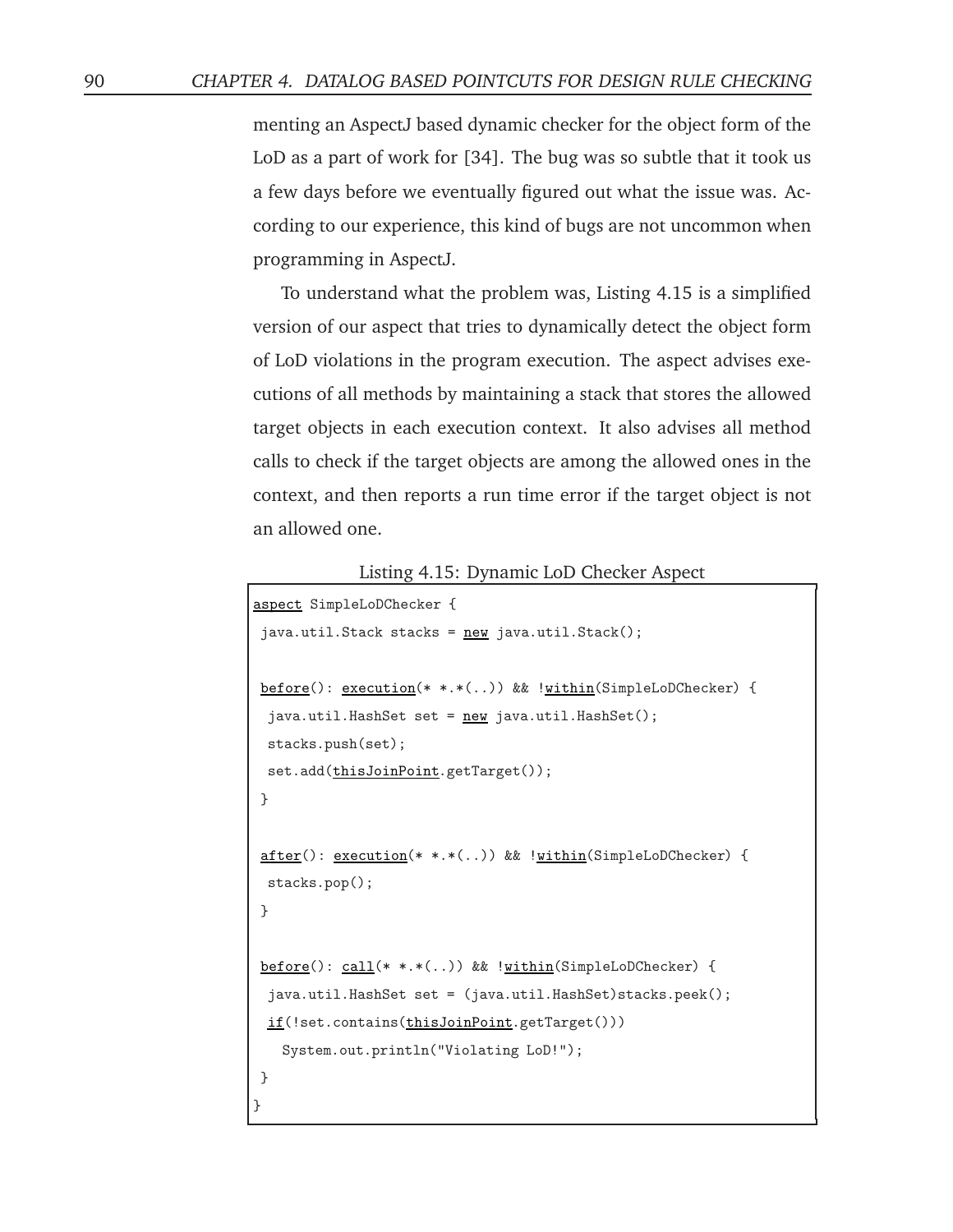menting an AspectJ based dynamic checker for the object form of the LoD as a part of work for [34]. The bug was so subtle that it took us a few days before we eventually figured out what the issue was. According to our experience, this kind of bugs are not uncommon when programming in AspectJ.

To understand what the problem was, Listing 4.15 is a simplified version of our aspect that tries to dynamically detect the object form of LoD violations in the program execution. The aspect advises executions of all methods by maintaining a stack that stores the allowed target objects in each execution context. It also advises all method calls to check if the target objects are among the allowed ones in the context, and then reports a run time error if the target object is not an allowed one.

Listing 4.15: Dynamic LoD Checker Aspect

```
aspect SimpleLoDChecker {
 java.util.Stack stacks = new java.util.Stack();

 before(): execution(* *.*(..)) && !within(SimpleLoDChecker) {
  java.util.HashSet set = new java.util.HashSet();
  stacks.push(set);
  set.add(thisJoinPoint.getTarget());
 }

 after(): execution(* *.*(..)) && !within(SimpleLoDChecker) {
  stacks.pop();
 }

 before(): call(* *.*(..)) && !within(SimpleLoDChecker) {
  java.util.HashSet set = (java.util.HashSet)stacks.peek();
  if(!set.contains(thisJoinPoint.getTarget()))
    System.out.println("Violating LoD!");
 }
}
```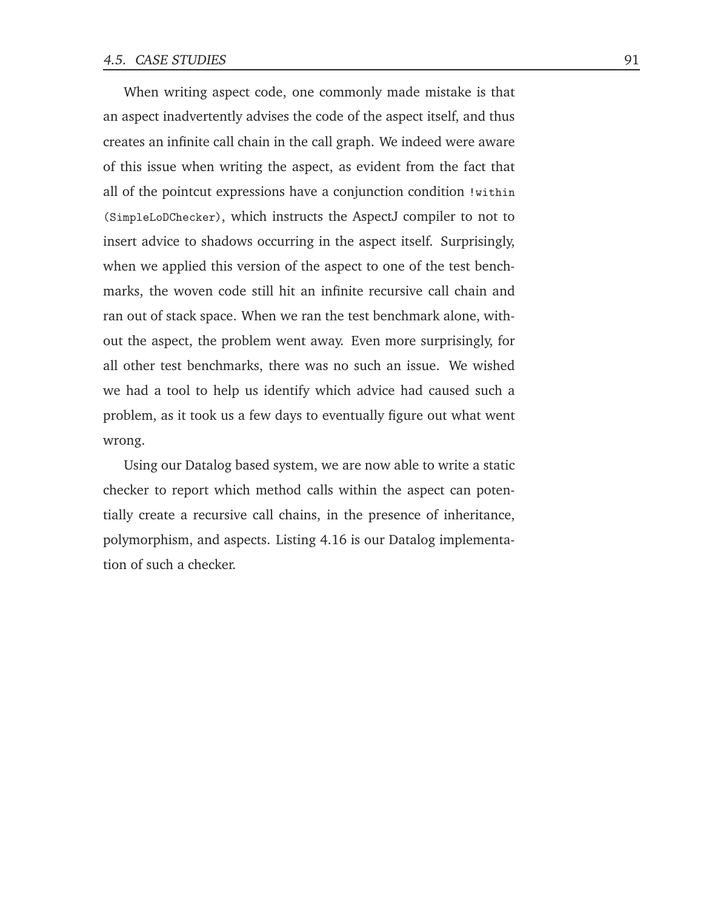When writing aspect code, one commonly made mistake is that an aspect inadvertently advises the code of the aspect itself, and thus creates an infinite call chain in the call graph. We indeed were aware of this issue when writing the aspect, as evident from the fact that all of the pointcut expressions have a conjunction condition `!within (SimpleLoDChecker)`, which instructs the AspectJ compiler to not to insert advice to shadows occurring in the aspect itself. Surprisingly, when we applied this version of the aspect to one of the test benchmarks, the woven code still hit an infinite recursive call chain and ran out of stack space. When we ran the test benchmark alone, without the aspect, the problem went away. Even more surprisingly, for all other test benchmarks, there was no such an issue. We wished we had a tool to help us identify which advice had caused such a problem, as it took us a few days to eventually figure out what went wrong.

Using our Datalog based system, we are now able to write a static checker to report which method calls within the aspect can potentially create a recursive call chains, in the presence of inheritance, polymorphism, and aspects. Listing 4.16 is our Datalog implementation of such a checker.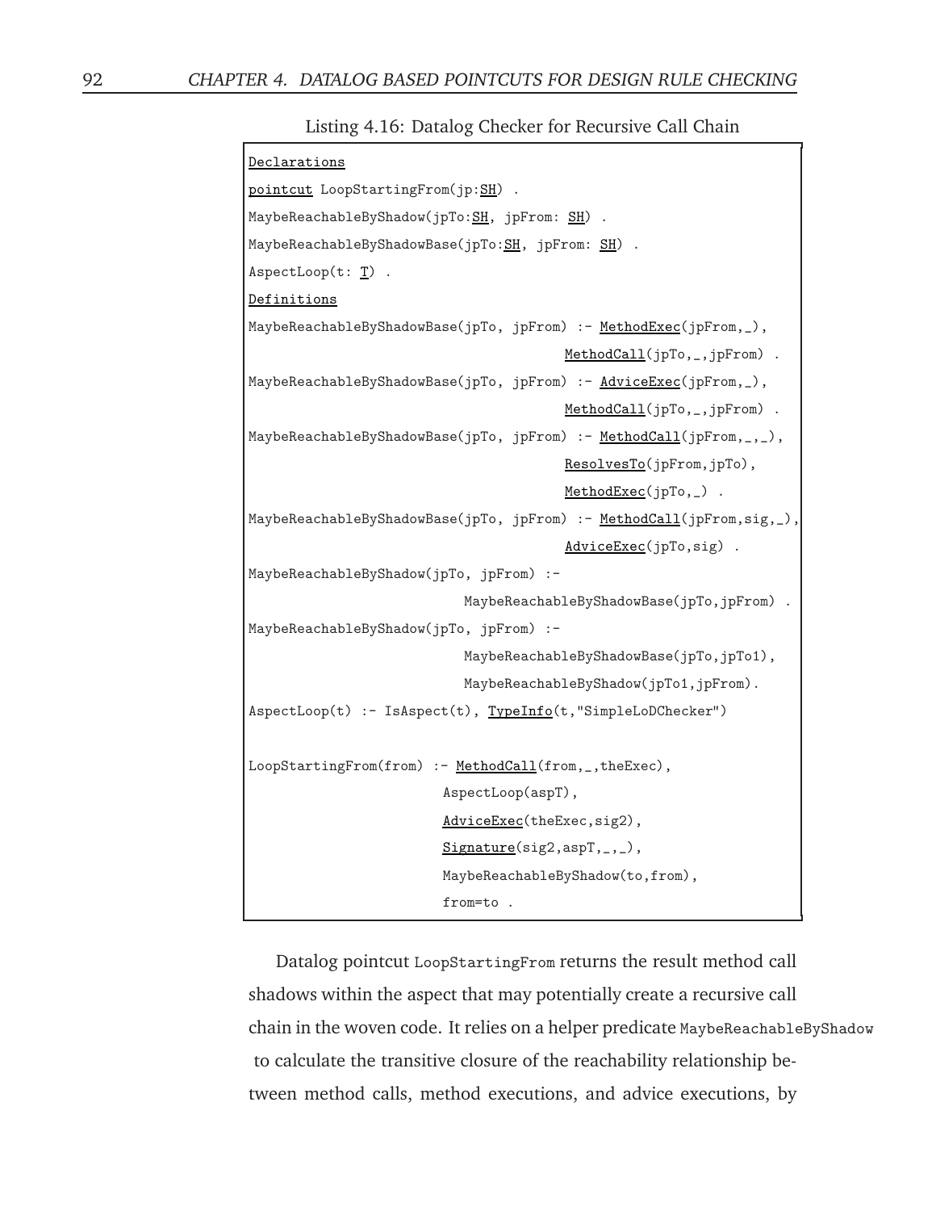Listing 4.16: Datalog Checker for Recursive Call Chain

```
Declarations
pointcut LoopStartingFrom(jp:SH) .
MaybeReachableByShadow(jpTo:SH, jpFrom: SH) .
MaybeReachableByShadowBase(jpTo:SH, jpFrom: SH) .
AspectLoop(t: T) .
Definitions
MaybeReachableByShadowBase(jpTo, jpFrom) :- MethodExec(jpFrom,_),
                                            MethodCall(jpTo,_,jpFrom) .
MaybeReachableByShadowBase(jpTo, jpFrom) :- AdviceExec(jpFrom,_),
                                            MethodCall(jpTo,_,jpFrom) .
MaybeReachableByShadowBase(jpTo, jpFrom) :- MethodCall(jpFrom,_,_),
                                            ResolvesTo(jpFrom,jpTo),
                                            MethodExec(jpTo,_) .
MaybeReachableByShadowBase(jpTo, jpFrom) :- MethodCall(jpFrom,sig,_),
                                            AdviceExec(jpTo,sig) .
MaybeReachableByShadow(jpTo, jpFrom) :-
                           MaybeReachableByShadowBase(jpTo,jpFrom) .
MaybeReachableByShadow(jpTo, jpFrom) :-
                           MaybeReachableByShadowBase(jpTo,jpTo1),
                           MaybeReachableByShadow(jpTo1,jpFrom).
AspectLoop(t) :- IsAspect(t), TypeInfo(t,"SimpleLoDChecker")

LoopStartingFrom(from) :- MethodCall(from,_,theExec),
                       AspectLoop(aspT),
                       AdviceExec(theExec,sig2),
                       Signature(sig2,aspT,_,_),
                       MaybeReachableByShadow(to,from),
                       from=to .
```

Datalog pointcut `LoopStartingFrom` returns the result method call shadows within the aspect that may potentially create a recursive call chain in the woven code. It relies on a helper predicate `MaybeReachableByShadow` to calculate the transitive closure of the reachability relationship between method calls, method executions, and advice executions, by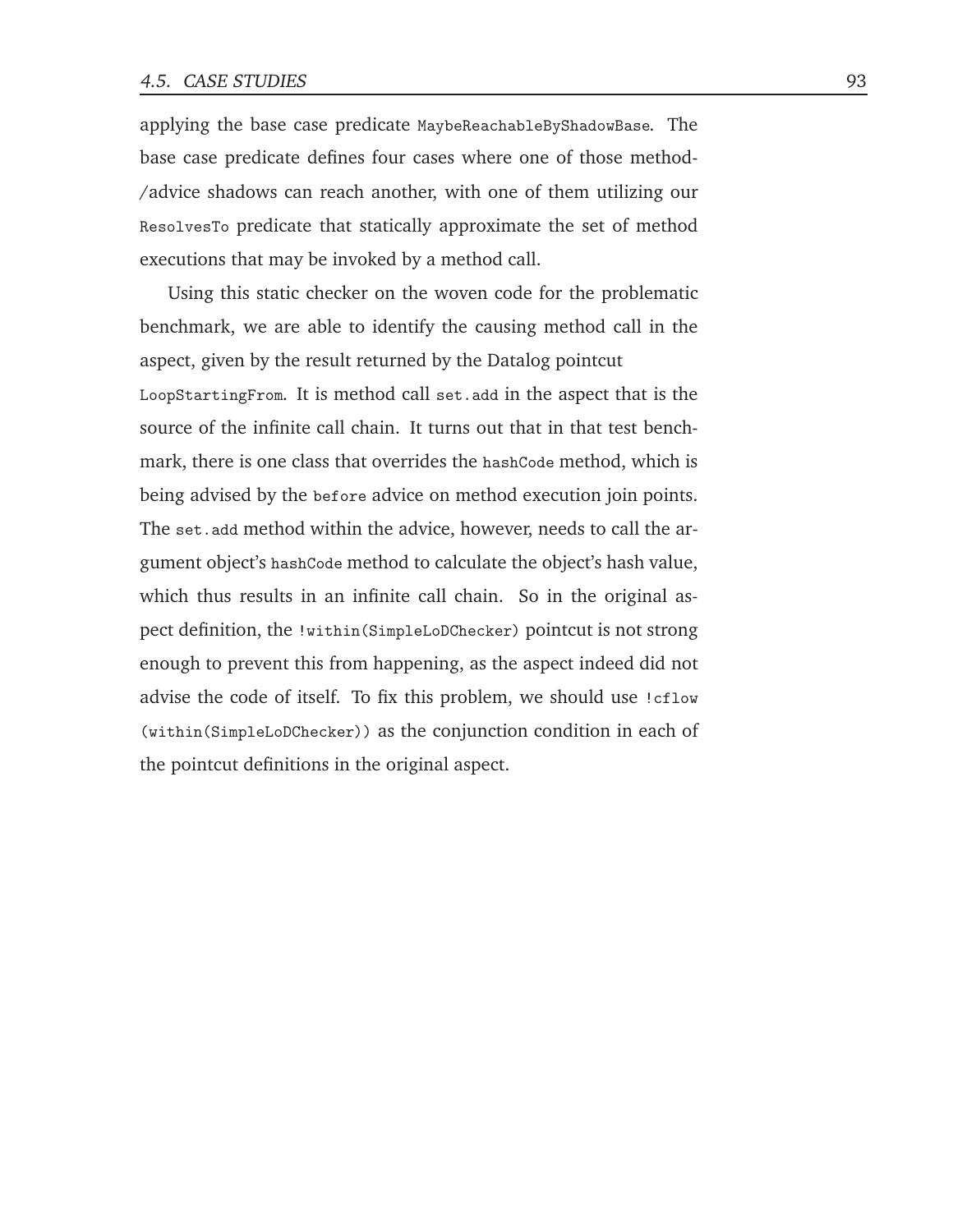applying the base case predicate `MaybeReachableByShadowBase`. The base case predicate defines four cases where one of those method-/advice shadows can reach another, with one of them utilizing our `ResolvesTo` predicate that statically approximate the set of method executions that may be invoked by a method call.

Using this static checker on the woven code for the problematic benchmark, we are able to identify the causing method call in the aspect, given by the result returned by the Datalog pointcut `LoopStartingFrom`. It is method call `set.add` in the aspect that is the source of the infinite call chain. It turns out that in that test benchmark, there is one class that overrides the `hashCode` method, which is being advised by the `before` advice on method execution join points. The `set.add` method within the advice, however, needs to call the argument object's `hashCode` method to calculate the object's hash value, which thus results in an infinite call chain. So in the original aspect definition, the `!within(SimpleLoDChecker)` pointcut is not strong enough to prevent this from happening, as the aspect indeed did not advise the code of itself. To fix this problem, we should use `!cflow (within(SimpleLoDChecker))` as the conjunction condition in each of the pointcut definitions in the original aspect.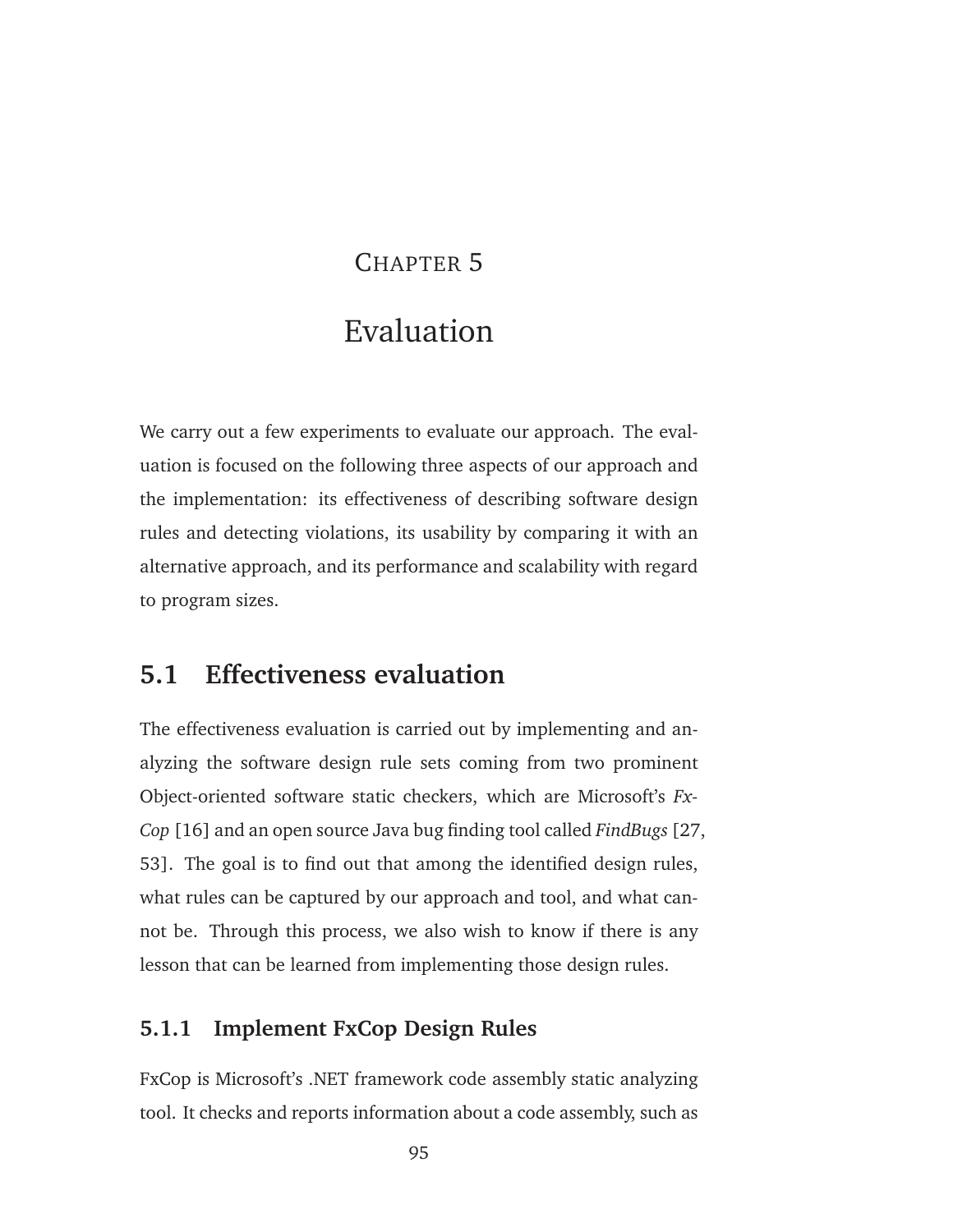# Chapter 5

# Evaluation

We carry out a few experiments to evaluate our approach. The evaluation is focused on the following three aspects of our approach and the implementation: its effectiveness of describing software design rules and detecting violations, its usability by comparing it with an alternative approach, and its performance and scalability with regard to program sizes.

## 5.1 Effectiveness evaluation

The effectiveness evaluation is carried out by implementing and analyzing the software design rule sets coming from two prominent Object-oriented software static checkers, which are Microsoft's *FxCop* [16] and an open source Java bug finding tool called *FindBugs* [27, 53]. The goal is to find out that among the identified design rules, what rules can be captured by our approach and tool, and what cannot be. Through this process, we also wish to know if there is any lesson that can be learned from implementing those design rules.

### 5.1.1 Implement FxCop Design Rules

FxCop is Microsoft's .NET framework code assembly static analyzing tool. It checks and reports information about a code assembly, such as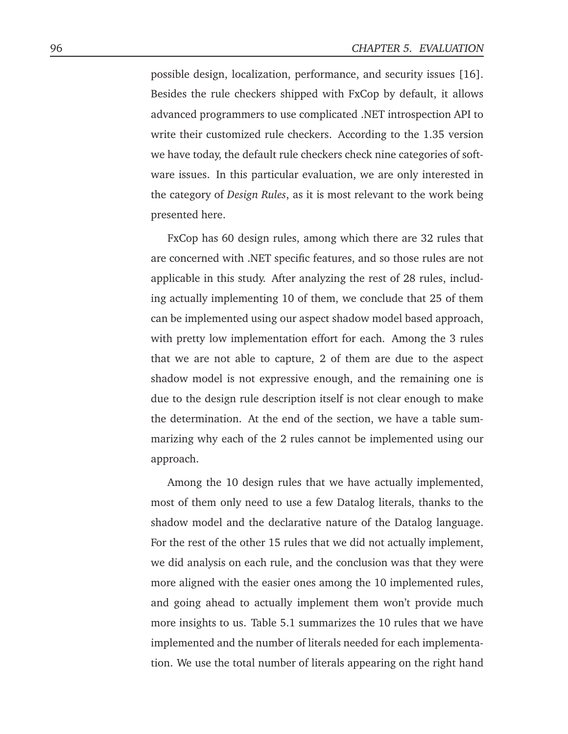possible design, localization, performance, and security issues [16]. Besides the rule checkers shipped with FxCop by default, it allows advanced programmers to use complicated .NET introspection API to write their customized rule checkers. According to the 1.35 version we have today, the default rule checkers check nine categories of software issues. In this particular evaluation, we are only interested in the category of *Design Rules*, as it is most relevant to the work being presented here.

FxCop has 60 design rules, among which there are 32 rules that are concerned with .NET specific features, and so those rules are not applicable in this study. After analyzing the rest of 28 rules, including actually implementing 10 of them, we conclude that 25 of them can be implemented using our aspect shadow model based approach, with pretty low implementation effort for each. Among the 3 rules that we are not able to capture, 2 of them are due to the aspect shadow model is not expressive enough, and the remaining one is due to the design rule description itself is not clear enough to make the determination. At the end of the section, we have a table summarizing why each of the 2 rules cannot be implemented using our approach.

Among the 10 design rules that we have actually implemented, most of them only need to use a few Datalog literals, thanks to the shadow model and the declarative nature of the Datalog language. For the rest of the other 15 rules that we did not actually implement, we did analysis on each rule, and the conclusion was that they were more aligned with the easier ones among the 10 implemented rules, and going ahead to actually implement them won't provide much more insights to us. Table 5.1 summarizes the 10 rules that we have implemented and the number of literals needed for each implementation. We use the total number of literals appearing on the right hand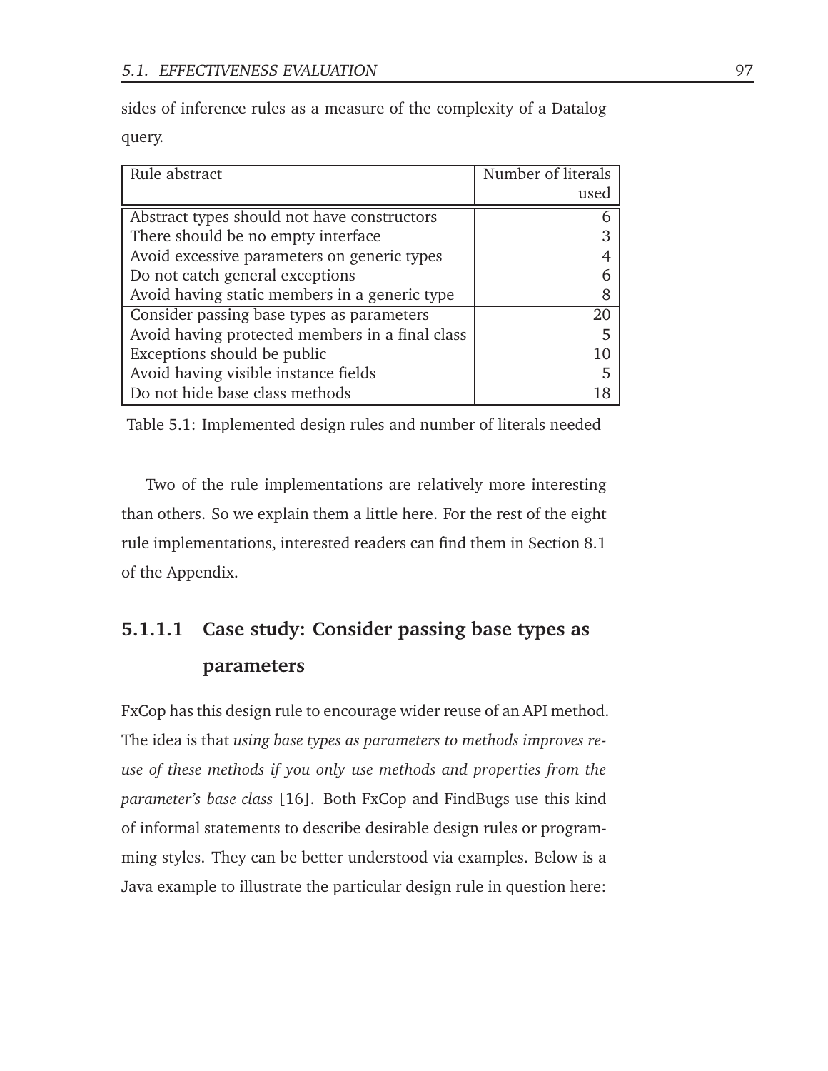sides of inference rules as a measure of the complexity of a Datalog query.

| Rule abstract | Number of literals used |
|---|---|
| Abstract types should not have constructors | 6 |
| There should be no empty interface | 3 |
| Avoid excessive parameters on generic types | 4 |
| Do not catch general exceptions | 6 |
| Avoid having static members in a generic type | 8 |
| Consider passing base types as parameters | 20 |
| Avoid having protected members in a final class | 5 |
| Exceptions should be public | 10 |
| Avoid having visible instance fields | 5 |
| Do not hide base class methods | 18 |

Table 5.1: Implemented design rules and number of literals needed

Two of the rule implementations are relatively more interesting than others. So we explain them a little here. For the rest of the eight rule implementations, interested readers can find them in Section 8.1 of the Appendix.

#### 5.1.1.1 Case study: Consider passing base types as parameters

FxCop has this design rule to encourage wider reuse of an API method. The idea is that *using base types as parameters to methods improves reuse of these methods if you only use methods and properties from the parameter's base class* [16]. Both FxCop and FindBugs use this kind of informal statements to describe desirable design rules or programming styles. They can be better understood via examples. Below is a Java example to illustrate the particular design rule in question here: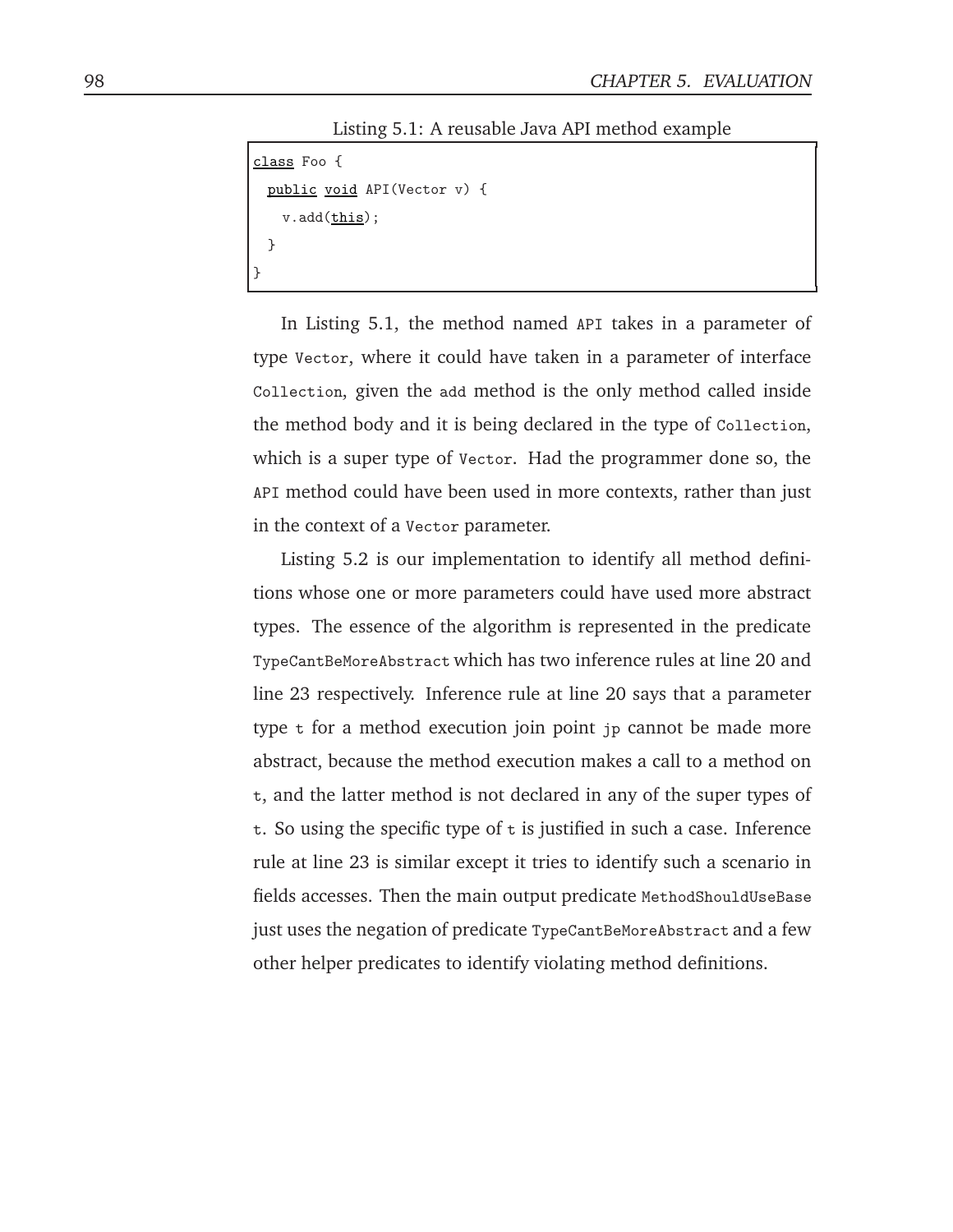Listing 5.1: A reusable Java API method example

```
class Foo {
  public void API(Vector v) {
    v.add(this);
  }
}
```

In Listing 5.1, the method named `API` takes in a parameter of type `Vector`, where it could have taken in a parameter of interface `Collection`, given the `add` method is the only method called inside the method body and it is being declared in the type of `Collection`, which is a super type of `Vector`. Had the programmer done so, the `API` method could have been used in more contexts, rather than just in the context of a `Vector` parameter.

Listing 5.2 is our implementation to identify all method definitions whose one or more parameters could have used more abstract types. The essence of the algorithm is represented in the predicate `TypeCantBeMoreAbstract` which has two inference rules at line 20 and line 23 respectively. Inference rule at line 20 says that a parameter type `t` for a method execution join point `jp` cannot be made more abstract, because the method execution makes a call to a method on `t`, and the latter method is not declared in any of the super types of `t`. So using the specific type of `t` is justified in such a case. Inference rule at line 23 is similar except it tries to identify such a scenario in fields accesses. Then the main output predicate `MethodShouldUseBase` just uses the negation of predicate `TypeCantBeMoreAbstract` and a few other helper predicates to identify violating method definitions.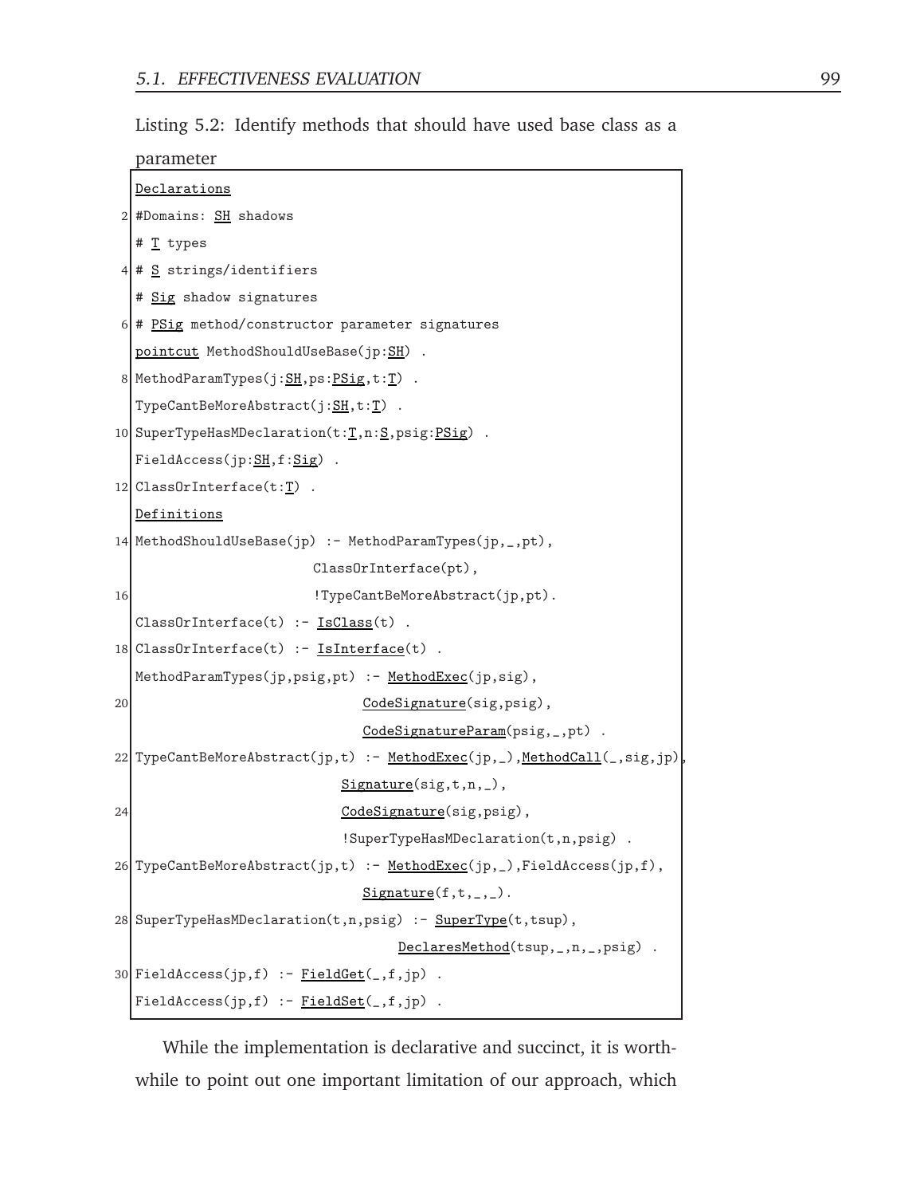Listing 5.2: Identify methods that should have used base class as a parameter

```
Declarations
#Domains: SH shadows
# T types
# S strings/identifiers
# Sig shadow signatures
# PSig method/constructor parameter signatures
pointcut MethodShouldUseBase(jp:SH) .
MethodParamTypes(j:SH,ps:PSig,t:T) .
TypeCantBeMoreAbstract(j:SH,t:T) .
SuperTypeHasMDeclaration(t:T,n:S,psig:PSig) .
FieldAccess(jp:SH,f:Sig) .
ClassOrInterface(t:T) .
Definitions
MethodShouldUseBase(jp) :- MethodParamTypes(jp,_,pt),
                        ClassOrInterface(pt),
                        !TypeCantBeMoreAbstract(jp,pt).
ClassOrInterface(t) :- IsClass(t) .
ClassOrInterface(t) :- IsInterface(t) .
MethodParamTypes(jp,psig,pt) :- MethodExec(jp,sig),
                              CodeSignature(sig,psig),
                              CodeSignatureParam(psig,_,pt) .
TypeCantBeMoreAbstract(jp,t) :- MethodExec(jp,_),MethodCall(_,sig,jp),
                             Signature(sig,t,n,_),
                             CodeSignature(sig,psig),
                             !SuperTypeHasMDeclaration(t,n,psig) .
TypeCantBeMoreAbstract(jp,t) :- MethodExec(jp,_),FieldAccess(jp,f),
                              Signature(f,t,_,_).
SuperTypeHasMDeclaration(t,n,psig) :- SuperType(t,tsup),
                                    DeclaresMethod(tsup,_,n,_,psig) .
FieldAccess(jp,f) :- FieldGet(_,f,jp) .
FieldAccess(jp,f) :- FieldSet(_,f,jp) .
```

While the implementation is declarative and succinct, it is worthwhile to point out one important limitation of our approach, which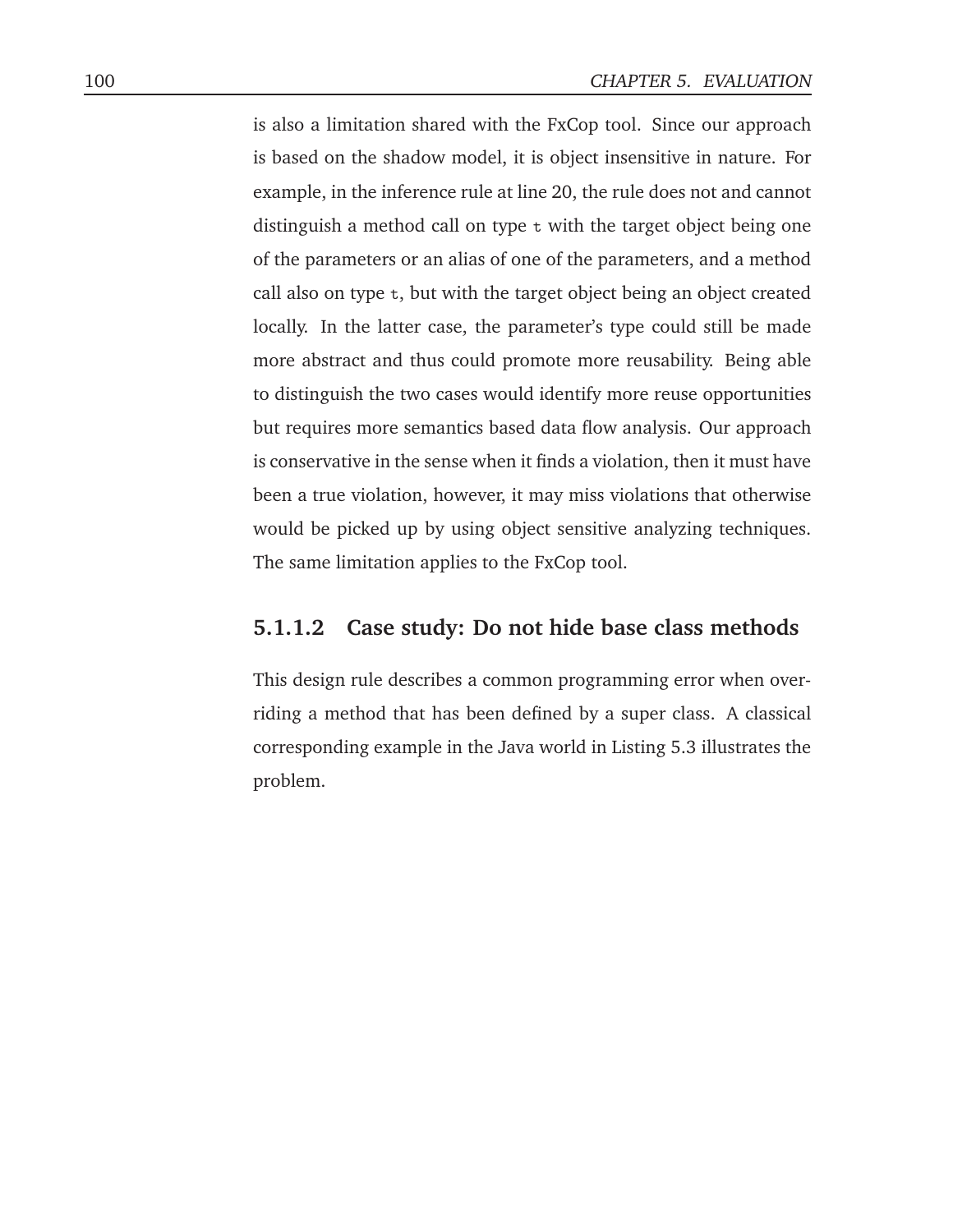is also a limitation shared with the FxCop tool. Since our approach is based on the shadow model, it is object insensitive in nature. For example, in the inference rule at line 20, the rule does not and cannot distinguish a method call on type `t` with the target object being one of the parameters or an alias of one of the parameters, and a method call also on type `t`, but with the target object being an object created locally. In the latter case, the parameter's type could still be made more abstract and thus could promote more reusability. Being able to distinguish the two cases would identify more reuse opportunities but requires more semantics based data flow analysis. Our approach is conservative in the sense when it finds a violation, then it must have been a true violation, however, it may miss violations that otherwise would be picked up by using object sensitive analyzing techniques. The same limitation applies to the FxCop tool.

#### 5.1.1.2 Case study: Do not hide base class methods

This design rule describes a common programming error when overriding a method that has been defined by a super class. A classical corresponding example in the Java world in Listing 5.3 illustrates the problem.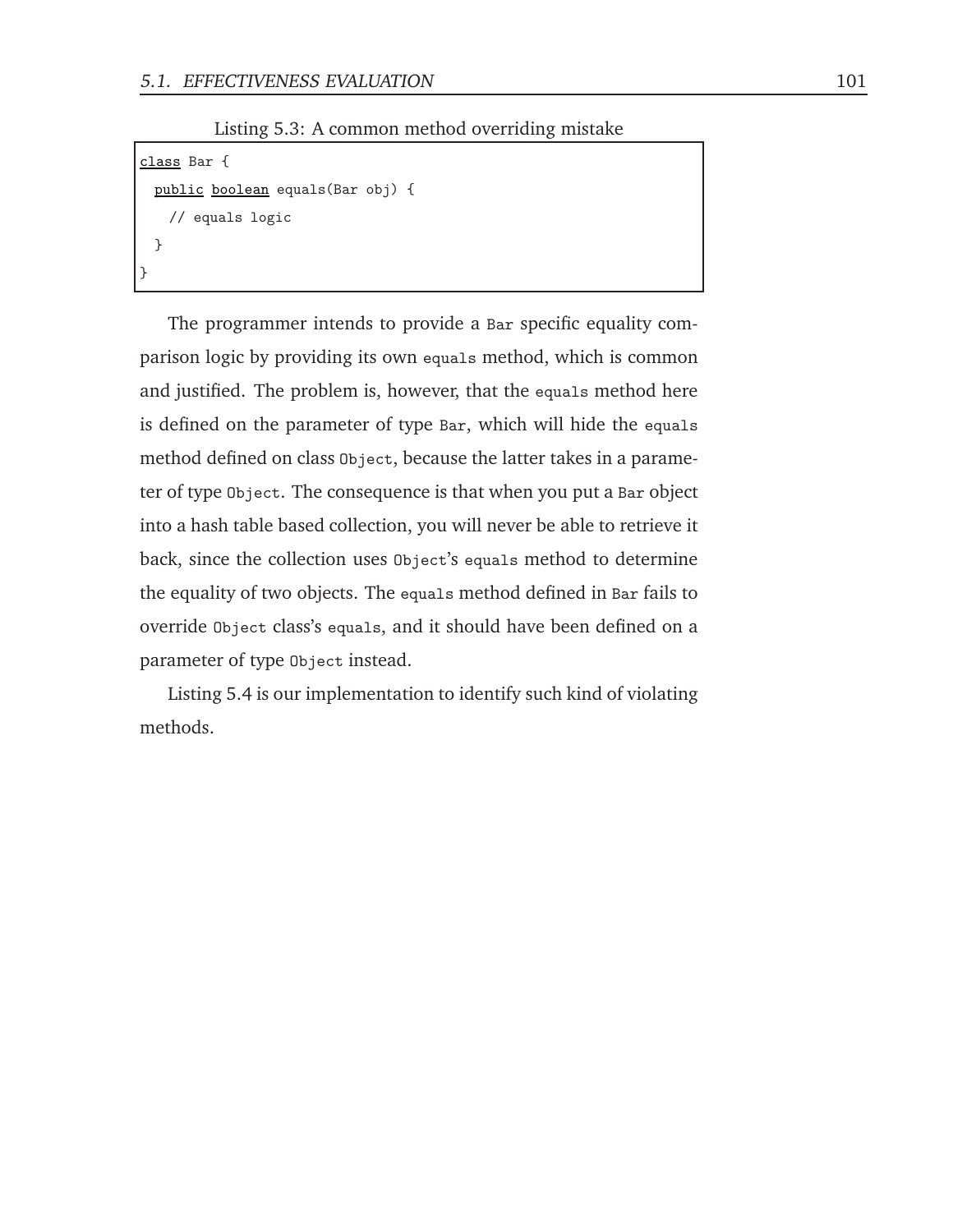Listing 5.3: A common method overriding mistake

```
class Bar {
  public boolean equals(Bar obj) {
    // equals logic
  }
}
```

The programmer intends to provide a `Bar` specific equality comparison logic by providing its own `equals` method, which is common and justified. The problem is, however, that the `equals` method here is defined on the parameter of type `Bar`, which will hide the `equals` method defined on class `Object`, because the latter takes in a parameter of type `Object`. The consequence is that when you put a `Bar` object into a hash table based collection, you will never be able to retrieve it back, since the collection uses `Object`'s `equals` method to determine the equality of two objects. The `equals` method defined in `Bar` fails to override `Object` class's `equals`, and it should have been defined on a parameter of type `Object` instead.

Listing 5.4 is our implementation to identify such kind of violating methods.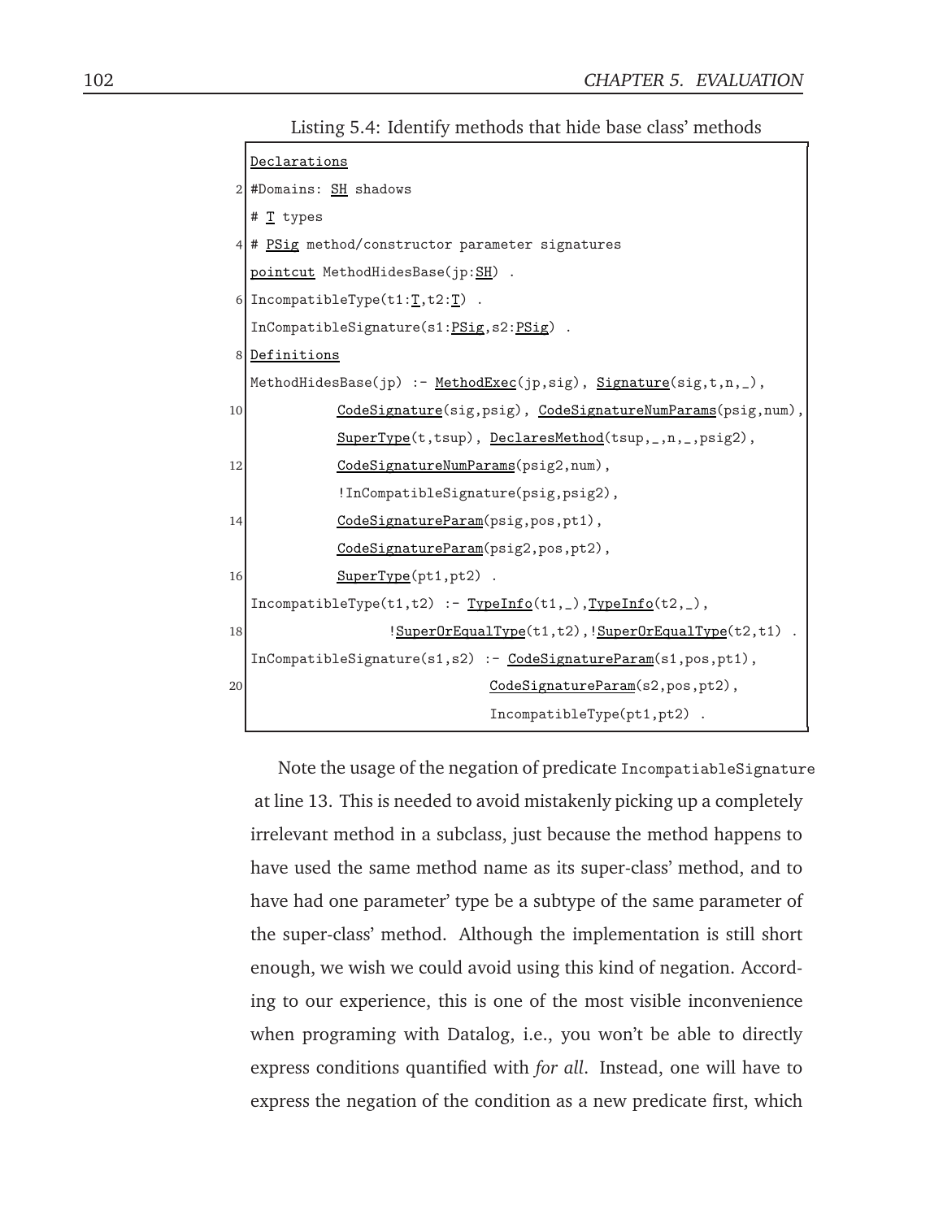Listing 5.4: Identify methods that hide base class' methods

```
Declarations
#Domains: SH shadows
# T types
# PSig method/constructor parameter signatures
pointcut MethodHidesBase(jp:SH) .
IncompatibleType(t1:T,t2:T) .
InCompatibleSignature(s1:PSig,s2:PSig) .
Definitions
MethodHidesBase(jp) :- MethodExec(jp,sig), Signature(sig,t,n,_),
          CodeSignature(sig,psig), CodeSignatureNumParams(psig,num),
          SuperType(t,tsup), DeclaresMethod(tsup,_,n,_,psig2),
          CodeSignatureNumParams(psig2,num),
          !InCompatibleSignature(psig,psig2),
          CodeSignatureParam(psig,pos,pt1),
          CodeSignatureParam(psig2,pos,pt2),
          SuperType(pt1,pt2) .
IncompatibleType(t1,t2) :- TypeInfo(t1,_),TypeInfo(t2,_),
                !SuperOrEqualType(t1,t2),!SuperOrEqualType(t2,t1) .
InCompatibleSignature(s1,s2) :- CodeSignatureParam(s1,pos,pt1),
                           CodeSignatureParam(s2,pos,pt2),
                           IncompatibleType(pt1,pt2) .
```

Note the usage of the negation of predicate `IncompatiableSignature` at line 13. This is needed to avoid mistakenly picking up a completely irrelevant method in a subclass, just because the method happens to have used the same method name as its super-class' method, and to have had one parameter' type be a subtype of the same parameter of the super-class' method. Although the implementation is still short enough, we wish we could avoid using this kind of negation. According to our experience, this is one of the most visible inconvenience when programing with Datalog, i.e., you won't be able to directly express conditions quantified with *for all*. Instead, one will have to express the negation of the condition as a new predicate first, which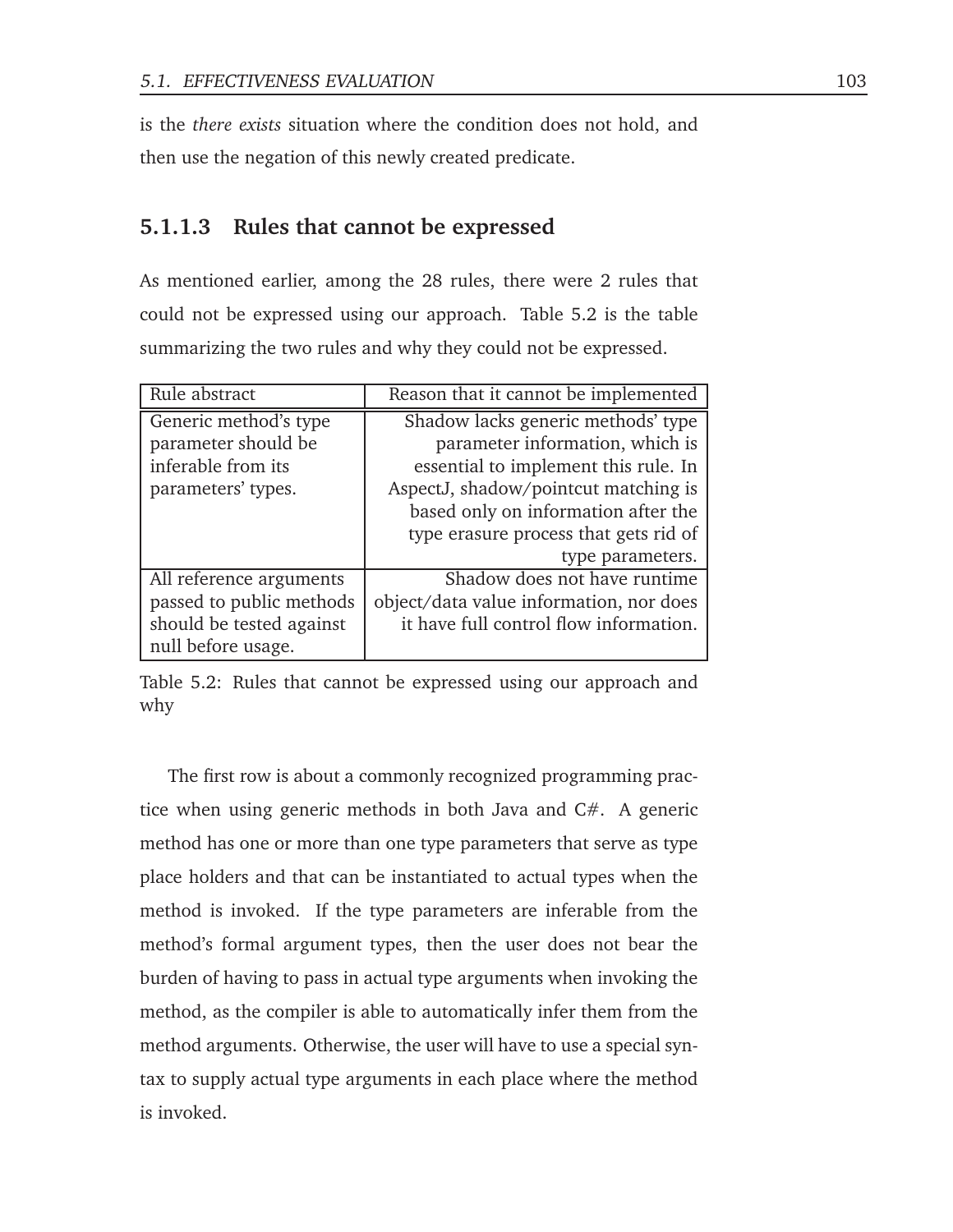is the *there exists* situation where the condition does not hold, and then use the negation of this newly created predicate.

#### 5.1.1.3 Rules that cannot be expressed

As mentioned earlier, among the 28 rules, there were 2 rules that could not be expressed using our approach. Table 5.2 is the table summarizing the two rules and why they could not be expressed.

| Rule abstract | Reason that it cannot be implemented |
|---|---|
| Generic method's type parameter should be inferable from its parameters' types. | Shadow lacks generic methods' type parameter information, which is essential to implement this rule. In AspectJ, shadow/pointcut matching is based only on information after the type erasure process that gets rid of type parameters. |
| All reference arguments passed to public methods should be tested against null before usage. | Shadow does not have runtime object/data value information, nor does it have full control flow information. |

Table 5.2: Rules that cannot be expressed using our approach and why

The first row is about a commonly recognized programming practice when using generic methods in both Java and C#. A generic method has one or more than one type parameters that serve as type place holders and that can be instantiated to actual types when the method is invoked. If the type parameters are inferable from the method's formal argument types, then the user does not bear the burden of having to pass in actual type arguments when invoking the method, as the compiler is able to automatically infer them from the method arguments. Otherwise, the user will have to use a special syntax to supply actual type arguments in each place where the method is invoked.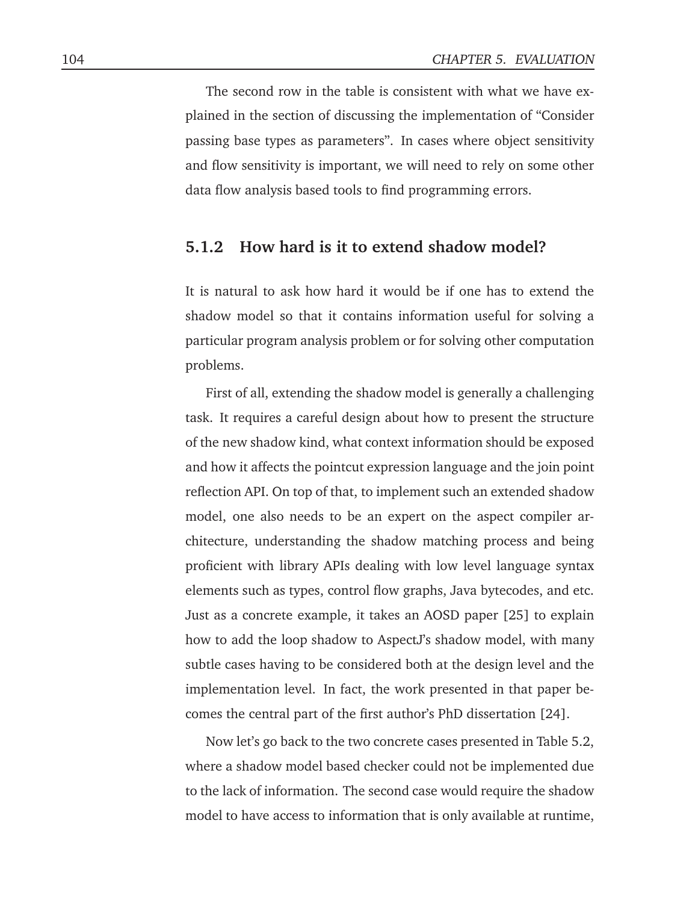The second row in the table is consistent with what we have explained in the section of discussing the implementation of "Consider passing base types as parameters". In cases where object sensitivity and flow sensitivity is important, we will need to rely on some other data flow analysis based tools to find programming errors.

### 5.1.2 How hard is it to extend shadow model?

It is natural to ask how hard it would be if one has to extend the shadow model so that it contains information useful for solving a particular program analysis problem or for solving other computation problems.

First of all, extending the shadow model is generally a challenging task. It requires a careful design about how to present the structure of the new shadow kind, what context information should be exposed and how it affects the pointcut expression language and the join point reflection API. On top of that, to implement such an extended shadow model, one also needs to be an expert on the aspect compiler architecture, understanding the shadow matching process and being proficient with library APIs dealing with low level language syntax elements such as types, control flow graphs, Java bytecodes, and etc. Just as a concrete example, it takes an AOSD paper [25] to explain how to add the loop shadow to AspectJ's shadow model, with many subtle cases having to be considered both at the design level and the implementation level. In fact, the work presented in that paper becomes the central part of the first author's PhD dissertation [24].

Now let's go back to the two concrete cases presented in Table 5.2, where a shadow model based checker could not be implemented due to the lack of information. The second case would require the shadow model to have access to information that is only available at runtime,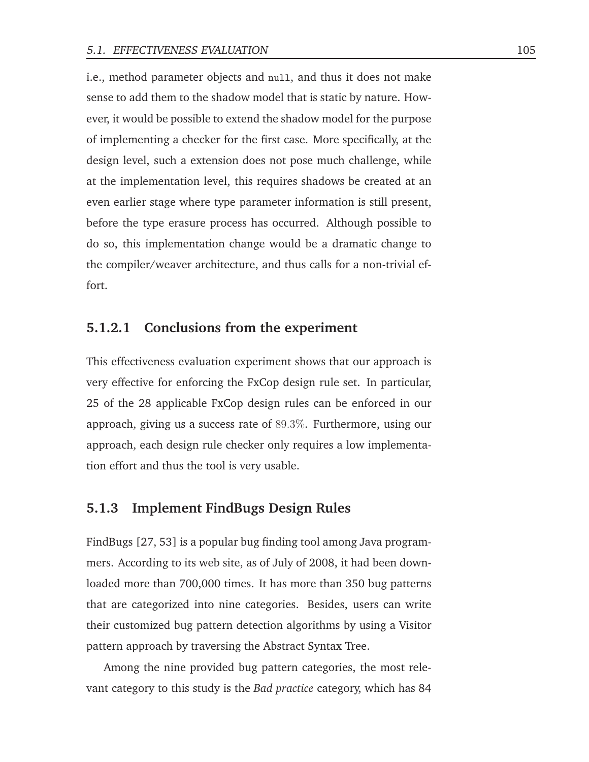i.e., method parameter objects and `null`, and thus it does not make sense to add them to the shadow model that is static by nature. However, it would be possible to extend the shadow model for the purpose of implementing a checker for the first case. More specifically, at the design level, such a extension does not pose much challenge, while at the implementation level, this requires shadows be created at an even earlier stage where type parameter information is still present, before the type erasure process has occurred. Although possible to do so, this implementation change would be a dramatic change to the compiler/weaver architecture, and thus calls for a non-trivial effort.

#### 5.1.2.1 Conclusions from the experiment

This effectiveness evaluation experiment shows that our approach is very effective for enforcing the FxCop design rule set. In particular, 25 of the 28 applicable FxCop design rules can be enforced in our approach, giving us a success rate of $89.3\%$. Furthermore, using our approach, each design rule checker only requires a low implementation effort and thus the tool is very usable.

### 5.1.3 Implement FindBugs Design Rules

FindBugs [27, 53] is a popular bug finding tool among Java programmers. According to its web site, as of July of 2008, it had been downloaded more than 700,000 times. It has more than 350 bug patterns that are categorized into nine categories. Besides, users can write their customized bug pattern detection algorithms by using a Visitor pattern approach by traversing the Abstract Syntax Tree.

Among the nine provided bug pattern categories, the most relevant category to this study is the *Bad practice* category, which has 84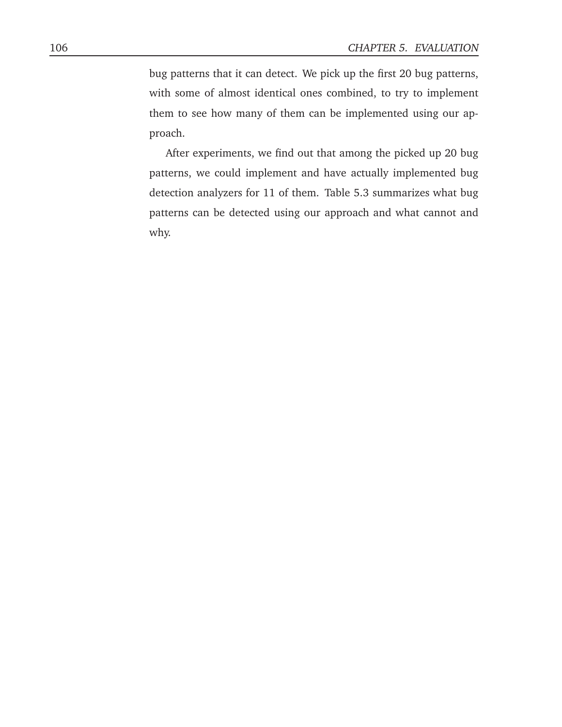bug patterns that it can detect. We pick up the first 20 bug patterns, with some of almost identical ones combined, to try to implement them to see how many of them can be implemented using our approach.

After experiments, we find out that among the picked up 20 bug patterns, we could implement and have actually implemented bug detection analyzers for 11 of them. Table 5.3 summarizes what bug patterns can be detected using our approach and what cannot and why.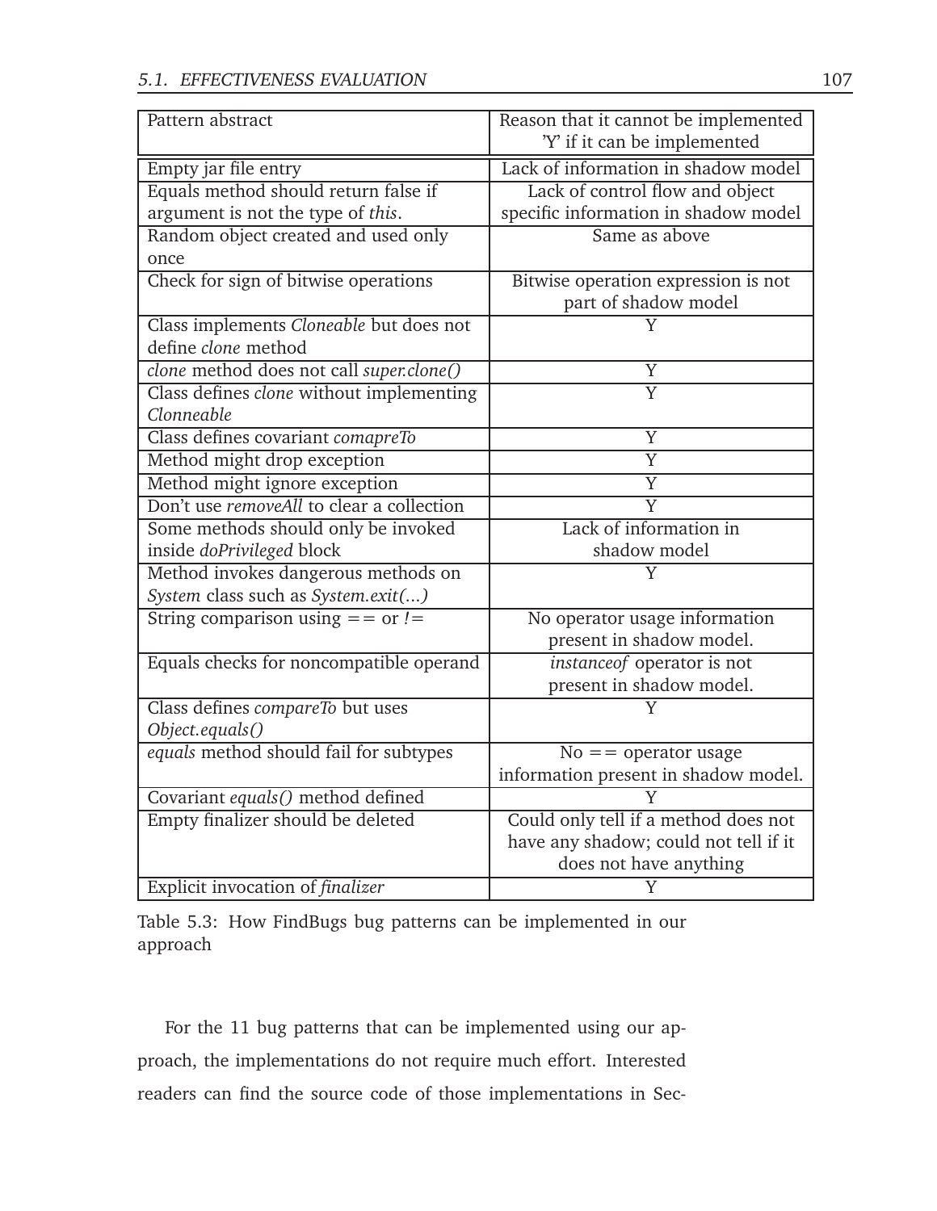| Pattern abstract | Reason that it cannot be implemented 'Y' if it can be implemented |
|---|---|
| Empty jar file entry | Lack of information in shadow model |
| Equals method should return false if argument is not the type of *this*. | Lack of control flow and object specific information in shadow model |
| Random object created and used only once | Same as above |
| Check for sign of bitwise operations | Bitwise operation expression is not part of shadow model |
| Class implements *Cloneable* but does not define *clone* method | Y |
| *clone* method does not call *super.clone()* | Y |
| Class defines *clone* without implementing *Clonneable* | Y |
| Class defines covariant *comapreTo* | Y |
| Method might drop exception | Y |
| Method might ignore exception | Y |
| Don't use *removeAll* to clear a collection | Y |
| Some methods should only be invoked inside *doPrivileged* block | Lack of information in shadow model |
| Method invokes dangerous methods on *System* class such as *System.exit(...)* | Y |
| String comparison using == or != | No operator usage information present in shadow model. |
| Equals checks for noncompatible operand | *instanceof* operator is not present in shadow model. |
| Class defines *compareTo* but uses *Object.equals()* | Y |
| *equals* method should fail for subtypes | No == operator usage information present in shadow model. |
| Covariant *equals()* method defined | Y |
| Empty finalizer should be deleted | Could only tell if a method does not have any shadow; could not tell if it does not have anything |
| Explicit invocation of *finalizer* | Y |

Table 5.3: How FindBugs bug patterns can be implemented in our approach

For the 11 bug patterns that can be implemented using our approach, the implementations do not require much effort. Interested readers can find the source code of those implementations in Sec-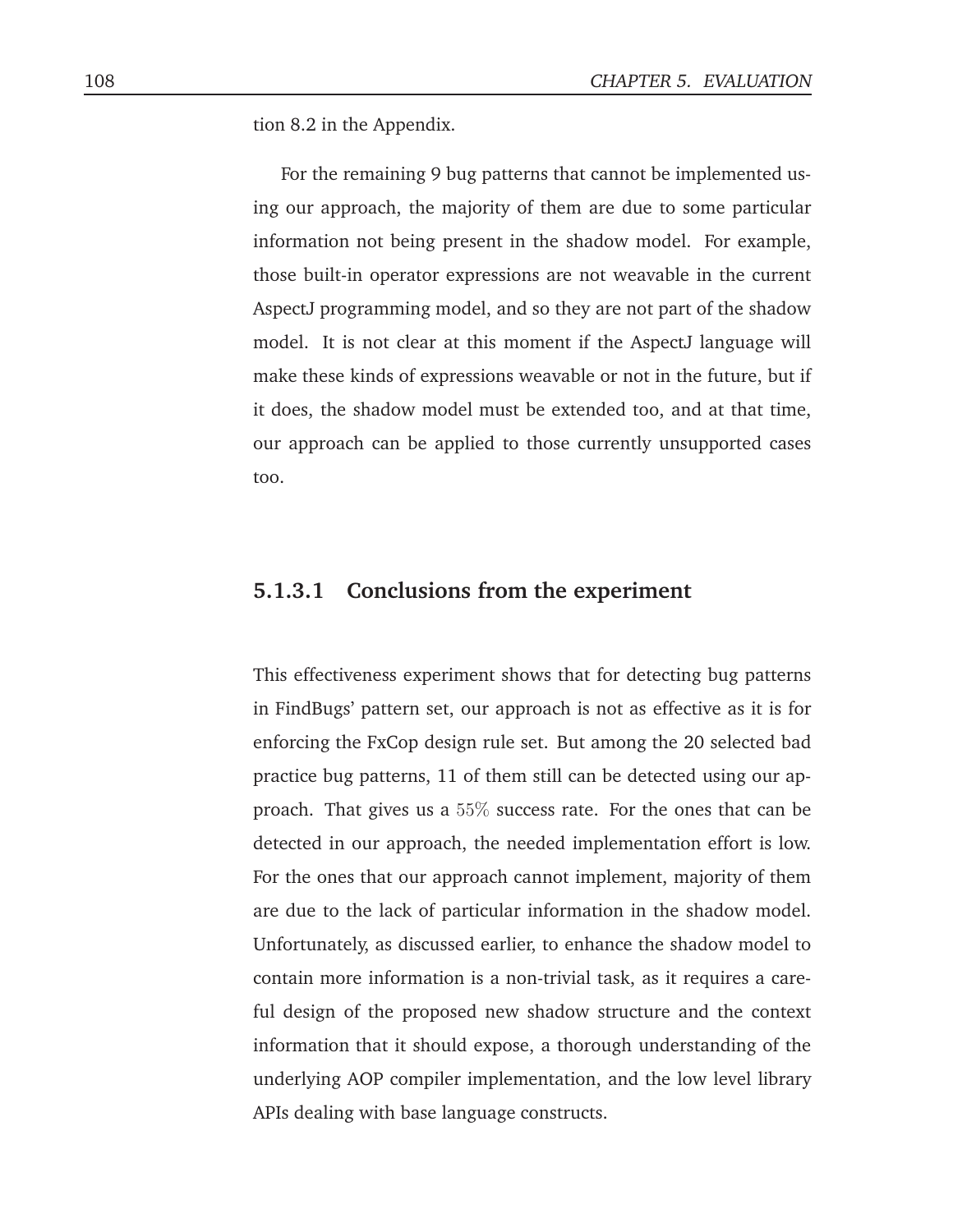tion 8.2 in the Appendix.

For the remaining 9 bug patterns that cannot be implemented using our approach, the majority of them are due to some particular information not being present in the shadow model. For example, those built-in operator expressions are not weavable in the current AspectJ programming model, and so they are not part of the shadow model. It is not clear at this moment if the AspectJ language will make these kinds of expressions weavable or not in the future, but if it does, the shadow model must be extended too, and at that time, our approach can be applied to those currently unsupported cases too.

#### 5.1.3.1 Conclusions from the experiment

This effectiveness experiment shows that for detecting bug patterns in FindBugs' pattern set, our approach is not as effective as it is for enforcing the FxCop design rule set. But among the 20 selected bad practice bug patterns, 11 of them still can be detected using our approach. That gives us a $55\%$ success rate. For the ones that can be detected in our approach, the needed implementation effort is low. For the ones that our approach cannot implement, majority of them are due to the lack of particular information in the shadow model. Unfortunately, as discussed earlier, to enhance the shadow model to contain more information is a non-trivial task, as it requires a careful design of the proposed new shadow structure and the context information that it should expose, a thorough understanding of the underlying AOP compiler implementation, and the low level library APIs dealing with base language constructs.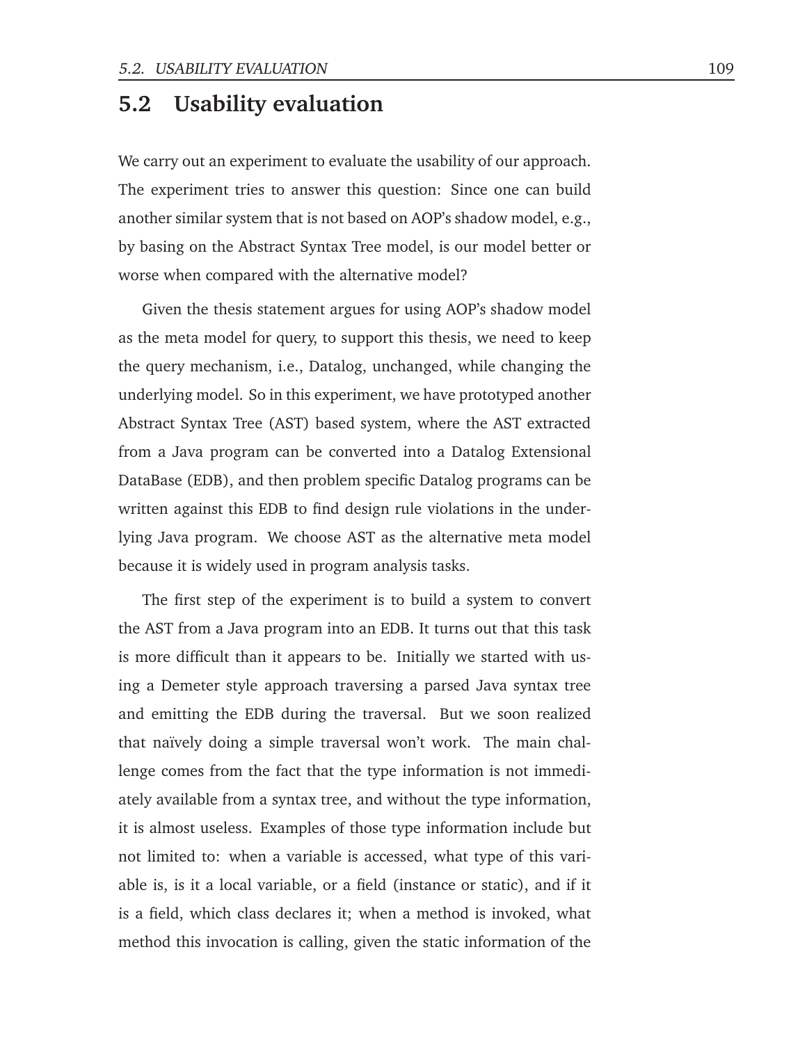## 5.2 Usability evaluation

We carry out an experiment to evaluate the usability of our approach. The experiment tries to answer this question: Since one can build another similar system that is not based on AOP's shadow model, e.g., by basing on the Abstract Syntax Tree model, is our model better or worse when compared with the alternative model?

Given the thesis statement argues for using AOP's shadow model as the meta model for query, to support this thesis, we need to keep the query mechanism, i.e., Datalog, unchanged, while changing the underlying model. So in this experiment, we have prototyped another Abstract Syntax Tree (AST) based system, where the AST extracted from a Java program can be converted into a Datalog Extensional DataBase (EDB), and then problem specific Datalog programs can be written against this EDB to find design rule violations in the underlying Java program. We choose AST as the alternative meta model because it is widely used in program analysis tasks.

The first step of the experiment is to build a system to convert the AST from a Java program into an EDB. It turns out that this task is more difficult than it appears to be. Initially we started with using a Demeter style approach traversing a parsed Java syntax tree and emitting the EDB during the traversal. But we soon realized that naïvely doing a simple traversal won't work. The main challenge comes from the fact that the type information is not immediately available from a syntax tree, and without the type information, it is almost useless. Examples of those type information include but not limited to: when a variable is accessed, what type of this variable is, is it a local variable, or a field (instance or static), and if it is a field, which class declares it; when a method is invoked, what method this invocation is calling, given the static information of the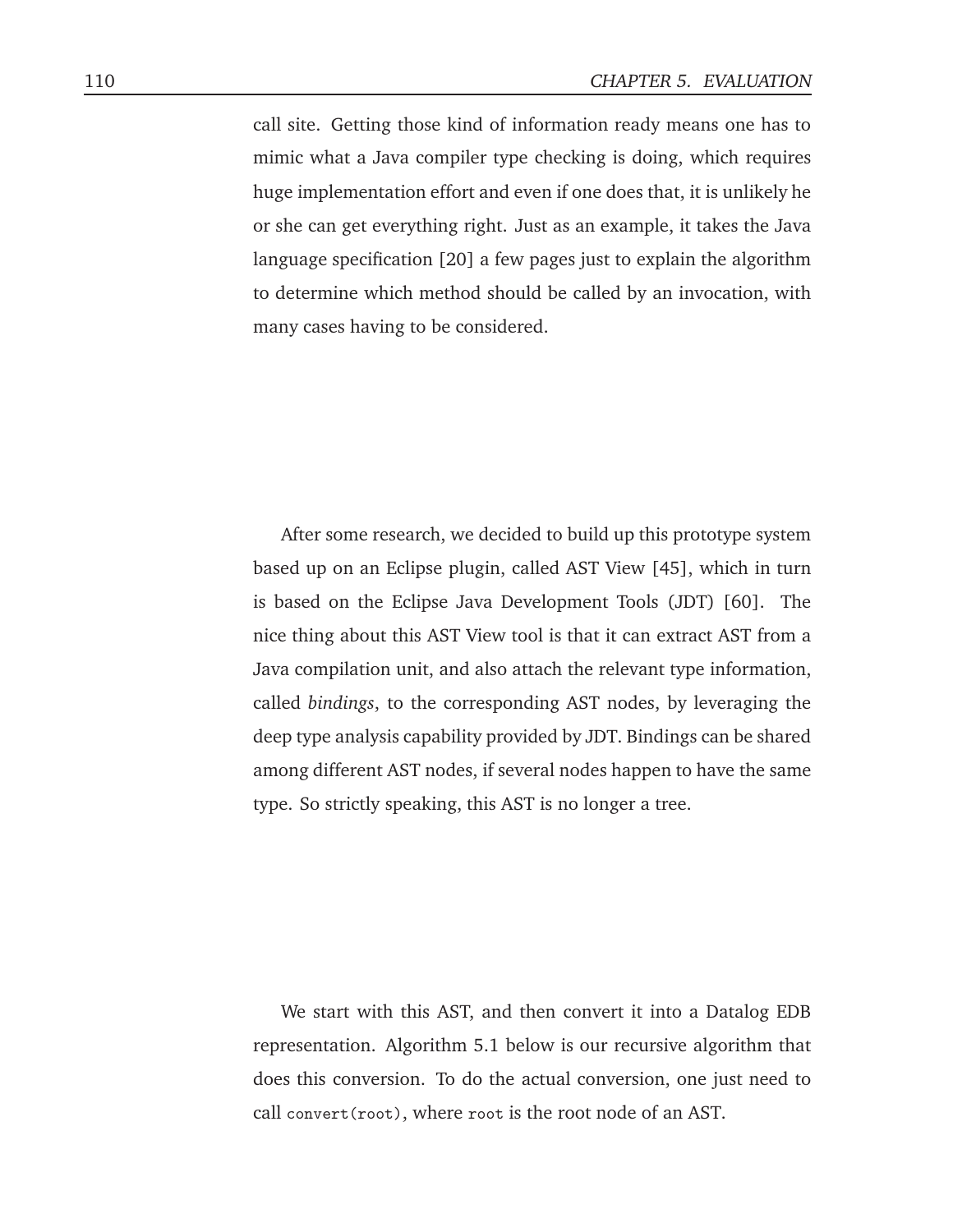call site. Getting those kind of information ready means one has to mimic what a Java compiler type checking is doing, which requires huge implementation effort and even if one does that, it is unlikely he or she can get everything right. Just as an example, it takes the Java language specification [20] a few pages just to explain the algorithm to determine which method should be called by an invocation, with many cases having to be considered.

After some research, we decided to build up this prototype system based up on an Eclipse plugin, called AST View [45], which in turn is based on the Eclipse Java Development Tools (JDT) [60]. The nice thing about this AST View tool is that it can extract AST from a Java compilation unit, and also attach the relevant type information, called *bindings*, to the corresponding AST nodes, by leveraging the deep type analysis capability provided by JDT. Bindings can be shared among different AST nodes, if several nodes happen to have the same type. So strictly speaking, this AST is no longer a tree.

We start with this AST, and then convert it into a Datalog EDB representation. Algorithm 5.1 below is our recursive algorithm that does this conversion. To do the actual conversion, one just need to call `convert(root)`, where `root` is the root node of an AST.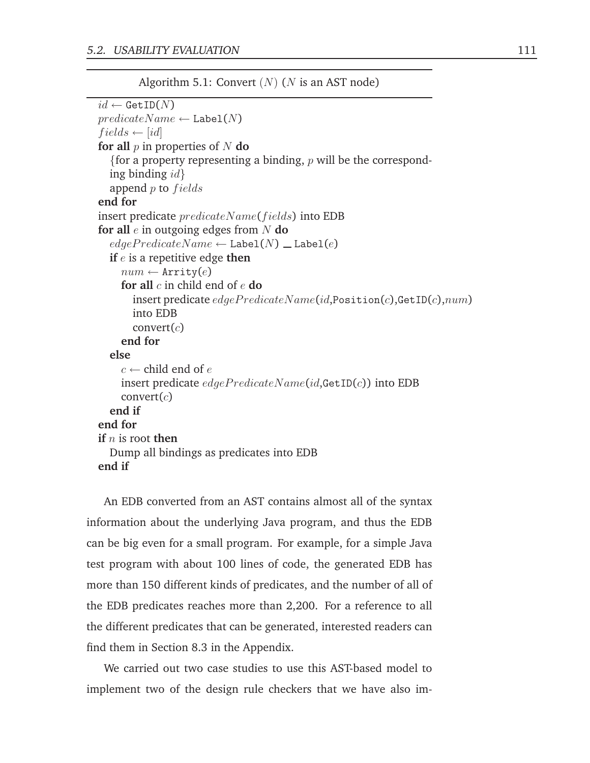**Algorithm 5.1: Convert $(N)$ ($N$ is an AST node)**

```
id ← GetID(N)
predicateName ← Label(N)
fields ← [id]
for all p in properties of N do
   {for a property representing a binding, p will be the correspond-
   ing binding id}
   append p to fields
end for
insert predicate predicateName(fields) into EDB
for all e in outgoing edges from N do
   edgePredicateName ← Label(N) _ Label(e)
   if e is a repetitive edge then
      num ← Arrity(e)
      for all c in child end of e do
         insert predicate edgePredicateName(id,Position(c),GetID(c),num)
         into EDB
         convert(c)
      end for
   else
      c ← child end of e
      insert predicate edgePredicateName(id,GetID(c)) into EDB
      convert(c)
   end if
end for
if n is root then
   Dump all bindings as predicates into EDB
end if
```

An EDB converted from an AST contains almost all of the syntax information about the underlying Java program, and thus the EDB can be big even for a small program. For example, for a simple Java test program with about 100 lines of code, the generated EDB has more than 150 different kinds of predicates, and the number of all of the EDB predicates reaches more than 2,200. For a reference to all the different predicates that can be generated, interested readers can find them in Section 8.3 in the Appendix.

We carried out two case studies to use this AST-based model to implement two of the design rule checkers that we have also im-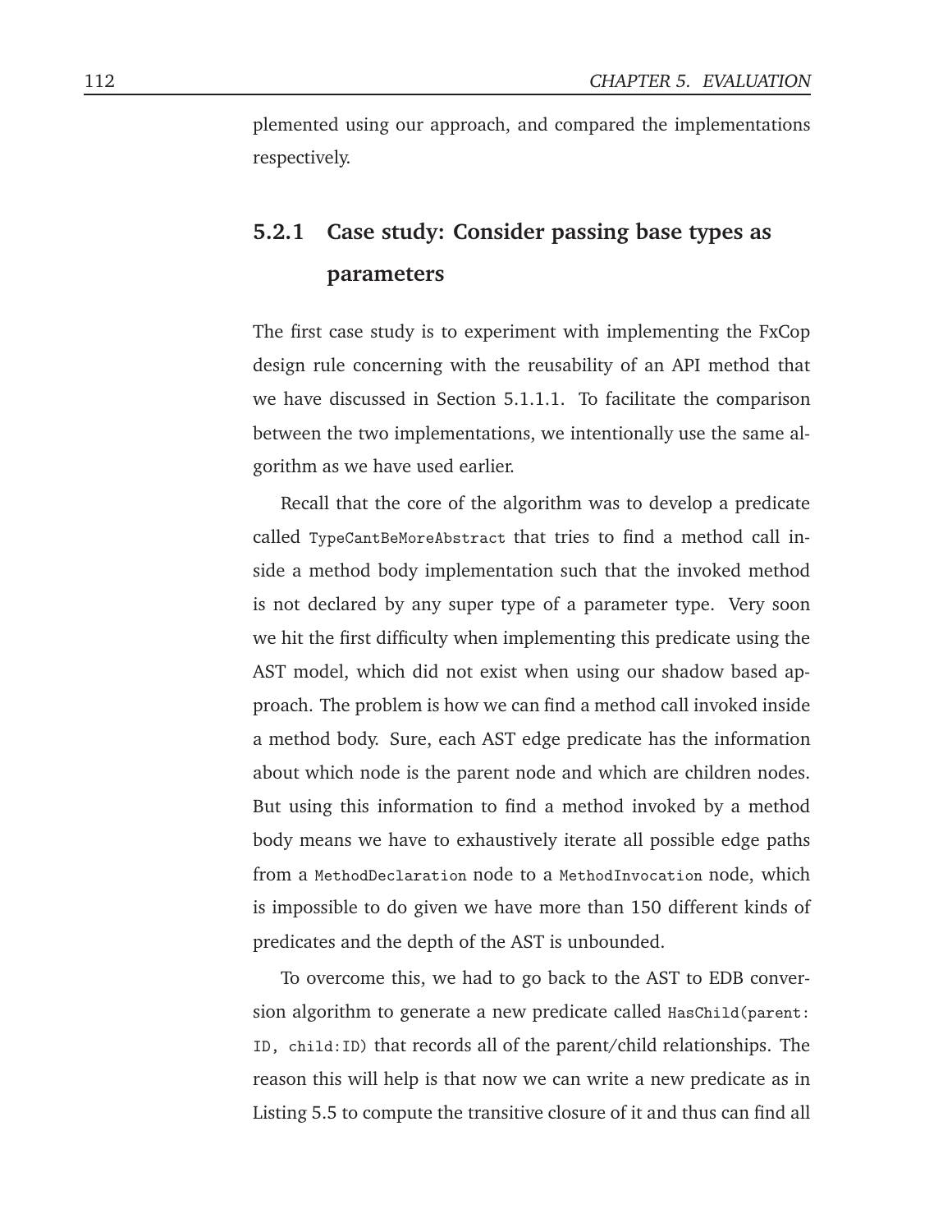plemented using our approach, and compared the implementations respectively.

### 5.2.1 Case study: Consider passing base types as parameters

The first case study is to experiment with implementing the FxCop design rule concerning with the reusability of an API method that we have discussed in Section 5.1.1.1. To facilitate the comparison between the two implementations, we intentionally use the same algorithm as we have used earlier.

Recall that the core of the algorithm was to develop a predicate called `TypeCantBeMoreAbstract` that tries to find a method call inside a method body implementation such that the invoked method is not declared by any super type of a parameter type. Very soon we hit the first difficulty when implementing this predicate using the AST model, which did not exist when using our shadow based approach. The problem is how we can find a method call invoked inside a method body. Sure, each AST edge predicate has the information about which node is the parent node and which are children nodes. But using this information to find a method invoked by a method body means we have to exhaustively iterate all possible edge paths from a `MethodDeclaration` node to a `MethodInvocation` node, which is impossible to do given we have more than 150 different kinds of predicates and the depth of the AST is unbounded.

To overcome this, we had to go back to the AST to EDB conversion algorithm to generate a new predicate called `HasChild(parent: ID, child:ID)` that records all of the parent/child relationships. The reason this will help is that now we can write a new predicate as in Listing 5.5 to compute the transitive closure of it and thus can find all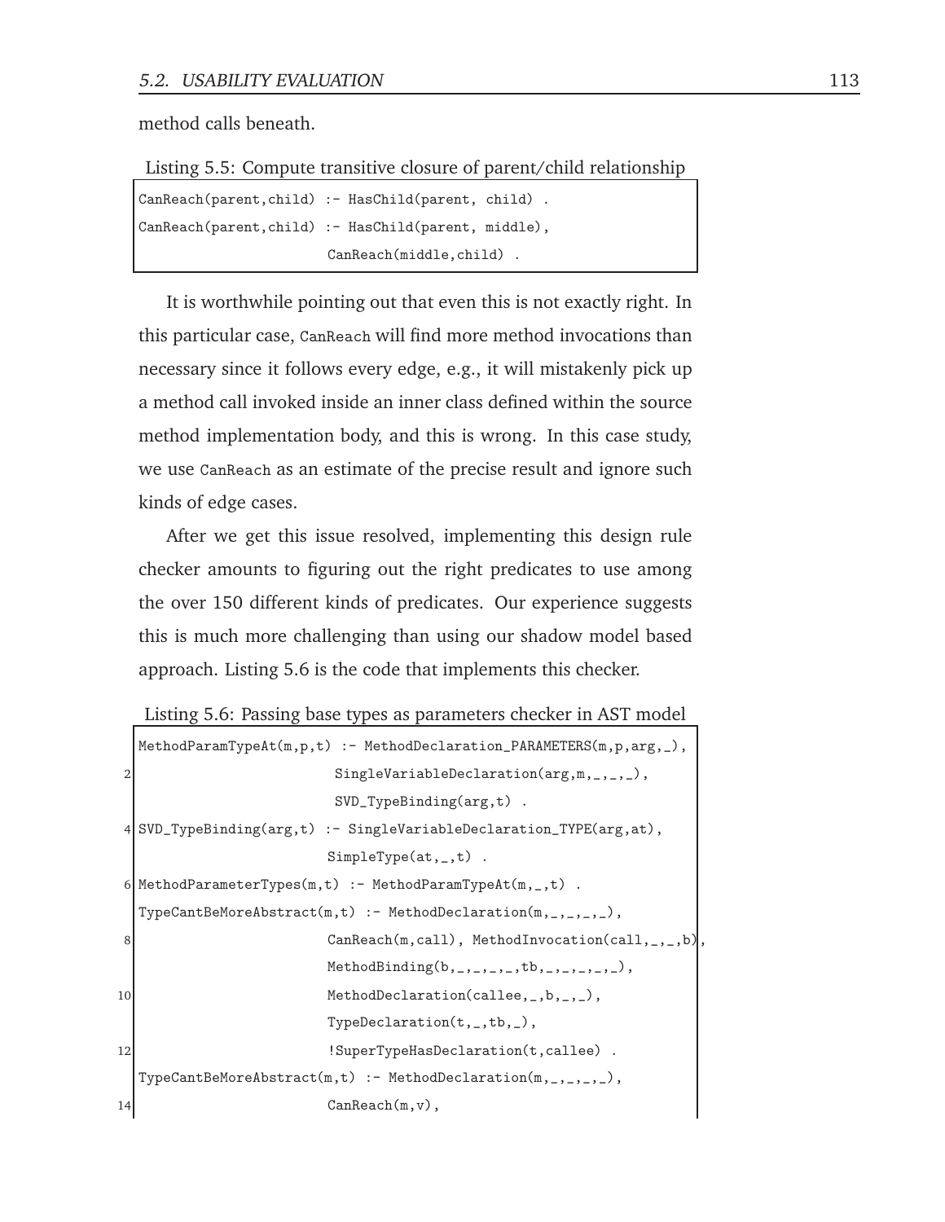method calls beneath.

Listing 5.5: Compute transitive closure of parent/child relationship

```
CanReach(parent,child) :- HasChild(parent, child) .
CanReach(parent,child) :- HasChild(parent, middle),
                          CanReach(middle,child) .
```

It is worthwhile pointing out that even this is not exactly right. In this particular case, `CanReach` will find more method invocations than necessary since it follows every edge, e.g., it will mistakenly pick up a method call invoked inside an inner class defined within the source method implementation body, and this is wrong. In this case study, we use `CanReach` as an estimate of the precise result and ignore such kinds of edge cases.

After we get this issue resolved, implementing this design rule checker amounts to figuring out the right predicates to use among the over 150 different kinds of predicates. Our experience suggests this is much more challenging than using our shadow model based approach. Listing 5.6 is the code that implements this checker.

Listing 5.6: Passing base types as parameters checker in AST model

```
MethodParamTypeAt(m,p,t) :- MethodDeclaration_PARAMETERS(m,p,arg,_),
                             SingleVariableDeclaration(arg,m,_,_,_),
                             SVD_TypeBinding(arg,t) .
SVD_TypeBinding(arg,t) :- SingleVariableDeclaration_TYPE(arg,at),
                           SimpleType(at,_,t) .
MethodParameterTypes(m,t) :- MethodParamTypeAt(m,_,t) .
TypeCantBeMoreAbstract(m,t) :- MethodDeclaration(m,_,_,_,_),
                           CanReach(m,call), MethodInvocation(call,_,_,b),
                           MethodBinding(b,_,_,_,_,tb,_,_,_,_,_),
                           MethodDeclaration(callee,_,b,_,_),
                           TypeDeclaration(t,_,tb,_),
                           !SuperTypeHasDeclaration(t,callee) .
TypeCantBeMoreAbstract(m,t) :- MethodDeclaration(m,_,_,_,_),
                           CanReach(m,v),
```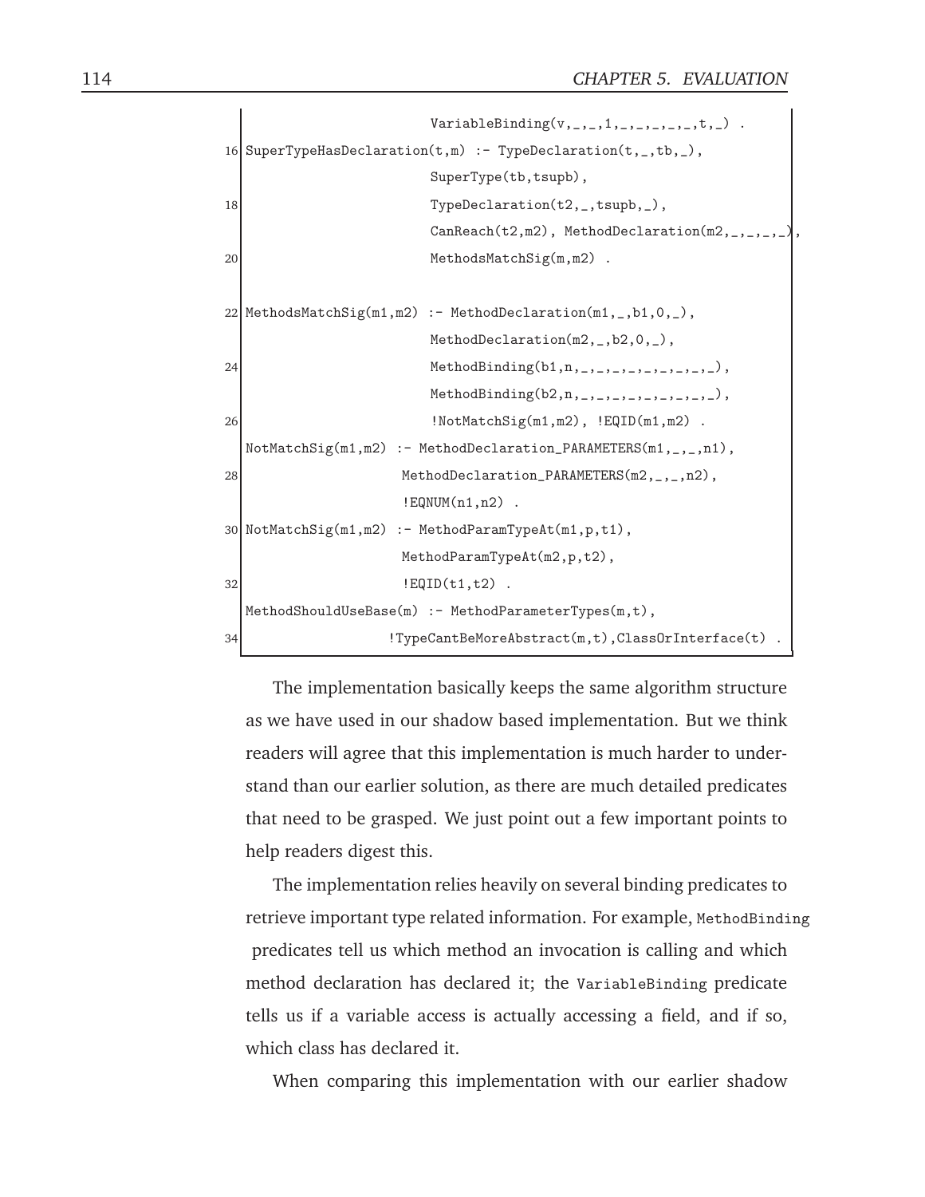```
                             VariableBinding(v,_,_,1,_,_,_,_,_,t,_) .
16 SuperTypeHasDeclaration(t,m) :- TypeDeclaration(t,_,tb,_),
                             SuperType(tb,tsupb),
18                           TypeDeclaration(t2,_,tsupb,_),
                             CanReach(t2,m2), MethodDeclaration(m2,_,_,_,_),
20                           MethodsMatchSig(m,m2) .

22 MethodsMatchSig(m1,m2) :- MethodDeclaration(m1,_,b1,0,_),
                             MethodDeclaration(m2,_,b2,0,_),
24                           MethodBinding(b1,n,_,_,_,_,_,_,_,_,_),
                             MethodBinding(b2,n,_,_,_,_,_,_,_,_,_),
26                           !NotMatchSig(m1,m2), !EQID(m1,m2) .
   NotMatchSig(m1,m2) :- MethodDeclaration_PARAMETERS(m1,_,_,n1),
28                       MethodDeclaration_PARAMETERS(m2,_,_,n2),
                         !EQNUM(n1,n2) .
30 NotMatchSig(m1,m2) :- MethodParamTypeAt(m1,p,t1),
                         MethodParamTypeAt(m2,p,t2),
32                       !EQID(t1,t2) .
   MethodShouldUseBase(m) :- MethodParameterTypes(m,t),
34                     !TypeCantBeMoreAbstract(m,t),ClassOrInterface(t) .
```

The implementation basically keeps the same algorithm structure as we have used in our shadow based implementation. But we think readers will agree that this implementation is much harder to understand than our earlier solution, as there are much detailed predicates that need to be grasped. We just point out a few important points to help readers digest this.

The implementation relies heavily on several binding predicates to retrieve important type related information. For example, `MethodBinding` predicates tell us which method an invocation is calling and which method declaration has declared it; the `VariableBinding` predicate tells us if a variable access is actually accessing a field, and if so, which class has declared it.

When comparing this implementation with our earlier shadow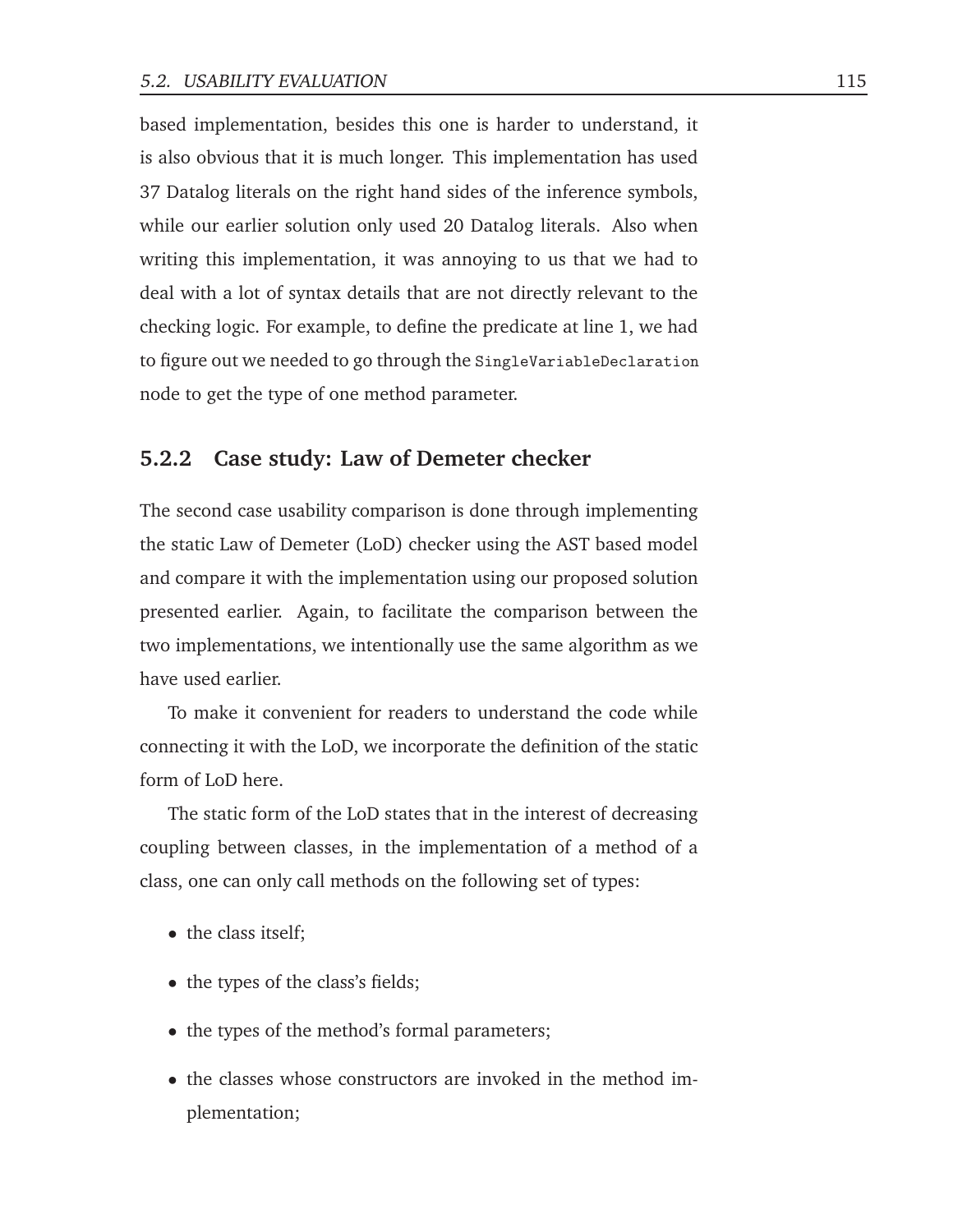based implementation, besides this one is harder to understand, it is also obvious that it is much longer. This implementation has used 37 Datalog literals on the right hand sides of the inference symbols, while our earlier solution only used 20 Datalog literals. Also when writing this implementation, it was annoying to us that we had to deal with a lot of syntax details that are not directly relevant to the checking logic. For example, to define the predicate at line 1, we had to figure out we needed to go through the `SingleVariableDeclaration` node to get the type of one method parameter.

### 5.2.2 Case study: Law of Demeter checker

The second case usability comparison is done through implementing the static Law of Demeter (LoD) checker using the AST based model and compare it with the implementation using our proposed solution presented earlier. Again, to facilitate the comparison between the two implementations, we intentionally use the same algorithm as we have used earlier.

To make it convenient for readers to understand the code while connecting it with the LoD, we incorporate the definition of the static form of LoD here.

The static form of the LoD states that in the interest of decreasing coupling between classes, in the implementation of a method of a class, one can only call methods on the following set of types:

- the class itself;
- the types of the class's fields;
- the types of the method's formal parameters;
- the classes whose constructors are invoked in the method implementation;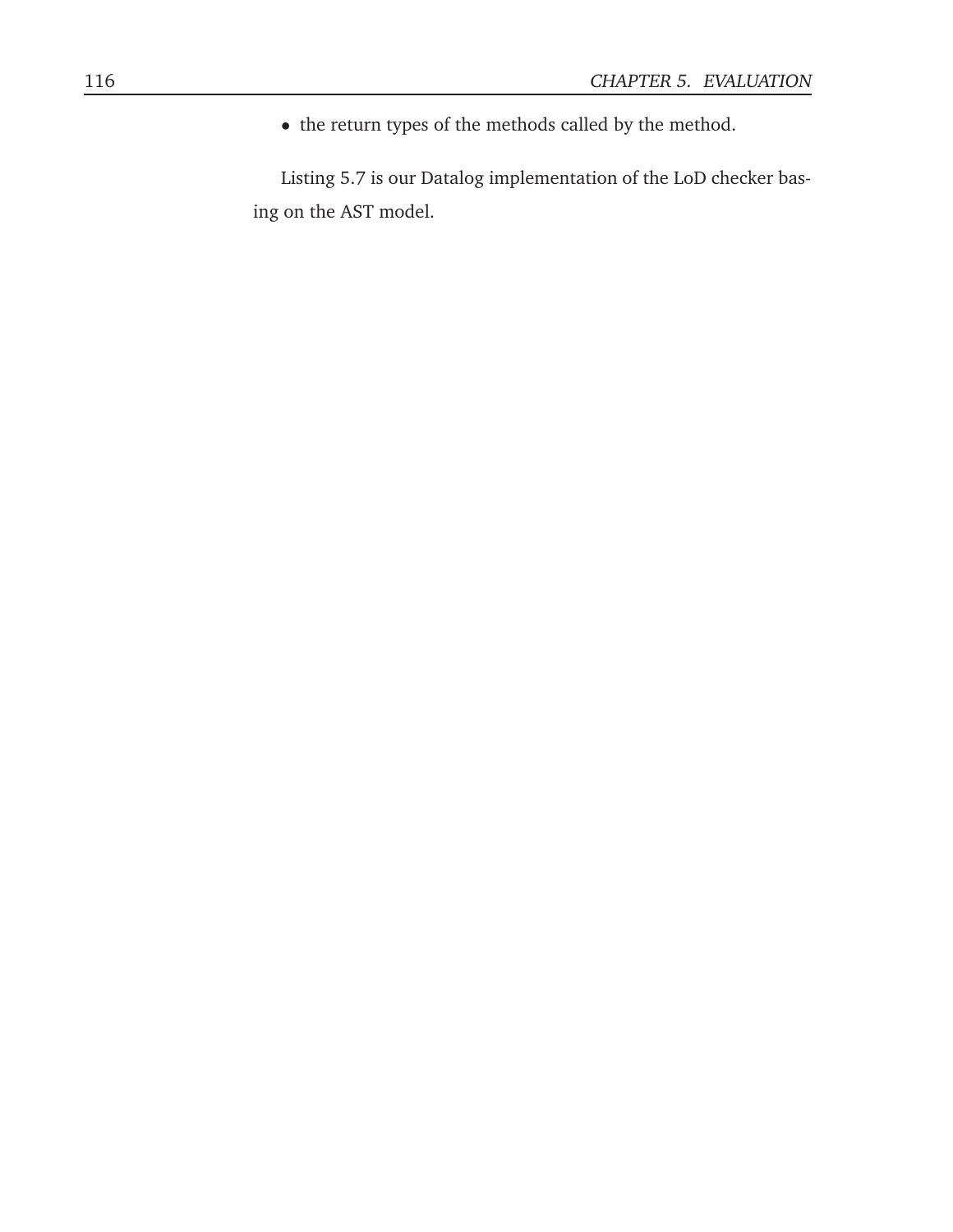- the return types of the methods called by the method.

Listing 5.7 is our Datalog implementation of the LoD checker basing on the AST model.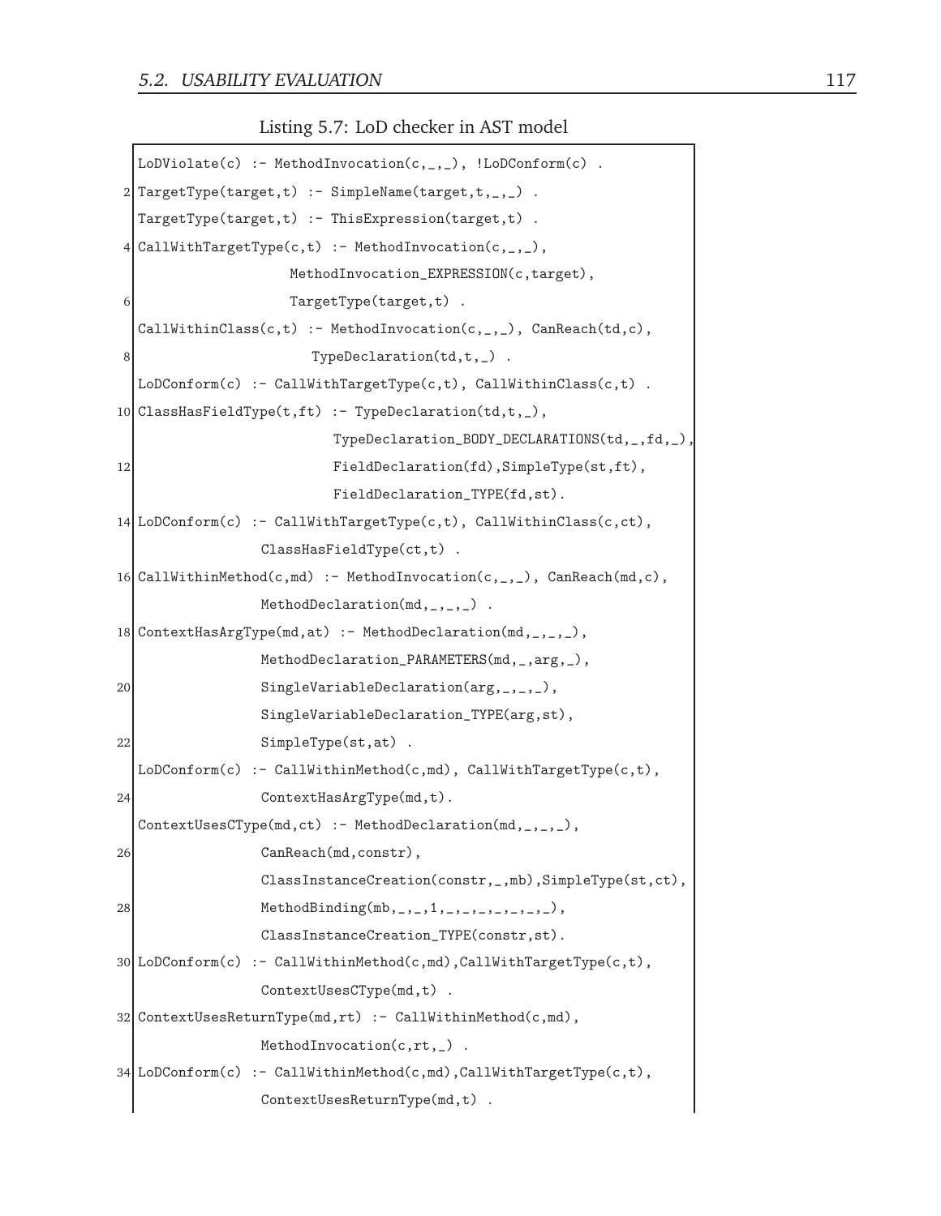Listing 5.7: LoD checker in AST model

```
LoDViolate(c) :- MethodInvocation(c,_,_), !LoDConform(c) .
TargetType(target,t) :- SimpleName(target,t,_,_) .
TargetType(target,t) :- ThisExpression(target,t) .
CallWithTargetType(c,t) :- MethodInvocation(c,_,_),
                   MethodInvocation_EXPRESSION(c,target),
                   TargetType(target,t) .
CallWithinClass(c,t) :- MethodInvocation(c,_,_), CanReach(td,c),
                     TypeDeclaration(td,t,_) .
LoDConform(c) :- CallWithTargetType(c,t), CallWithinClass(c,t) .
ClassHasFieldType(t,ft) :- TypeDeclaration(td,t,_),
                        TypeDeclaration_BODY_DECLARATIONS(td,_,fd,_),
                        FieldDeclaration(fd),SimpleType(st,ft),
                        FieldDeclaration_TYPE(fd,st).
LoDConform(c) :- CallWithTargetType(c,t), CallWithinClass(c,ct),
               ClassHasFieldType(ct,t) .
CallWithinMethod(c,md) :- MethodInvocation(c,_,_), CanReach(md,c),
               MethodDeclaration(md,_,_,_) .
ContextHasArgType(md,at) :- MethodDeclaration(md,_,_,_),
               MethodDeclaration_PARAMETERS(md,_,arg,_),
               SingleVariableDeclaration(arg,_,_,_),
               SingleVariableDeclaration_TYPE(arg,st),
               SimpleType(st,at) .
LoDConform(c) :- CallWithinMethod(c,md), CallWithTargetType(c,t),
               ContextHasArgType(md,t).
ContextUsesCType(md,ct) :- MethodDeclaration(md,_,_,_),
               CanReach(md,constr),
               ClassInstanceCreation(constr,_,mb),SimpleType(st,ct),
               MethodBinding(mb,_,_,1,_,_,_,_,_,_,_),
               ClassInstanceCreation_TYPE(constr,st).
LoDConform(c) :- CallWithinMethod(c,md),CallWithTargetType(c,t),
               ContextUsesCType(md,t) .
ContextUsesReturnType(md,rt) :- CallWithinMethod(c,md),
               MethodInvocation(c,rt,_) .
LoDConform(c) :- CallWithinMethod(c,md),CallWithTargetType(c,t),
               ContextUsesReturnType(md,t) .
```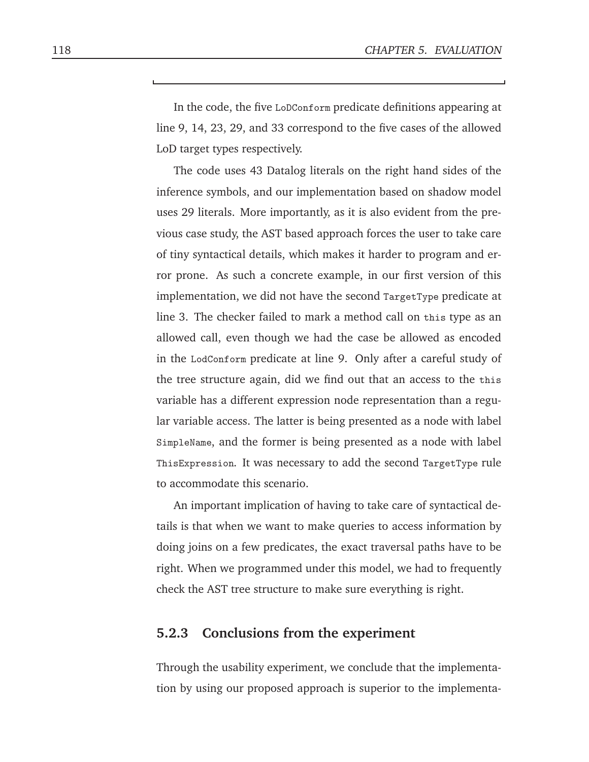In the code, the five `LoDConform` predicate definitions appearing at line 9, 14, 23, 29, and 33 correspond to the five cases of the allowed LoD target types respectively.

The code uses 43 Datalog literals on the right hand sides of the inference symbols, and our implementation based on shadow model uses 29 literals. More importantly, as it is also evident from the previous case study, the AST based approach forces the user to take care of tiny syntactical details, which makes it harder to program and error prone. As such a concrete example, in our first version of this implementation, we did not have the second `TargetType` predicate at line 3. The checker failed to mark a method call on `this` type as an allowed call, even though we had the case be allowed as encoded in the `LodConform` predicate at line 9. Only after a careful study of the tree structure again, did we find out that an access to the `this` variable has a different expression node representation than a regular variable access. The latter is being presented as a node with label `SimpleName`, and the former is being presented as a node with label `ThisExpression`. It was necessary to add the second `TargetType` rule to accommodate this scenario.

An important implication of having to take care of syntactical details is that when we want to make queries to access information by doing joins on a few predicates, the exact traversal paths have to be right. When we programmed under this model, we had to frequently check the AST tree structure to make sure everything is right.

### 5.2.3 Conclusions from the experiment

Through the usability experiment, we conclude that the implementation by using our proposed approach is superior to the implementa-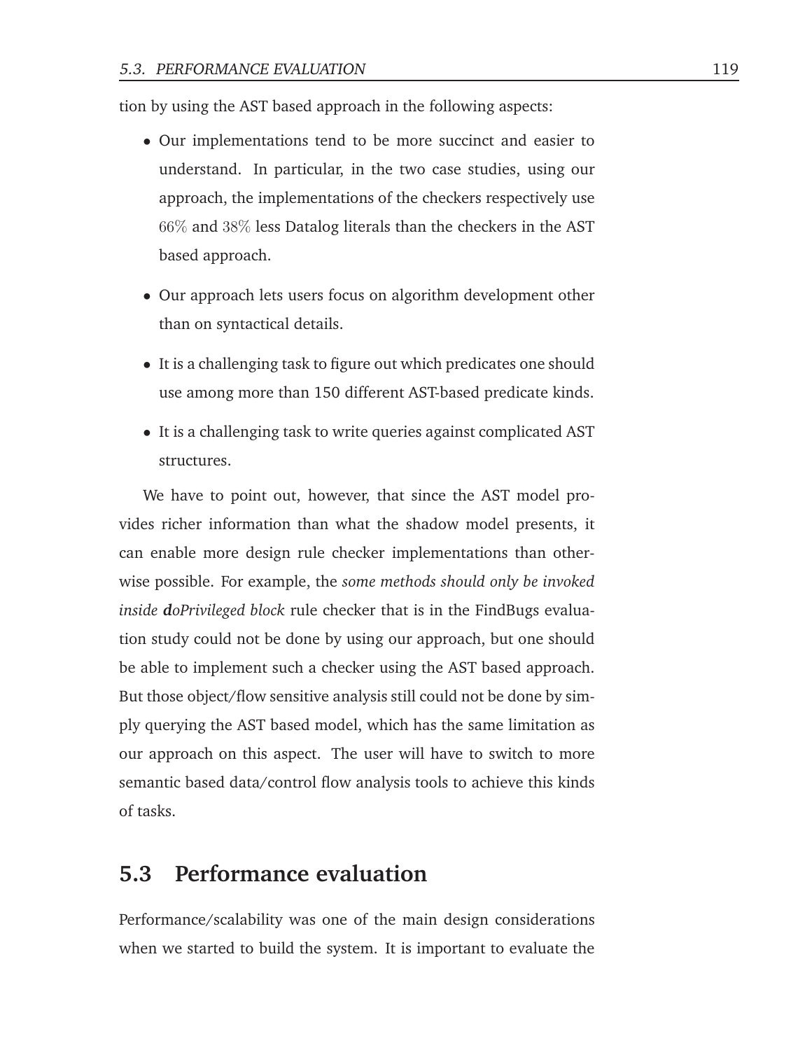tion by using the AST based approach in the following aspects:

- Our implementations tend to be more succinct and easier to understand. In particular, in the two case studies, using our approach, the implementations of the checkers respectively use $66\%$ and $38\%$ less Datalog literals than the checkers in the AST based approach.
- Our approach lets users focus on algorithm development other than on syntactical details.
- It is a challenging task to figure out which predicates one should use among more than 150 different AST-based predicate kinds.
- It is a challenging task to write queries against complicated AST structures.

We have to point out, however, that since the AST model provides richer information than what the shadow model presents, it can enable more design rule checker implementations than otherwise possible. For example, the *some methods should only be invoked inside **d**oPrivileged block* rule checker that is in the FindBugs evaluation study could not be done by using our approach, but one should be able to implement such a checker using the AST based approach. But those object/flow sensitive analysis still could not be done by simply querying the AST based model, which has the same limitation as our approach on this aspect. The user will have to switch to more semantic based data/control flow analysis tools to achieve this kinds of tasks.

## 5.3 Performance evaluation

Performance/scalability was one of the main design considerations when we started to build the system. It is important to evaluate the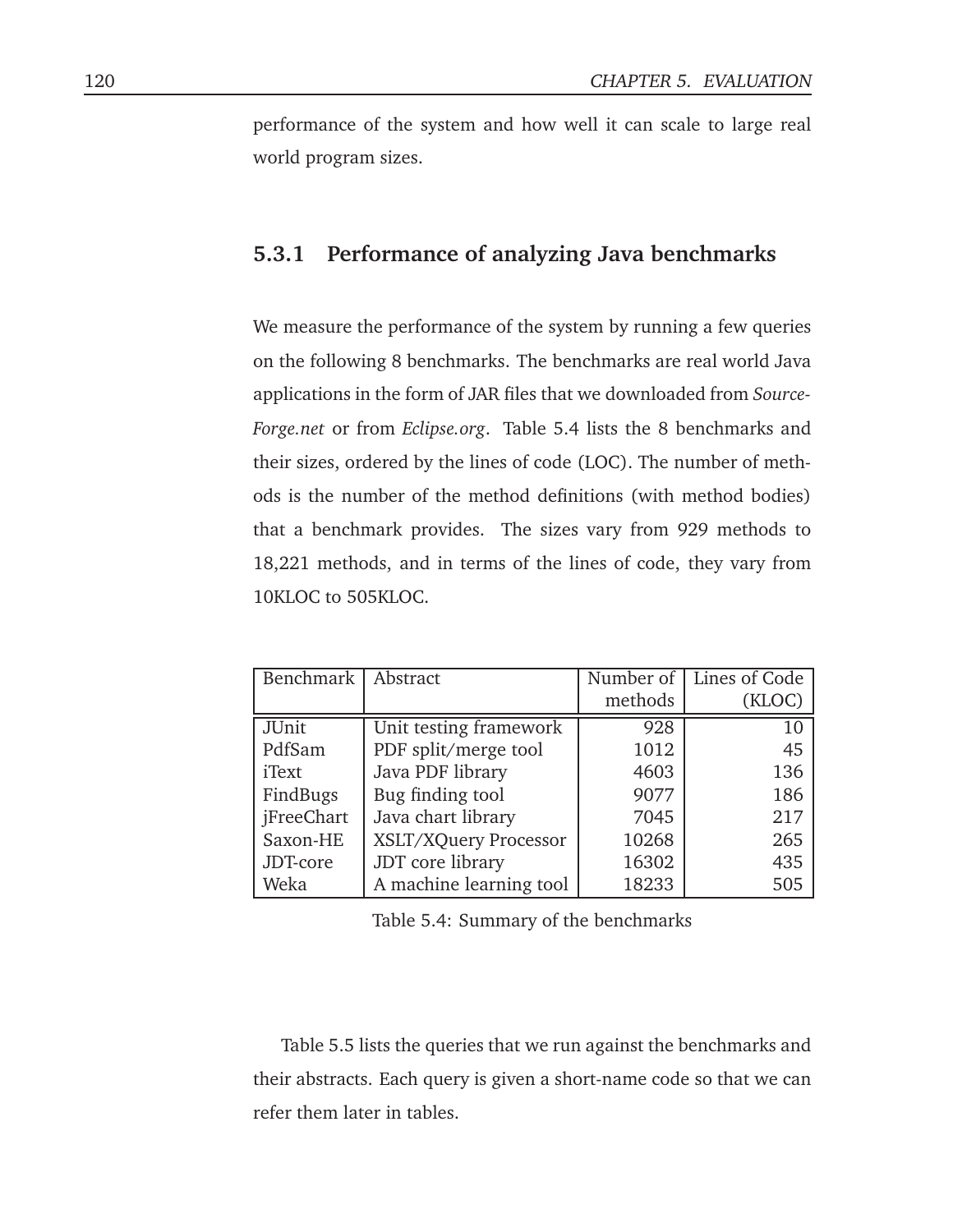performance of the system and how well it can scale to large real world program sizes.

### 5.3.1 Performance of analyzing Java benchmarks

We measure the performance of the system by running a few queries on the following 8 benchmarks. The benchmarks are real world Java applications in the form of JAR files that we downloaded from *SourceForge.net* or from *Eclipse.org*. Table 5.4 lists the 8 benchmarks and their sizes, ordered by the lines of code (LOC). The number of methods is the number of the method definitions (with method bodies) that a benchmark provides. The sizes vary from 929 methods to 18,221 methods, and in terms of the lines of code, they vary from 10KLOC to 505KLOC.

| Benchmark | Abstract | Number of methods | Lines of Code (KLOC) |
|---|---|---|---|
| JUnit | Unit testing framework | 928 | 10 |
| PdfSam | PDF split/merge tool | 1012 | 45 |
| iText | Java PDF library | 4603 | 136 |
| FindBugs | Bug finding tool | 9077 | 186 |
| jFreeChart | Java chart library | 7045 | 217 |
| Saxon-HE | XSLT/XQuery Processor | 10268 | 265 |
| JDT-core | JDT core library | 16302 | 435 |
| Weka | A machine learning tool | 18233 | 505 |

Table 5.4: Summary of the benchmarks

Table 5.5 lists the queries that we run against the benchmarks and their abstracts. Each query is given a short-name code so that we can refer them later in tables.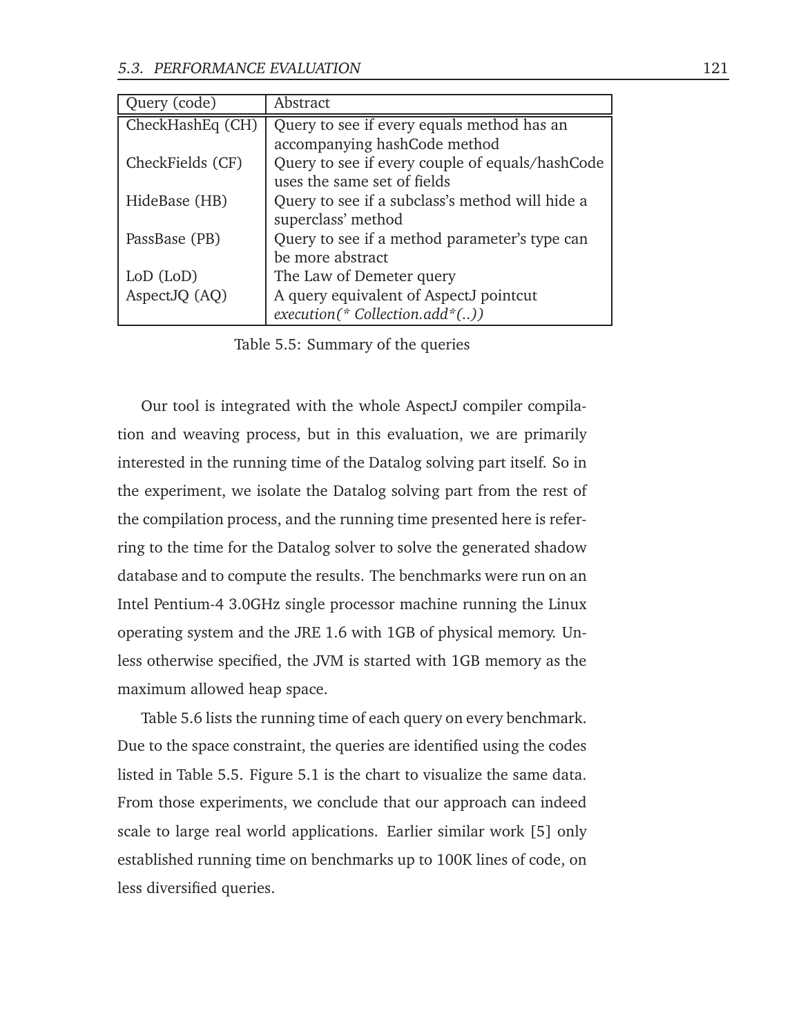| Query (code) | Abstract |
|---|---|
| CheckHashEq (CH) | Query to see if every equals method has an accompanying hashCode method |
| CheckFields (CF) | Query to see if every couple of equals/hashCode uses the same set of fields |
| HideBase (HB) | Query to see if a subclass's method will hide a superclass' method |
| PassBase (PB) | Query to see if a method parameter's type can be more abstract |
| LoD (LoD) | The Law of Demeter query |
| AspectJQ (AQ) | A query equivalent of AspectJ pointcut *execution(* Collection.add*(..))* |

Table 5.5: Summary of the queries

Our tool is integrated with the whole AspectJ compiler compilation and weaving process, but in this evaluation, we are primarily interested in the running time of the Datalog solving part itself. So in the experiment, we isolate the Datalog solving part from the rest of the compilation process, and the running time presented here is referring to the time for the Datalog solver to solve the generated shadow database and to compute the results. The benchmarks were run on an Intel Pentium-4 3.0GHz single processor machine running the Linux operating system and the JRE 1.6 with 1GB of physical memory. Unless otherwise specified, the JVM is started with 1GB memory as the maximum allowed heap space.

Table 5.6 lists the running time of each query on every benchmark. Due to the space constraint, the queries are identified using the codes listed in Table 5.5. Figure 5.1 is the chart to visualize the same data. From those experiments, we conclude that our approach can indeed scale to large real world applications. Earlier similar work [5] only established running time on benchmarks up to 100K lines of code, on less diversified queries.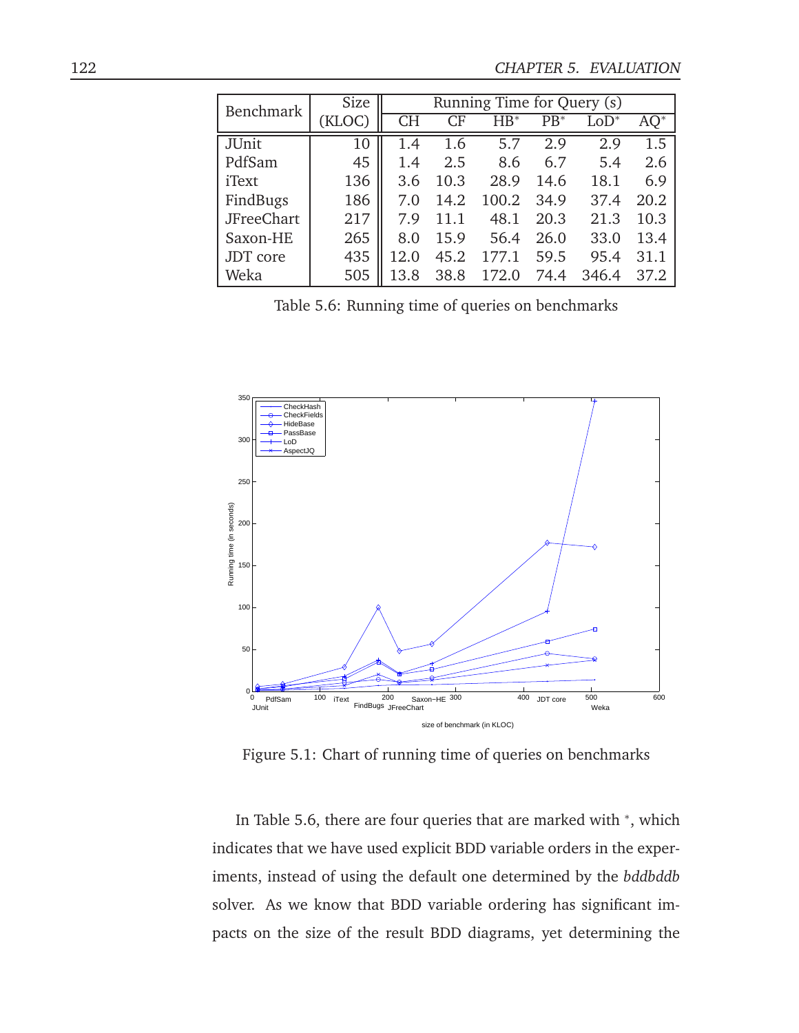| Benchmark | Size (KLOC) | Running Time for Query (s) | | | | | |
|---|---|---|---|---|---|---|---|
| | | CH | CF | HB* | PB* | LoD* | AQ* |
| JUnit | 10 | 1.4 | 1.6 | 5.7 | 2.9 | 2.9 | 1.5 |
| PdfSam | 45 | 1.4 | 2.5 | 8.6 | 6.7 | 5.4 | 2.6 |
| iText | 136 | 3.6 | 10.3 | 28.9 | 14.6 | 18.1 | 6.9 |
| FindBugs | 186 | 7.0 | 14.2 | 100.2 | 34.9 | 37.4 | 20.2 |
| JFreeChart | 217 | 7.9 | 11.1 | 48.1 | 20.3 | 21.3 | 10.3 |
| Saxon-HE | 265 | 8.0 | 15.9 | 56.4 | 26.0 | 33.0 | 13.4 |
| JDT core | 435 | 12.0 | 45.2 | 177.1 | 59.5 | 95.4 | 31.1 |
| Weka | 505 | 13.8 | 38.8 | 172.0 | 74.4 | 346.4 | 37.2 |

Table 5.6: Running time of queries on benchmarks

Figure 5.1: Chart of running time of queries on benchmarks

In Table 5.6, there are four queries that are marked with *, which indicates that we have used explicit BDD variable orders in the experiments, instead of using the default one determined by the *bddbddb* solver. As we know that BDD variable ordering has significant impacts on the size of the result BDD diagrams, yet determining the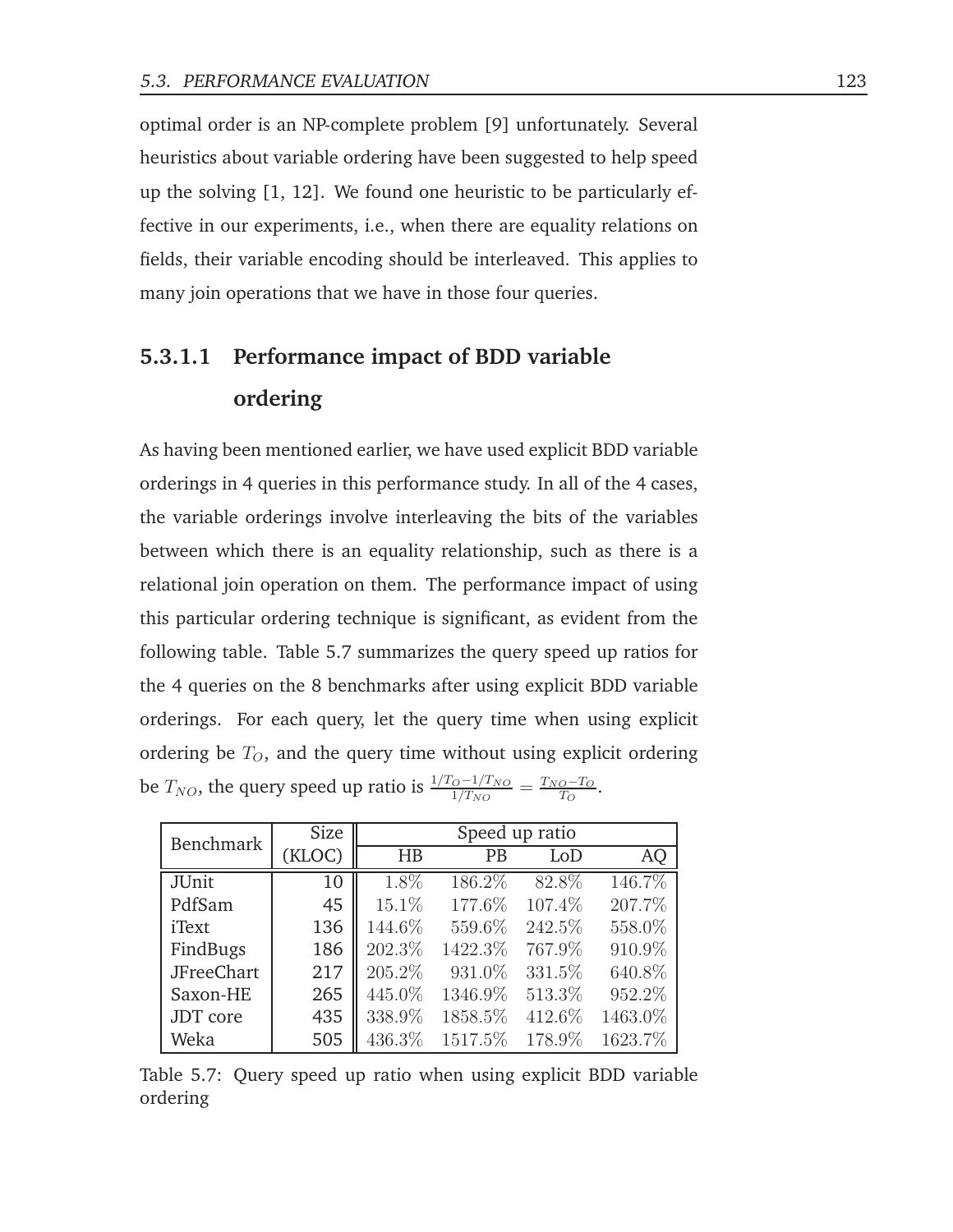optimal order is an NP-complete problem [9] unfortunately. Several heuristics about variable ordering have been suggested to help speed up the solving [1, 12]. We found one heuristic to be particularly effective in our experiments, i.e., when there are equality relations on fields, their variable encoding should be interleaved. This applies to many join operations that we have in those four queries.

#### 5.3.1.1 Performance impact of BDD variable ordering

As having been mentioned earlier, we have used explicit BDD variable orderings in 4 queries in this performance study. In all of the 4 cases, the variable orderings involve interleaving the bits of the variables between which there is an equality relationship, such as there is a relational join operation on them. The performance impact of using this particular ordering technique is significant, as evident from the following table. Table 5.7 summarizes the query speed up ratios for the 4 queries on the 8 benchmarks after using explicit BDD variable orderings. For each query, let the query time when using explicit ordering be $T_O$, and the query time without using explicit ordering be $T_{NO}$, the query speed up ratio is $\frac{1/T_O - 1/T_{NO}}{1/T_{NO}} = \frac{T_{NO} - T_O}{T_O}$.

| Benchmark | Size (KLOC) | Speed up ratio | | | |
|---|---|---|---|---|---|
| | | HB | PB | LoD | AQ |
| JUnit | 10 | 1.8% | 186.2% | 82.8% | 146.7% |
| PdfSam | 45 | 15.1% | 177.6% | 107.4% | 207.7% |
| iText | 136 | 144.6% | 559.6% | 242.5% | 558.0% |
| FindBugs | 186 | 202.3% | 1422.3% | 767.9% | 910.9% |
| JFreeChart | 217 | 205.2% | 931.0% | 331.5% | 640.8% |
| Saxon-HE | 265 | 445.0% | 1346.9% | 513.3% | 952.2% |
| JDT core | 435 | 338.9% | 1858.5% | 412.6% | 1463.0% |
| Weka | 505 | 436.3% | 1517.5% | 178.9% | 1623.7% |

Table 5.7: Query speed up ratio when using explicit BDD variable ordering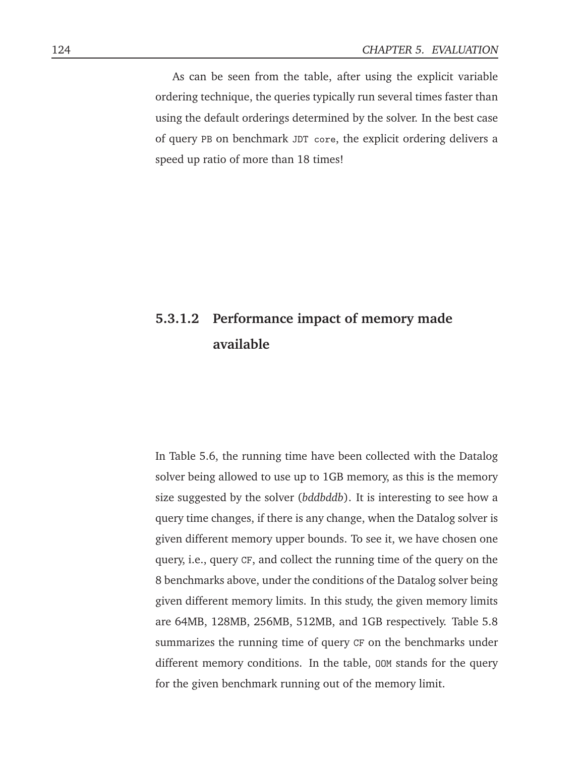As can be seen from the table, after using the explicit variable ordering technique, the queries typically run several times faster than using the default orderings determined by the solver. In the best case of query `PB` on benchmark `JDT core`, the explicit ordering delivers a speed up ratio of more than 18 times!

#### 5.3.1.2 Performance impact of memory made available

In Table 5.6, the running time have been collected with the Datalog solver being allowed to use up to 1GB memory, as this is the memory size suggested by the solver (*bddbddb*). It is interesting to see how a query time changes, if there is any change, when the Datalog solver is given different memory upper bounds. To see it, we have chosen one query, i.e., query `CF`, and collect the running time of the query on the 8 benchmarks above, under the conditions of the Datalog solver being given different memory limits. In this study, the given memory limits are 64MB, 128MB, 256MB, 512MB, and 1GB respectively. Table 5.8 summarizes the running time of query `CF` on the benchmarks under different memory conditions. In the table, `OOM` stands for the query for the given benchmark running out of the memory limit.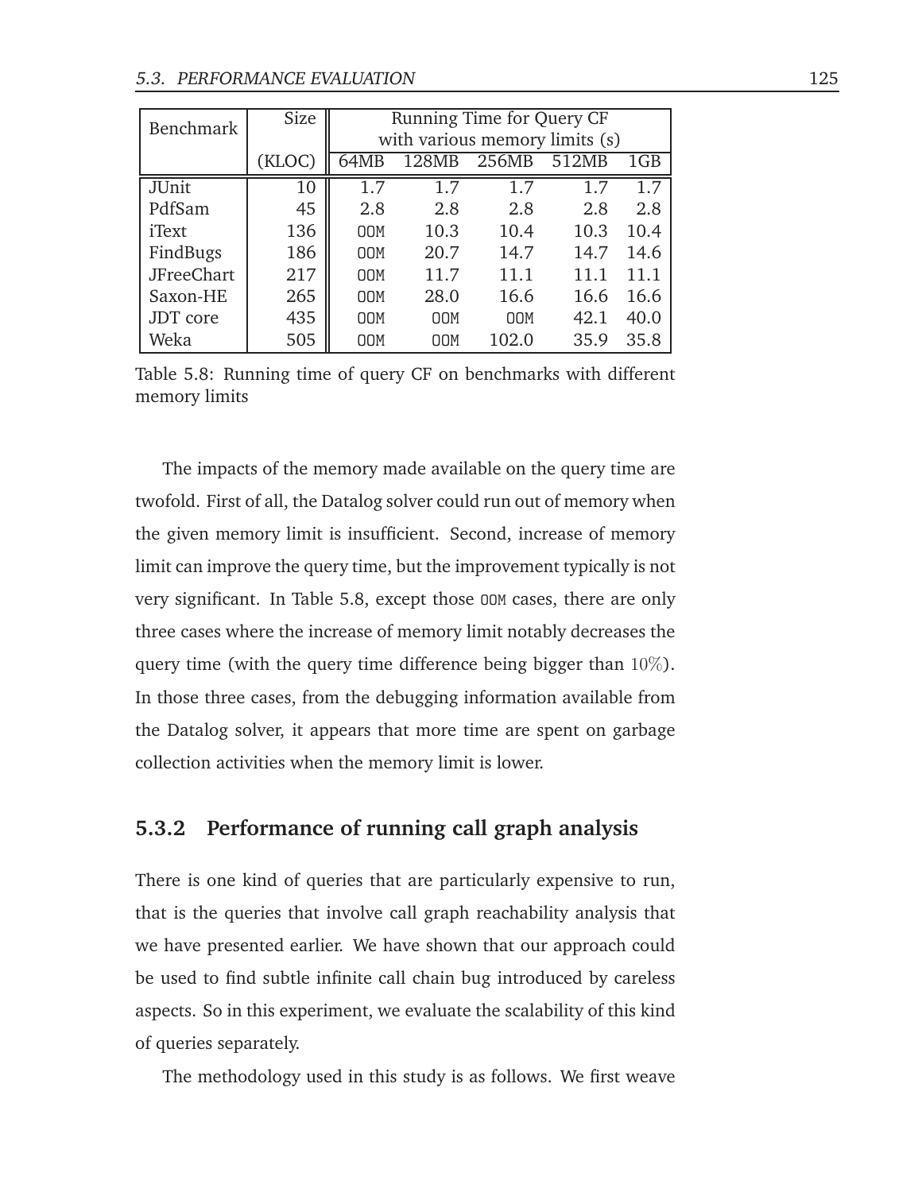| Benchmark | Size | Running Time for Query CF with various memory limits (s) | | | | |
|---|---|---|---|---|---|---|
| | (KLOC) | 64MB | 128MB | 256MB | 512MB | 1GB |
| JUnit | 10 | 1.7 | 1.7 | 1.7 | 1.7 | 1.7 |
| PdfSam | 45 | 2.8 | 2.8 | 2.8 | 2.8 | 2.8 |
| iText | 136 | OOM | 10.3 | 10.4 | 10.3 | 10.4 |
| FindBugs | 186 | OOM | 20.7 | 14.7 | 14.7 | 14.6 |
| JFreeChart | 217 | OOM | 11.7 | 11.1 | 11.1 | 11.1 |
| Saxon-HE | 265 | OOM | 28.0 | 16.6 | 16.6 | 16.6 |
| JDT core | 435 | OOM | OOM | OOM | 42.1 | 40.0 |
| Weka | 505 | OOM | OOM | 102.0 | 35.9 | 35.8 |

Table 5.8: Running time of query CF on benchmarks with different memory limits

The impacts of the memory made available on the query time are twofold. First of all, the Datalog solver could run out of memory when the given memory limit is insufficient. Second, increase of memory limit can improve the query time, but the improvement typically is not very significant. In Table 5.8, except those OOM cases, there are only three cases where the increase of memory limit notably decreases the query time (with the query time difference being bigger than $10\%$). In those three cases, from the debugging information available from the Datalog solver, it appears that more time are spent on garbage collection activities when the memory limit is lower.

### 5.3.2 Performance of running call graph analysis

There is one kind of queries that are particularly expensive to run, that is the queries that involve call graph reachability analysis that we have presented earlier. We have shown that our approach could be used to find subtle infinite call chain bug introduced by careless aspects. So in this experiment, we evaluate the scalability of this kind of queries separately.

The methodology used in this study is as follows. We first weave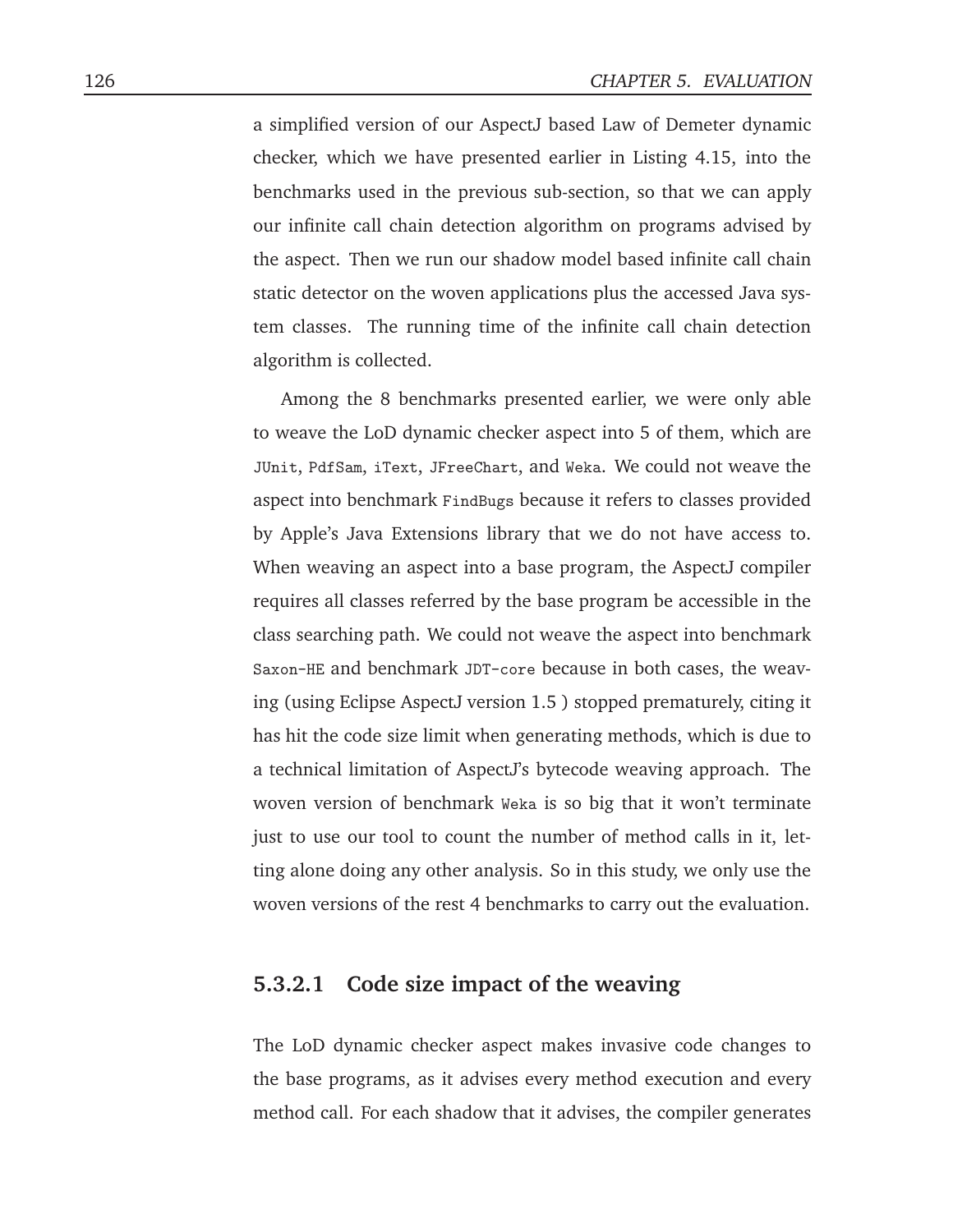a simplified version of our AspectJ based Law of Demeter dynamic checker, which we have presented earlier in Listing 4.15, into the benchmarks used in the previous sub-section, so that we can apply our infinite call chain detection algorithm on programs advised by the aspect. Then we run our shadow model based infinite call chain static detector on the woven applications plus the accessed Java system classes. The running time of the infinite call chain detection algorithm is collected.

Among the 8 benchmarks presented earlier, we were only able to weave the LoD dynamic checker aspect into 5 of them, which are `JUnit`, `PdfSam`, `iText`, `JFreeChart`, and `Weka`. We could not weave the aspect into benchmark `FindBugs` because it refers to classes provided by Apple's Java Extensions library that we do not have access to. When weaving an aspect into a base program, the AspectJ compiler requires all classes referred by the base program be accessible in the class searching path. We could not weave the aspect into benchmark `Saxon-HE` and benchmark `JDT-core` because in both cases, the weaving (using Eclipse AspectJ version 1.5 ) stopped prematurely, citing it has hit the code size limit when generating methods, which is due to a technical limitation of AspectJ's bytecode weaving approach. The woven version of benchmark `Weka` is so big that it won't terminate just to use our tool to count the number of method calls in it, letting alone doing any other analysis. So in this study, we only use the woven versions of the rest 4 benchmarks to carry out the evaluation.

#### 5.3.2.1 Code size impact of the weaving

The LoD dynamic checker aspect makes invasive code changes to the base programs, as it advises every method execution and every method call. For each shadow that it advises, the compiler generates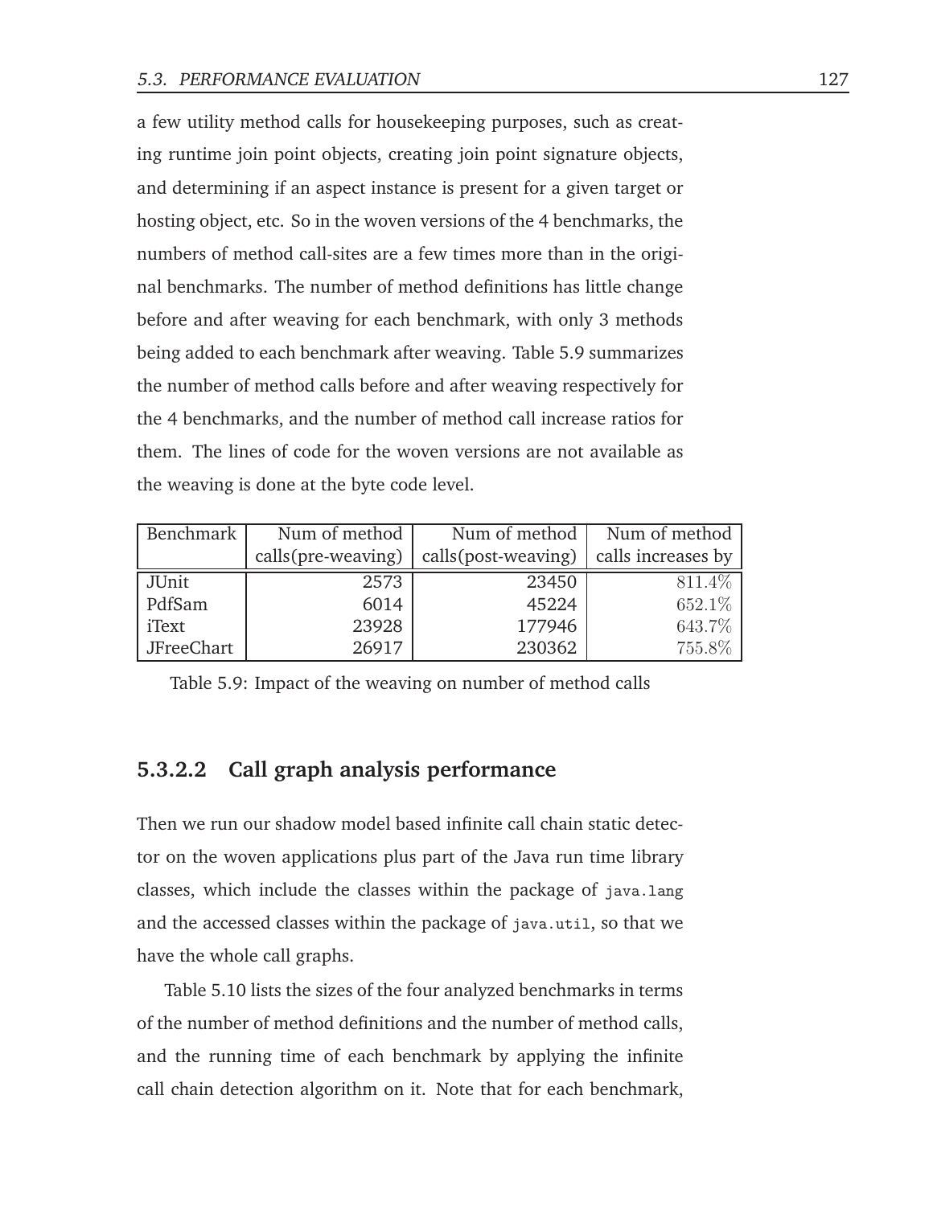a few utility method calls for housekeeping purposes, such as creating runtime join point objects, creating join point signature objects, and determining if an aspect instance is present for a given target or hosting object, etc. So in the woven versions of the 4 benchmarks, the numbers of method call-sites are a few times more than in the original benchmarks. The number of method definitions has little change before and after weaving for each benchmark, with only 3 methods being added to each benchmark after weaving. Table 5.9 summarizes the number of method calls before and after weaving respectively for the 4 benchmarks, and the number of method call increase ratios for them. The lines of code for the woven versions are not available as the weaving is done at the byte code level.

| Benchmark | Num of method calls(pre-weaving) | Num of method calls(post-weaving) | Num of method calls increases by |
|---|---|---|---|
| JUnit | 2573 | 23450 | 811.4% |
| PdfSam | 6014 | 45224 | 652.1% |
| iText | 23928 | 177946 | 643.7% |
| JFreeChart | 26917 | 230362 | 755.8% |

Table 5.9: Impact of the weaving on number of method calls

#### 5.3.2.2 Call graph analysis performance

Then we run our shadow model based infinite call chain static detector on the woven applications plus part of the Java run time library classes, which include the classes within the package of `java.lang` and the accessed classes within the package of `java.util`, so that we have the whole call graphs.

Table 5.10 lists the sizes of the four analyzed benchmarks in terms of the number of method definitions and the number of method calls, and the running time of each benchmark by applying the infinite call chain detection algorithm on it. Note that for each benchmark,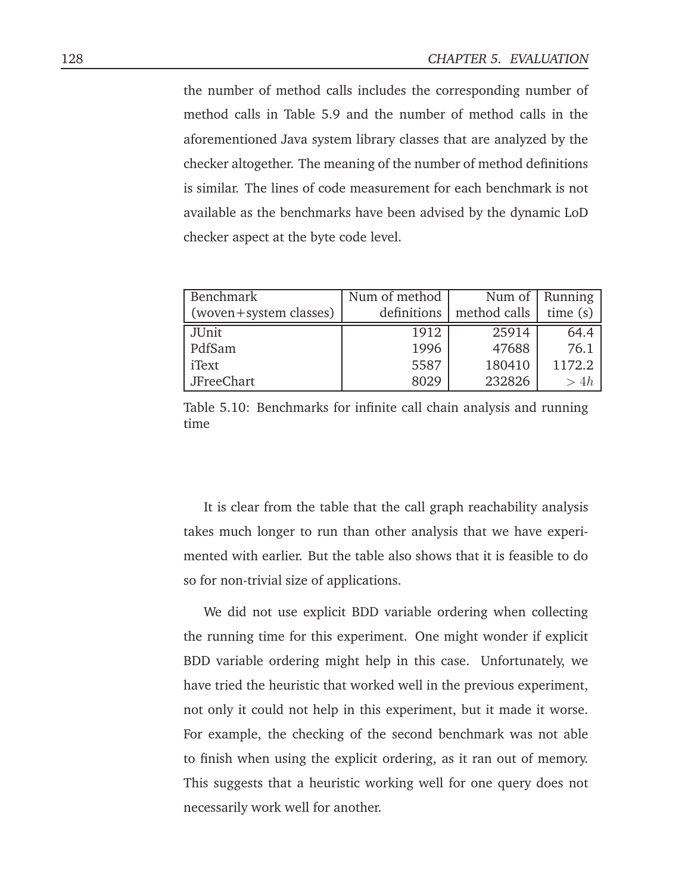the number of method calls includes the corresponding number of method calls in Table 5.9 and the number of method calls in the aforementioned Java system library classes that are analyzed by the checker altogether. The meaning of the number of method definitions is similar. The lines of code measurement for each benchmark is not available as the benchmarks have been advised by the dynamic LoD checker aspect at the byte code level.

| Benchmark (woven+system classes) | Num of method definitions | Num of method calls | Running time (s) |
| --- | ---: | ---: | ---: |
| JUnit | 1912 | 25914 | 64.4 |
| PdfSam | 1996 | 47688 | 76.1 |
| iText | 5587 | 180410 | 1172.2 |
| JFreeChart | 8029 | 232826 | $> 4h$ |

Table 5.10: Benchmarks for infinite call chain analysis and running time

It is clear from the table that the call graph reachability analysis takes much longer to run than other analysis that we have experimented with earlier. But the table also shows that it is feasible to do so for non-trivial size of applications.

We did not use explicit BDD variable ordering when collecting the running time for this experiment. One might wonder if explicit BDD variable ordering might help in this case. Unfortunately, we have tried the heuristic that worked well in the previous experiment, not only it could not help in this experiment, but it made it worse. For example, the checking of the second benchmark was not able to finish when using the explicit ordering, as it ran out of memory. This suggests that a heuristic working well for one query does not necessarily work well for another.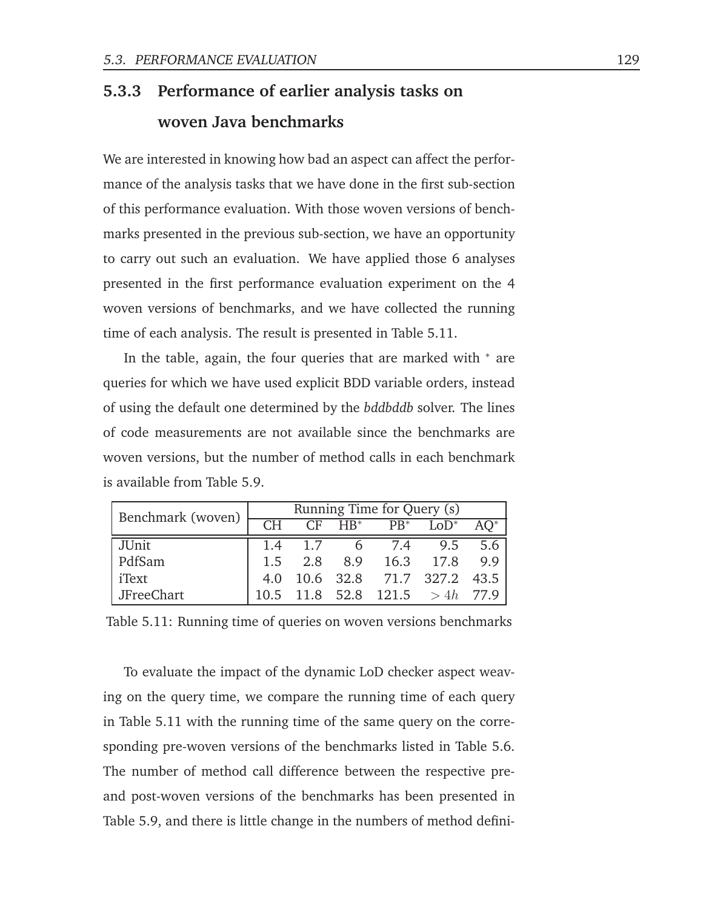### 5.3.3 Performance of earlier analysis tasks on woven Java benchmarks

We are interested in knowing how bad an aspect can affect the performance of the analysis tasks that we have done in the first sub-section of this performance evaluation. With those woven versions of benchmarks presented in the previous sub-section, we have an opportunity to carry out such an evaluation. We have applied those 6 analyses presented in the first performance evaluation experiment on the 4 woven versions of benchmarks, and we have collected the running time of each analysis. The result is presented in Table 5.11.

In the table, again, the four queries that are marked with * are queries for which we have used explicit BDD variable orders, instead of using the default one determined by the *bddbddb* solver. The lines of code measurements are not available since the benchmarks are woven versions, but the number of method calls in each benchmark is available from Table 5.9.

| Benchmark (woven) | Running Time for Query (s) | | | | | |
|---|---|---|---|---|---|---|
| | CH | CF | HB* | PB* | LoD* | AQ* |
| JUnit | 1.4 | 1.7 | 6 | 7.4 | 9.5 | 5.6 |
| PdfSam | 1.5 | 2.8 | 8.9 | 16.3 | 17.8 | 9.9 |
| iText | 4.0 | 10.6 | 32.8 | 71.7 | 327.2 | 43.5 |
| JFreeChart | 10.5 | 11.8 | 52.8 | 121.5 | $> 4h$ | 77.9 |

Table 5.11: Running time of queries on woven versions benchmarks

To evaluate the impact of the dynamic LoD checker aspect weaving on the query time, we compare the running time of each query in Table 5.11 with the running time of the same query on the corresponding pre-woven versions of the benchmarks listed in Table 5.6. The number of method call difference between the respective pre- and post-woven versions of the benchmarks has been presented in Table 5.9, and there is little change in the numbers of method defini-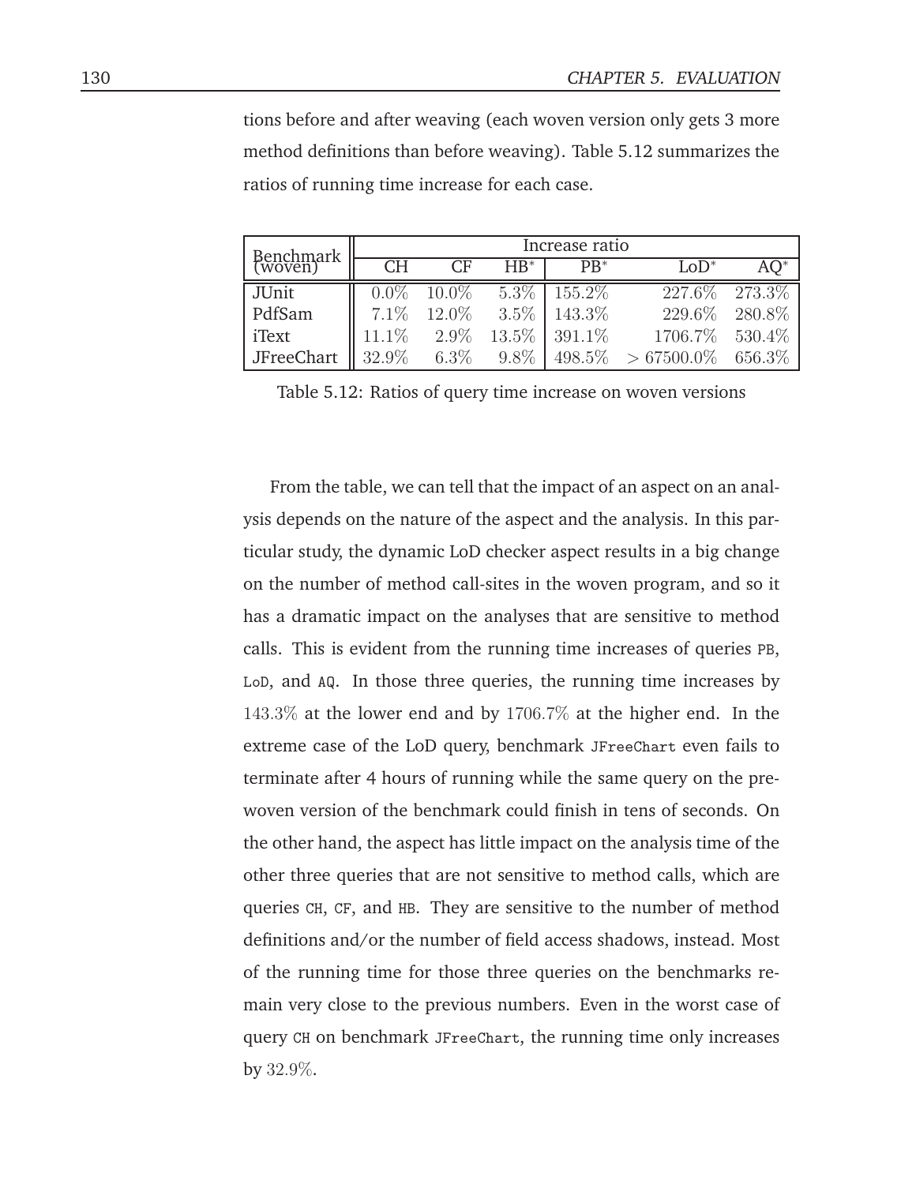tions before and after weaving (each woven version only gets 3 more method definitions than before weaving). Table 5.12 summarizes the ratios of running time increase for each case.

| Benchmark (woven) | Increase ratio | | | | | |
|---|---|---|---|---|---|---|
| | CH | CF | HB* | PB* | LoD* | AQ* |
| JUnit | 0.0% | 10.0% | 5.3% | 155.2% | 227.6% | 273.3% |
| PdfSam | 7.1% | 12.0% | 3.5% | 143.3% | 229.6% | 280.8% |
| iText | 11.1% | 2.9% | 13.5% | 391.1% | 1706.7% | 530.4% |
| JFreeChart | 32.9% | 6.3% | 9.8% | 498.5% | > 67500.0% | 656.3% |

Table 5.12: Ratios of query time increase on woven versions

From the table, we can tell that the impact of an aspect on an analysis depends on the nature of the aspect and the analysis. In this particular study, the dynamic LoD checker aspect results in a big change on the number of method call-sites in the woven program, and so it has a dramatic impact on the analyses that are sensitive to method calls. This is evident from the running time increases of queries `PB`, `LoD`, and `AQ`. In those three queries, the running time increases by 143.3% at the lower end and by 1706.7% at the higher end. In the extreme case of the LoD query, benchmark `JFreeChart` even fails to terminate after 4 hours of running while the same query on the pre-woven version of the benchmark could finish in tens of seconds. On the other hand, the aspect has little impact on the analysis time of the other three queries that are not sensitive to method calls, which are queries `CH`, `CF`, and `HB`. They are sensitive to the number of method definitions and/or the number of field access shadows, instead. Most of the running time for those three queries on the benchmarks remain very close to the previous numbers. Even in the worst case of query `CH` on benchmark `JFreeChart`, the running time only increases by 32.9%.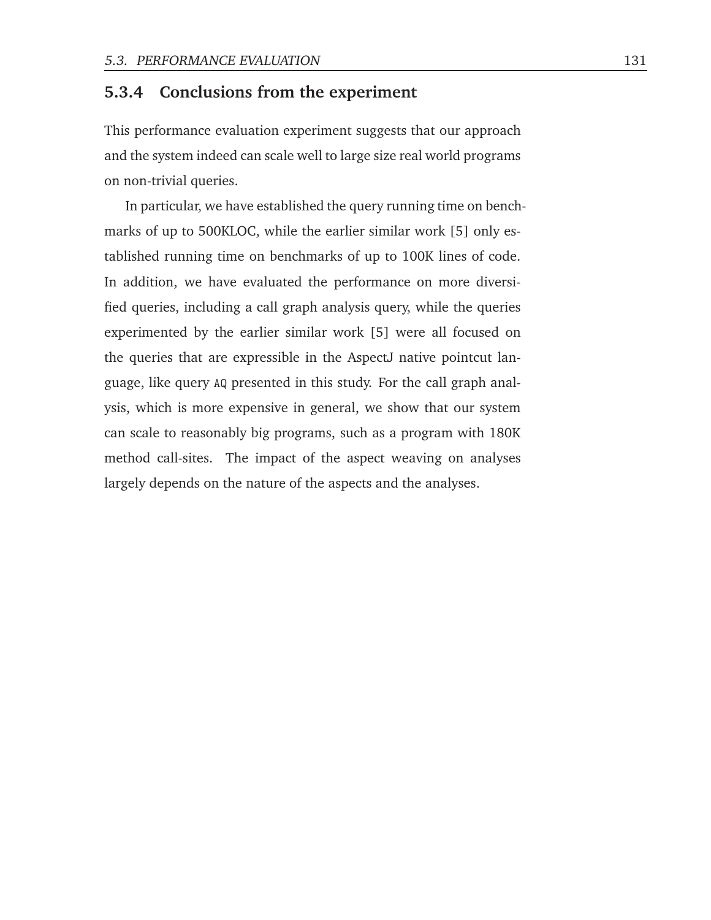### 5.3.4 Conclusions from the experiment

This performance evaluation experiment suggests that our approach and the system indeed can scale well to large size real world programs on non-trivial queries.

In particular, we have established the query running time on benchmarks of up to 500KLOC, while the earlier similar work [5] only established running time on benchmarks of up to 100K lines of code. In addition, we have evaluated the performance on more diversified queries, including a call graph analysis query, while the queries experimented by the earlier similar work [5] were all focused on the queries that are expressible in the AspectJ native pointcut language, like query `AQ` presented in this study. For the call graph analysis, which is more expensive in general, we show that our system can scale to reasonably big programs, such as a program with 180K method call-sites. The impact of the aspect weaving on analyses largely depends on the nature of the aspects and the analyses.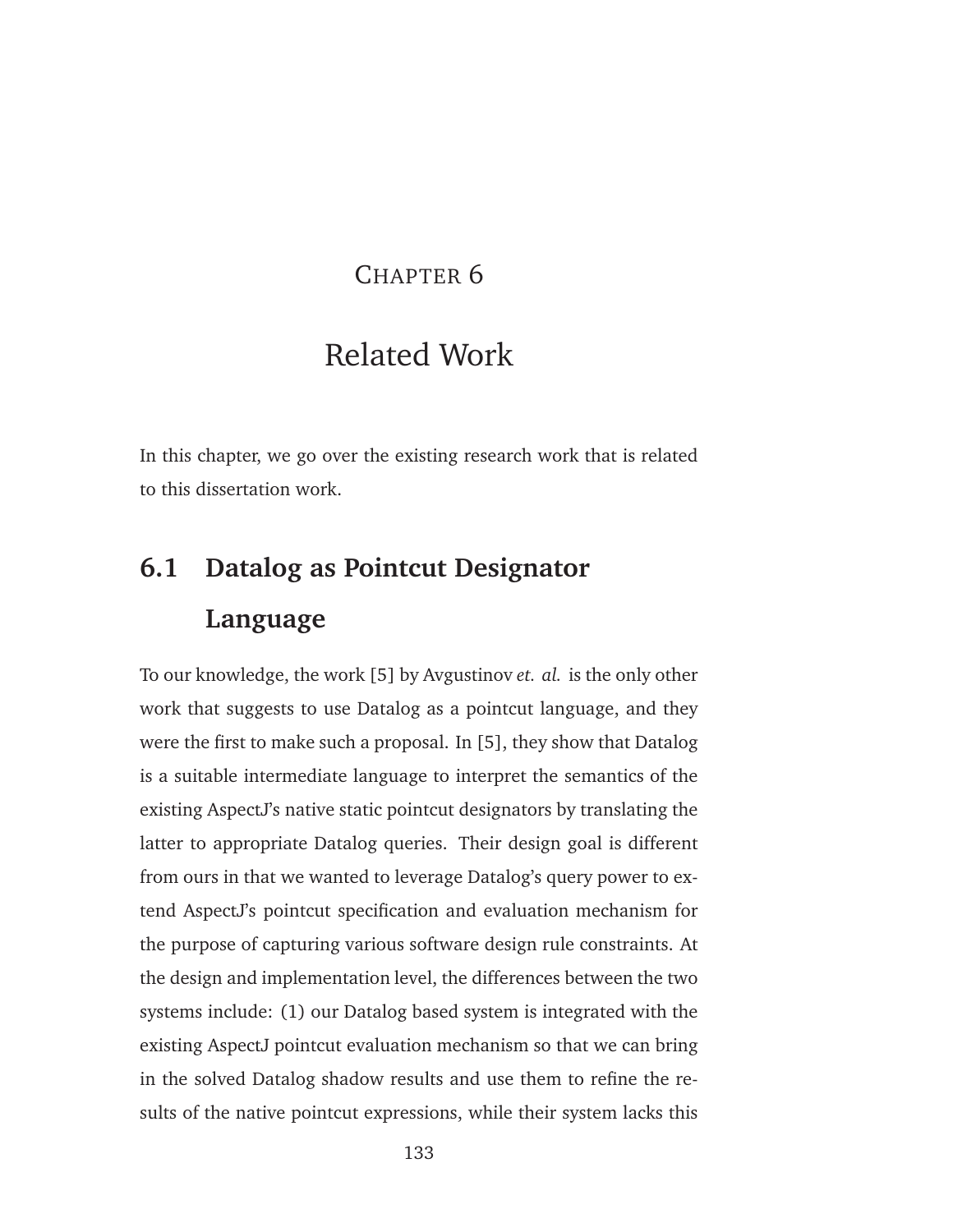# Chapter 6

# Related Work

In this chapter, we go over the existing research work that is related to this dissertation work.

## 6.1 Datalog as Pointcut Designator Language

To our knowledge, the work [5] by Avgustinov *et. al.* is the only other work that suggests to use Datalog as a pointcut language, and they were the first to make such a proposal. In [5], they show that Datalog is a suitable intermediate language to interpret the semantics of the existing AspectJ's native static pointcut designators by translating the latter to appropriate Datalog queries. Their design goal is different from ours in that we wanted to leverage Datalog's query power to extend AspectJ's pointcut specification and evaluation mechanism for the purpose of capturing various software design rule constraints. At the design and implementation level, the differences between the two systems include: (1) our Datalog based system is integrated with the existing AspectJ pointcut evaluation mechanism so that we can bring in the solved Datalog shadow results and use them to refine the results of the native pointcut expressions, while their system lacks this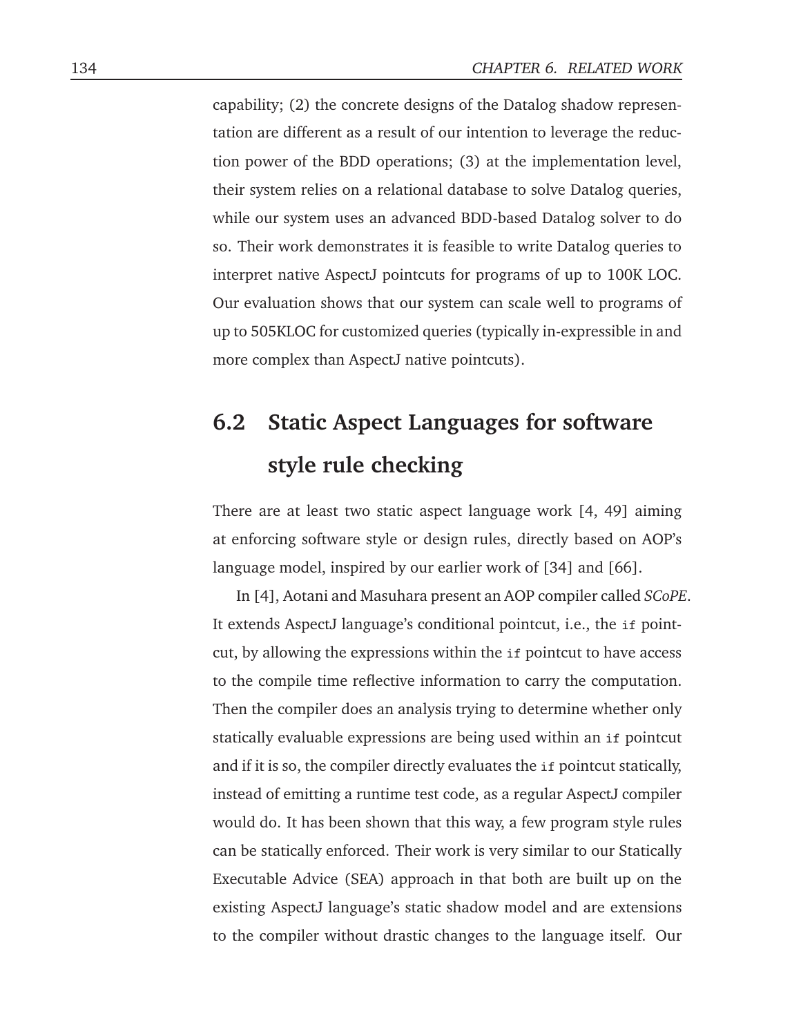capability; (2) the concrete designs of the Datalog shadow representation are different as a result of our intention to leverage the reduction power of the BDD operations; (3) at the implementation level, their system relies on a relational database to solve Datalog queries, while our system uses an advanced BDD-based Datalog solver to do so. Their work demonstrates it is feasible to write Datalog queries to interpret native AspectJ pointcuts for programs of up to 100K LOC. Our evaluation shows that our system can scale well to programs of up to 505KLOC for customized queries (typically in-expressible in and more complex than AspectJ native pointcuts).

## 6.2 Static Aspect Languages for software style rule checking

There are at least two static aspect language work [4, 49] aiming at enforcing software style or design rules, directly based on AOP's language model, inspired by our earlier work of [34] and [66].

In [4], Aotani and Masuhara present an AOP compiler called *SCoPE*. It extends AspectJ language's conditional pointcut, i.e., the `if` pointcut, by allowing the expressions within the `if` pointcut to have access to the compile time reflective information to carry the computation. Then the compiler does an analysis trying to determine whether only statically evaluable expressions are being used within an `if` pointcut and if it is so, the compiler directly evaluates the `if` pointcut statically, instead of emitting a runtime test code, as a regular AspectJ compiler would do. It has been shown that this way, a few program style rules can be statically enforced. Their work is very similar to our Statically Executable Advice (SEA) approach in that both are built up on the existing AspectJ language's static shadow model and are extensions to the compiler without drastic changes to the language itself. Our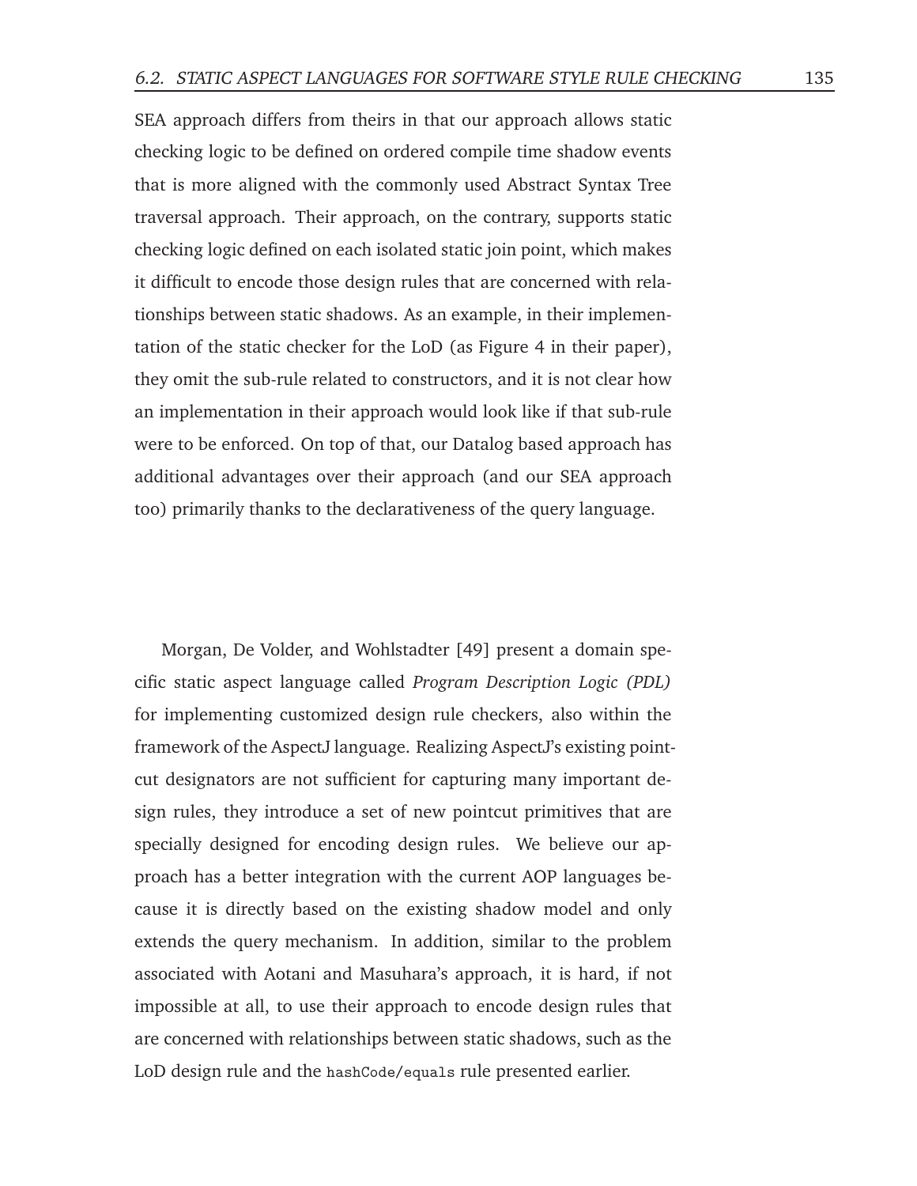SEA approach differs from theirs in that our approach allows static checking logic to be defined on ordered compile time shadow events that is more aligned with the commonly used Abstract Syntax Tree traversal approach. Their approach, on the contrary, supports static checking logic defined on each isolated static join point, which makes it difficult to encode those design rules that are concerned with relationships between static shadows. As an example, in their implementation of the static checker for the LoD (as Figure 4 in their paper), they omit the sub-rule related to constructors, and it is not clear how an implementation in their approach would look like if that sub-rule were to be enforced. On top of that, our Datalog based approach has additional advantages over their approach (and our SEA approach too) primarily thanks to the declarativeness of the query language.

Morgan, De Volder, and Wohlstadter [49] present a domain specific static aspect language called *Program Description Logic (PDL)* for implementing customized design rule checkers, also within the framework of the AspectJ language. Realizing AspectJ's existing pointcut designators are not sufficient for capturing many important design rules, they introduce a set of new pointcut primitives that are specially designed for encoding design rules. We believe our approach has a better integration with the current AOP languages because it is directly based on the existing shadow model and only extends the query mechanism. In addition, similar to the problem associated with Aotani and Masuhara's approach, it is hard, if not impossible at all, to use their approach to encode design rules that are concerned with relationships between static shadows, such as the LoD design rule and the `hashCode/equals` rule presented earlier.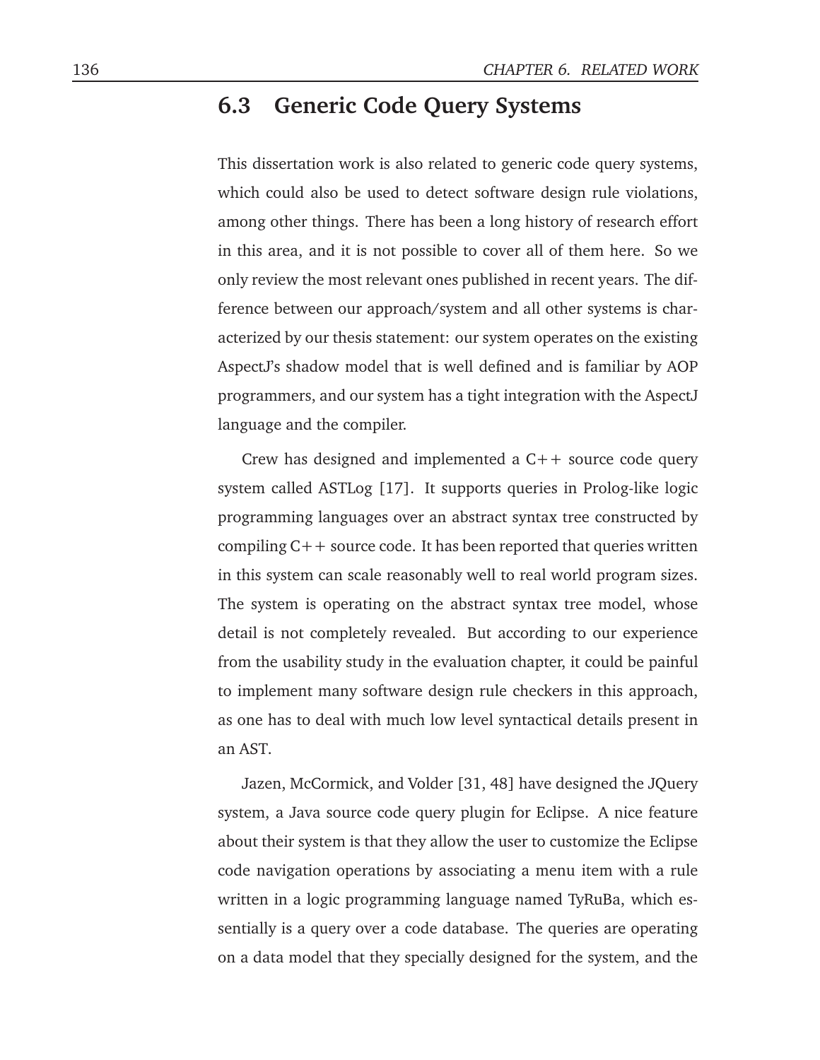## 6.3 Generic Code Query Systems

This dissertation work is also related to generic code query systems, which could also be used to detect software design rule violations, among other things. There has been a long history of research effort in this area, and it is not possible to cover all of them here. So we only review the most relevant ones published in recent years. The difference between our approach/system and all other systems is characterized by our thesis statement: our system operates on the existing AspectJ's shadow model that is well defined and is familiar by AOP programmers, and our system has a tight integration with the AspectJ language and the compiler.

Crew has designed and implemented a C++ source code query system called ASTLog [17]. It supports queries in Prolog-like logic programming languages over an abstract syntax tree constructed by compiling C++ source code. It has been reported that queries written in this system can scale reasonably well to real world program sizes. The system is operating on the abstract syntax tree model, whose detail is not completely revealed. But according to our experience from the usability study in the evaluation chapter, it could be painful to implement many software design rule checkers in this approach, as one has to deal with much low level syntactical details present in an AST.

Jazen, McCormick, and Volder [31, 48] have designed the JQuery system, a Java source code query plugin for Eclipse. A nice feature about their system is that they allow the user to customize the Eclipse code navigation operations by associating a menu item with a rule written in a logic programming language named TyRuBa, which essentially is a query over a code database. The queries are operating on a data model that they specially designed for the system, and the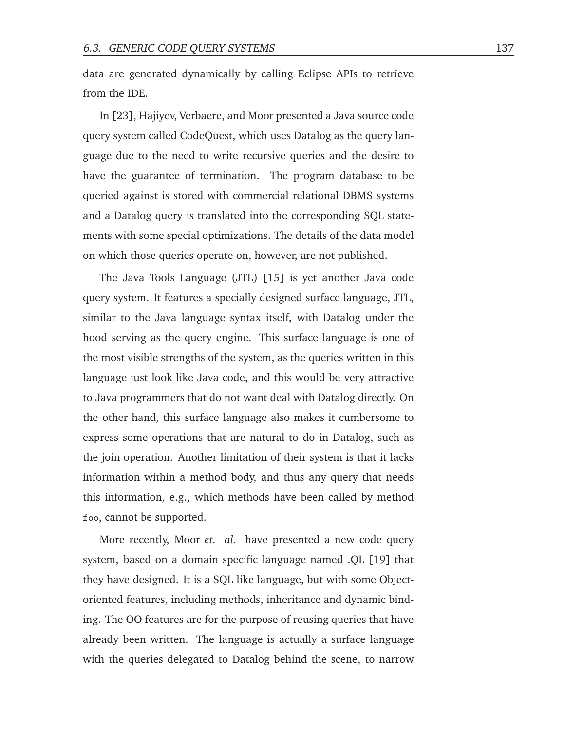data are generated dynamically by calling Eclipse APIs to retrieve from the IDE.

In [23], Hajiyev, Verbaere, and Moor presented a Java source code query system called CodeQuest, which uses Datalog as the query language due to the need to write recursive queries and the desire to have the guarantee of termination. The program database to be queried against is stored with commercial relational DBMS systems and a Datalog query is translated into the corresponding SQL statements with some special optimizations. The details of the data model on which those queries operate on, however, are not published.

The Java Tools Language (JTL) [15] is yet another Java code query system. It features a specially designed surface language, JTL, similar to the Java language syntax itself, with Datalog under the hood serving as the query engine. This surface language is one of the most visible strengths of the system, as the queries written in this language just look like Java code, and this would be very attractive to Java programmers that do not want deal with Datalog directly. On the other hand, this surface language also makes it cumbersome to express some operations that are natural to do in Datalog, such as the join operation. Another limitation of their system is that it lacks information within a method body, and thus any query that needs this information, e.g., which methods have been called by method `foo`, cannot be supported.

More recently, Moor *et. al.* have presented a new code query system, based on a domain specific language named .QL [19] that they have designed. It is a SQL like language, but with some Object-oriented features, including methods, inheritance and dynamic binding. The OO features are for the purpose of reusing queries that have already been written. The language is actually a surface language with the queries delegated to Datalog behind the scene, to narrow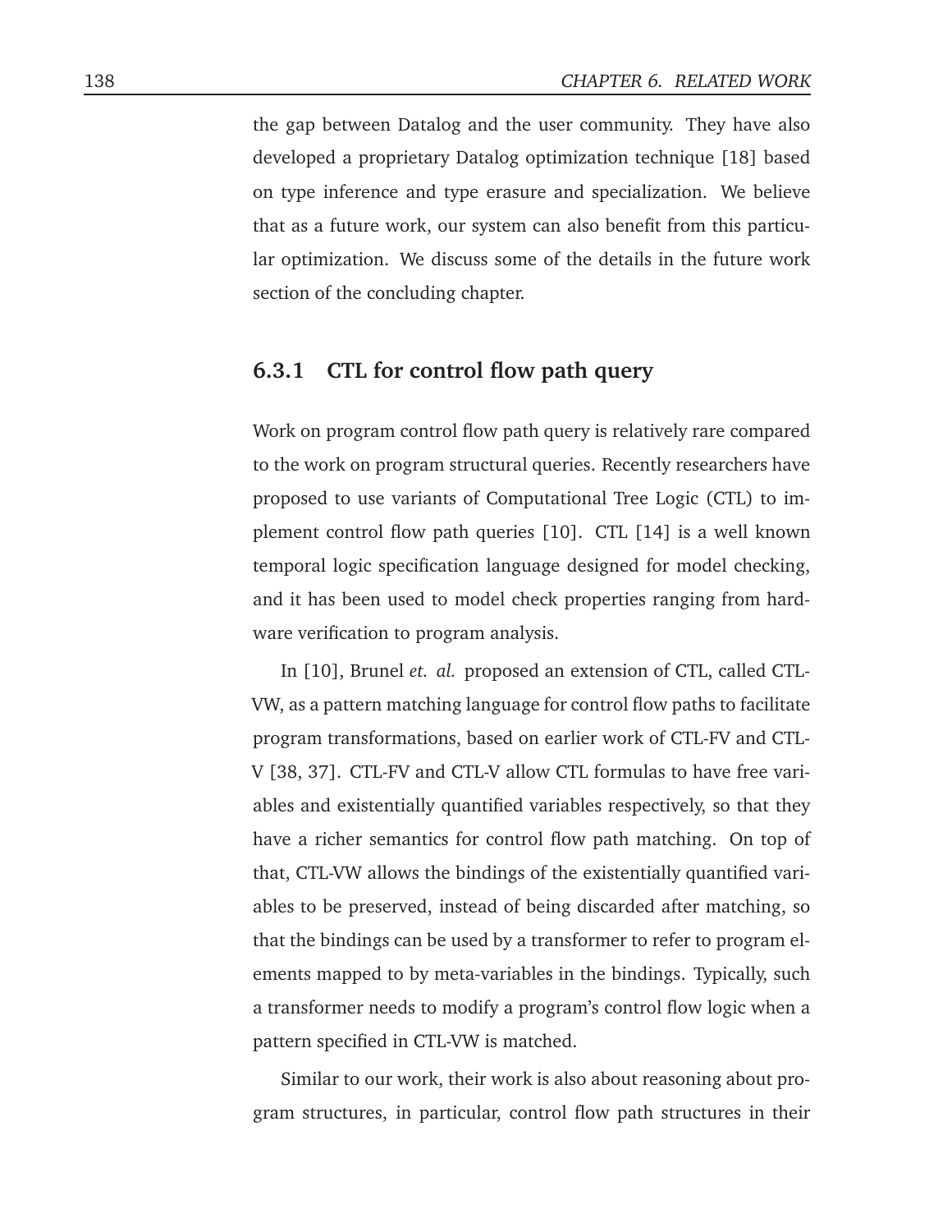the gap between Datalog and the user community. They have also developed a proprietary Datalog optimization technique [18] based on type inference and type erasure and specialization. We believe that as a future work, our system can also benefit from this particular optimization. We discuss some of the details in the future work section of the concluding chapter.

### 6.3.1 CTL for control flow path query

Work on program control flow path query is relatively rare compared to the work on program structural queries. Recently researchers have proposed to use variants of Computational Tree Logic (CTL) to implement control flow path queries [10]. CTL [14] is a well known temporal logic specification language designed for model checking, and it has been used to model check properties ranging from hardware verification to program analysis.

In [10], Brunel *et. al.* proposed an extension of CTL, called CTL-VW, as a pattern matching language for control flow paths to facilitate program transformations, based on earlier work of CTL-FV and CTL-V [38, 37]. CTL-FV and CTL-V allow CTL formulas to have free variables and existentially quantified variables respectively, so that they have a richer semantics for control flow path matching. On top of that, CTL-VW allows the bindings of the existentially quantified variables to be preserved, instead of being discarded after matching, so that the bindings can be used by a transformer to refer to program elements mapped to by meta-variables in the bindings. Typically, such a transformer needs to modify a program's control flow logic when a pattern specified in CTL-VW is matched.

Similar to our work, their work is also about reasoning about program structures, in particular, control flow path structures in their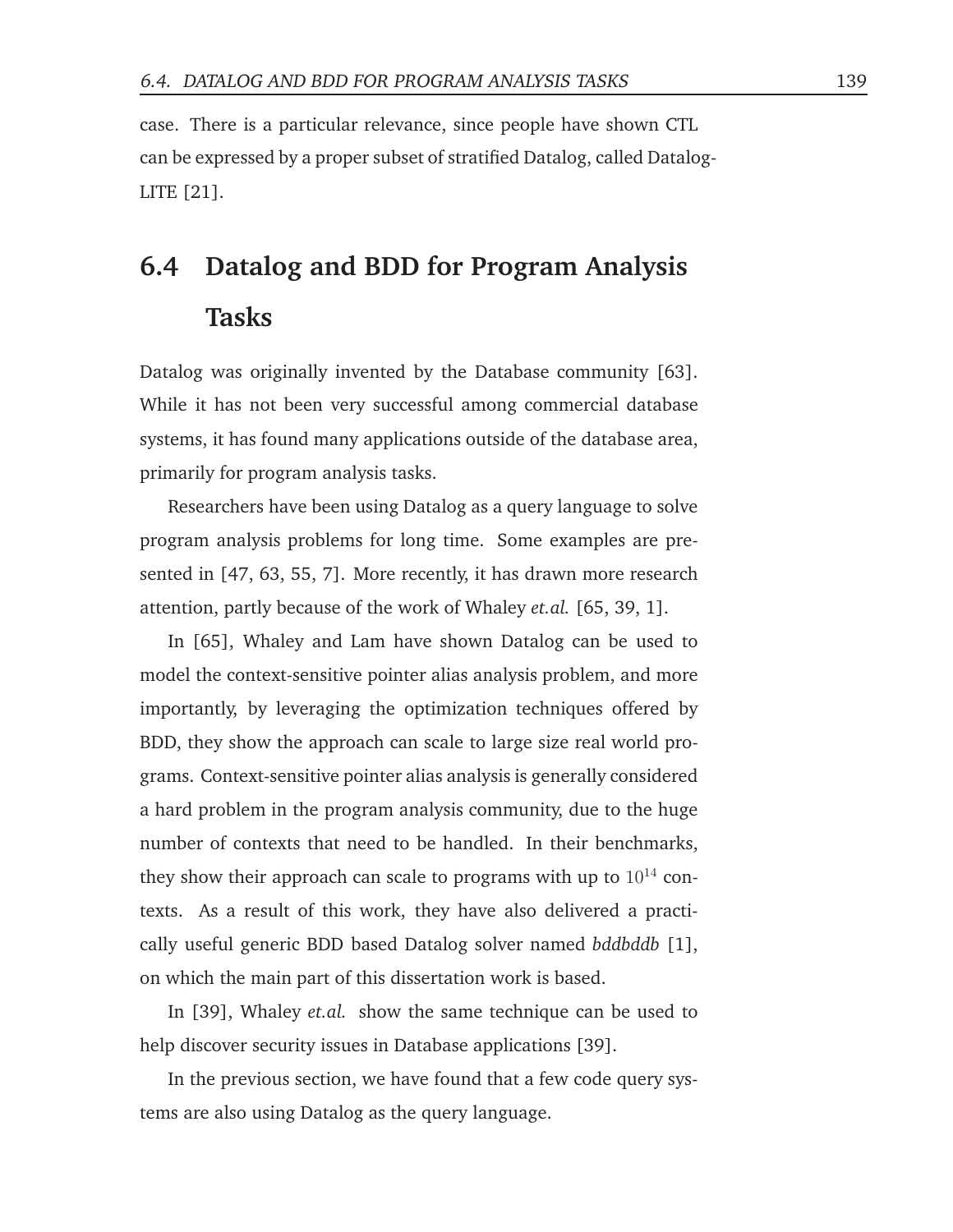case. There is a particular relevance, since people have shown CTL can be expressed by a proper subset of stratified Datalog, called Datalog-LITE [21].

## 6.4 Datalog and BDD for Program Analysis Tasks

Datalog was originally invented by the Database community [63]. While it has not been very successful among commercial database systems, it has found many applications outside of the database area, primarily for program analysis tasks.

Researchers have been using Datalog as a query language to solve program analysis problems for long time. Some examples are presented in [47, 63, 55, 7]. More recently, it has drawn more research attention, partly because of the work of Whaley *et.al.* [65, 39, 1].

In [65], Whaley and Lam have shown Datalog can be used to model the context-sensitive pointer alias analysis problem, and more importantly, by leveraging the optimization techniques offered by BDD, they show the approach can scale to large size real world programs. Context-sensitive pointer alias analysis is generally considered a hard problem in the program analysis community, due to the huge number of contexts that need to be handled. In their benchmarks, they show their approach can scale to programs with up to $10^{14}$ contexts. As a result of this work, they have also delivered a practically useful generic BDD based Datalog solver named *bddbddb* [1], on which the main part of this dissertation work is based.

In [39], Whaley *et.al.* show the same technique can be used to help discover security issues in Database applications [39].

In the previous section, we have found that a few code query systems are also using Datalog as the query language.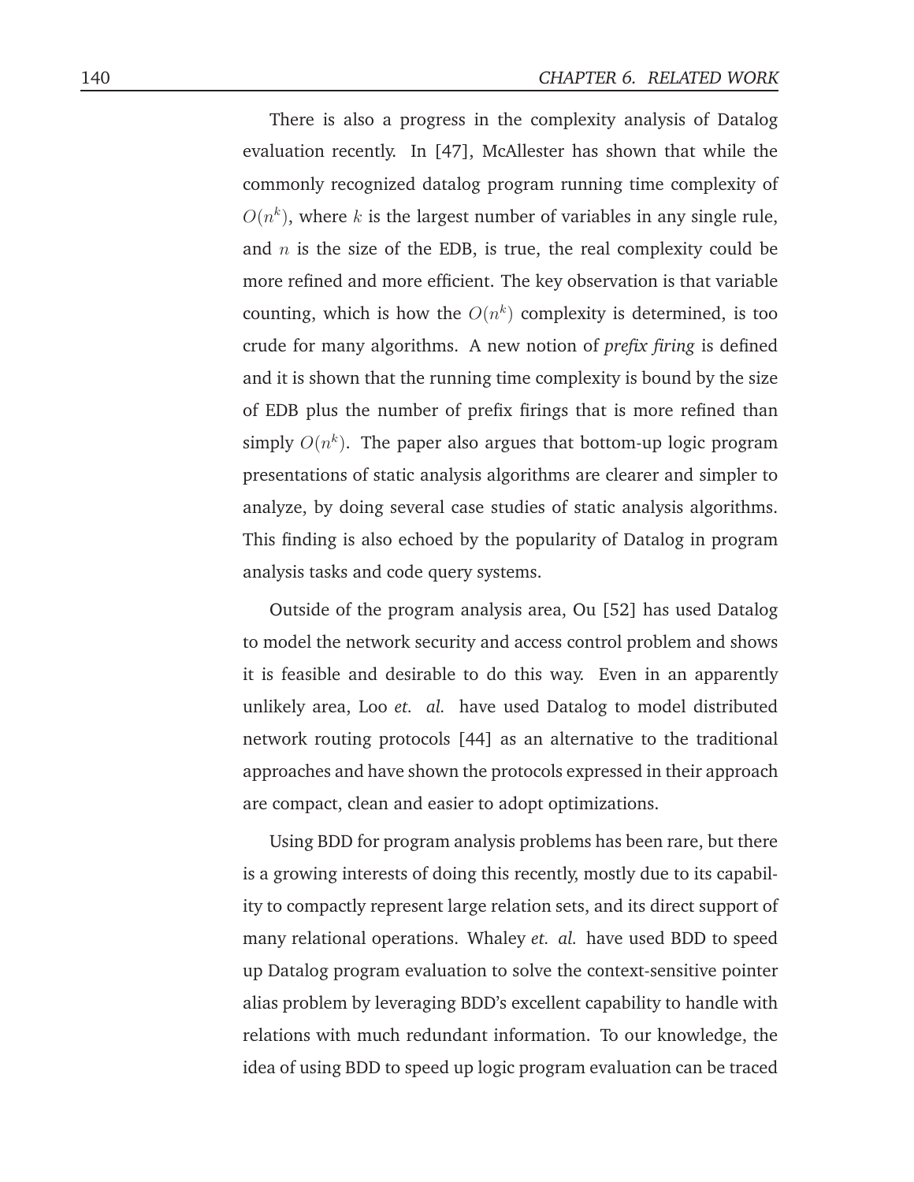There is also a progress in the complexity analysis of Datalog evaluation recently. In [47], McAllester has shown that while the commonly recognized datalog program running time complexity of $O(n^k)$, where $k$ is the largest number of variables in any single rule, and $n$ is the size of the EDB, is true, the real complexity could be more refined and more efficient. The key observation is that variable counting, which is how the $O(n^k)$ complexity is determined, is too crude for many algorithms. A new notion of *prefix firing* is defined and it is shown that the running time complexity is bound by the size of EDB plus the number of prefix firings that is more refined than simply $O(n^k)$. The paper also argues that bottom-up logic program presentations of static analysis algorithms are clearer and simpler to analyze, by doing several case studies of static analysis algorithms. This finding is also echoed by the popularity of Datalog in program analysis tasks and code query systems.

Outside of the program analysis area, Ou [52] has used Datalog to model the network security and access control problem and shows it is feasible and desirable to do this way. Even in an apparently unlikely area, Loo *et. al.* have used Datalog to model distributed network routing protocols [44] as an alternative to the traditional approaches and have shown the protocols expressed in their approach are compact, clean and easier to adopt optimizations.

Using BDD for program analysis problems has been rare, but there is a growing interests of doing this recently, mostly due to its capability to compactly represent large relation sets, and its direct support of many relational operations. Whaley *et. al.* have used BDD to speed up Datalog program evaluation to solve the context-sensitive pointer alias problem by leveraging BDD's excellent capability to handle with relations with much redundant information. To our knowledge, the idea of using BDD to speed up logic program evaluation can be traced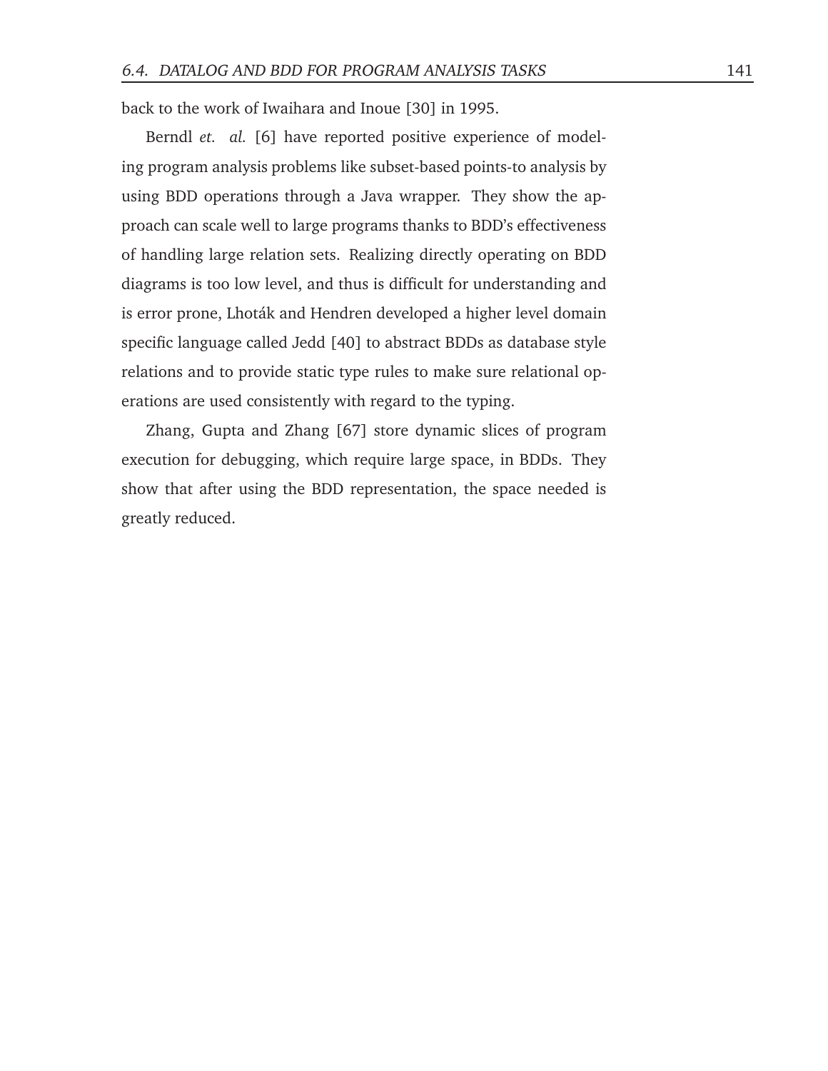back to the work of Iwaihara and Inoue [30] in 1995.

Berndl *et. al.* [6] have reported positive experience of modeling program analysis problems like subset-based points-to analysis by using BDD operations through a Java wrapper. They show the approach can scale well to large programs thanks to BDD's effectiveness of handling large relation sets. Realizing directly operating on BDD diagrams is too low level, and thus is difficult for understanding and is error prone, Lhoták and Hendren developed a higher level domain specific language called Jedd [40] to abstract BDDs as database style relations and to provide static type rules to make sure relational operations are used consistently with regard to the typing.

Zhang, Gupta and Zhang [67] store dynamic slices of program execution for debugging, which require large space, in BDDs. They show that after using the BDD representation, the space needed is greatly reduced.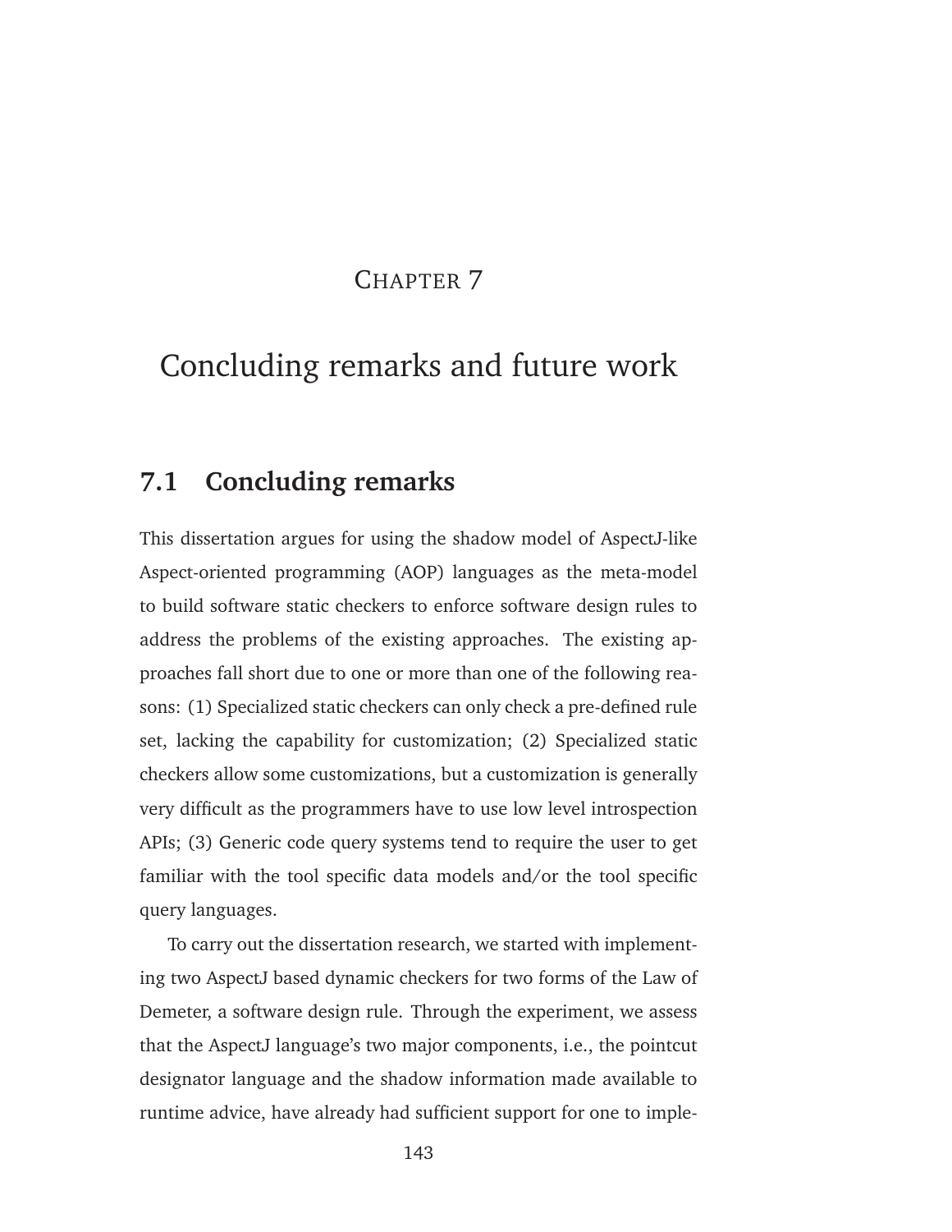# Chapter 7

# Concluding remarks and future work

## 7.1 Concluding remarks

This dissertation argues for using the shadow model of AspectJ-like Aspect-oriented programming (AOP) languages as the meta-model to build software static checkers to enforce software design rules to address the problems of the existing approaches. The existing approaches fall short due to one or more than one of the following reasons: (1) Specialized static checkers can only check a pre-defined rule set, lacking the capability for customization; (2) Specialized static checkers allow some customizations, but a customization is generally very difficult as the programmers have to use low level introspection APIs; (3) Generic code query systems tend to require the user to get familiar with the tool specific data models and/or the tool specific query languages.

To carry out the dissertation research, we started with implementing two AspectJ based dynamic checkers for two forms of the Law of Demeter, a software design rule. Through the experiment, we assess that the AspectJ language's two major components, i.e., the pointcut designator language and the shadow information made available to runtime advice, have already had sufficient support for one to imple-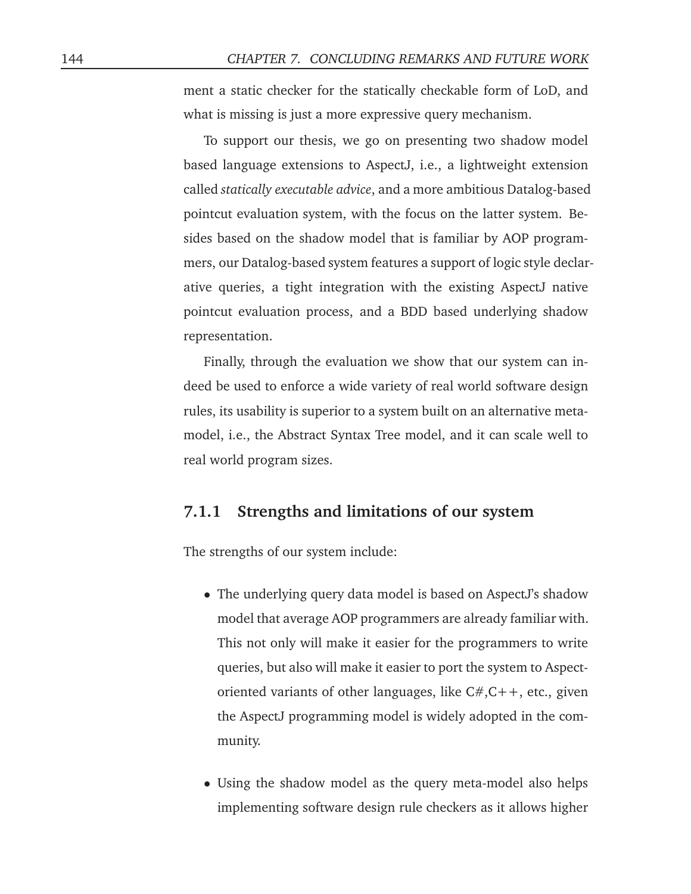ment a static checker for the statically checkable form of LoD, and what is missing is just a more expressive query mechanism.

To support our thesis, we go on presenting two shadow model based language extensions to AspectJ, i.e., a lightweight extension called *statically executable advice*, and a more ambitious Datalog-based pointcut evaluation system, with the focus on the latter system. Besides based on the shadow model that is familiar by AOP programmers, our Datalog-based system features a support of logic style declarative queries, a tight integration with the existing AspectJ native pointcut evaluation process, and a BDD based underlying shadow representation.

Finally, through the evaluation we show that our system can indeed be used to enforce a wide variety of real world software design rules, its usability is superior to a system built on an alternative meta-model, i.e., the Abstract Syntax Tree model, and it can scale well to real world program sizes.

### 7.1.1 Strengths and limitations of our system

The strengths of our system include:

- The underlying query data model is based on AspectJ's shadow model that average AOP programmers are already familiar with. This not only will make it easier for the programmers to write queries, but also will make it easier to port the system to Aspect-oriented variants of other languages, like C#,C++, etc., given the AspectJ programming model is widely adopted in the community.

- Using the shadow model as the query meta-model also helps implementing software design rule checkers as it allows higher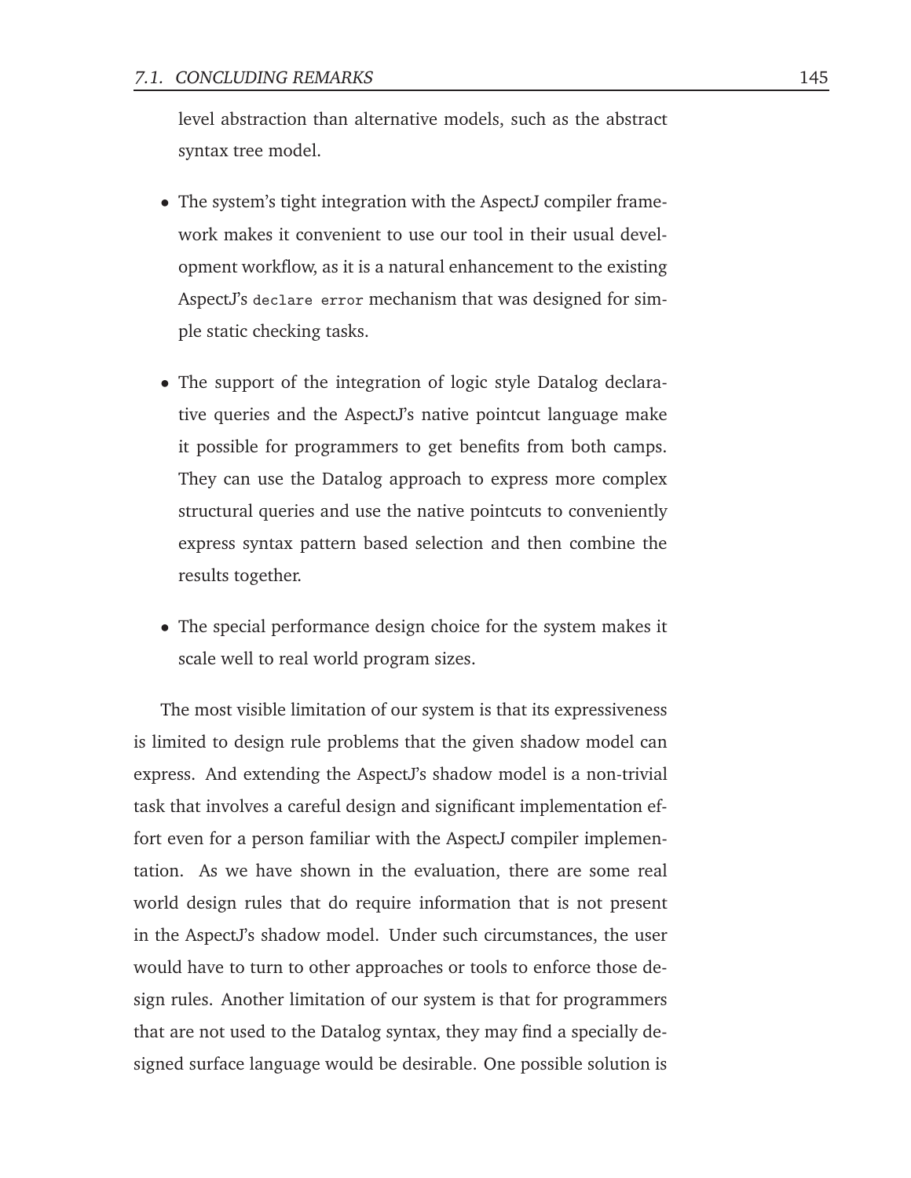level abstraction than alternative models, such as the abstract syntax tree model.

- The system's tight integration with the AspectJ compiler framework makes it convenient to use our tool in their usual development workflow, as it is a natural enhancement to the existing AspectJ's `declare error` mechanism that was designed for simple static checking tasks.

- The support of the integration of logic style Datalog declarative queries and the AspectJ's native pointcut language make it possible for programmers to get benefits from both camps. They can use the Datalog approach to express more complex structural queries and use the native pointcuts to conveniently express syntax pattern based selection and then combine the results together.

- The special performance design choice for the system makes it scale well to real world program sizes.

The most visible limitation of our system is that its expressiveness is limited to design rule problems that the given shadow model can express. And extending the AspectJ's shadow model is a non-trivial task that involves a careful design and significant implementation effort even for a person familiar with the AspectJ compiler implementation. As we have shown in the evaluation, there are some real world design rules that do require information that is not present in the AspectJ's shadow model. Under such circumstances, the user would have to turn to other approaches or tools to enforce those design rules. Another limitation of our system is that for programmers that are not used to the Datalog syntax, they may find a specially designed surface language would be desirable. One possible solution is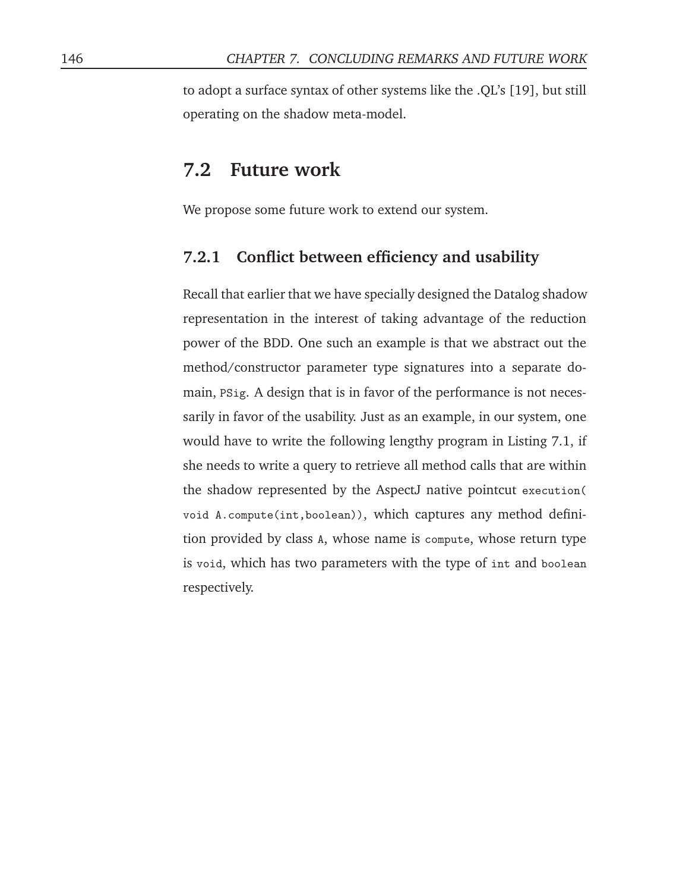to adopt a surface syntax of other systems like the .QL's [19], but still operating on the shadow meta-model.

## 7.2 Future work

We propose some future work to extend our system.

### 7.2.1 Conflict between efficiency and usability

Recall that earlier that we have specially designed the Datalog shadow representation in the interest of taking advantage of the reduction power of the BDD. One such an example is that we abstract out the method/constructor parameter type signatures into a separate domain, `PSig`. A design that is in favor of the performance is not necessarily in favor of the usability. Just as an example, in our system, one would have to write the following lengthy program in Listing 7.1, if she needs to write a query to retrieve all method calls that are within the shadow represented by the AspectJ native pointcut `execution( void A.compute(int,boolean))`, which captures any method definition provided by class `A`, whose name is `compute`, whose return type is `void`, which has two parameters with the type of `int` and `boolean` respectively.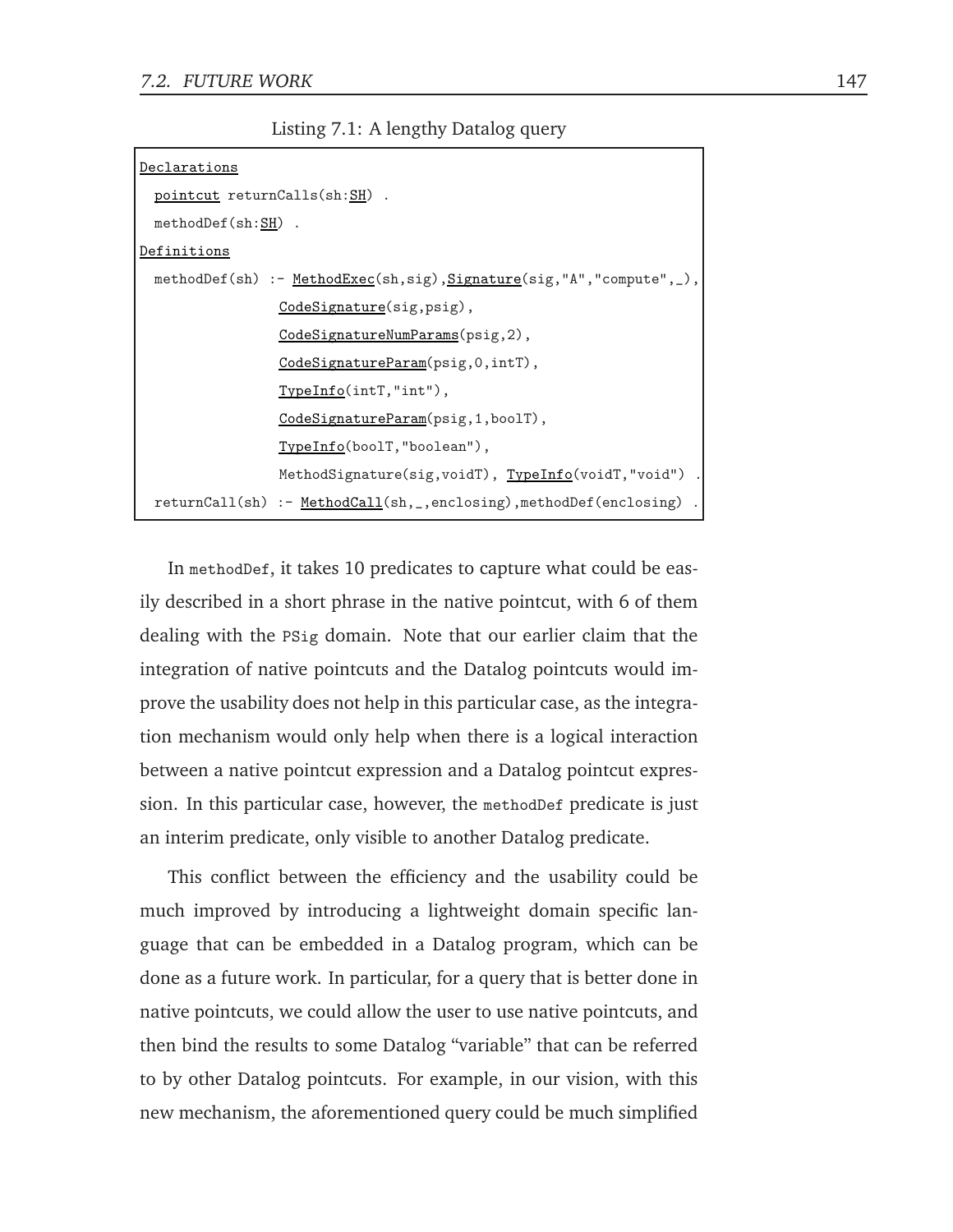Listing 7.1: A lengthy Datalog query

```
Declarations
  pointcut returnCalls(sh:SH) .
  methodDef(sh:SH) .
Definitions
  methodDef(sh) :- MethodExec(sh,sig),Signature(sig,"A","compute",_),
                 CodeSignature(sig,psig),
                 CodeSignatureNumParams(psig,2),
                 CodeSignatureParam(psig,0,intT),
                 TypeInfo(intT,"int"),
                 CodeSignatureParam(psig,1,boolT),
                 TypeInfo(boolT,"boolean"),
                 MethodSignature(sig,voidT), TypeInfo(voidT,"void") .
  returnCall(sh) :- MethodCall(sh,_,enclosing),methodDef(enclosing) .
```

In `methodDef`, it takes 10 predicates to capture what could be easily described in a short phrase in the native pointcut, with 6 of them dealing with the `PSig` domain. Note that our earlier claim that the integration of native pointcuts and the Datalog pointcuts would improve the usability does not help in this particular case, as the integration mechanism would only help when there is a logical interaction between a native pointcut expression and a Datalog pointcut expression. In this particular case, however, the `methodDef` predicate is just an interim predicate, only visible to another Datalog predicate.

This conflict between the efficiency and the usability could be much improved by introducing a lightweight domain specific language that can be embedded in a Datalog program, which can be done as a future work. In particular, for a query that is better done in native pointcuts, we could allow the user to use native pointcuts, and then bind the results to some Datalog "variable" that can be referred to by other Datalog pointcuts. For example, in our vision, with this new mechanism, the aforementioned query could be much simplified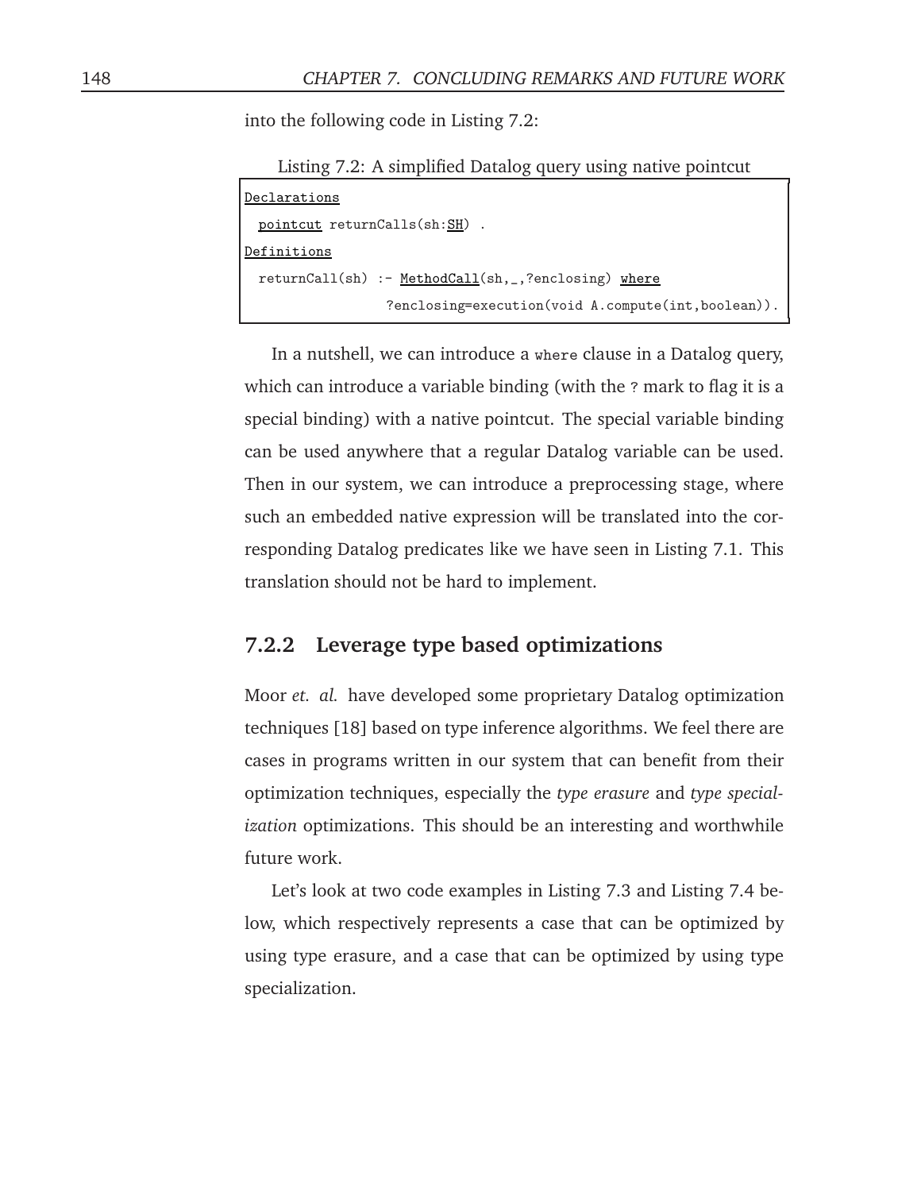into the following code in Listing 7.2:

Listing 7.2: A simplified Datalog query using native pointcut

```
Declarations
  pointcut returnCalls(sh:SH) .
Definitions
  returnCall(sh) :- MethodCall(sh,_,?enclosing) where
                  ?enclosing=execution(void A.compute(int,boolean)).
```

In a nutshell, we can introduce a `where` clause in a Datalog query, which can introduce a variable binding (with the `?` mark to flag it is a special binding) with a native pointcut. The special variable binding can be used anywhere that a regular Datalog variable can be used. Then in our system, we can introduce a preprocessing stage, where such an embedded native expression will be translated into the corresponding Datalog predicates like we have seen in Listing 7.1. This translation should not be hard to implement.

### 7.2.2 Leverage type based optimizations

Moor *et. al.* have developed some proprietary Datalog optimization techniques [18] based on type inference algorithms. We feel there are cases in programs written in our system that can benefit from their optimization techniques, especially the *type erasure* and *type specialization* optimizations. This should be an interesting and worthwhile future work.

Let's look at two code examples in Listing 7.3 and Listing 7.4 below, which respectively represents a case that can be optimized by using type erasure, and a case that can be optimized by using type specialization.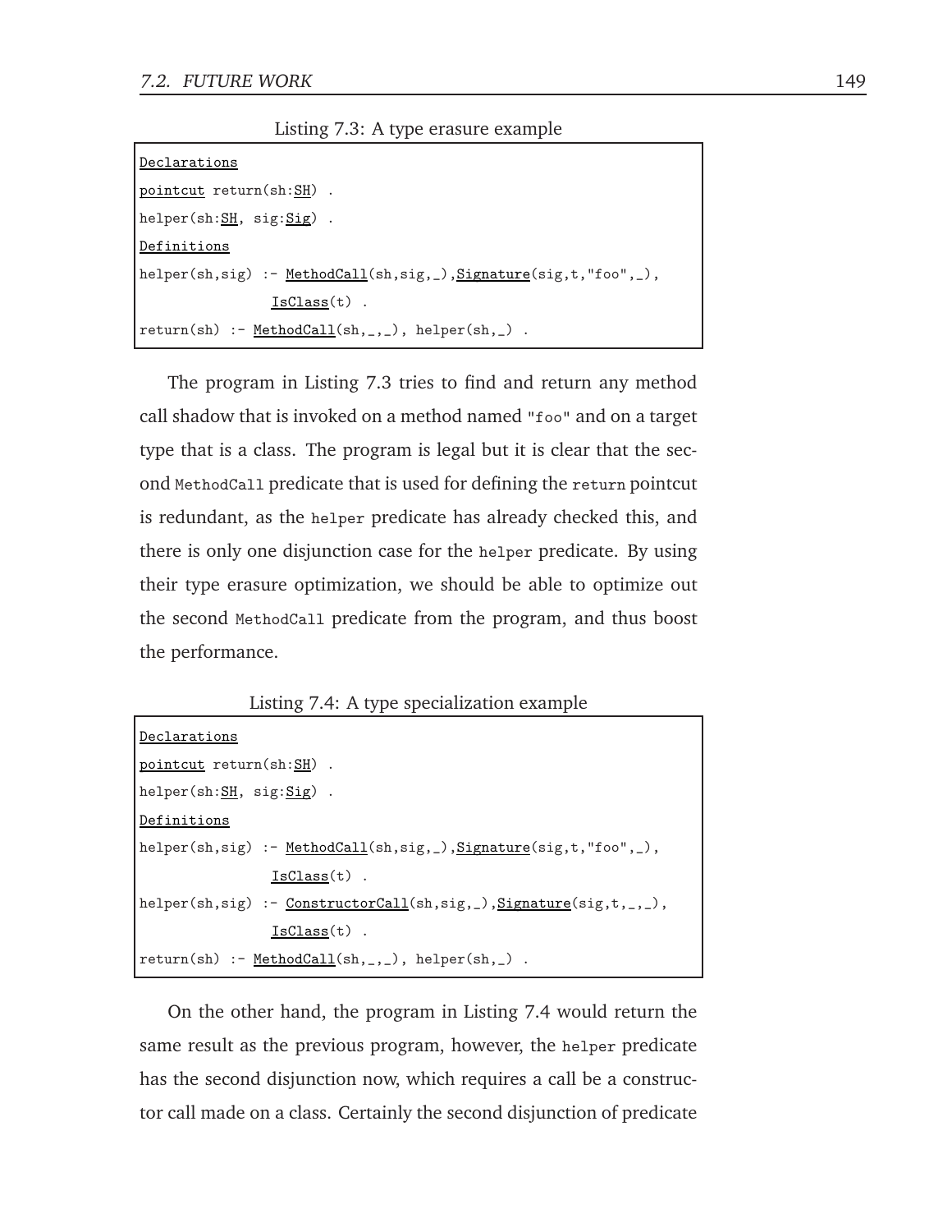Listing 7.3: A type erasure example

```
Declarations
pointcut return(sh:SH) .
helper(sh:SH, sig:Sig) .
Definitions
helper(sh,sig) :- MethodCall(sh,sig,_),Signature(sig,t,"foo",_),
                IsClass(t) .
return(sh) :- MethodCall(sh,_,_), helper(sh,_) .
```

The program in Listing 7.3 tries to find and return any method call shadow that is invoked on a method named `"foo"` and on a target type that is a class. The program is legal but it is clear that the second `MethodCall` predicate that is used for defining the `return` pointcut is redundant, as the `helper` predicate has already checked this, and there is only one disjunction case for the `helper` predicate. By using their type erasure optimization, we should be able to optimize out the second `MethodCall` predicate from the program, and thus boost the performance.

Listing 7.4: A type specialization example

```
Declarations
pointcut return(sh:SH) .
helper(sh:SH, sig:Sig) .
Definitions
helper(sh,sig) :- MethodCall(sh,sig,_),Signature(sig,t,"foo",_),
                IsClass(t) .
helper(sh,sig) :- ConstructorCall(sh,sig,_),Signature(sig,t,_,_),
                IsClass(t) .
return(sh) :- MethodCall(sh,_,_), helper(sh,_) .
```

On the other hand, the program in Listing 7.4 would return the same result as the previous program, however, the `helper` predicate has the second disjunction now, which requires a call be a constructor call made on a class. Certainly the second disjunction of predicate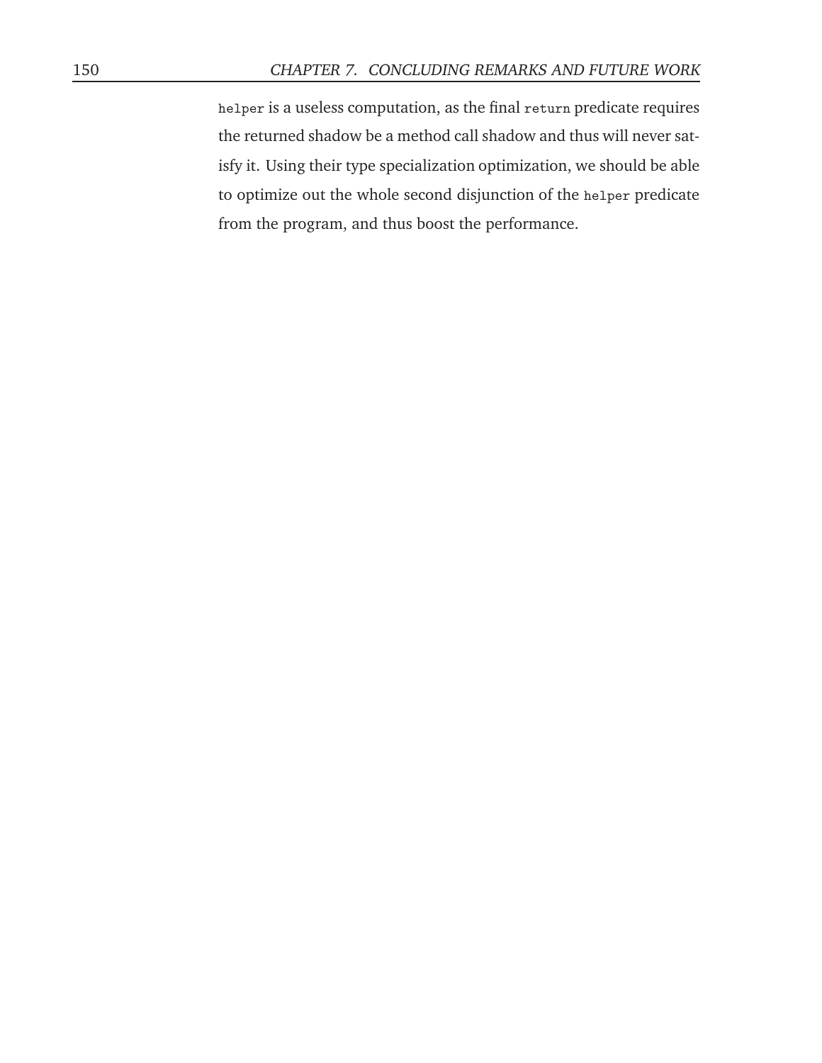`helper` is a useless computation, as the final `return` predicate requires the returned shadow be a method call shadow and thus will never satisfy it. Using their type specialization optimization, we should be able to optimize out the whole second disjunction of the `helper` predicate from the program, and thus boost the performance.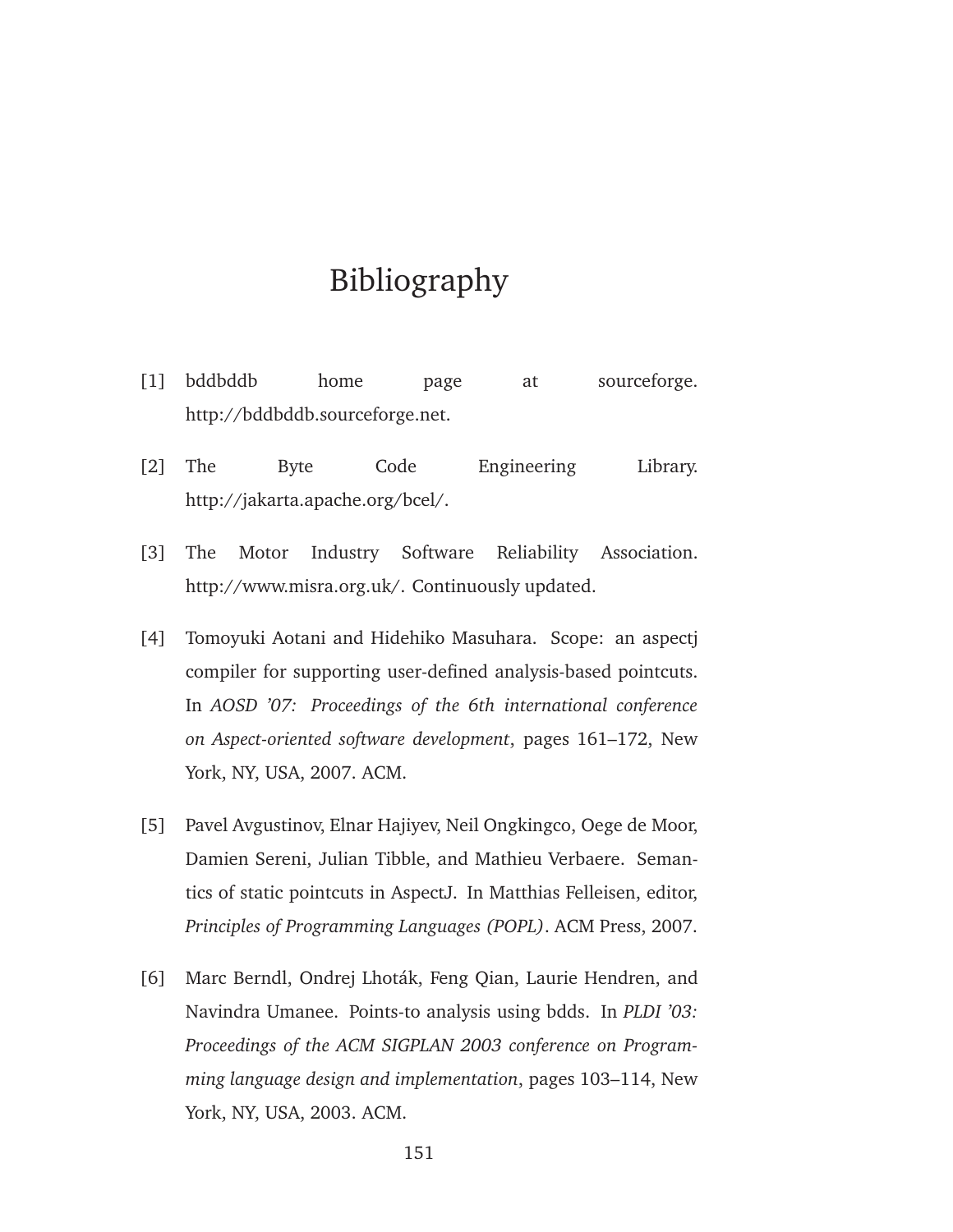# Bibliography

[1] bddbddb home page at sourceforge. http://bddbddb.sourceforge.net.

[2] The Byte Code Engineering Library. http://jakarta.apache.org/bcel/.

[3] The Motor Industry Software Reliability Association. http://www.misra.org.uk/. Continuously updated.

[4] Tomoyuki Aotani and Hidehiko Masuhara. Scope: an aspectj compiler for supporting user-defined analysis-based pointcuts. In *AOSD '07: Proceedings of the 6th international conference on Aspect-oriented software development*, pages 161–172, New York, NY, USA, 2007. ACM.

[5] Pavel Avgustinov, Elnar Hajiyev, Neil Ongkingco, Oege de Moor, Damien Sereni, Julian Tibble, and Mathieu Verbaere. Semantics of static pointcuts in AspectJ. In Matthias Felleisen, editor, *Principles of Programming Languages (POPL)*. ACM Press, 2007.

[6] Marc Berndl, Ondrej Lhoták, Feng Qian, Laurie Hendren, and Navindra Umanee. Points-to analysis using bdds. In *PLDI '03: Proceedings of the ACM SIGPLAN 2003 conference on Programming language design and implementation*, pages 103–114, New York, NY, USA, 2003. ACM.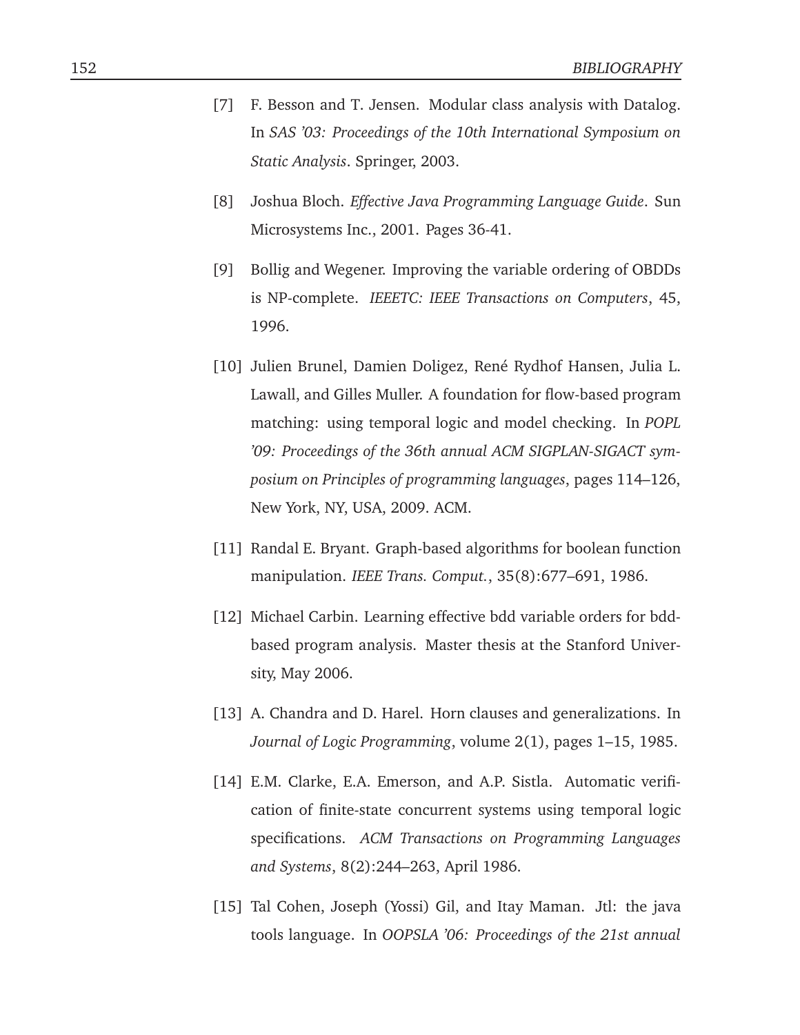[7] F. Besson and T. Jensen. Modular class analysis with Datalog. In *SAS '03: Proceedings of the 10th International Symposium on Static Analysis*. Springer, 2003.

[8] Joshua Bloch. *Effective Java Programming Language Guide*. Sun Microsystems Inc., 2001. Pages 36-41.

[9] Bollig and Wegener. Improving the variable ordering of OBDDs is NP-complete. *IEEETC: IEEE Transactions on Computers*, 45, 1996.

[10] Julien Brunel, Damien Doligez, René Rydhof Hansen, Julia L. Lawall, and Gilles Muller. A foundation for flow-based program matching: using temporal logic and model checking. In *POPL '09: Proceedings of the 36th annual ACM SIGPLAN-SIGACT symposium on Principles of programming languages*, pages 114–126, New York, NY, USA, 2009. ACM.

[11] Randal E. Bryant. Graph-based algorithms for boolean function manipulation. *IEEE Trans. Comput.*, 35(8):677–691, 1986.

[12] Michael Carbin. Learning effective bdd variable orders for bdd-based program analysis. Master thesis at the Stanford University, May 2006.

[13] A. Chandra and D. Harel. Horn clauses and generalizations. In *Journal of Logic Programming*, volume 2(1), pages 1–15, 1985.

[14] E.M. Clarke, E.A. Emerson, and A.P. Sistla. Automatic verification of finite-state concurrent systems using temporal logic specifications. *ACM Transactions on Programming Languages and Systems*, 8(2):244–263, April 1986.

[15] Tal Cohen, Joseph (Yossi) Gil, and Itay Maman. Jtl: the java tools language. In *OOPSLA '06: Proceedings of the 21st annual*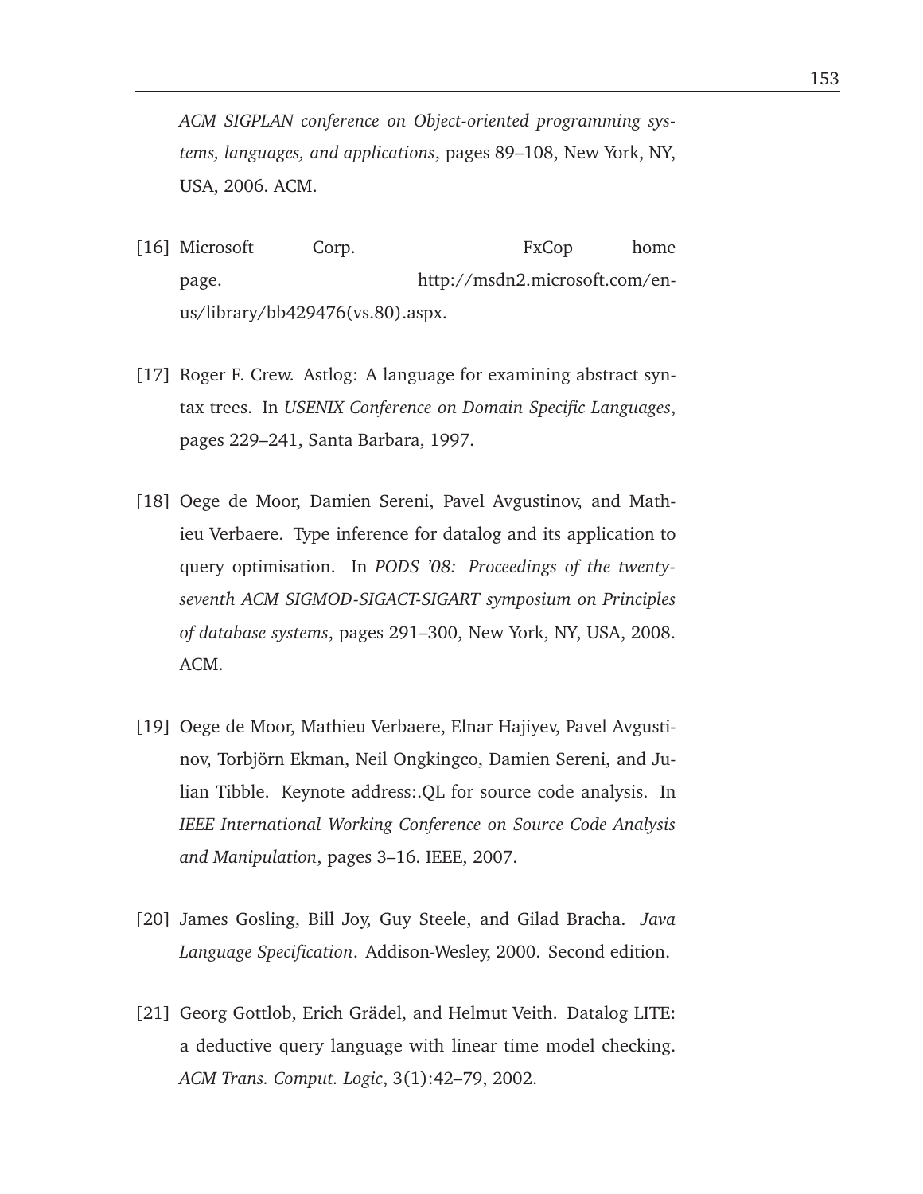*ACM SIGPLAN conference on Object-oriented programming systems, languages, and applications*, pages 89–108, New York, NY, USA, 2006. ACM.

[16] Microsoft Corp. FxCop home page. http://msdn2.microsoft.com/en-us/library/bb429476(vs.80).aspx.

[17] Roger F. Crew. Astlog: A language for examining abstract syntax trees. In *USENIX Conference on Domain Specific Languages*, pages 229–241, Santa Barbara, 1997.

[18] Oege de Moor, Damien Sereni, Pavel Avgustinov, and Mathieu Verbaere. Type inference for datalog and its application to query optimisation. In *PODS '08: Proceedings of the twenty-seventh ACM SIGMOD-SIGACT-SIGART symposium on Principles of database systems*, pages 291–300, New York, NY, USA, 2008. ACM.

[19] Oege de Moor, Mathieu Verbaere, Elnar Hajiyev, Pavel Avgustinov, Torbjörn Ekman, Neil Ongkingco, Damien Sereni, and Julian Tibble. Keynote address:.QL for source code analysis. In *IEEE International Working Conference on Source Code Analysis and Manipulation*, pages 3–16. IEEE, 2007.

[20] James Gosling, Bill Joy, Guy Steele, and Gilad Bracha. *Java Language Specification*. Addison-Wesley, 2000. Second edition.

[21] Georg Gottlob, Erich Grädel, and Helmut Veith. Datalog LITE: a deductive query language with linear time model checking. *ACM Trans. Comput. Logic*, 3(1):42–79, 2002.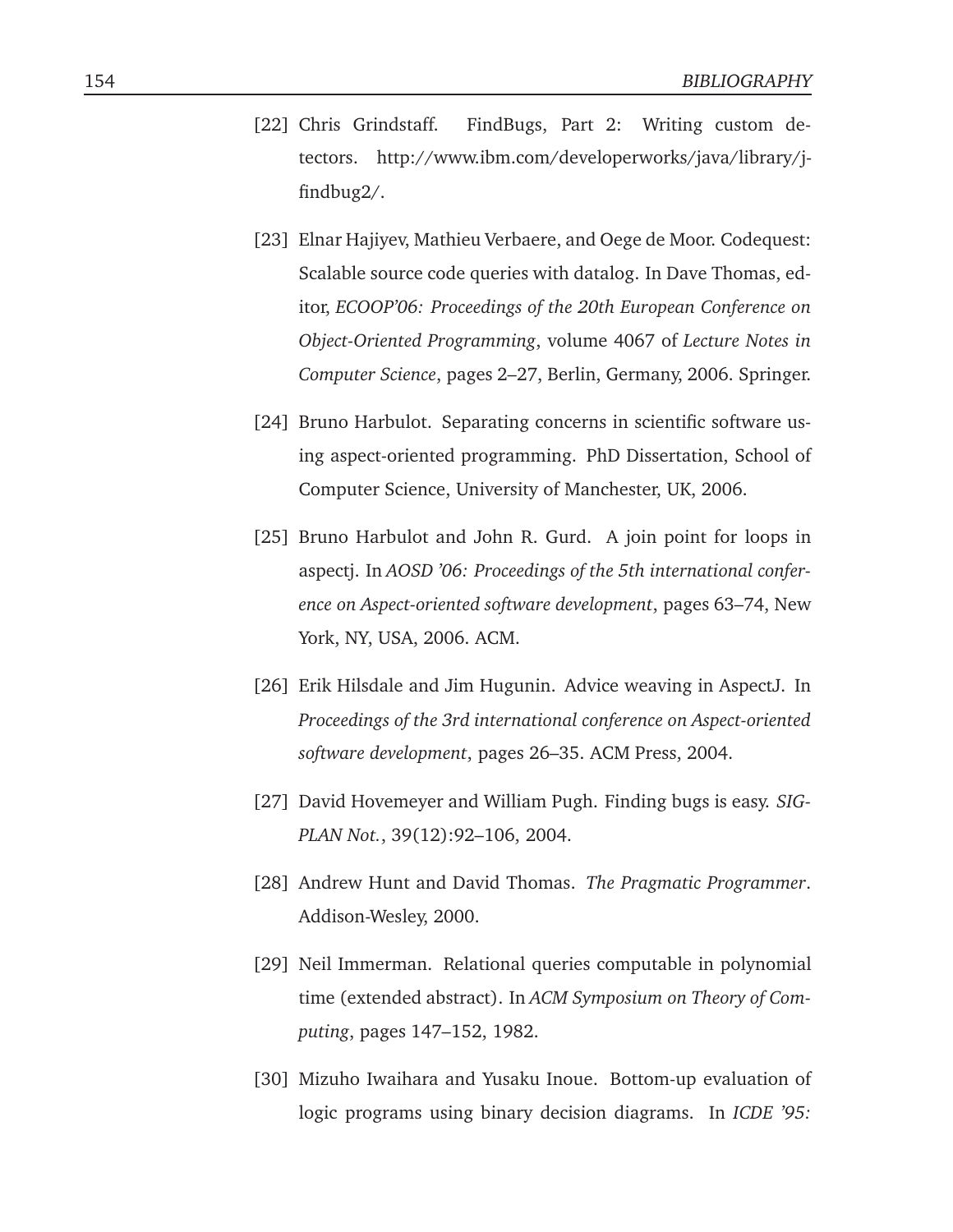[22] Chris Grindstaff. FindBugs, Part 2: Writing custom detectors. http://www.ibm.com/developerworks/java/library/j-findbug2/.

[23] Elnar Hajiyev, Mathieu Verbaere, and Oege de Moor. Codequest: Scalable source code queries with datalog. In Dave Thomas, editor, *ECOOP'06: Proceedings of the 20th European Conference on Object-Oriented Programming*, volume 4067 of *Lecture Notes in Computer Science*, pages 2–27, Berlin, Germany, 2006. Springer.

[24] Bruno Harbulot. Separating concerns in scientific software using aspect-oriented programming. PhD Dissertation, School of Computer Science, University of Manchester, UK, 2006.

[25] Bruno Harbulot and John R. Gurd. A join point for loops in aspectj. In *AOSD '06: Proceedings of the 5th international conference on Aspect-oriented software development*, pages 63–74, New York, NY, USA, 2006. ACM.

[26] Erik Hilsdale and Jim Hugunin. Advice weaving in AspectJ. In *Proceedings of the 3rd international conference on Aspect-oriented software development*, pages 26–35. ACM Press, 2004.

[27] David Hovemeyer and William Pugh. Finding bugs is easy. *SIGPLAN Not.*, 39(12):92–106, 2004.

[28] Andrew Hunt and David Thomas. *The Pragmatic Programmer*. Addison-Wesley, 2000.

[29] Neil Immerman. Relational queries computable in polynomial time (extended abstract). In *ACM Symposium on Theory of Computing*, pages 147–152, 1982.

[30] Mizuho Iwaihara and Yusaku Inoue. Bottom-up evaluation of logic programs using binary decision diagrams. In *ICDE '95:*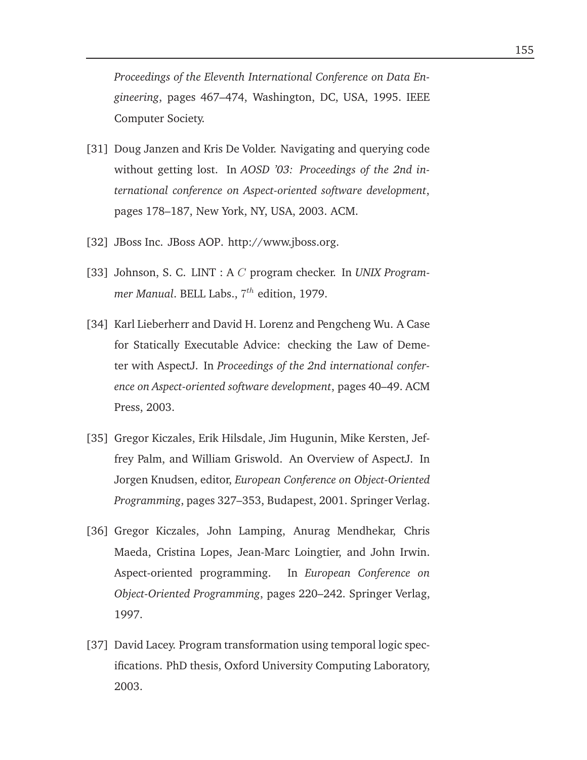*Proceedings of the Eleventh International Conference on Data Engineering*, pages 467–474, Washington, DC, USA, 1995. IEEE Computer Society.

[31] Doug Janzen and Kris De Volder. Navigating and querying code without getting lost. In *AOSD '03: Proceedings of the 2nd international conference on Aspect-oriented software development*, pages 178–187, New York, NY, USA, 2003. ACM.

[32] JBoss Inc. JBoss AOP. http://www.jboss.org.

[33] Johnson, S. C. LINT : A $C$ program checker. In *UNIX Programmer Manual*. BELL Labs., $7^{th}$ edition, 1979.

[34] Karl Lieberherr and David H. Lorenz and Pengcheng Wu. A Case for Statically Executable Advice: checking the Law of Demeter with AspectJ. In *Proceedings of the 2nd international conference on Aspect-oriented software development*, pages 40–49. ACM Press, 2003.

[35] Gregor Kiczales, Erik Hilsdale, Jim Hugunin, Mike Kersten, Jeffrey Palm, and William Griswold. An Overview of AspectJ. In Jorgen Knudsen, editor, *European Conference on Object-Oriented Programming*, pages 327–353, Budapest, 2001. Springer Verlag.

[36] Gregor Kiczales, John Lamping, Anurag Mendhekar, Chris Maeda, Cristina Lopes, Jean-Marc Loingtier, and John Irwin. Aspect-oriented programming. In *European Conference on Object-Oriented Programming*, pages 220–242. Springer Verlag, 1997.

[37] David Lacey. Program transformation using temporal logic specifications. PhD thesis, Oxford University Computing Laboratory, 2003.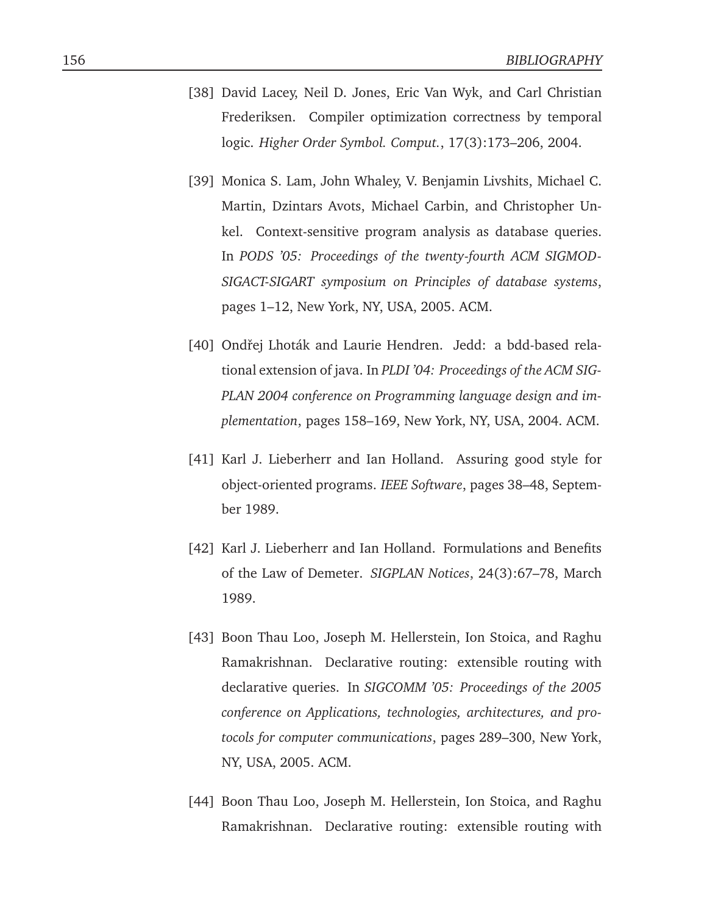[38] David Lacey, Neil D. Jones, Eric Van Wyk, and Carl Christian Frederiksen. Compiler optimization correctness by temporal logic. *Higher Order Symbol. Comput.*, 17(3):173–206, 2004.

[39] Monica S. Lam, John Whaley, V. Benjamin Livshits, Michael C. Martin, Dzintars Avots, Michael Carbin, and Christopher Unkel. Context-sensitive program analysis as database queries. In *PODS '05: Proceedings of the twenty-fourth ACM SIGMOD-SIGACT-SIGART symposium on Principles of database systems*, pages 1–12, New York, NY, USA, 2005. ACM.

[40] Ondřej Lhoták and Laurie Hendren. Jedd: a bdd-based relational extension of java. In *PLDI '04: Proceedings of the ACM SIGPLAN 2004 conference on Programming language design and implementation*, pages 158–169, New York, NY, USA, 2004. ACM.

[41] Karl J. Lieberherr and Ian Holland. Assuring good style for object-oriented programs. *IEEE Software*, pages 38–48, September 1989.

[42] Karl J. Lieberherr and Ian Holland. Formulations and Benefits of the Law of Demeter. *SIGPLAN Notices*, 24(3):67–78, March 1989.

[43] Boon Thau Loo, Joseph M. Hellerstein, Ion Stoica, and Raghu Ramakrishnan. Declarative routing: extensible routing with declarative queries. In *SIGCOMM '05: Proceedings of the 2005 conference on Applications, technologies, architectures, and protocols for computer communications*, pages 289–300, New York, NY, USA, 2005. ACM.

[44] Boon Thau Loo, Joseph M. Hellerstein, Ion Stoica, and Raghu Ramakrishnan. Declarative routing: extensible routing with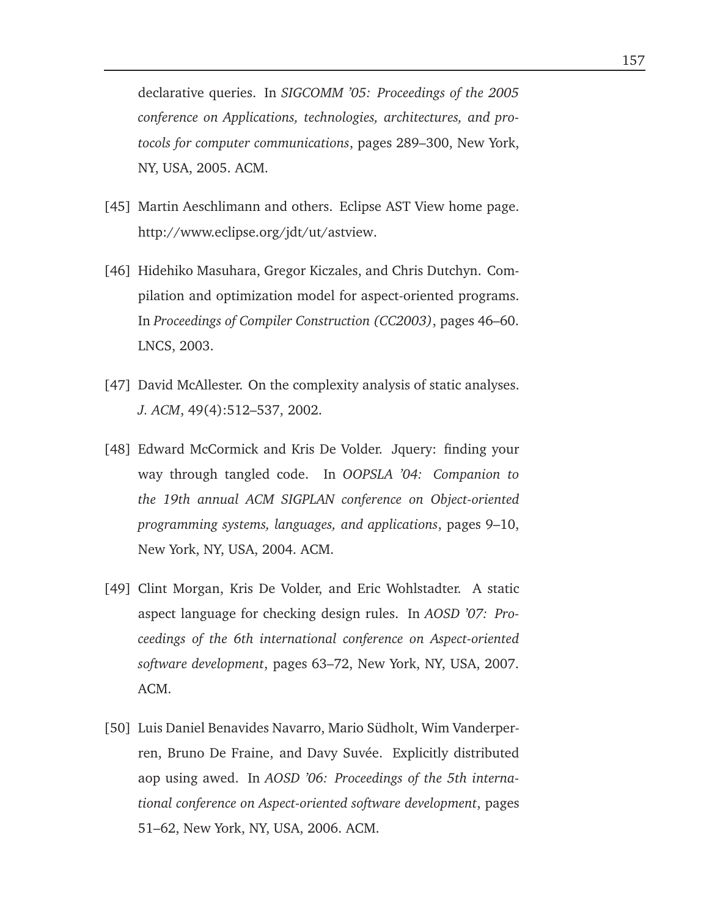declarative queries. In *SIGCOMM '05: Proceedings of the 2005 conference on Applications, technologies, architectures, and protocols for computer communications*, pages 289–300, New York, NY, USA, 2005. ACM.

[45] Martin Aeschlimann and others. Eclipse AST View home page. http://www.eclipse.org/jdt/ut/astview.

[46] Hidehiko Masuhara, Gregor Kiczales, and Chris Dutchyn. Compilation and optimization model for aspect-oriented programs. In *Proceedings of Compiler Construction (CC2003)*, pages 46–60. LNCS, 2003.

[47] David McAllester. On the complexity analysis of static analyses. *J. ACM*, 49(4):512–537, 2002.

[48] Edward McCormick and Kris De Volder. Jquery: finding your way through tangled code. In *OOPSLA '04: Companion to the 19th annual ACM SIGPLAN conference on Object-oriented programming systems, languages, and applications*, pages 9–10, New York, NY, USA, 2004. ACM.

[49] Clint Morgan, Kris De Volder, and Eric Wohlstadter. A static aspect language for checking design rules. In *AOSD '07: Proceedings of the 6th international conference on Aspect-oriented software development*, pages 63–72, New York, NY, USA, 2007. ACM.

[50] Luis Daniel Benavides Navarro, Mario Südholt, Wim Vanderperren, Bruno De Fraine, and Davy Suvée. Explicitly distributed aop using awed. In *AOSD '06: Proceedings of the 5th international conference on Aspect-oriented software development*, pages 51–62, New York, NY, USA, 2006. ACM.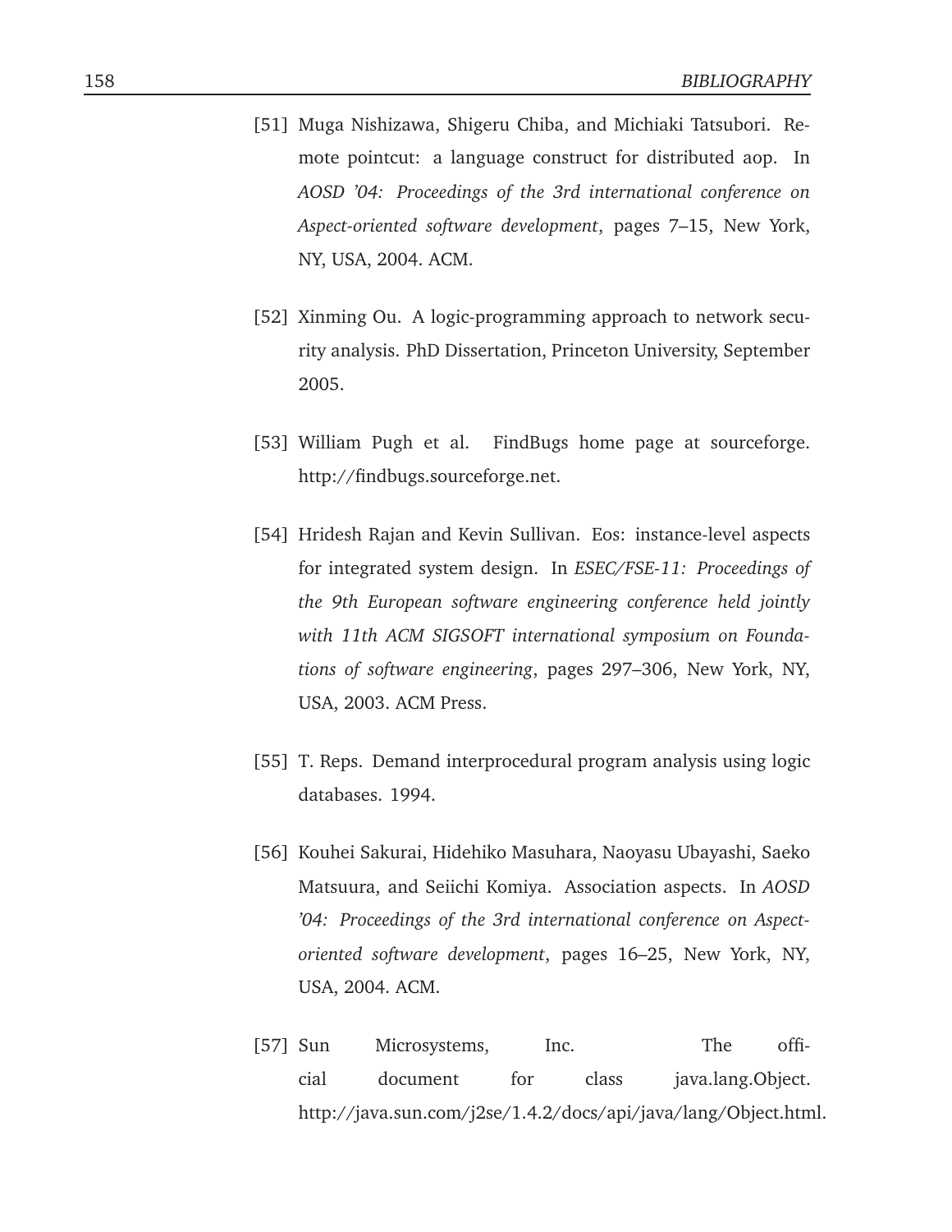[51] Muga Nishizawa, Shigeru Chiba, and Michiaki Tatsubori. Remote pointcut: a language construct for distributed aop. In *AOSD '04: Proceedings of the 3rd international conference on Aspect-oriented software development*, pages 7–15, New York, NY, USA, 2004. ACM.

[52] Xinming Ou. A logic-programming approach to network security analysis. PhD Dissertation, Princeton University, September 2005.

[53] William Pugh et al. FindBugs home page at sourceforge. http://findbugs.sourceforge.net.

[54] Hridesh Rajan and Kevin Sullivan. Eos: instance-level aspects for integrated system design. In *ESEC/FSE-11: Proceedings of the 9th European software engineering conference held jointly with 11th ACM SIGSOFT international symposium on Foundations of software engineering*, pages 297–306, New York, NY, USA, 2003. ACM Press.

[55] T. Reps. Demand interprocedural program analysis using logic databases. 1994.

[56] Kouhei Sakurai, Hidehiko Masuhara, Naoyasu Ubayashi, Saeko Matsuura, and Seiichi Komiya. Association aspects. In *AOSD '04: Proceedings of the 3rd international conference on Aspect-oriented software development*, pages 16–25, New York, NY, USA, 2004. ACM.

[57] Sun Microsystems, Inc. The official document for class java.lang.Object. http://java.sun.com/j2se/1.4.2/docs/api/java/lang/Object.html.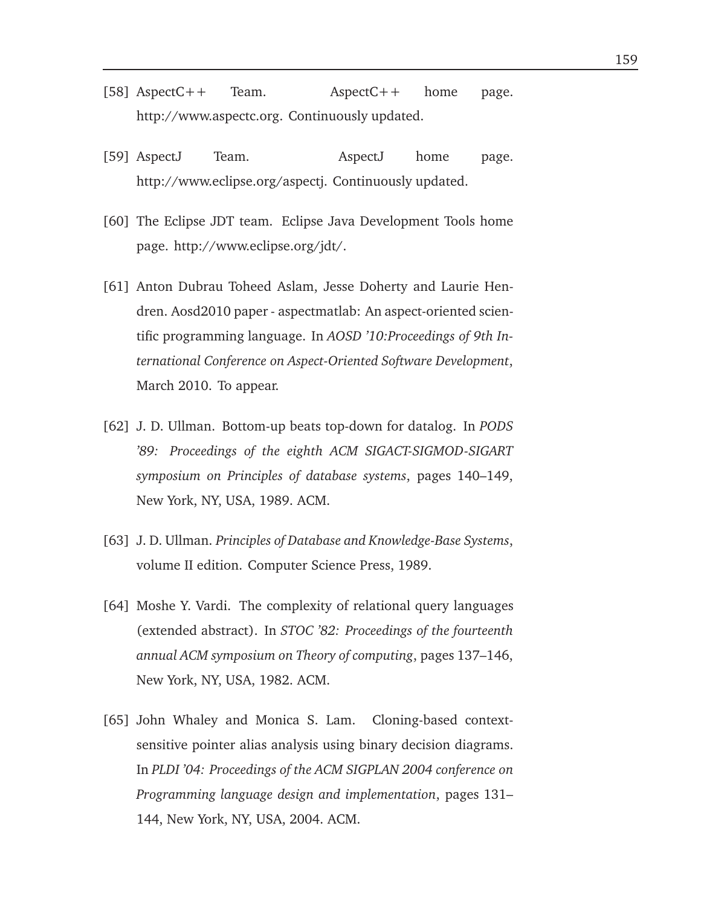[58] AspectC++ Team. AspectC++ home page. http://www.aspectc.org. Continuously updated.

[59] AspectJ Team. AspectJ home page. http://www.eclipse.org/aspectj. Continuously updated.

[60] The Eclipse JDT team. Eclipse Java Development Tools home page. http://www.eclipse.org/jdt/.

[61] Anton Dubrau Toheed Aslam, Jesse Doherty and Laurie Hendren. Aosd2010 paper - aspectmatlab: An aspect-oriented scientific programming language. In *AOSD '10:Proceedings of 9th International Conference on Aspect-Oriented Software Development*, March 2010. To appear.

[62] J. D. Ullman. Bottom-up beats top-down for datalog. In *PODS '89: Proceedings of the eighth ACM SIGACT-SIGMOD-SIGART symposium on Principles of database systems*, pages 140–149, New York, NY, USA, 1989. ACM.

[63] J. D. Ullman. *Principles of Database and Knowledge-Base Systems*, volume II edition. Computer Science Press, 1989.

[64] Moshe Y. Vardi. The complexity of relational query languages (extended abstract). In *STOC '82: Proceedings of the fourteenth annual ACM symposium on Theory of computing*, pages 137–146, New York, NY, USA, 1982. ACM.

[65] John Whaley and Monica S. Lam. Cloning-based context-sensitive pointer alias analysis using binary decision diagrams. In *PLDI '04: Proceedings of the ACM SIGPLAN 2004 conference on Programming language design and implementation*, pages 131–144, New York, NY, USA, 2004. ACM.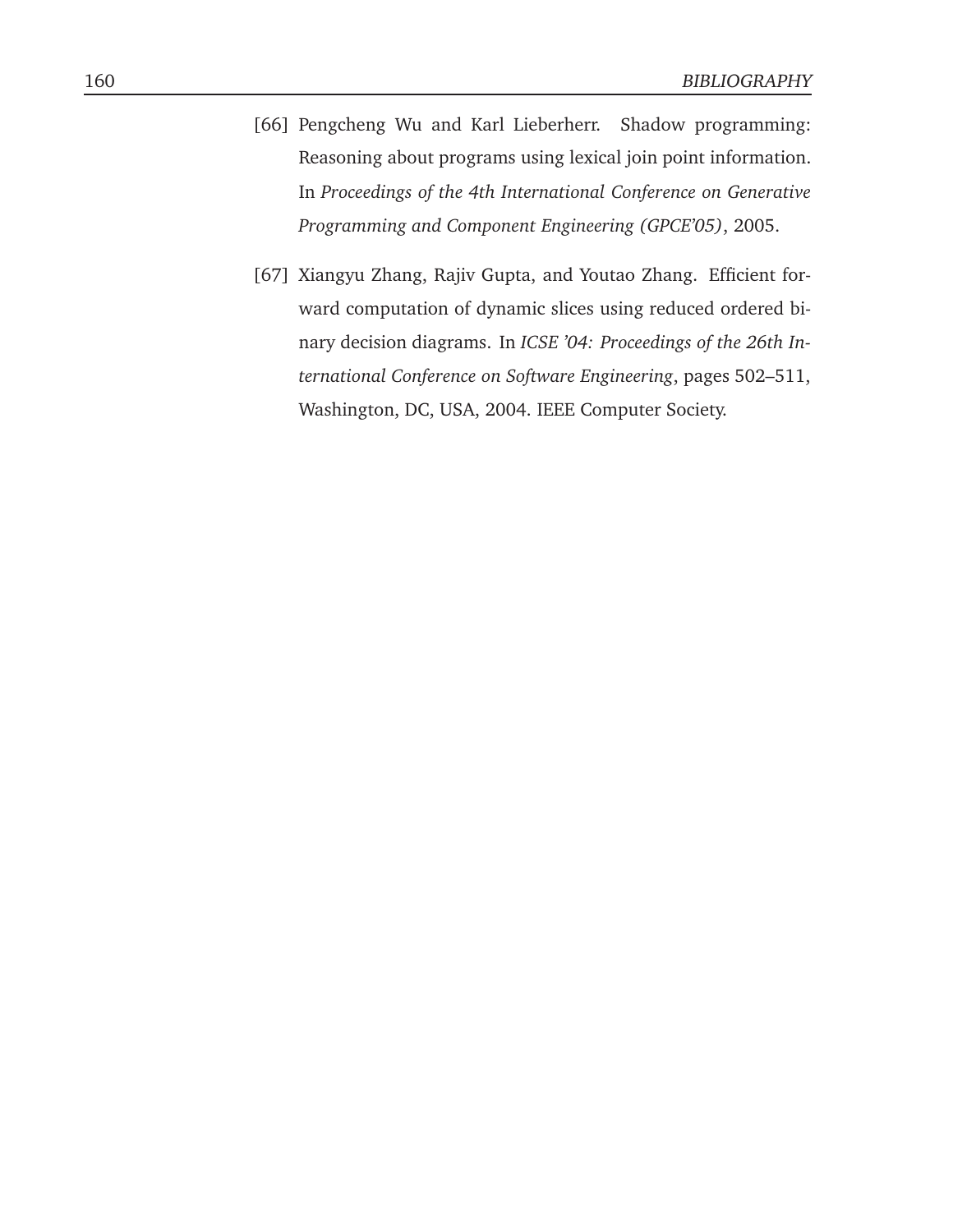[66] Pengcheng Wu and Karl Lieberherr. Shadow programming: Reasoning about programs using lexical join point information. In *Proceedings of the 4th International Conference on Generative Programming and Component Engineering (GPCE'05)*, 2005.

[67] Xiangyu Zhang, Rajiv Gupta, and Youtao Zhang. Efficient forward computation of dynamic slices using reduced ordered binary decision diagrams. In *ICSE '04: Proceedings of the 26th International Conference on Software Engineering*, pages 502–511, Washington, DC, USA, 2004. IEEE Computer Society.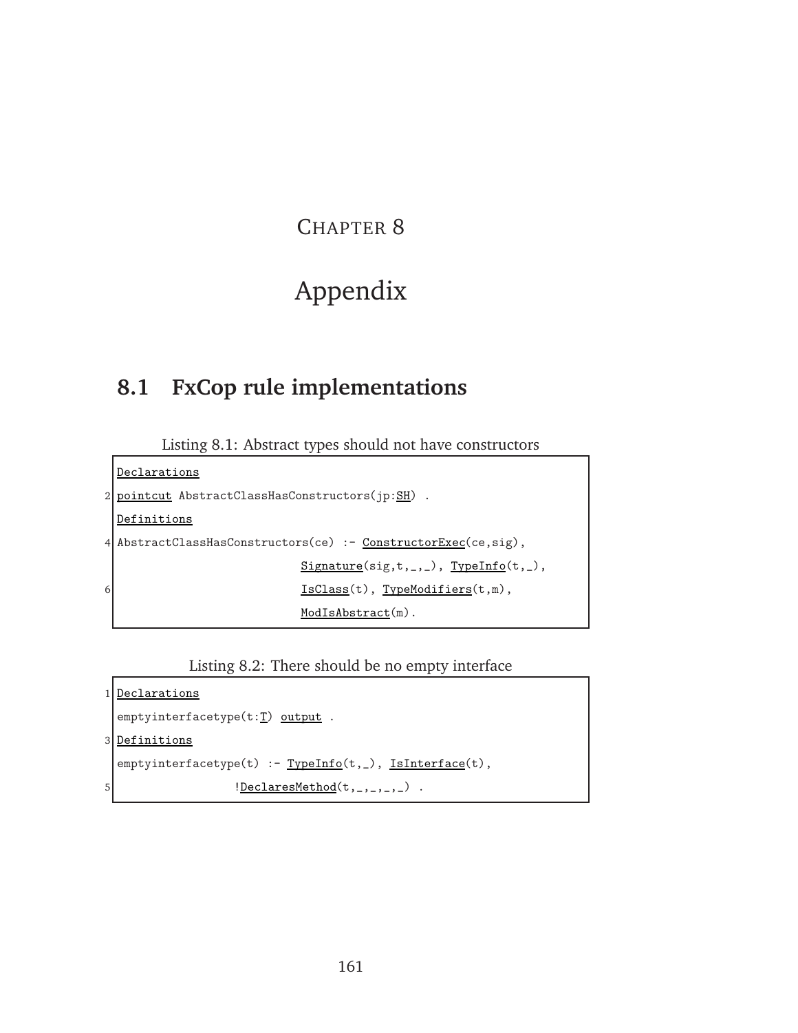# CHAPTER 8

# Appendix

## 8.1 FxCop rule implementations

Listing 8.1: Abstract types should not have constructors

```
Declarations
pointcut AbstractClassHasConstructors(jp:SH) .
Definitions
AbstractClassHasConstructors(ce) :- ConstructorExec(ce,sig),
                             Signature(sig,t,_,_), TypeInfo(t,_),
                             IsClass(t), TypeModifiers(t,m),
                             ModIsAbstract(m).
```

Listing 8.2: There should be no empty interface

```
Declarations
emptyinterfacetype(t:T) output .
Definitions
emptyinterfacetype(t) :- TypeInfo(t,_), IsInterface(t),
                  !DeclaresMethod(t,_,_,_,_) .
```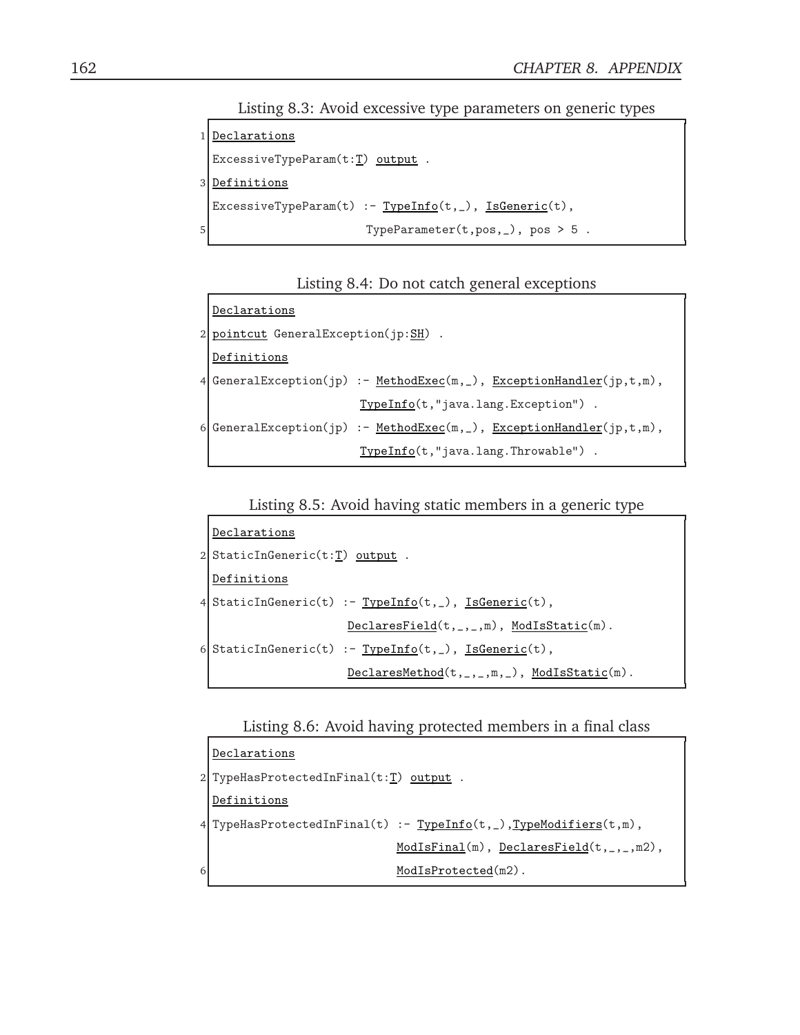Listing 8.3: Avoid excessive type parameters on generic types

```
Declarations
ExcessiveTypeParam(t:T) output .
Definitions
ExcessiveTypeParam(t) :- TypeInfo(t,_), IsGeneric(t),
                         TypeParameter(t,pos,_), pos > 5 .
```

Listing 8.4: Do not catch general exceptions

```
Declarations
pointcut GeneralException(jp:SH) .
Definitions
GeneralException(jp) :- MethodExec(m,_), ExceptionHandler(jp,t,m),
                        TypeInfo(t,"java.lang.Exception") .
GeneralException(jp) :- MethodExec(m,_), ExceptionHandler(jp,t,m),
                        TypeInfo(t,"java.lang.Throwable") .
```

Listing 8.5: Avoid having static members in a generic type

```
Declarations
StaticInGeneric(t:T) output .
Definitions
StaticInGeneric(t) :- TypeInfo(t,_), IsGeneric(t),
                      DeclaresField(t,_,_,m), ModIsStatic(m).
StaticInGeneric(t) :- TypeInfo(t,_), IsGeneric(t),
                      DeclaresMethod(t,_,_,m,_), ModIsStatic(m).
```

Listing 8.6: Avoid having protected members in a final class

```
Declarations
TypeHasProtectedInFinal(t:T) output .
Definitions
TypeHasProtectedInFinal(t) :- TypeInfo(t,_),TypeModifiers(t,m),
                              ModIsFinal(m), DeclaresField(t,_,_,m2),
                              ModIsProtected(m2).
```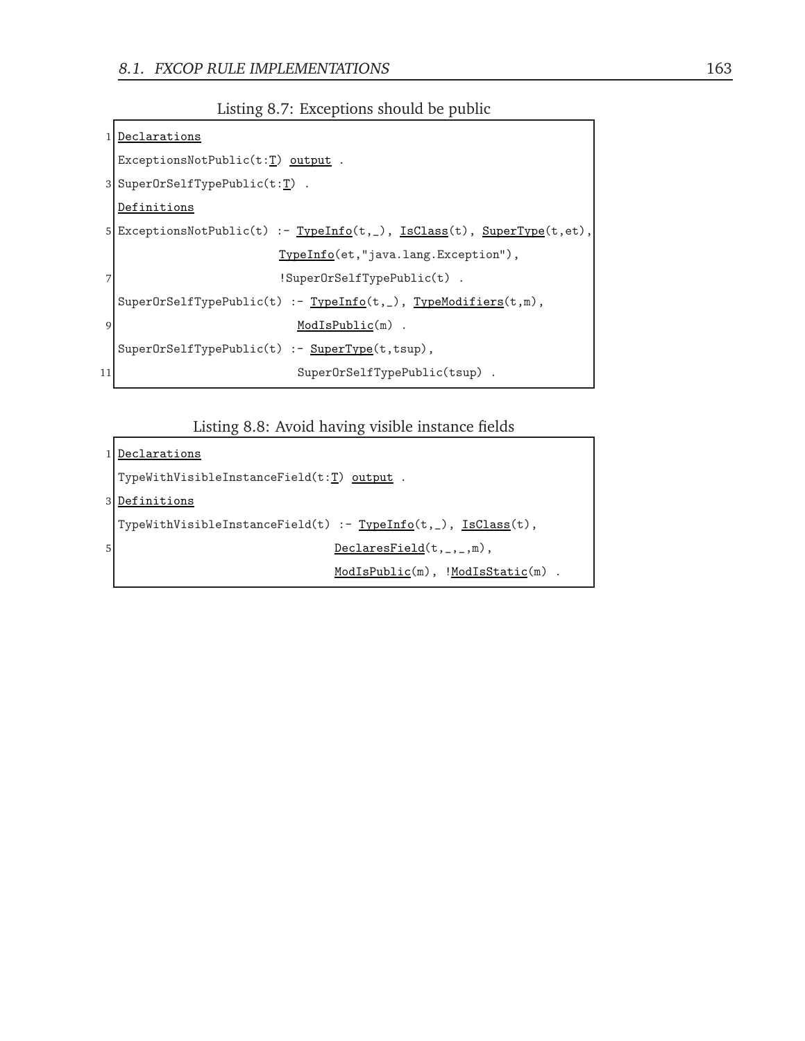Listing 8.7: Exceptions should be public

```
Declarations
ExceptionsNotPublic(t:T) output .
SuperOrSelfTypePublic(t:T) .
Definitions
ExceptionsNotPublic(t) :- TypeInfo(t,_), IsClass(t), SuperType(t,et),
                          TypeInfo(et,"java.lang.Exception"),
                          !SuperOrSelfTypePublic(t) .
SuperOrSelfTypePublic(t) :- TypeInfo(t,_), TypeModifiers(t,m),
                            ModIsPublic(m) .
SuperOrSelfTypePublic(t) :- SuperType(t,tsup),
                            SuperOrSelfTypePublic(tsup) .
```

Listing 8.8: Avoid having visible instance fields

```
Declarations
TypeWithVisibleInstanceField(t:T) output .
Definitions
TypeWithVisibleInstanceField(t) :- TypeInfo(t,_), IsClass(t),
                                   DeclaresField(t,_,_,m),
                                   ModIsPublic(m), !ModIsStatic(m) .
```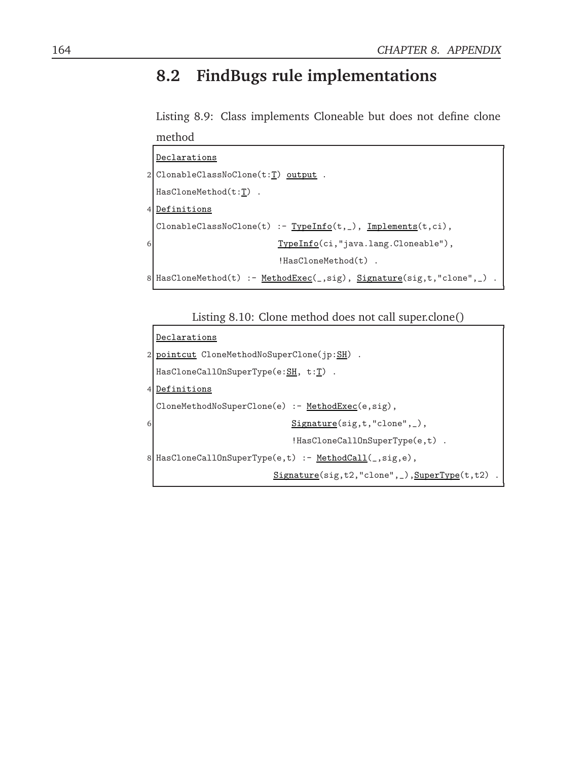## 8.2 FindBugs rule implementations

Listing 8.9: Class implements Cloneable but does not define clone method

```
Declarations
ClonableClassNoClone(t:T) output .
HasCloneMethod(t:T) .
Definitions
ClonableClassNoClone(t) :- TypeInfo(t,_), Implements(t,ci),
                           TypeInfo(ci,"java.lang.Cloneable"),
                           !HasCloneMethod(t) .
HasCloneMethod(t) :- MethodExec(_,sig), Signature(sig,t,"clone",_) .
```

Listing 8.10: Clone method does not call super.clone()

```
Declarations
pointcut CloneMethodNoSuperClone(jp:SH) .
HasCloneCallOnSuperType(e:SH, t:T) .
Definitions
CloneMethodNoSuperClone(e) :- MethodExec(e,sig),
                              Signature(sig,t,"clone",_),
                              !HasCloneCallOnSuperType(e,t) .
HasCloneCallOnSuperType(e,t) :- MethodCall(_,sig,e),
                          Signature(sig,t2,"clone",_),SuperType(t,t2) .
```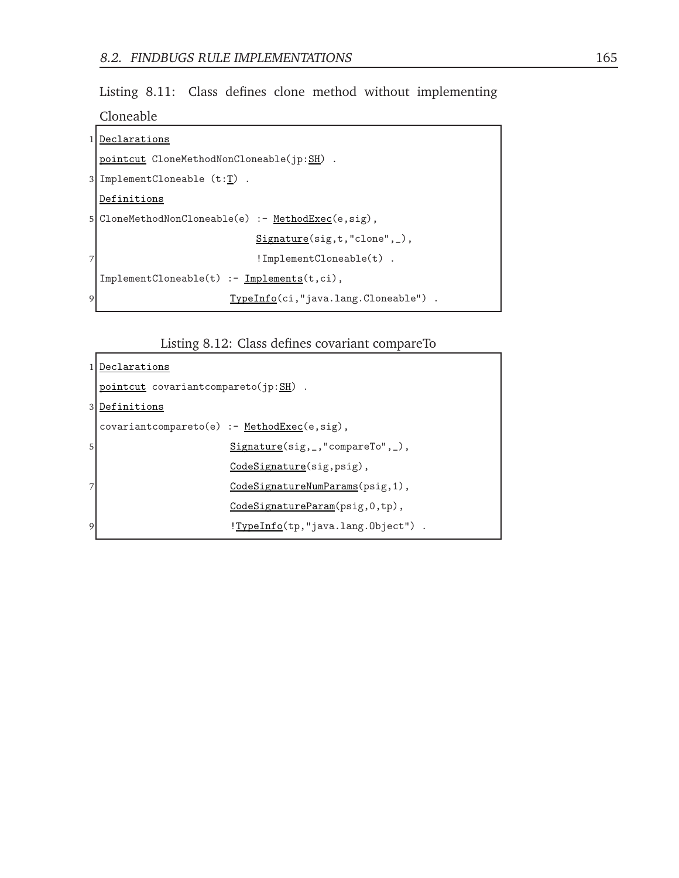Listing 8.11: Class defines clone method without implementing Cloneable

```
Declarations
pointcut CloneMethodNonCloneable(jp:SH) .
ImplementCloneable (t:T) .
Definitions
CloneMethodNonCloneable(e) :- MethodExec(e,sig),
                              Signature(sig,t,"clone",_),
                              !ImplementCloneable(t) .
ImplementCloneable(t) :- Implements(t,ci),
                         TypeInfo(ci,"java.lang.Cloneable") .
```

Listing 8.12: Class defines covariant compareTo

```
Declarations
pointcut covariantcompareto(jp:SH) .
Definitions
covariantcompareto(e) :- MethodExec(e,sig),
                         Signature(sig,_,"compareTo",_),
                         CodeSignature(sig,psig),
                         CodeSignatureNumParams(psig,1),
                         CodeSignatureParam(psig,0,tp),
                         !TypeInfo(tp,"java.lang.Object") .
```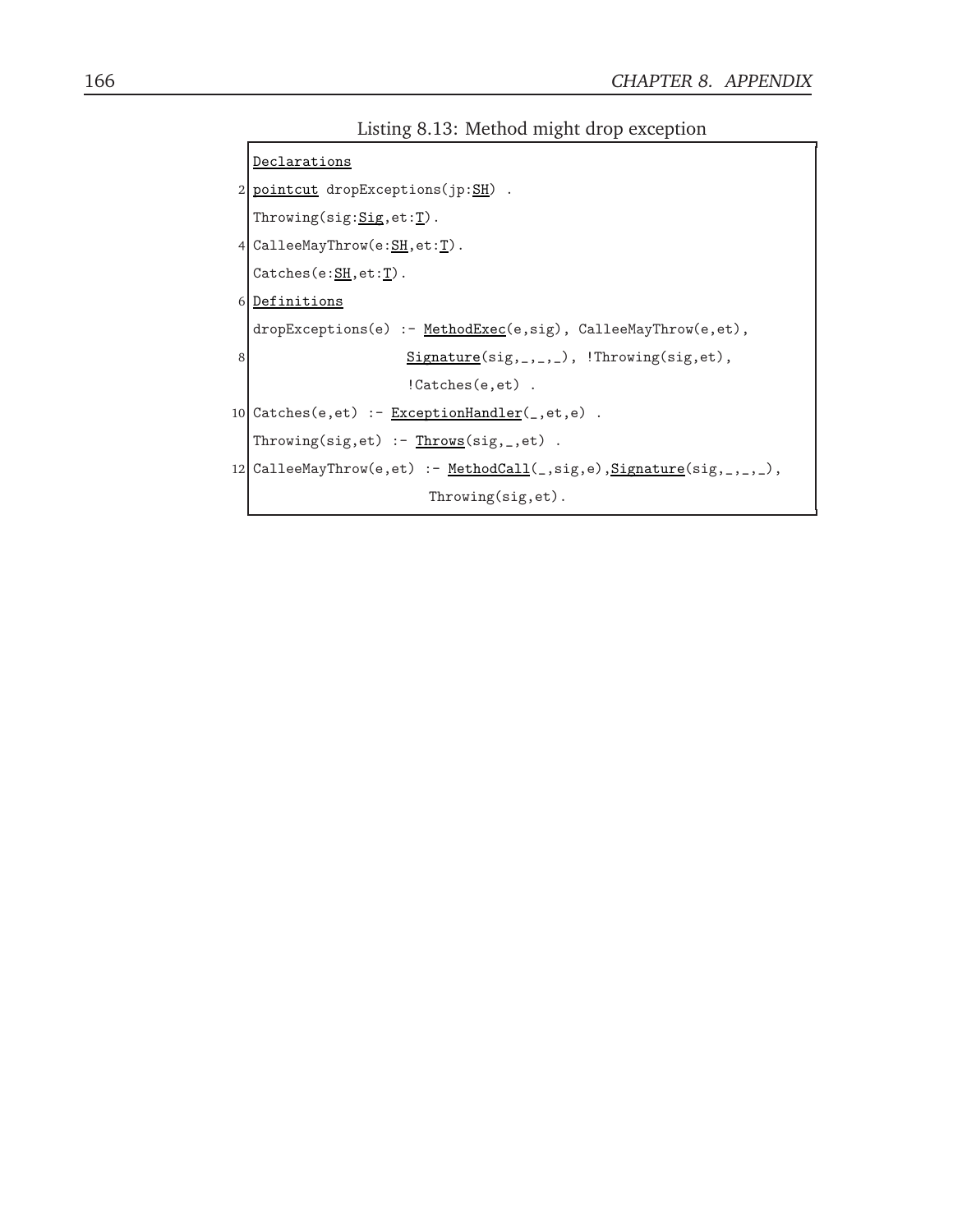Listing 8.13: Method might drop exception

```
Declarations
pointcut dropExceptions(jp:SH) .
Throwing(sig:Sig,et:T).
CalleeMayThrow(e:SH,et:T).
Catches(e:SH,et:T).
Definitions
dropExceptions(e) :- MethodExec(e,sig), CalleeMayThrow(e,et),
                     Signature(sig,_,_,_), !Throwing(sig,et),
                     !Catches(e,et) .
Catches(e,et) :- ExceptionHandler(_,et,e) .
Throwing(sig,et) :- Throws(sig,_,et) .
CalleeMayThrow(e,et) :- MethodCall(_,sig,e),Signature(sig,_,_,_),
                        Throwing(sig,et).
```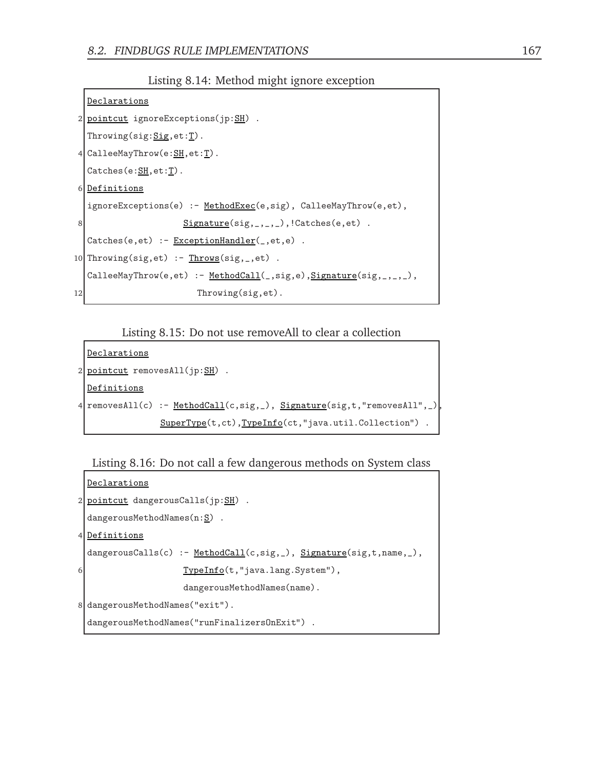Listing 8.14: Method might ignore exception

```
Declarations
pointcut ignoreExceptions(jp:SH) .
Throwing(sig:Sig,et:T).
CalleeMayThrow(e:SH,et:T).
Catches(e:SH,et:T).
Definitions
ignoreExceptions(e) :- MethodExec(e,sig), CalleeMayThrow(e,et),
                    Signature(sig,_,_,_),!Catches(e,et) .
Catches(e,et) :- ExceptionHandler(_,et,e) .
Throwing(sig,et) :- Throws(sig,_,et) .
CalleeMayThrow(e,et) :- MethodCall(_,sig,e),Signature(sig,_,_,_),
                       Throwing(sig,et).
```

Listing 8.15: Do not use removeAll to clear a collection

```
Declarations
pointcut removesAll(jp:SH) .
Definitions
removesAll(c) :- MethodCall(c,sig,_), Signature(sig,t,"removesAll",_),
               SuperType(t,ct),TypeInfo(ct,"java.util.Collection") .
```

Listing 8.16: Do not call a few dangerous methods on System class

```
Declarations
pointcut dangerousCalls(jp:SH) .
dangerousMethodNames(n:S) .
Definitions
dangerousCalls(c) :- MethodCall(c,sig,_), Signature(sig,t,name,_),
                    TypeInfo(t,"java.lang.System"),
                    dangerousMethodNames(name).
dangerousMethodNames("exit").
dangerousMethodNames("runFinalizersOnExit") .
```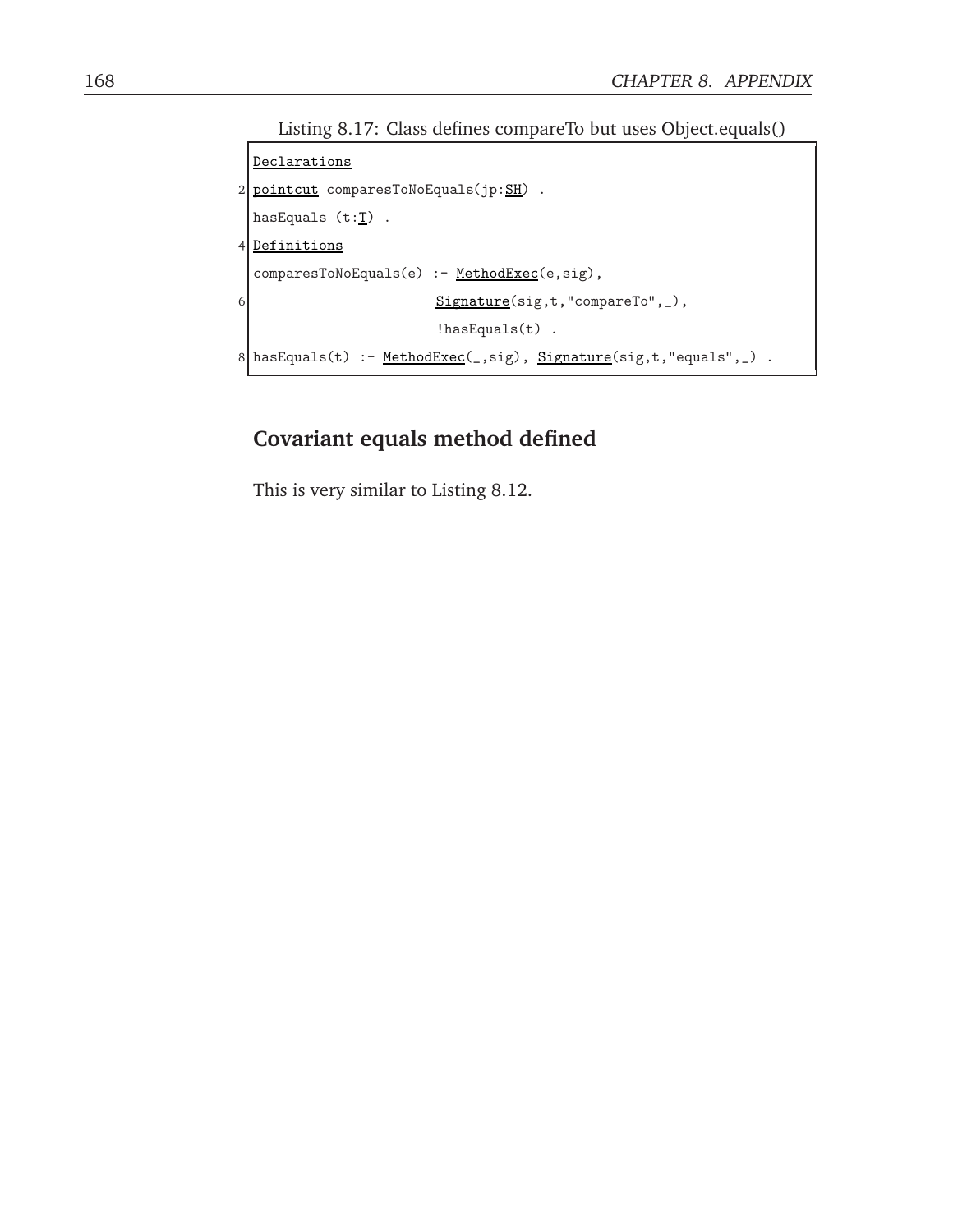Listing 8.17: Class defines compareTo but uses Object.equals()

```
Declarations
pointcut comparesToNoEquals(jp:SH) .
hasEquals (t:T) .
Definitions
comparesToNoEquals(e) :- MethodExec(e,sig),
                         Signature(sig,t,"compareTo",_),
                         !hasEquals(t) .
hasEquals(t) :- MethodExec(_,sig), Signature(sig,t,"equals",_) .
```

## Covariant equals method defined

This is very similar to Listing 8.12.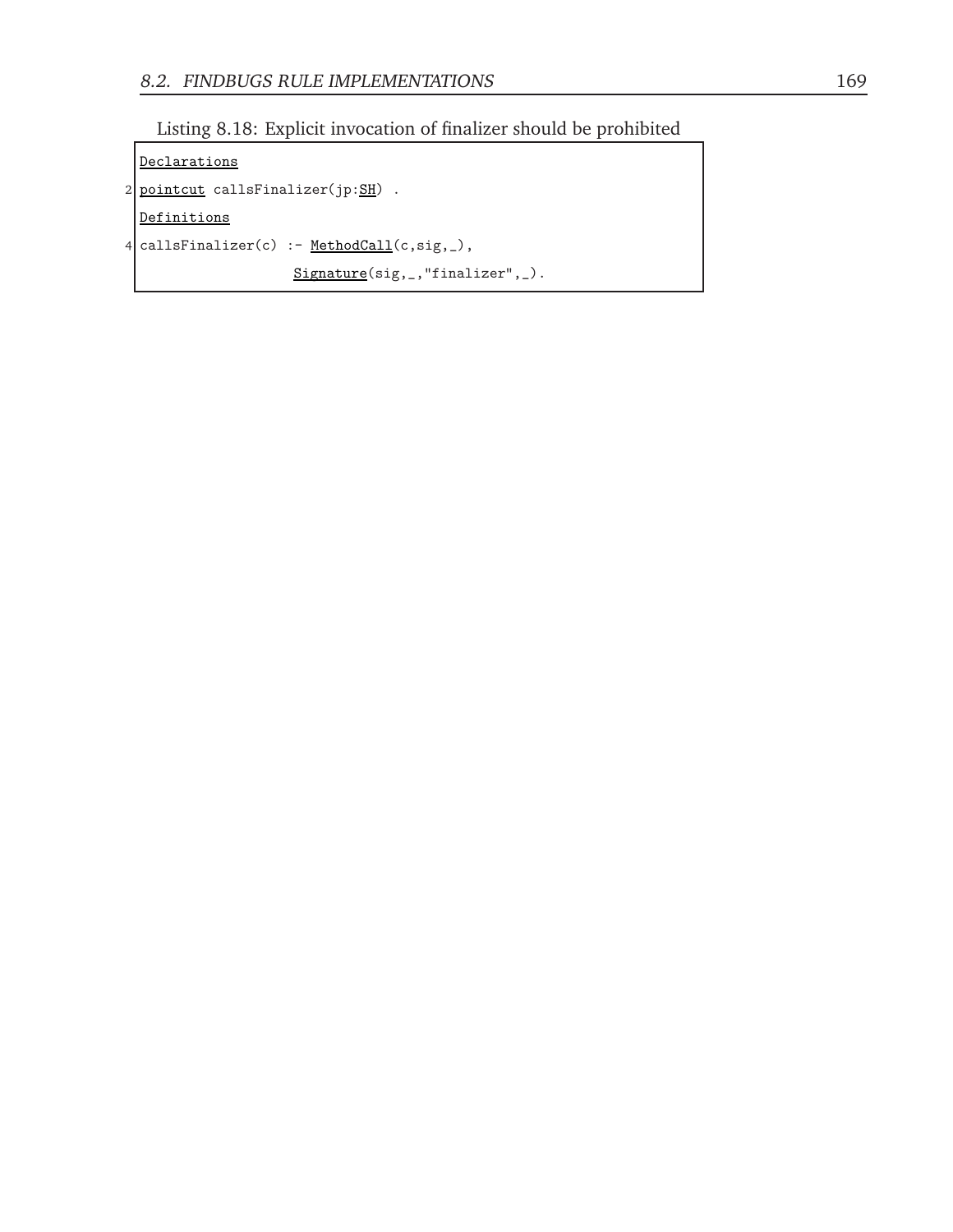Listing 8.18: Explicit invocation of finalizer should be prohibited

```
Declarations
pointcut callsFinalizer(jp:SH) .
Definitions
callsFinalizer(c) :- MethodCall(c,sig,_),
                     Signature(sig,_,"finalizer",_).
```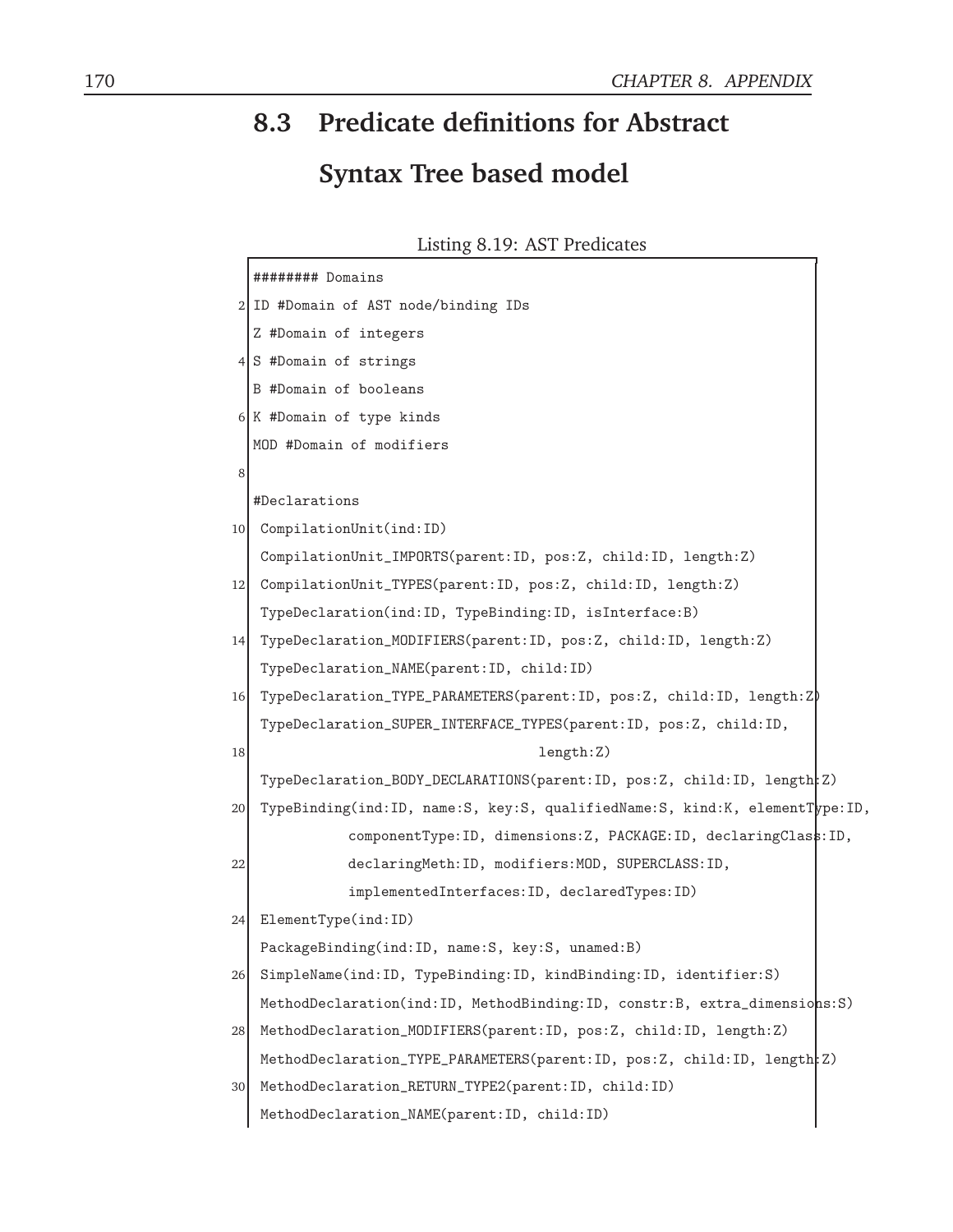## 8.3 Predicate definitions for Abstract Syntax Tree based model

Listing 8.19: AST Predicates

```
######## Domains
ID #Domain of AST node/binding IDs
Z #Domain of integers
S #Domain of strings
B #Domain of booleans
K #Domain of type kinds
MOD #Domain of modifiers

#Declarations
 CompilationUnit(ind:ID)
 CompilationUnit_IMPORTS(parent:ID, pos:Z, child:ID, length:Z)
 CompilationUnit_TYPES(parent:ID, pos:Z, child:ID, length:Z)
 TypeDeclaration(ind:ID, TypeBinding:ID, isInterface:B)
 TypeDeclaration_MODIFIERS(parent:ID, pos:Z, child:ID, length:Z)
 TypeDeclaration_NAME(parent:ID, child:ID)
 TypeDeclaration_TYPE_PARAMETERS(parent:ID, pos:Z, child:ID, length:Z)
 TypeDeclaration_SUPER_INTERFACE_TYPES(parent:ID, pos:Z, child:ID,
                                    length:Z)
 TypeDeclaration_BODY_DECLARATIONS(parent:ID, pos:Z, child:ID, length:Z)
 TypeBinding(ind:ID, name:S, key:S, qualifiedName:S, kind:K, elementType:ID,
           componentType:ID, dimensions:Z, PACKAGE:ID, declaringClass:ID,
           declaringMeth:ID, modifiers:MOD, SUPERCLASS:ID,
           implementedInterfaces:ID, declaredTypes:ID)
 ElementType(ind:ID)
 PackageBinding(ind:ID, name:S, key:S, unamed:B)
 SimpleName(ind:ID, TypeBinding:ID, kindBinding:ID, identifier:S)
 MethodDeclaration(ind:ID, MethodBinding:ID, constr:B, extra_dimensions:S)
 MethodDeclaration_MODIFIERS(parent:ID, pos:Z, child:ID, length:Z)
 MethodDeclaration_TYPE_PARAMETERS(parent:ID, pos:Z, child:ID, length:Z)
 MethodDeclaration_RETURN_TYPE2(parent:ID, child:ID)
 MethodDeclaration_NAME(parent:ID, child:ID)
```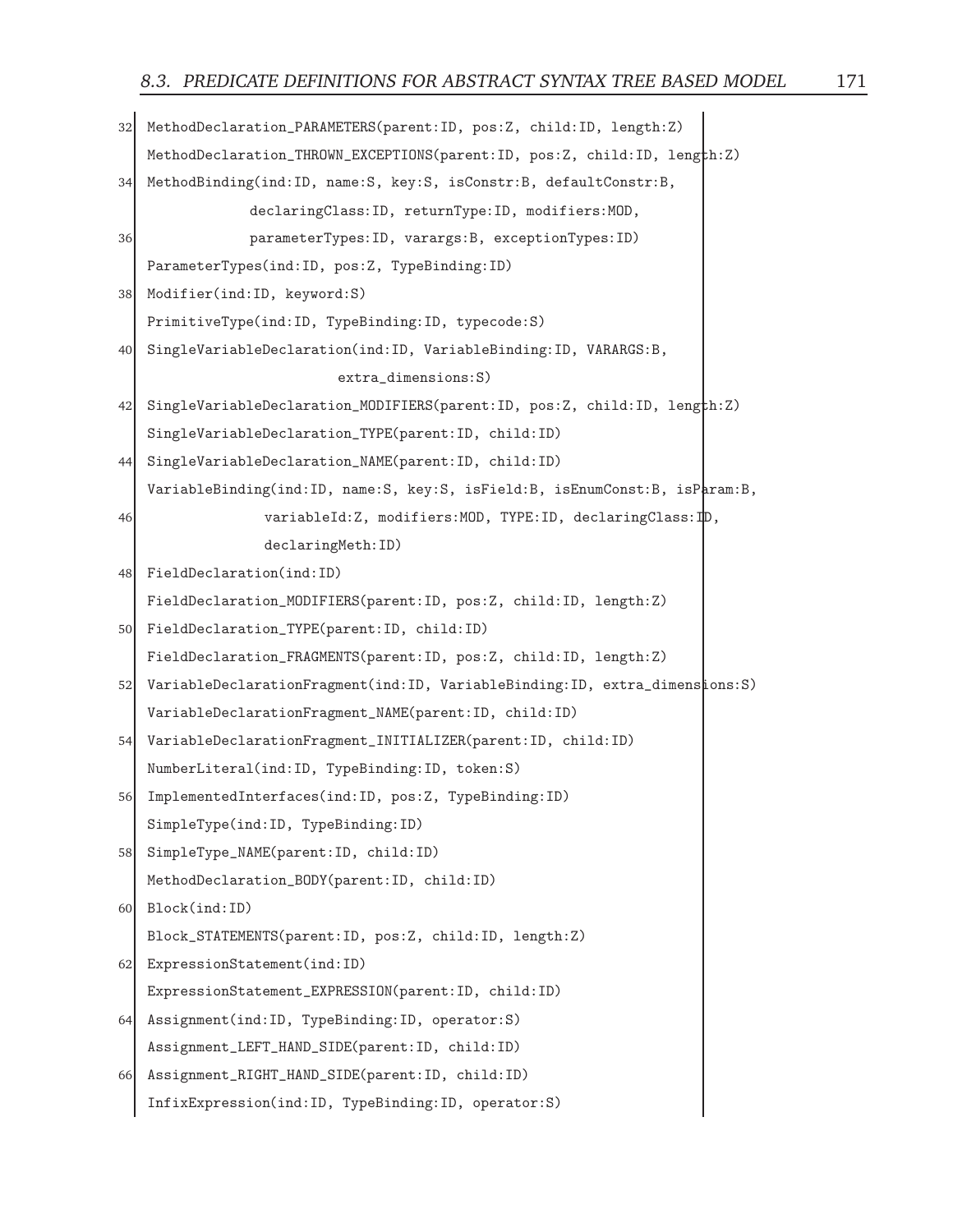```
32 MethodDeclaration_PARAMETERS(parent:ID, pos:Z, child:ID, length:Z)
   MethodDeclaration_THROWN_EXCEPTIONS(parent:ID, pos:Z, child:ID, length:Z)
34 MethodBinding(ind:ID, name:S, key:S, isConstr:B, defaultConstr:B,
              declaringClass:ID, returnType:ID, modifiers:MOD,
36            parameterTypes:ID, varargs:B, exceptionTypes:ID)
   ParameterTypes(ind:ID, pos:Z, TypeBinding:ID)
38 Modifier(ind:ID, keyword:S)
   PrimitiveType(ind:ID, TypeBinding:ID, typecode:S)
40 SingleVariableDeclaration(ind:ID, VariableBinding:ID, VARARGS:B,
                        extra_dimensions:S)
42 SingleVariableDeclaration_MODIFIERS(parent:ID, pos:Z, child:ID, length:Z)
   SingleVariableDeclaration_TYPE(parent:ID, child:ID)
44 SingleVariableDeclaration_NAME(parent:ID, child:ID)
   VariableBinding(ind:ID, name:S, key:S, isField:B, isEnumConst:B, isParam:B,
46              variableId:Z, modifiers:MOD, TYPE:ID, declaringClass:ID,
                declaringMeth:ID)
48 FieldDeclaration(ind:ID)
   FieldDeclaration_MODIFIERS(parent:ID, pos:Z, child:ID, length:Z)
50 FieldDeclaration_TYPE(parent:ID, child:ID)
   FieldDeclaration_FRAGMENTS(parent:ID, pos:Z, child:ID, length:Z)
52 VariableDeclarationFragment(ind:ID, VariableBinding:ID, extra_dimensions:S)
   VariableDeclarationFragment_NAME(parent:ID, child:ID)
54 VariableDeclarationFragment_INITIALIZER(parent:ID, child:ID)
   NumberLiteral(ind:ID, TypeBinding:ID, token:S)
56 ImplementedInterfaces(ind:ID, pos:Z, TypeBinding:ID)
   SimpleType(ind:ID, TypeBinding:ID)
58 SimpleType_NAME(parent:ID, child:ID)
   MethodDeclaration_BODY(parent:ID, child:ID)
60 Block(ind:ID)
   Block_STATEMENTS(parent:ID, pos:Z, child:ID, length:Z)
62 ExpressionStatement(ind:ID)
   ExpressionStatement_EXPRESSION(parent:ID, child:ID)
64 Assignment(ind:ID, TypeBinding:ID, operator:S)
   Assignment_LEFT_HAND_SIDE(parent:ID, child:ID)
66 Assignment_RIGHT_HAND_SIDE(parent:ID, child:ID)
   InfixExpression(ind:ID, TypeBinding:ID, operator:S)
```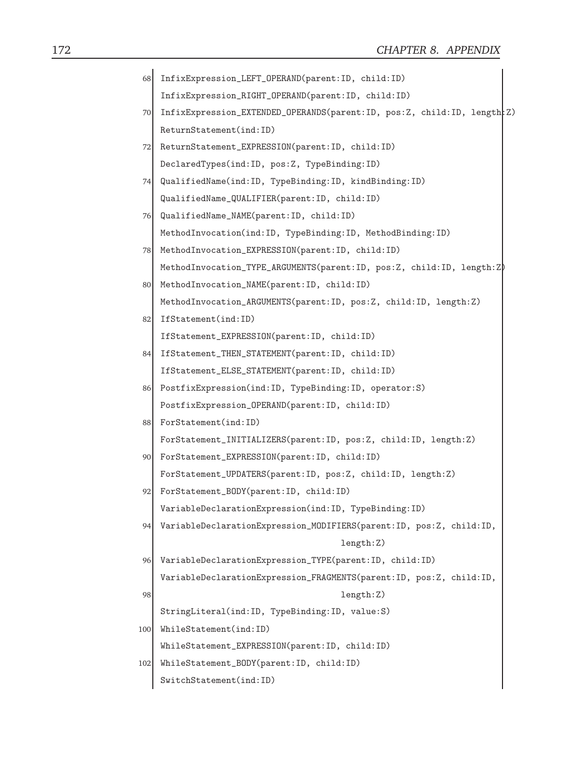```
InfixExpression_LEFT_OPERAND(parent:ID, child:ID)
InfixExpression_RIGHT_OPERAND(parent:ID, child:ID)
InfixExpression_EXTENDED_OPERANDS(parent:ID, pos:Z, child:ID, length:Z)
ReturnStatement(ind:ID)
ReturnStatement_EXPRESSION(parent:ID, child:ID)
DeclaredTypes(ind:ID, pos:Z, TypeBinding:ID)
QualifiedName(ind:ID, TypeBinding:ID, kindBinding:ID)
QualifiedName_QUALIFIER(parent:ID, child:ID)
QualifiedName_NAME(parent:ID, child:ID)
MethodInvocation(ind:ID, TypeBinding:ID, MethodBinding:ID)
MethodInvocation_EXPRESSION(parent:ID, child:ID)
MethodInvocation_TYPE_ARGUMENTS(parent:ID, pos:Z, child:ID, length:Z)
MethodInvocation_NAME(parent:ID, child:ID)
MethodInvocation_ARGUMENTS(parent:ID, pos:Z, child:ID, length:Z)
IfStatement(ind:ID)
IfStatement_EXPRESSION(parent:ID, child:ID)
IfStatement_THEN_STATEMENT(parent:ID, child:ID)
IfStatement_ELSE_STATEMENT(parent:ID, child:ID)
PostfixExpression(ind:ID, TypeBinding:ID, operator:S)
PostfixExpression_OPERAND(parent:ID, child:ID)
ForStatement(ind:ID)
ForStatement_INITIALIZERS(parent:ID, pos:Z, child:ID, length:Z)
ForStatement_EXPRESSION(parent:ID, child:ID)
ForStatement_UPDATERS(parent:ID, pos:Z, child:ID, length:Z)
ForStatement_BODY(parent:ID, child:ID)
VariableDeclarationExpression(ind:ID, TypeBinding:ID)
VariableDeclarationExpression_MODIFIERS(parent:ID, pos:Z, child:ID,
                                    length:Z)
VariableDeclarationExpression_TYPE(parent:ID, child:ID)
VariableDeclarationExpression_FRAGMENTS(parent:ID, pos:Z, child:ID,
                                    length:Z)
StringLiteral(ind:ID, TypeBinding:ID, value:S)
WhileStatement(ind:ID)
WhileStatement_EXPRESSION(parent:ID, child:ID)
WhileStatement_BODY(parent:ID, child:ID)
SwitchStatement(ind:ID)
```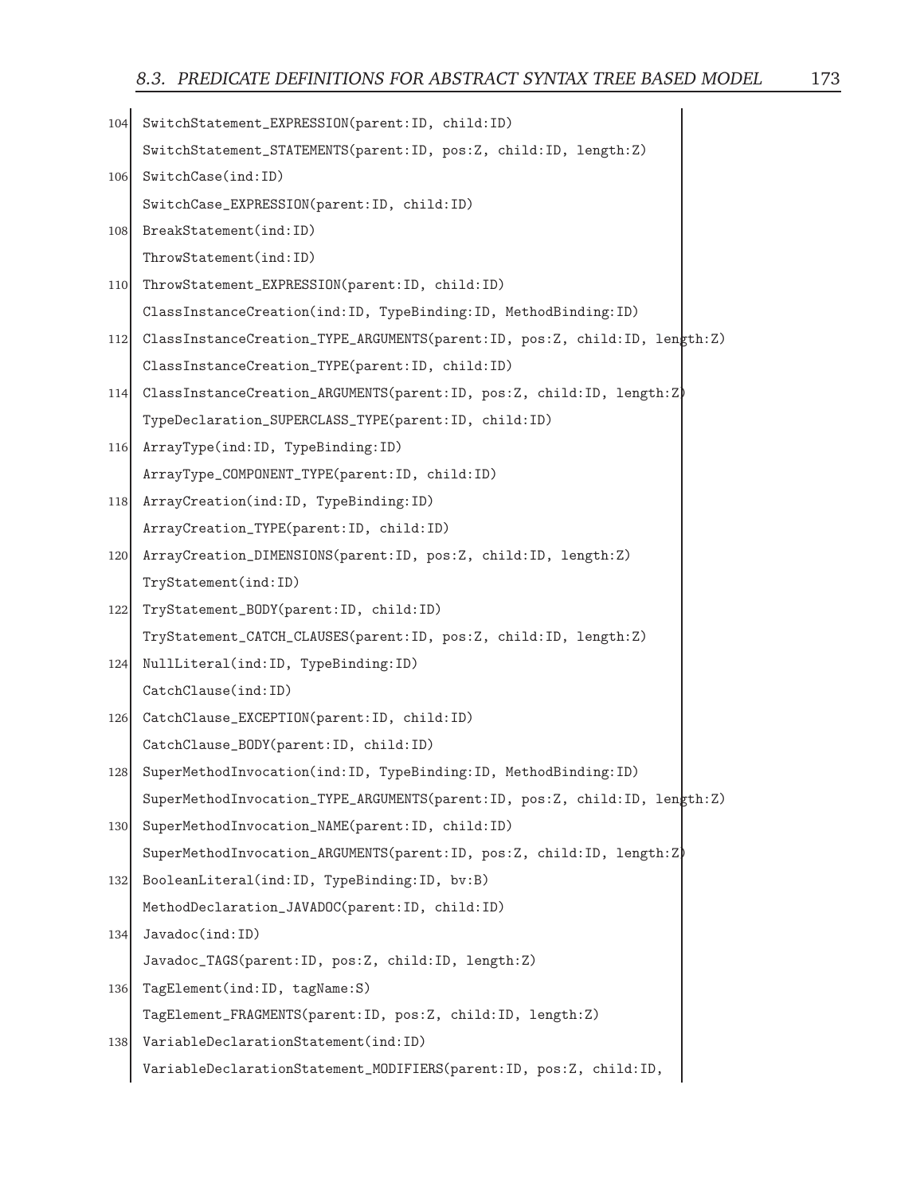```
104 SwitchStatement_EXPRESSION(parent:ID, child:ID)
    SwitchStatement_STATEMENTS(parent:ID, pos:Z, child:ID, length:Z)
106 SwitchCase(ind:ID)
    SwitchCase_EXPRESSION(parent:ID, child:ID)
108 BreakStatement(ind:ID)
    ThrowStatement(ind:ID)
110 ThrowStatement_EXPRESSION(parent:ID, child:ID)
    ClassInstanceCreation(ind:ID, TypeBinding:ID, MethodBinding:ID)
112 ClassInstanceCreation_TYPE_ARGUMENTS(parent:ID, pos:Z, child:ID, length:Z)
    ClassInstanceCreation_TYPE(parent:ID, child:ID)
114 ClassInstanceCreation_ARGUMENTS(parent:ID, pos:Z, child:ID, length:Z)
    TypeDeclaration_SUPERCLASS_TYPE(parent:ID, child:ID)
116 ArrayType(ind:ID, TypeBinding:ID)
    ArrayType_COMPONENT_TYPE(parent:ID, child:ID)
118 ArrayCreation(ind:ID, TypeBinding:ID)
    ArrayCreation_TYPE(parent:ID, child:ID)
120 ArrayCreation_DIMENSIONS(parent:ID, pos:Z, child:ID, length:Z)
    TryStatement(ind:ID)
122 TryStatement_BODY(parent:ID, child:ID)
    TryStatement_CATCH_CLAUSES(parent:ID, pos:Z, child:ID, length:Z)
124 NullLiteral(ind:ID, TypeBinding:ID)
    CatchClause(ind:ID)
126 CatchClause_EXCEPTION(parent:ID, child:ID)
    CatchClause_BODY(parent:ID, child:ID)
128 SuperMethodInvocation(ind:ID, TypeBinding:ID, MethodBinding:ID)
    SuperMethodInvocation_TYPE_ARGUMENTS(parent:ID, pos:Z, child:ID, length:Z)
130 SuperMethodInvocation_NAME(parent:ID, child:ID)
    SuperMethodInvocation_ARGUMENTS(parent:ID, pos:Z, child:ID, length:Z)
132 BooleanLiteral(ind:ID, TypeBinding:ID, bv:B)
    MethodDeclaration_JAVADOC(parent:ID, child:ID)
134 Javadoc(ind:ID)
    Javadoc_TAGS(parent:ID, pos:Z, child:ID, length:Z)
136 TagElement(ind:ID, tagName:S)
    TagElement_FRAGMENTS(parent:ID, pos:Z, child:ID, length:Z)
138 VariableDeclarationStatement(ind:ID)
    VariableDeclarationStatement_MODIFIERS(parent:ID, pos:Z, child:ID,
```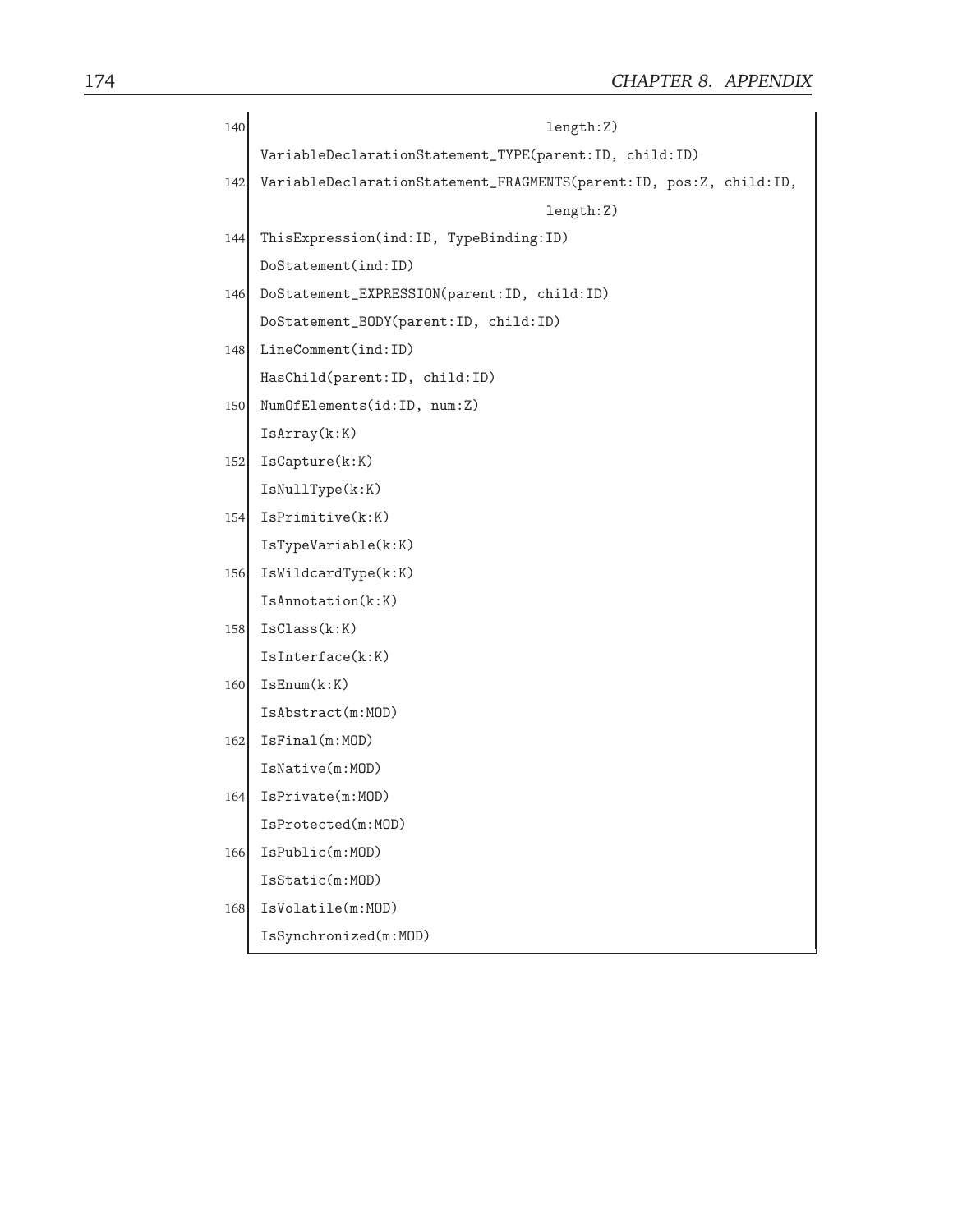```
                                   length:Z)
VariableDeclarationStatement_TYPE(parent:ID, child:ID)
VariableDeclarationStatement_FRAGMENTS(parent:ID, pos:Z, child:ID,
                                   length:Z)
ThisExpression(ind:ID, TypeBinding:ID)
DoStatement(ind:ID)
DoStatement_EXPRESSION(parent:ID, child:ID)
DoStatement_BODY(parent:ID, child:ID)
LineComment(ind:ID)
HasChild(parent:ID, child:ID)
NumOfElements(id:ID, num:Z)
IsArray(k:K)
IsCapture(k:K)
IsNullType(k:K)
IsPrimitive(k:K)
IsTypeVariable(k:K)
IsWildcardType(k:K)
IsAnnotation(k:K)
IsClass(k:K)
IsInterface(k:K)
IsEnum(k:K)
IsAbstract(m:MOD)
IsFinal(m:MOD)
IsNative(m:MOD)
IsPrivate(m:MOD)
IsProtected(m:MOD)
IsPublic(m:MOD)
IsStatic(m:MOD)
IsVolatile(m:MOD)
IsSynchronized(m:MOD)
```